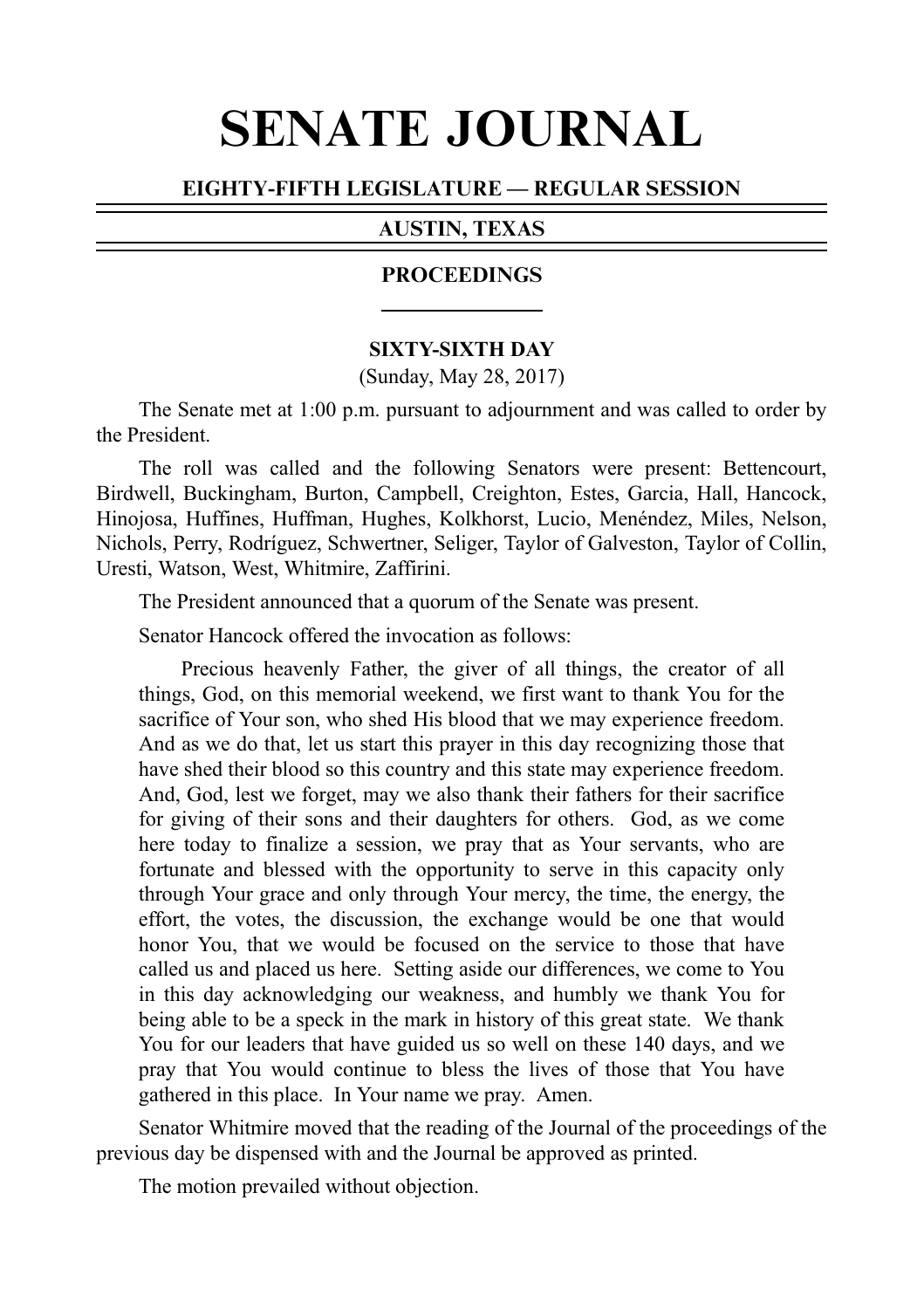# SENATE JOURNAL

## EIGHTY-FIFTH LEGISLATURE — REGULAR SESSION

## AUSTIN, TEXAS

## PROCEEDINGS

### SIXTY-SIXTH DAY

(Sunday, May 28, 2017)

The Senate met at 1:00 p.m. pursuant to adjournment and was called to order by the President.

The roll was called and the following Senators were present: Bettencourt, Birdwell, Buckingham, Burton, Campbell, Creighton, Estes, Garcia, Hall, Hancock, Hinojosa, Huffines, Huffman, Hughes, Kolkhorst, Lucio, Menéndez, Miles, Nelson, Nichols, Perry, Rodríguez, Schwertner, Seliger, Taylor of Galveston, Taylor of Collin, Uresti, Watson, West, Whitmire, Zaffirini.

The President announced that a quorum of the Senate was present.

Senator Hancock offered the invocation as follows:

> Precious heavenly Father, the giver of all things, the creator of all things, God, on this memorial weekend, we first want to thank You for the sacrifice of Your son, who shed His blood that we may experience freedom. And as we do that, let us start this prayer in this day recognizing those that have shed their blood so this country and this state may experience freedom. And, God, lest we forget, may we also thank their fathers for their sacrifice for giving of their sons and their daughters for others. God, as we come here today to finalize a session, we pray that as Your servants, who are fortunate and blessed with the opportunity to serve in this capacity only through Your grace and only through Your mercy, the time, the energy, the effort, the votes, the discussion, the exchange would be one that would honor You, that we would be focused on the service to those that have called us and placed us here. Setting aside our differences, we come to You in this day acknowledging our weakness, and humbly we thank You for being able to be a speck in the mark in history of this great state. We thank You for our leaders that have guided us so well on these 140 days, and we pray that You would continue to bless the lives of those that You have gathered in this place. In Your name we pray. Amen.

Senator Whitmire moved that the reading of the Journal of the proceedings of the previous day be dispensed with and the Journal be approved as printed.

The motion prevailed without objection.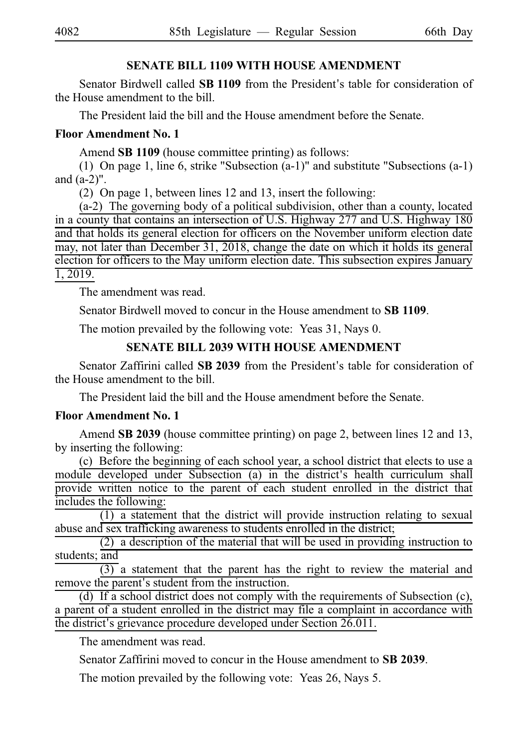## SENATE BILL 1109 WITH HOUSE AMENDMENT

Senator Birdwell called **SB 1109** from the President's table for consideration of the House amendment to the bill.

The President laid the bill and the House amendment before the Senate.

**Floor Amendment No. 1**

Amend **SB 1109** (house committee printing) as follows:

(1) On page 1, line 6, strike "Subsection (a-1)" and substitute "Subsections (a-1) and (a-2)".

(2) On page 1, between lines 12 and 13, insert the following:

(a-2) The governing body of a political subdivision, other than a county, located in a county that contains an intersection of U.S. Highway 277 and U.S. Highway 180 and that holds its general election for officers on the November uniform election date may, not later than December 31, 2018, change the date on which it holds its general election for officers to the May uniform election date. This subsection expires January 1, 2019.

The amendment was read.

Senator Birdwell moved to concur in the House amendment to **SB 1109**.

The motion prevailed by the following vote: Yeas 31, Nays 0.

## SENATE BILL 2039 WITH HOUSE AMENDMENT

Senator Zaffirini called **SB 2039** from the President's table for consideration of the House amendment to the bill.

The President laid the bill and the House amendment before the Senate.

**Floor Amendment No. 1**

Amend **SB 2039** (house committee printing) on page 2, between lines 12 and 13, by inserting the following:

(c) Before the beginning of each school year, a school district that elects to use a module developed under Subsection (a) in the district's health curriculum shall provide written notice to the parent of each student enrolled in the district that includes the following:

(1) a statement that the district will provide instruction relating to sexual abuse and sex trafficking awareness to students enrolled in the district;

(2) a description of the material that will be used in providing instruction to students; and

(3) a statement that the parent has the right to review the material and remove the parent's student from the instruction.

(d) If a school district does not comply with the requirements of Subsection (c), a parent of a student enrolled in the district may file a complaint in accordance with the district's grievance procedure developed under Section 26.011.

The amendment was read.

Senator Zaffirini moved to concur in the House amendment to **SB 2039**.

The motion prevailed by the following vote: Yeas 26, Nays 5.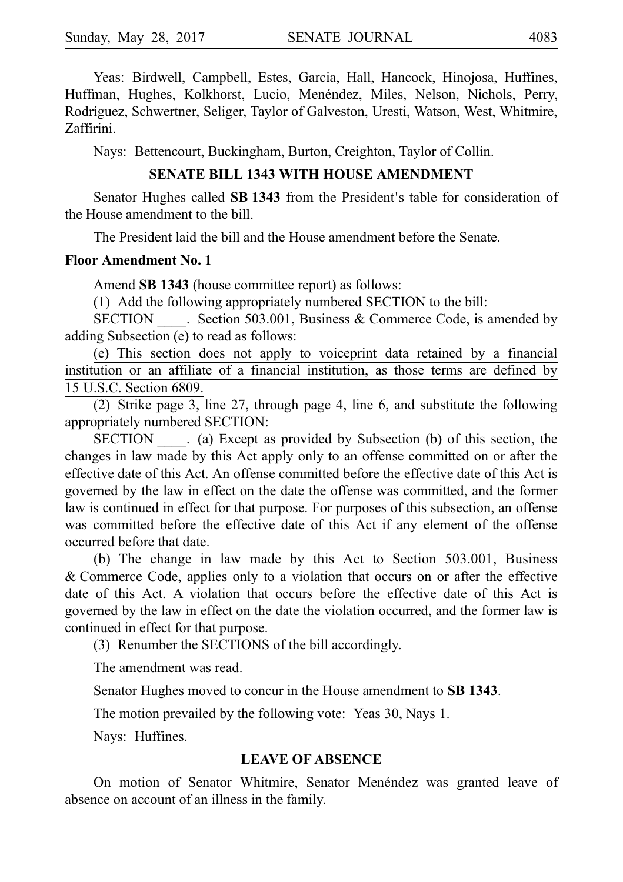Yeas: Birdwell, Campbell, Estes, Garcia, Hall, Hancock, Hinojosa, Huffines, Huffman, Hughes, Kolkhorst, Lucio, Menéndez, Miles, Nelson, Nichols, Perry, Rodríguez, Schwertner, Seliger, Taylor of Galveston, Uresti, Watson, West, Whitmire, Zaffirini.

Nays: Bettencourt, Buckingham, Burton, Creighton, Taylor of Collin.

## SENATE BILL 1343 WITH HOUSE AMENDMENT

Senator Hughes called **SB 1343** from the President's table for consideration of the House amendment to the bill.

The President laid the bill and the House amendment before the Senate.

**Floor Amendment No. 1**

Amend **SB 1343** (house committee report) as follows:

(1) Add the following appropriately numbered SECTION to the bill:

SECTION ____. Section 503.001, Business & Commerce Code, is amended by adding Subsection (e) to read as follows:

<u>(e) This section does not apply to voiceprint data retained by a financial institution or an affiliate of a financial institution, as those terms are defined by 15 U.S.C. Section 6809.</u>

(2) Strike page 3, line 27, through page 4, line 6, and substitute the following appropriately numbered SECTION:

SECTION ____. (a) Except as provided by Subsection (b) of this section, the changes in law made by this Act apply only to an offense committed on or after the effective date of this Act. An offense committed before the effective date of this Act is governed by the law in effect on the date the offense was committed, and the former law is continued in effect for that purpose. For purposes of this subsection, an offense was committed before the effective date of this Act if any element of the offense occurred before that date.

(b) The change in law made by this Act to Section 503.001, Business & Commerce Code, applies only to a violation that occurs on or after the effective date of this Act. A violation that occurs before the effective date of this Act is governed by the law in effect on the date the violation occurred, and the former law is continued in effect for that purpose.

(3) Renumber the SECTIONS of the bill accordingly.

The amendment was read.

Senator Hughes moved to concur in the House amendment to **SB 1343**.

The motion prevailed by the following vote: Yeas 30, Nays 1.

Nays: Huffines.

## LEAVE OF ABSENCE

On motion of Senator Whitmire, Senator Menéndez was granted leave of absence on account of an illness in the family.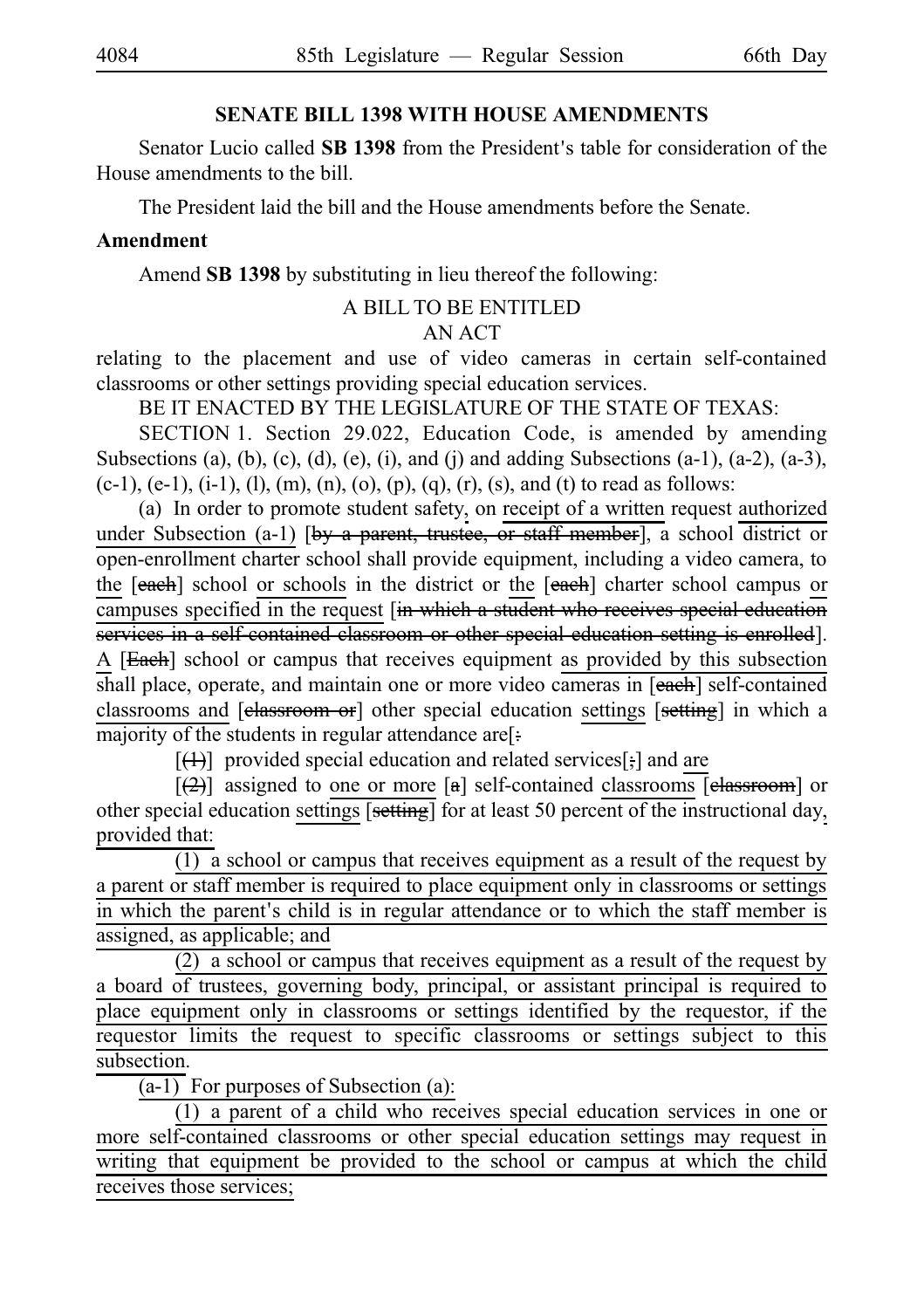**SENATE BILL 1398 WITH HOUSE AMENDMENTS**

Senator Lucio called **SB 1398** from the President's table for consideration of the House amendments to the bill.

The President laid the bill and the House amendments before the Senate.

**Amendment**

Amend **SB 1398** by substituting in lieu thereof the following:

A BILL TO BE ENTITLED
AN ACT

relating to the placement and use of video cameras in certain self-contained classrooms or other settings providing special education services.

BE IT ENACTED BY THE LEGISLATURE OF THE STATE OF TEXAS:

SECTION 1. Section 29.022, Education Code, is amended by amending Subsections (a), (b), (c), (d), (e), (i), and (j) and adding Subsections (a-1), (a-2), (a-3), (c-1), (e-1), (i-1), (l), (m), (n), (o), (p), (q), (r), (s), and (t) to read as follows:

(a) In order to promote student safety, on receipt of a written request authorized under Subsection (a-1) [~~by a parent, trustee, or staff member~~], a school district or open-enrollment charter school shall provide equipment, including a video camera, to the [~~each~~] school or schools in the district or the [~~each~~] charter school campus or campuses specified in the request [~~in which a student who receives special education services in a self-contained classroom or other special education setting is enrolled~~]. A [~~Each~~] school or campus that receives equipment as provided by this subsection shall place, operate, and maintain one or more video cameras in [~~each~~] self-contained classrooms and [~~classroom or~~] other special education settings [~~setting~~] in which a majority of the students in regular attendance are[~~:~~]

[~~(1)~~] provided special education and related services[~~;~~] and are

[~~(2)~~] assigned to one or more [~~a~~] self-contained classrooms [~~classroom~~] or other special education settings [~~setting~~] for at least 50 percent of the instructional day, provided that:

(1) a school or campus that receives equipment as a result of the request by a parent or staff member is required to place equipment only in classrooms or settings in which the parent's child is in regular attendance or to which the staff member is assigned, as applicable; and

(2) a school or campus that receives equipment as a result of the request by a board of trustees, governing body, principal, or assistant principal is required to place equipment only in classrooms or settings identified by the requestor, if the requestor limits the request to specific classrooms or settings subject to this subsection.

(a-1) For purposes of Subsection (a):

(1) a parent of a child who receives special education services in one or more self-contained classrooms or other special education settings may request in writing that equipment be provided to the school or campus at which the child receives those services;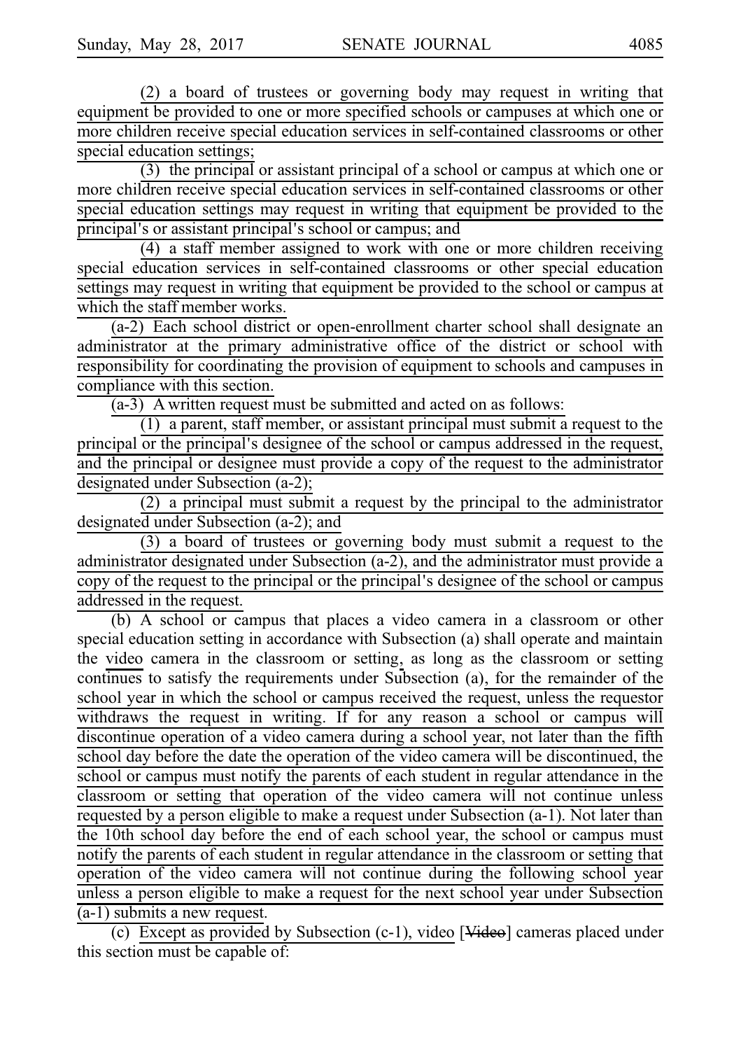(2) a board of trustees or governing body may request in writing that equipment be provided to one or more specified schools or campuses at which one or more children receive special education services in self-contained classrooms or other special education settings;

(3) the principal or assistant principal of a school or campus at which one or more children receive special education services in self-contained classrooms or other special education settings may request in writing that equipment be provided to the principal's or assistant principal's school or campus; and

(4) a staff member assigned to work with one or more children receiving special education services in self-contained classrooms or other special education settings may request in writing that equipment be provided to the school or campus at which the staff member works.

(a-2) Each school district or open-enrollment charter school shall designate an administrator at the primary administrative office of the district or school with responsibility for coordinating the provision of equipment to schools and campuses in compliance with this section.

(a-3) A written request must be submitted and acted on as follows:

(1) a parent, staff member, or assistant principal must submit a request to the principal or the principal's designee of the school or campus addressed in the request, and the principal or designee must provide a copy of the request to the administrator designated under Subsection (a-2);

(2) a principal must submit a request by the principal to the administrator designated under Subsection (a-2); and

(3) a board of trustees or governing body must submit a request to the administrator designated under Subsection (a-2), and the administrator must provide a copy of the request to the principal or the principal's designee of the school or campus addressed in the request.

(b) A school or campus that places a video camera in a classroom or other special education setting in accordance with Subsection (a) shall operate and maintain the video camera in the classroom or setting, as long as the classroom or setting continues to satisfy the requirements under Subsection (a), for the remainder of the school year in which the school or campus received the request, unless the requestor withdraws the request in writing. If for any reason a school or campus will discontinue operation of a video camera during a school year, not later than the fifth school day before the date the operation of the video camera will be discontinued, the school or campus must notify the parents of each student in regular attendance in the classroom or setting that operation of the video camera will not continue unless requested by a person eligible to make a request under Subsection (a-1). Not later than the 10th school day before the end of each school year, the school or campus must notify the parents of each student in regular attendance in the classroom or setting that operation of the video camera will not continue during the following school year unless a person eligible to make a request for the next school year under Subsection (a-1) submits a new request.

(c) Except as provided by Subsection (c-1), video [~~Video~~] cameras placed under this section must be capable of: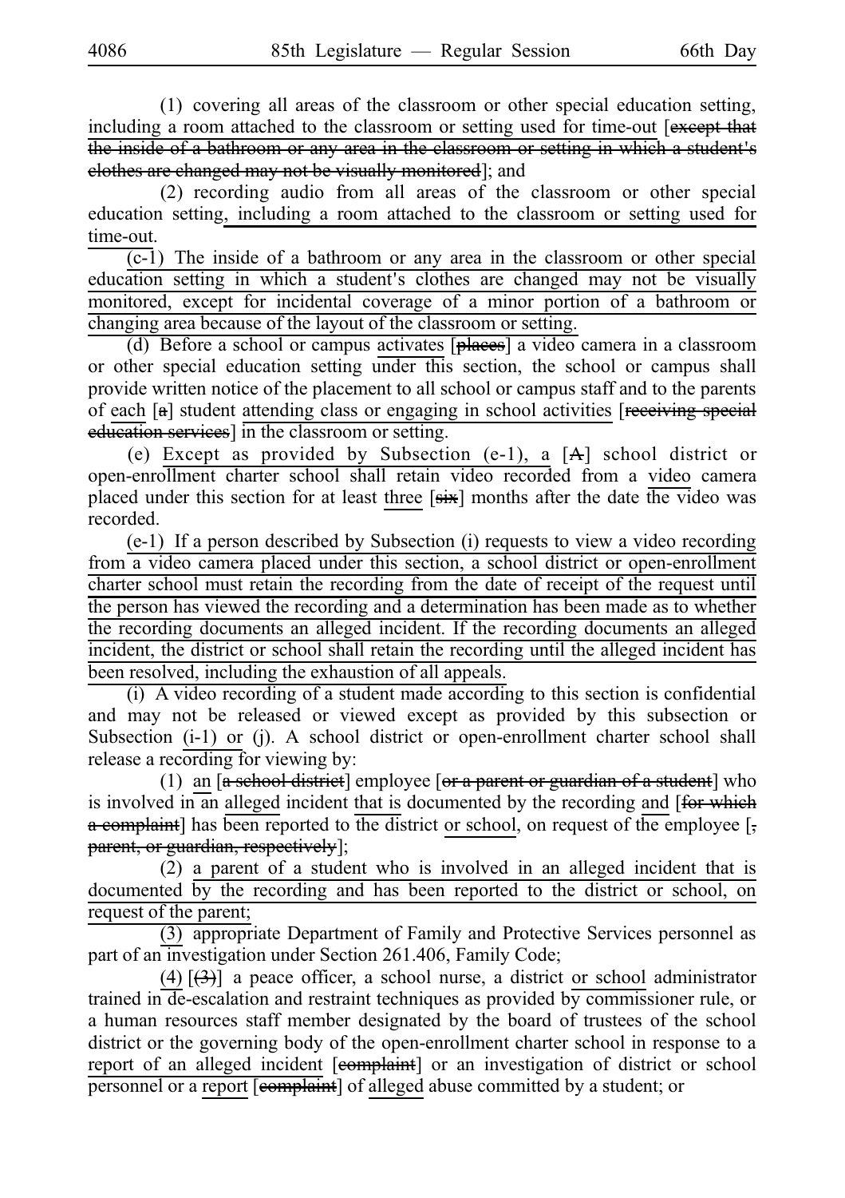(1) covering all areas of the classroom or other special education setting, including a room attached to the classroom or setting used for time-out [~~except that the inside of a bathroom or any area in the classroom or setting in which a student's clothes are changed may not be visually monitored~~]; and

(2) recording audio from all areas of the classroom or other special education setting, including a room attached to the classroom or setting used for time-out.

(c-1) The inside of a bathroom or any area in the classroom or other special education setting in which a student's clothes are changed may not be visually monitored, except for incidental coverage of a minor portion of a bathroom or changing area because of the layout of the classroom or setting.

(d) Before a school or campus activates [~~places~~] a video camera in a classroom or other special education setting under this section, the school or campus shall provide written notice of the placement to all school or campus staff and to the parents of each [~~a~~] student attending class or engaging in school activities [~~receiving special education services~~] in the classroom or setting.

(e) Except as provided by Subsection (e-1), a [~~A~~] school district or open-enrollment charter school shall retain video recorded from a video camera placed under this section for at least three [~~six~~] months after the date the video was recorded.

(e-1) If a person described by Subsection (i) requests to view a video recording from a video camera placed under this section, a school district or open-enrollment charter school must retain the recording from the date of receipt of the request until the person has viewed the recording and a determination has been made as to whether the recording documents an alleged incident. If the recording documents an alleged incident, the district or school shall retain the recording until the alleged incident has been resolved, including the exhaustion of all appeals.

(i) A video recording of a student made according to this section is confidential and may not be released or viewed except as provided by this subsection or Subsection (i-1) or (j). A school district or open-enrollment charter school shall release a recording for viewing by:

(1) an [~~a school district~~] employee [~~or a parent or guardian of a student~~] who is involved in an alleged incident that is documented by the recording and [~~for which a complaint~~] has been reported to the district or school, on request of the employee [~~, parent, or guardian, respectively~~];

(2) a parent of a student who is involved in an alleged incident that is documented by the recording and has been reported to the district or school, on request of the parent;

(3) appropriate Department of Family and Protective Services personnel as part of an investigation under Section 261.406, Family Code;

(4) [~~(3)~~] a peace officer, a school nurse, a district or school administrator trained in de-escalation and restraint techniques as provided by commissioner rule, or a human resources staff member designated by the board of trustees of the school district or the governing body of the open-enrollment charter school in response to a report of an alleged incident [~~complaint~~] or an investigation of district or school personnel or a report [~~complaint~~] of alleged abuse committed by a student; or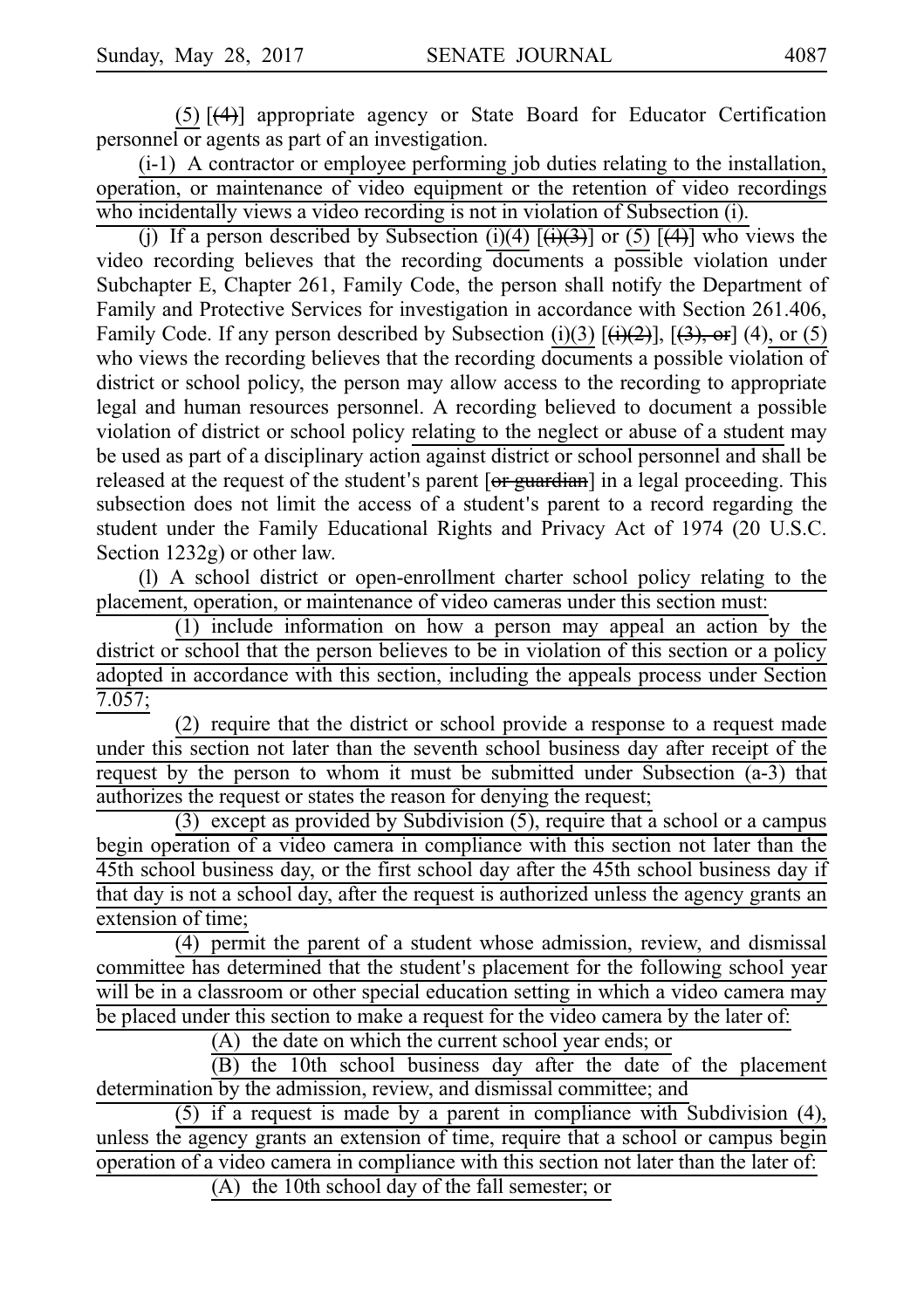(5) [(4)] appropriate agency or State Board for Educator Certification personnel or agents as part of an investigation.

(i-1) A contractor or employee performing job duties relating to the installation, operation, or maintenance of video equipment or the retention of video recordings who incidentally views a video recording is not in violation of Subsection (i).

(j) If a person described by Subsection (i)(4) [(i)(3)] or (5) [(4)] who views the video recording believes that the recording documents a possible violation under Subchapter E, Chapter 261, Family Code, the person shall notify the Department of Family and Protective Services for investigation in accordance with Section 261.406, Family Code. If any person described by Subsection (i)(3) [(i)(2)], [(3), or] (4), or (5) who views the recording believes that the recording documents a possible violation of district or school policy, the person may allow access to the recording to appropriate legal and human resources personnel. A recording believed to document a possible violation of district or school policy relating to the neglect or abuse of a student may be used as part of a disciplinary action against district or school personnel and shall be released at the request of the student's parent [or guardian] in a legal proceeding. This subsection does not limit the access of a student's parent to a record regarding the student under the Family Educational Rights and Privacy Act of 1974 (20 U.S.C. Section 1232g) or other law.

(l) A school district or open-enrollment charter school policy relating to the placement, operation, or maintenance of video cameras under this section must:

(1) include information on how a person may appeal an action by the district or school that the person believes to be in violation of this section or a policy adopted in accordance with this section, including the appeals process under Section 7.057;

(2) require that the district or school provide a response to a request made under this section not later than the seventh school business day after receipt of the request by the person to whom it must be submitted under Subsection (a-3) that authorizes the request or states the reason for denying the request;

(3) except as provided by Subdivision (5), require that a school or a campus begin operation of a video camera in compliance with this section not later than the 45th school business day, or the first school day after the 45th school business day if that day is not a school day, after the request is authorized unless the agency grants an extension of time;

(4) permit the parent of a student whose admission, review, and dismissal committee has determined that the student's placement for the following school year will be in a classroom or other special education setting in which a video camera may be placed under this section to make a request for the video camera by the later of:

(A) the date on which the current school year ends; or

(B) the 10th school business day after the date of the placement determination by the admission, review, and dismissal committee; and

(5) if a request is made by a parent in compliance with Subdivision (4), unless the agency grants an extension of time, require that a school or campus begin operation of a video camera in compliance with this section not later than the later of:

(A) the 10th school day of the fall semester; or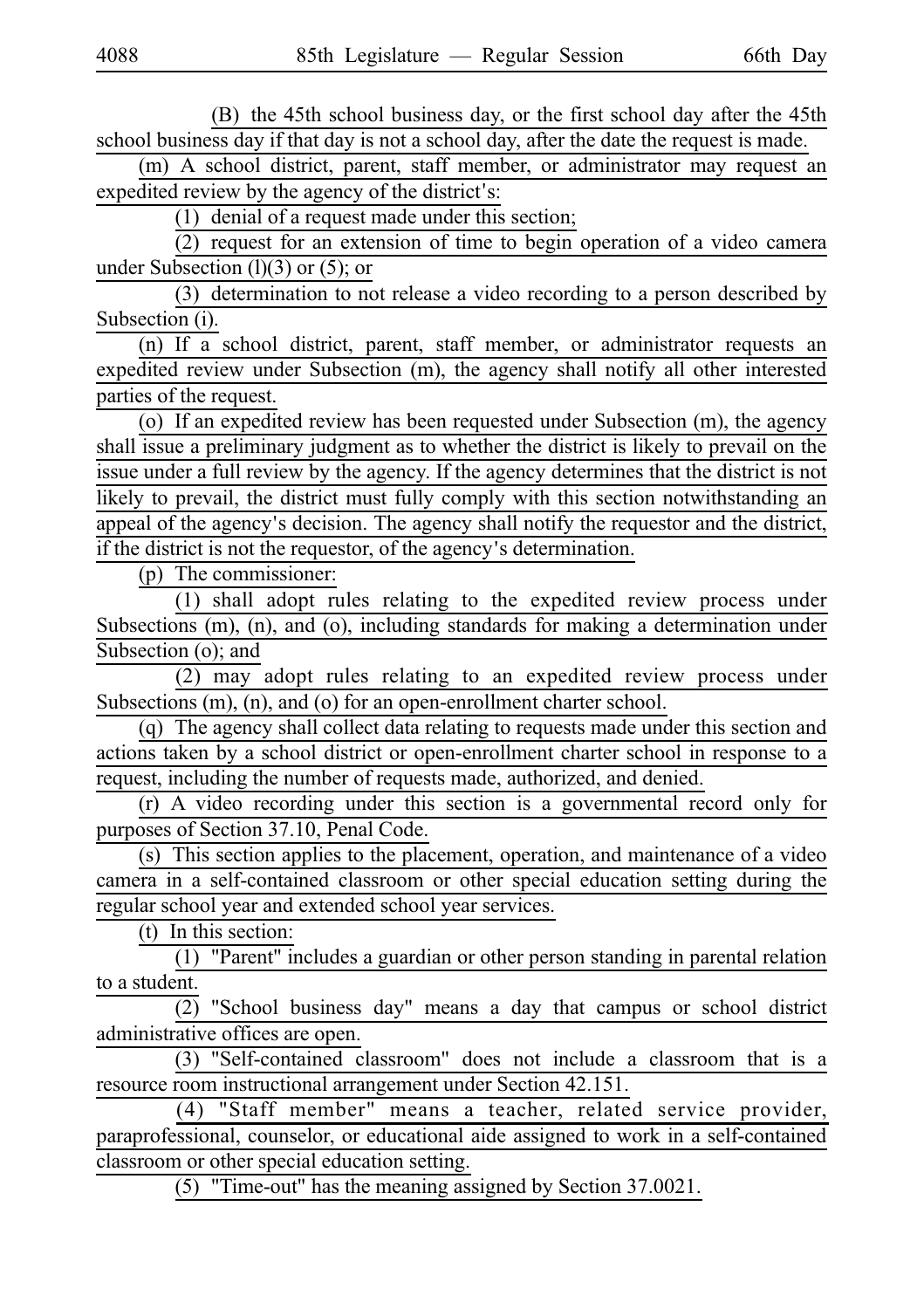(B) the 45th school business day, or the first school day after the 45th school business day if that day is not a school day, after the date the request is made.

(m) A school district, parent, staff member, or administrator may request an expedited review by the agency of the district's:

(1) denial of a request made under this section;

(2) request for an extension of time to begin operation of a video camera under Subsection (l)(3) or (5); or

(3) determination to not release a video recording to a person described by Subsection (i).

(n) If a school district, parent, staff member, or administrator requests an expedited review under Subsection (m), the agency shall notify all other interested parties of the request.

(o) If an expedited review has been requested under Subsection (m), the agency shall issue a preliminary judgment as to whether the district is likely to prevail on the issue under a full review by the agency. If the agency determines that the district is not likely to prevail, the district must fully comply with this section notwithstanding an appeal of the agency's decision. The agency shall notify the requestor and the district, if the district is not the requestor, of the agency's determination.

(p) The commissioner:

(1) shall adopt rules relating to the expedited review process under Subsections (m), (n), and (o), including standards for making a determination under Subsection (o); and

(2) may adopt rules relating to an expedited review process under Subsections (m), (n), and (o) for an open-enrollment charter school.

(q) The agency shall collect data relating to requests made under this section and actions taken by a school district or open-enrollment charter school in response to a request, including the number of requests made, authorized, and denied.

(r) A video recording under this section is a governmental record only for purposes of Section 37.10, Penal Code.

(s) This section applies to the placement, operation, and maintenance of a video camera in a self-contained classroom or other special education setting during the regular school year and extended school year services.

(t) In this section:

(1) "Parent" includes a guardian or other person standing in parental relation to a student.

(2) "School business day" means a day that campus or school district administrative offices are open.

(3) "Self-contained classroom" does not include a classroom that is a resource room instructional arrangement under Section 42.151.

(4) "Staff member" means a teacher, related service provider, paraprofessional, counselor, or educational aide assigned to work in a self-contained classroom or other special education setting.

(5) "Time-out" has the meaning assigned by Section 37.0021.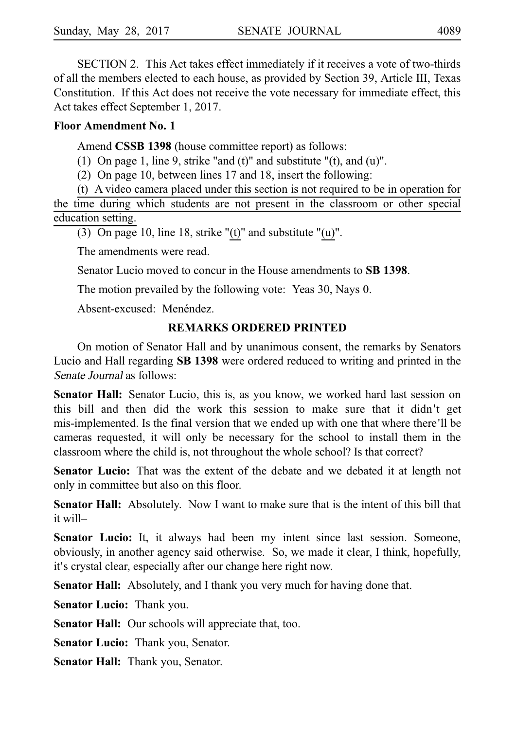SECTION 2. This Act takes effect immediately if it receives a vote of two-thirds of all the members elected to each house, as provided by Section 39, Article III, Texas Constitution. If this Act does not receive the vote necessary for immediate effect, this Act takes effect September 1, 2017.

**Floor Amendment No. 1**

Amend **CSSB 1398** (house committee report) as follows:

(1) On page 1, line 9, strike "and (t)" and substitute "(t), and (u)".

(2) On page 10, between lines 17 and 18, insert the following:

(t) A video camera placed under this section is not required to be in operation for the time during which students are not present in the classroom or other special education setting.

(3) On page 10, line 18, strike "(t)" and substitute "(u)".

The amendments were read.

Senator Lucio moved to concur in the House amendments to **SB 1398**.

The motion prevailed by the following vote: Yeas 30, Nays 0.

Absent-excused: Menéndez.

## REMARKS ORDERED PRINTED

On motion of Senator Hall and by unanimous consent, the remarks by Senators Lucio and Hall regarding **SB 1398** were ordered reduced to writing and printed in the *Senate Journal* as follows:

**Senator Hall:** Senator Lucio, this is, as you know, we worked hard last session on this bill and then did the work this session to make sure that it didn't get mis-implemented. Is the final version that we ended up with one that where there'll be cameras requested, it will only be necessary for the school to install them in the classroom where the child is, not throughout the whole school? Is that correct?

**Senator Lucio:** That was the extent of the debate and we debated it at length not only in committee but also on this floor.

**Senator Hall:** Absolutely. Now I want to make sure that is the intent of this bill that it will–

**Senator Lucio:** It, it always had been my intent since last session. Someone, obviously, in another agency said otherwise. So, we made it clear, I think, hopefully, it's crystal clear, especially after our change here right now.

**Senator Hall:** Absolutely, and I thank you very much for having done that.

**Senator Lucio:** Thank you.

**Senator Hall:** Our schools will appreciate that, too.

**Senator Lucio:** Thank you, Senator.

**Senator Hall:** Thank you, Senator.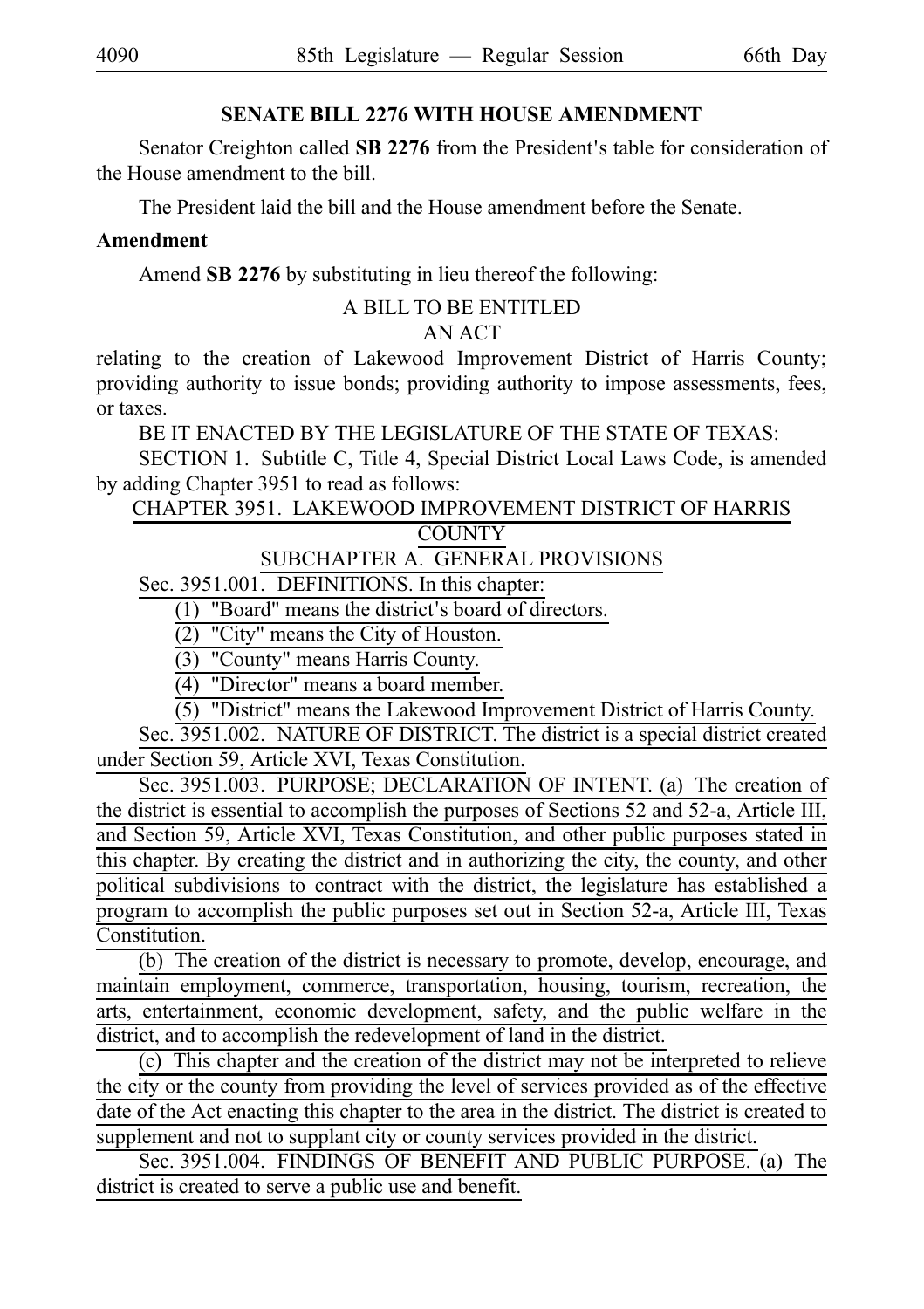## SENATE BILL 2276 WITH HOUSE AMENDMENT

Senator Creighton called **SB 2276** from the President's table for consideration of the House amendment to the bill.

The President laid the bill and the House amendment before the Senate.

**Amendment**

Amend **SB 2276** by substituting in lieu thereof the following:

A BILL TO BE ENTITLED
AN ACT

relating to the creation of Lakewood Improvement District of Harris County; providing authority to issue bonds; providing authority to impose assessments, fees, or taxes.

BE IT ENACTED BY THE LEGISLATURE OF THE STATE OF TEXAS:

SECTION 1. Subtitle C, Title 4, Special District Local Laws Code, is amended by adding Chapter 3951 to read as follows:

CHAPTER 3951. LAKEWOOD IMPROVEMENT DISTRICT OF HARRIS COUNTY

SUBCHAPTER A. GENERAL PROVISIONS

Sec. 3951.001. DEFINITIONS. In this chapter:

(1) "Board" means the district's board of directors.

(2) "City" means the City of Houston.

(3) "County" means Harris County.

(4) "Director" means a board member.

(5) "District" means the Lakewood Improvement District of Harris County.

Sec. 3951.002. NATURE OF DISTRICT. The district is a special district created under Section 59, Article XVI, Texas Constitution.

Sec. 3951.003. PURPOSE; DECLARATION OF INTENT. (a) The creation of the district is essential to accomplish the purposes of Sections 52 and 52-a, Article III, and Section 59, Article XVI, Texas Constitution, and other public purposes stated in this chapter. By creating the district and in authorizing the city, the county, and other political subdivisions to contract with the district, the legislature has established a program to accomplish the public purposes set out in Section 52-a, Article III, Texas Constitution.

(b) The creation of the district is necessary to promote, develop, encourage, and maintain employment, commerce, transportation, housing, tourism, recreation, the arts, entertainment, economic development, safety, and the public welfare in the district, and to accomplish the redevelopment of land in the district.

(c) This chapter and the creation of the district may not be interpreted to relieve the city or the county from providing the level of services provided as of the effective date of the Act enacting this chapter to the area in the district. The district is created to supplement and not to supplant city or county services provided in the district.

Sec. 3951.004. FINDINGS OF BENEFIT AND PUBLIC PURPOSE. (a) The district is created to serve a public use and benefit.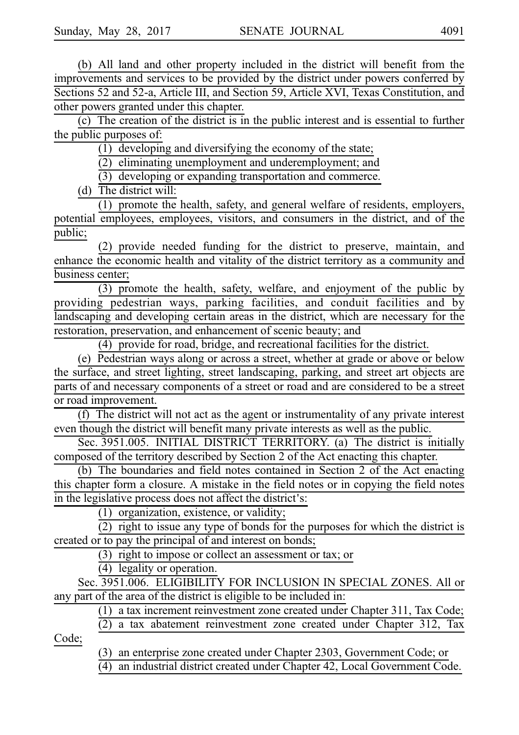(b) All land and other property included in the district will benefit from the improvements and services to be provided by the district under powers conferred by Sections 52 and 52-a, Article III, and Section 59, Article XVI, Texas Constitution, and other powers granted under this chapter.

(c) The creation of the district is in the public interest and is essential to further the public purposes of:

(1) developing and diversifying the economy of the state;

(2) eliminating unemployment and underemployment; and

(3) developing or expanding transportation and commerce.

(d) The district will:

(1) promote the health, safety, and general welfare of residents, employers, potential employees, employees, visitors, and consumers in the district, and of the public;

(2) provide needed funding for the district to preserve, maintain, and enhance the economic health and vitality of the district territory as a community and business center;

(3) promote the health, safety, welfare, and enjoyment of the public by providing pedestrian ways, parking facilities, and conduit facilities and by landscaping and developing certain areas in the district, which are necessary for the restoration, preservation, and enhancement of scenic beauty; and

(4) provide for road, bridge, and recreational facilities for the district.

(e) Pedestrian ways along or across a street, whether at grade or above or below the surface, and street lighting, street landscaping, parking, and street art objects are parts of and necessary components of a street or road and are considered to be a street or road improvement.

(f) The district will not act as the agent or instrumentality of any private interest even though the district will benefit many private interests as well as the public.

Sec. 3951.005. INITIAL DISTRICT TERRITORY. (a) The district is initially composed of the territory described by Section 2 of the Act enacting this chapter.

(b) The boundaries and field notes contained in Section 2 of the Act enacting this chapter form a closure. A mistake in the field notes or in copying the field notes in the legislative process does not affect the district's:

(1) organization, existence, or validity;

(2) right to issue any type of bonds for the purposes for which the district is created or to pay the principal of and interest on bonds;

(3) right to impose or collect an assessment or tax; or

(4) legality or operation.

Sec. 3951.006. ELIGIBILITY FOR INCLUSION IN SPECIAL ZONES. All or any part of the area of the district is eligible to be included in:

(1) a tax increment reinvestment zone created under Chapter 311, Tax Code;

(2) a tax abatement reinvestment zone created under Chapter 312, Tax Code;

(3) an enterprise zone created under Chapter 2303, Government Code; or

(4) an industrial district created under Chapter 42, Local Government Code.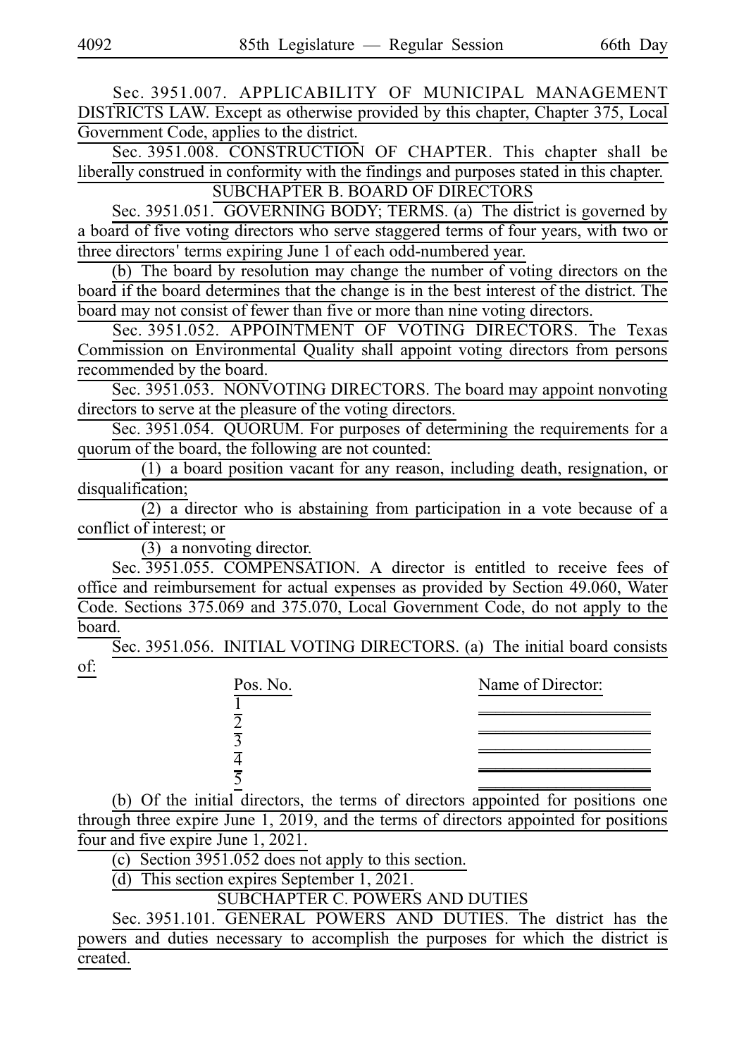Sec. 3951.007. APPLICABILITY OF MUNICIPAL MANAGEMENT DISTRICTS LAW. Except as otherwise provided by this chapter, Chapter 375, Local Government Code, applies to the district.

Sec. 3951.008. CONSTRUCTION OF CHAPTER. This chapter shall be liberally construed in conformity with the findings and purposes stated in this chapter.

SUBCHAPTER B. BOARD OF DIRECTORS

Sec. 3951.051. GOVERNING BODY; TERMS. (a) The district is governed by a board of five voting directors who serve staggered terms of four years, with two or three directors' terms expiring June 1 of each odd-numbered year.

(b) The board by resolution may change the number of voting directors on the board if the board determines that the change is in the best interest of the district. The board may not consist of fewer than five or more than nine voting directors.

Sec. 3951.052. APPOINTMENT OF VOTING DIRECTORS. The Texas Commission on Environmental Quality shall appoint voting directors from persons recommended by the board.

Sec. 3951.053. NONVOTING DIRECTORS. The board may appoint nonvoting directors to serve at the pleasure of the voting directors.

Sec. 3951.054. QUORUM. For purposes of determining the requirements for a quorum of the board, the following are not counted:

(1) a board position vacant for any reason, including death, resignation, or disqualification;

(2) a director who is abstaining from participation in a vote because of a conflict of interest; or

(3) a nonvoting director.

Sec. 3951.055. COMPENSATION. A director is entitled to receive fees of office and reimbursement for actual expenses as provided by Section 49.060, Water Code. Sections 375.069 and 375.070, Local Government Code, do not apply to the board.

Sec. 3951.056. INITIAL VOTING DIRECTORS. (a) The initial board consists of:

| Pos. No. | Name of Director: |
|---|---|
| 1 | ____________________ |
| 2 | ____________________ |
| 3 | ____________________ |
| 4 | ____________________ |
| 5 | ____________________ |

(b) Of the initial directors, the terms of directors appointed for positions one through three expire June 1, 2019, and the terms of directors appointed for positions four and five expire June 1, 2021.

(c) Section 3951.052 does not apply to this section.

(d) This section expires September 1, 2021.

SUBCHAPTER C. POWERS AND DUTIES

Sec. 3951.101. GENERAL POWERS AND DUTIES. The district has the powers and duties necessary to accomplish the purposes for which the district is created.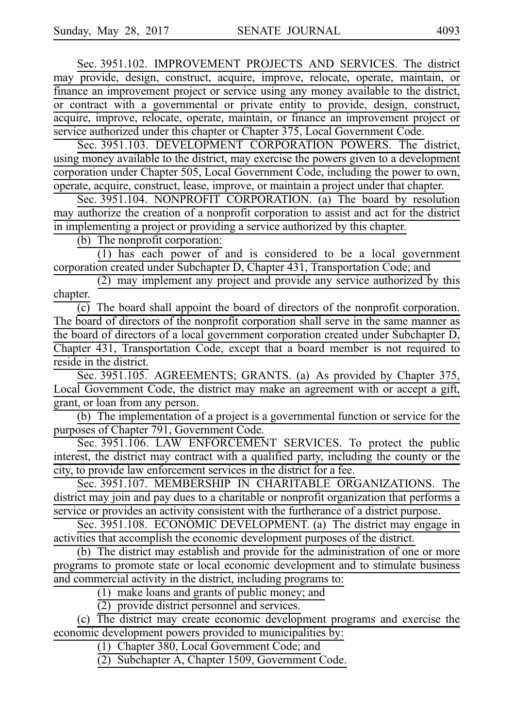Sec. 3951.102. IMPROVEMENT PROJECTS AND SERVICES. The district may provide, design, construct, acquire, improve, relocate, operate, maintain, or finance an improvement project or service using any money available to the district, or contract with a governmental or private entity to provide, design, construct, acquire, improve, relocate, operate, maintain, or finance an improvement project or service authorized under this chapter or Chapter 375, Local Government Code.

Sec. 3951.103. DEVELOPMENT CORPORATION POWERS. The district, using money available to the district, may exercise the powers given to a development corporation under Chapter 505, Local Government Code, including the power to own, operate, acquire, construct, lease, improve, or maintain a project under that chapter.

Sec. 3951.104. NONPROFIT CORPORATION. (a) The board by resolution may authorize the creation of a nonprofit corporation to assist and act for the district in implementing a project or providing a service authorized by this chapter.

(b) The nonprofit corporation:

(1) has each power of and is considered to be a local government corporation created under Subchapter D, Chapter 431, Transportation Code; and

(2) may implement any project and provide any service authorized by this chapter.

(c) The board shall appoint the board of directors of the nonprofit corporation. The board of directors of the nonprofit corporation shall serve in the same manner as the board of directors of a local government corporation created under Subchapter D, Chapter 431, Transportation Code, except that a board member is not required to reside in the district.

Sec. 3951.105. AGREEMENTS; GRANTS. (a) As provided by Chapter 375, Local Government Code, the district may make an agreement with or accept a gift, grant, or loan from any person.

(b) The implementation of a project is a governmental function or service for the purposes of Chapter 791, Government Code.

Sec. 3951.106. LAW ENFORCEMENT SERVICES. To protect the public interest, the district may contract with a qualified party, including the county or the city, to provide law enforcement services in the district for a fee.

Sec. 3951.107. MEMBERSHIP IN CHARITABLE ORGANIZATIONS. The district may join and pay dues to a charitable or nonprofit organization that performs a service or provides an activity consistent with the furtherance of a district purpose.

Sec. 3951.108. ECONOMIC DEVELOPMENT. (a) The district may engage in activities that accomplish the economic development purposes of the district.

(b) The district may establish and provide for the administration of one or more programs to promote state or local economic development and to stimulate business and commercial activity in the district, including programs to:

(1) make loans and grants of public money; and

(2) provide district personnel and services.

(c) The district may create economic development programs and exercise the economic development powers provided to municipalities by:

(1) Chapter 380, Local Government Code; and

(2) Subchapter A, Chapter 1509, Government Code.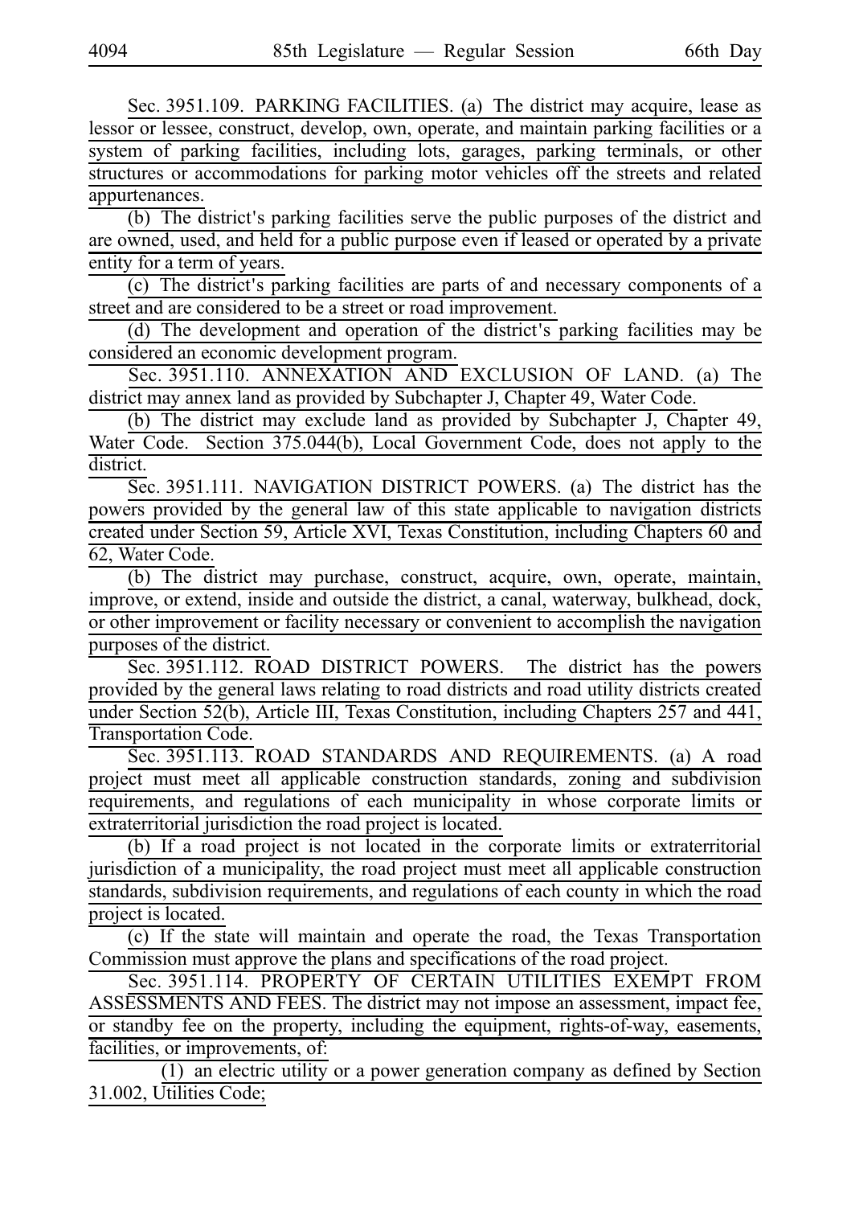Sec. 3951.109. PARKING FACILITIES. (a) The district may acquire, lease as lessor or lessee, construct, develop, own, operate, and maintain parking facilities or a system of parking facilities, including lots, garages, parking terminals, or other structures or accommodations for parking motor vehicles off the streets and related appurtenances.

(b) The district's parking facilities serve the public purposes of the district and are owned, used, and held for a public purpose even if leased or operated by a private entity for a term of years.

(c) The district's parking facilities are parts of and necessary components of a street and are considered to be a street or road improvement.

(d) The development and operation of the district's parking facilities may be considered an economic development program.

Sec. 3951.110. ANNEXATION AND EXCLUSION OF LAND. (a) The district may annex land as provided by Subchapter J, Chapter 49, Water Code.

(b) The district may exclude land as provided by Subchapter J, Chapter 49, Water Code. Section 375.044(b), Local Government Code, does not apply to the district.

Sec. 3951.111. NAVIGATION DISTRICT POWERS. (a) The district has the powers provided by the general law of this state applicable to navigation districts created under Section 59, Article XVI, Texas Constitution, including Chapters 60 and 62, Water Code.

(b) The district may purchase, construct, acquire, own, operate, maintain, improve, or extend, inside and outside the district, a canal, waterway, bulkhead, dock, or other improvement or facility necessary or convenient to accomplish the navigation purposes of the district.

Sec. 3951.112. ROAD DISTRICT POWERS. The district has the powers provided by the general laws relating to road districts and road utility districts created under Section 52(b), Article III, Texas Constitution, including Chapters 257 and 441, Transportation Code.

Sec. 3951.113. ROAD STANDARDS AND REQUIREMENTS. (a) A road project must meet all applicable construction standards, zoning and subdivision requirements, and regulations of each municipality in whose corporate limits or extraterritorial jurisdiction the road project is located.

(b) If a road project is not located in the corporate limits or extraterritorial jurisdiction of a municipality, the road project must meet all applicable construction standards, subdivision requirements, and regulations of each county in which the road project is located.

(c) If the state will maintain and operate the road, the Texas Transportation Commission must approve the plans and specifications of the road project.

Sec. 3951.114. PROPERTY OF CERTAIN UTILITIES EXEMPT FROM ASSESSMENTS AND FEES. The district may not impose an assessment, impact fee, or standby fee on the property, including the equipment, rights-of-way, easements, facilities, or improvements, of:

(1) an electric utility or a power generation company as defined by Section 31.002, Utilities Code;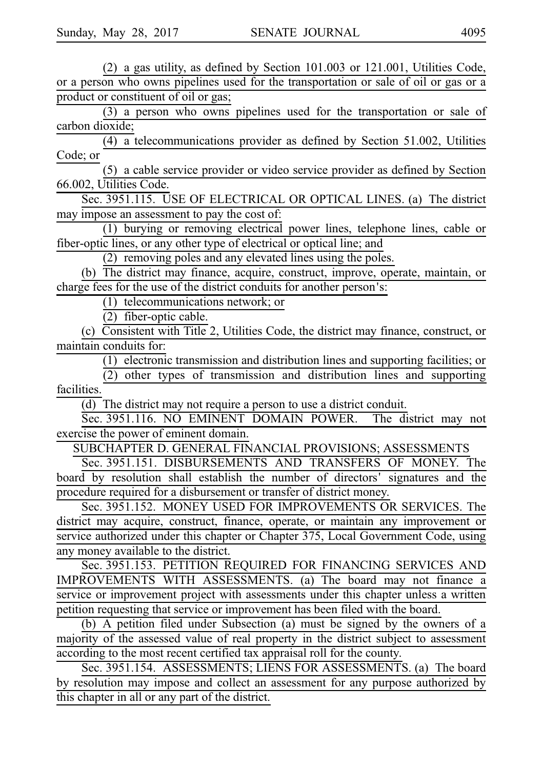(2) a gas utility, as defined by Section 101.003 or 121.001, Utilities Code, or a person who owns pipelines used for the transportation or sale of oil or gas or a product or constituent of oil or gas;

(3) a person who owns pipelines used for the transportation or sale of carbon dioxide;

(4) a telecommunications provider as defined by Section 51.002, Utilities Code; or

(5) a cable service provider or video service provider as defined by Section 66.002, Utilities Code.

Sec. 3951.115. USE OF ELECTRICAL OR OPTICAL LINES. (a) The district may impose an assessment to pay the cost of:

(1) burying or removing electrical power lines, telephone lines, cable or fiber-optic lines, or any other type of electrical or optical line; and

(2) removing poles and any elevated lines using the poles.

(b) The district may finance, acquire, construct, improve, operate, maintain, or charge fees for the use of the district conduits for another person's:

(1) telecommunications network; or

(2) fiber-optic cable.

(c) Consistent with Title 2, Utilities Code, the district may finance, construct, or maintain conduits for:

(1) electronic transmission and distribution lines and supporting facilities; or

(2) other types of transmission and distribution lines and supporting facilities.

(d) The district may not require a person to use a district conduit.

Sec. 3951.116. NO EMINENT DOMAIN POWER. The district may not exercise the power of eminent domain.

SUBCHAPTER D. GENERAL FINANCIAL PROVISIONS; ASSESSMENTS

Sec. 3951.151. DISBURSEMENTS AND TRANSFERS OF MONEY. The board by resolution shall establish the number of directors' signatures and the procedure required for a disbursement or transfer of district money.

Sec. 3951.152. MONEY USED FOR IMPROVEMENTS OR SERVICES. The district may acquire, construct, finance, operate, or maintain any improvement or service authorized under this chapter or Chapter 375, Local Government Code, using any money available to the district.

Sec. 3951.153. PETITION REQUIRED FOR FINANCING SERVICES AND IMPROVEMENTS WITH ASSESSMENTS. (a) The board may not finance a service or improvement project with assessments under this chapter unless a written petition requesting that service or improvement has been filed with the board.

(b) A petition filed under Subsection (a) must be signed by the owners of a majority of the assessed value of real property in the district subject to assessment according to the most recent certified tax appraisal roll for the county.

Sec. 3951.154. ASSESSMENTS; LIENS FOR ASSESSMENTS. (a) The board by resolution may impose and collect an assessment for any purpose authorized by this chapter in all or any part of the district.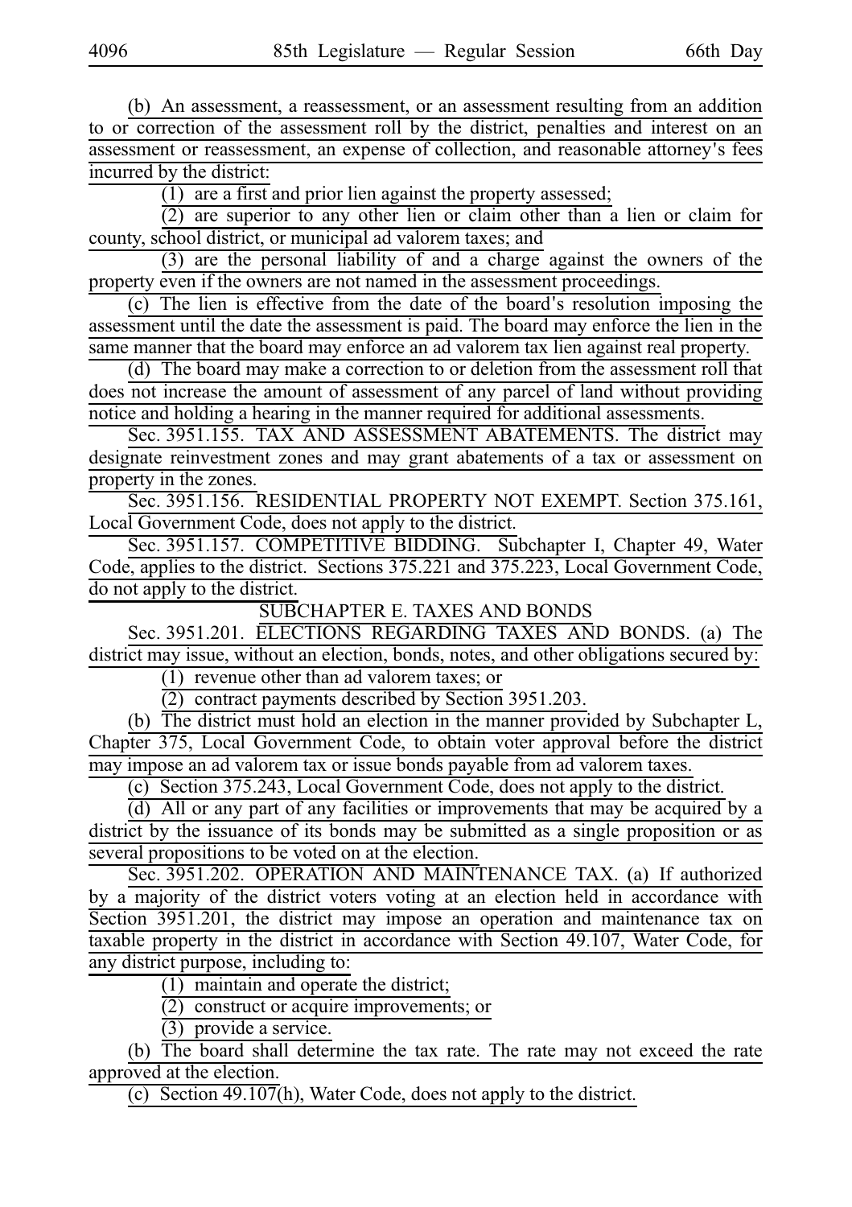(b) An assessment, a reassessment, or an assessment resulting from an addition to or correction of the assessment roll by the district, penalties and interest on an assessment or reassessment, an expense of collection, and reasonable attorney's fees incurred by the district:

(1) are a first and prior lien against the property assessed;

(2) are superior to any other lien or claim other than a lien or claim for county, school district, or municipal ad valorem taxes; and

(3) are the personal liability of and a charge against the owners of the property even if the owners are not named in the assessment proceedings.

(c) The lien is effective from the date of the board's resolution imposing the assessment until the date the assessment is paid. The board may enforce the lien in the same manner that the board may enforce an ad valorem tax lien against real property.

(d) The board may make a correction to or deletion from the assessment roll that does not increase the amount of assessment of any parcel of land without providing notice and holding a hearing in the manner required for additional assessments.

Sec. 3951.155. TAX AND ASSESSMENT ABATEMENTS. The district may designate reinvestment zones and may grant abatements of a tax or assessment on property in the zones.

Sec. 3951.156. RESIDENTIAL PROPERTY NOT EXEMPT. Section 375.161, Local Government Code, does not apply to the district.

Sec. 3951.157. COMPETITIVE BIDDING. Subchapter I, Chapter 49, Water Code, applies to the district. Sections 375.221 and 375.223, Local Government Code, do not apply to the district.

SUBCHAPTER E. TAXES AND BONDS

Sec. 3951.201. ELECTIONS REGARDING TAXES AND BONDS. (a) The district may issue, without an election, bonds, notes, and other obligations secured by:

(1) revenue other than ad valorem taxes; or

(2) contract payments described by Section 3951.203.

(b) The district must hold an election in the manner provided by Subchapter L, Chapter 375, Local Government Code, to obtain voter approval before the district may impose an ad valorem tax or issue bonds payable from ad valorem taxes.

(c) Section 375.243, Local Government Code, does not apply to the district.

(d) All or any part of any facilities or improvements that may be acquired by a district by the issuance of its bonds may be submitted as a single proposition or as several propositions to be voted on at the election.

Sec. 3951.202. OPERATION AND MAINTENANCE TAX. (a) If authorized by a majority of the district voters voting at an election held in accordance with Section 3951.201, the district may impose an operation and maintenance tax on taxable property in the district in accordance with Section 49.107, Water Code, for any district purpose, including to:

(1) maintain and operate the district;

(2) construct or acquire improvements; or

(3) provide a service.

(b) The board shall determine the tax rate. The rate may not exceed the rate approved at the election.

(c) Section 49.107(h), Water Code, does not apply to the district.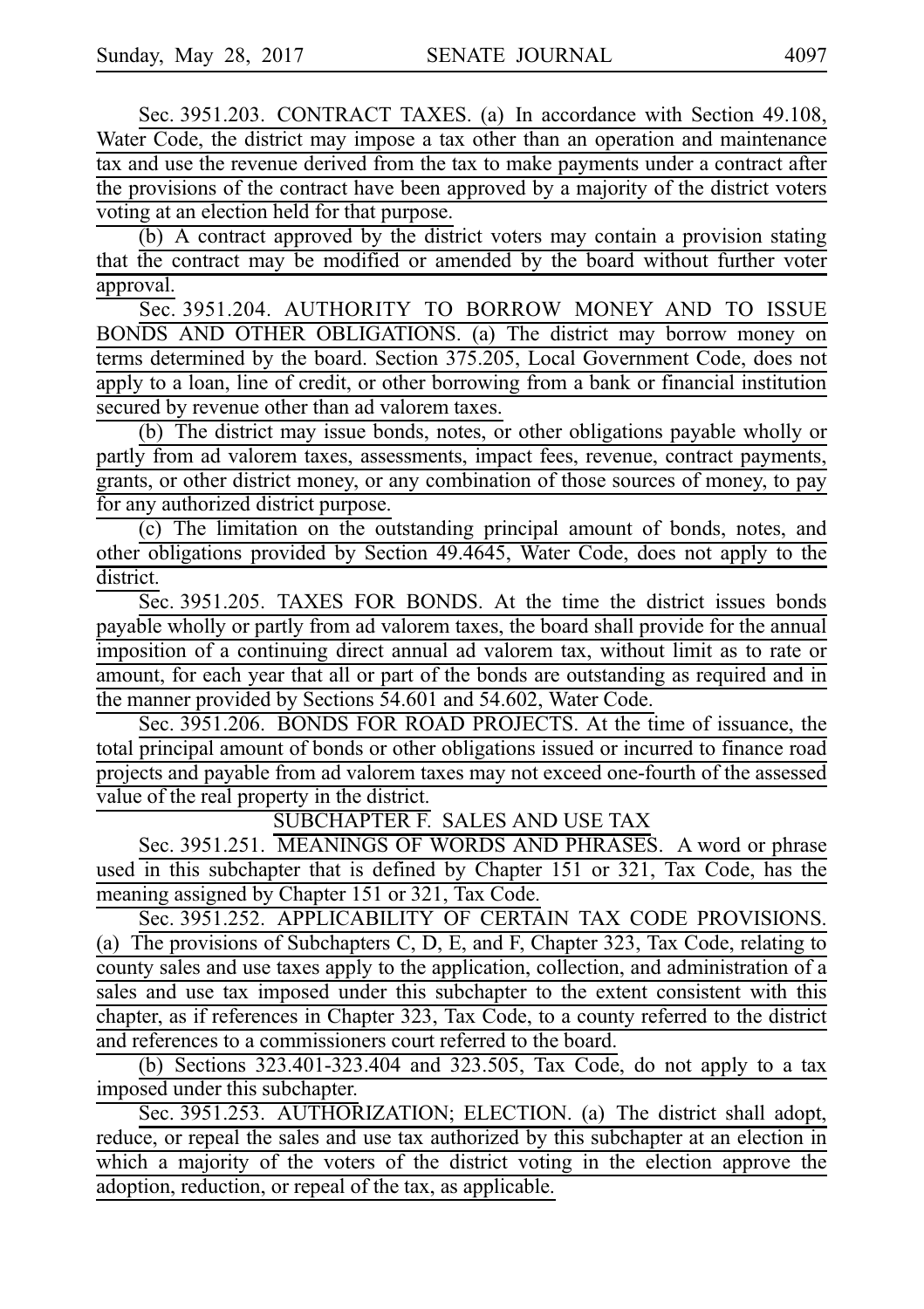Sec. 3951.203. CONTRACT TAXES. (a) In accordance with Section 49.108, Water Code, the district may impose a tax other than an operation and maintenance tax and use the revenue derived from the tax to make payments under a contract after the provisions of the contract have been approved by a majority of the district voters voting at an election held for that purpose.

(b) A contract approved by the district voters may contain a provision stating that the contract may be modified or amended by the board without further voter approval.

Sec. 3951.204. AUTHORITY TO BORROW MONEY AND TO ISSUE BONDS AND OTHER OBLIGATIONS. (a) The district may borrow money on terms determined by the board. Section 375.205, Local Government Code, does not apply to a loan, line of credit, or other borrowing from a bank or financial institution secured by revenue other than ad valorem taxes.

(b) The district may issue bonds, notes, or other obligations payable wholly or partly from ad valorem taxes, assessments, impact fees, revenue, contract payments, grants, or other district money, or any combination of those sources of money, to pay for any authorized district purpose.

(c) The limitation on the outstanding principal amount of bonds, notes, and other obligations provided by Section 49.4645, Water Code, does not apply to the district.

Sec. 3951.205. TAXES FOR BONDS. At the time the district issues bonds payable wholly or partly from ad valorem taxes, the board shall provide for the annual imposition of a continuing direct annual ad valorem tax, without limit as to rate or amount, for each year that all or part of the bonds are outstanding as required and in the manner provided by Sections 54.601 and 54.602, Water Code.

Sec. 3951.206. BONDS FOR ROAD PROJECTS. At the time of issuance, the total principal amount of bonds or other obligations issued or incurred to finance road projects and payable from ad valorem taxes may not exceed one-fourth of the assessed value of the real property in the district.

SUBCHAPTER F. SALES AND USE TAX

Sec. 3951.251. MEANINGS OF WORDS AND PHRASES. A word or phrase used in this subchapter that is defined by Chapter 151 or 321, Tax Code, has the meaning assigned by Chapter 151 or 321, Tax Code.

Sec. 3951.252. APPLICABILITY OF CERTAIN TAX CODE PROVISIONS. (a) The provisions of Subchapters C, D, E, and F, Chapter 323, Tax Code, relating to county sales and use taxes apply to the application, collection, and administration of a sales and use tax imposed under this subchapter to the extent consistent with this chapter, as if references in Chapter 323, Tax Code, to a county referred to the district and references to a commissioners court referred to the board.

(b) Sections 323.401-323.404 and 323.505, Tax Code, do not apply to a tax imposed under this subchapter.

Sec. 3951.253. AUTHORIZATION; ELECTION. (a) The district shall adopt, reduce, or repeal the sales and use tax authorized by this subchapter at an election in which a majority of the voters of the district voting in the election approve the adoption, reduction, or repeal of the tax, as applicable.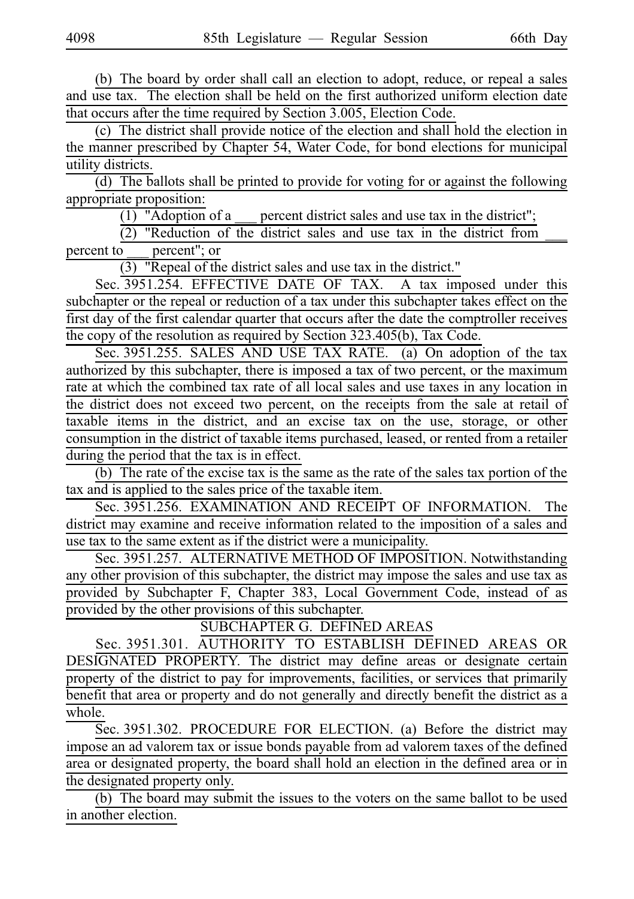(b) The board by order shall call an election to adopt, reduce, or repeal a sales and use tax. The election shall be held on the first authorized uniform election date that occurs after the time required by Section 3.005, Election Code.

(c) The district shall provide notice of the election and shall hold the election in the manner prescribed by Chapter 54, Water Code, for bond elections for municipal utility districts.

(d) The ballots shall be printed to provide for voting for or against the following appropriate proposition:

(1) "Adoption of a ___ percent district sales and use tax in the district";

(2) "Reduction of the district sales and use tax in the district from ___ percent to ___ percent"; or

(3) "Repeal of the district sales and use tax in the district."

Sec. 3951.254. EFFECTIVE DATE OF TAX. A tax imposed under this subchapter or the repeal or reduction of a tax under this subchapter takes effect on the first day of the first calendar quarter that occurs after the date the comptroller receives the copy of the resolution as required by Section 323.405(b), Tax Code.

Sec. 3951.255. SALES AND USE TAX RATE. (a) On adoption of the tax authorized by this subchapter, there is imposed a tax of two percent, or the maximum rate at which the combined tax rate of all local sales and use taxes in any location in the district does not exceed two percent, on the receipts from the sale at retail of taxable items in the district, and an excise tax on the use, storage, or other consumption in the district of taxable items purchased, leased, or rented from a retailer during the period that the tax is in effect.

(b) The rate of the excise tax is the same as the rate of the sales tax portion of the tax and is applied to the sales price of the taxable item.

Sec. 3951.256. EXAMINATION AND RECEIPT OF INFORMATION. The district may examine and receive information related to the imposition of a sales and use tax to the same extent as if the district were a municipality.

Sec. 3951.257. ALTERNATIVE METHOD OF IMPOSITION. Notwithstanding any other provision of this subchapter, the district may impose the sales and use tax as provided by Subchapter F, Chapter 383, Local Government Code, instead of as provided by the other provisions of this subchapter.

SUBCHAPTER G. DEFINED AREAS

Sec. 3951.301. AUTHORITY TO ESTABLISH DEFINED AREAS OR DESIGNATED PROPERTY. The district may define areas or designate certain property of the district to pay for improvements, facilities, or services that primarily benefit that area or property and do not generally and directly benefit the district as a whole.

Sec. 3951.302. PROCEDURE FOR ELECTION. (a) Before the district may impose an ad valorem tax or issue bonds payable from ad valorem taxes of the defined area or designated property, the board shall hold an election in the defined area or in the designated property only.

(b) The board may submit the issues to the voters on the same ballot to be used in another election.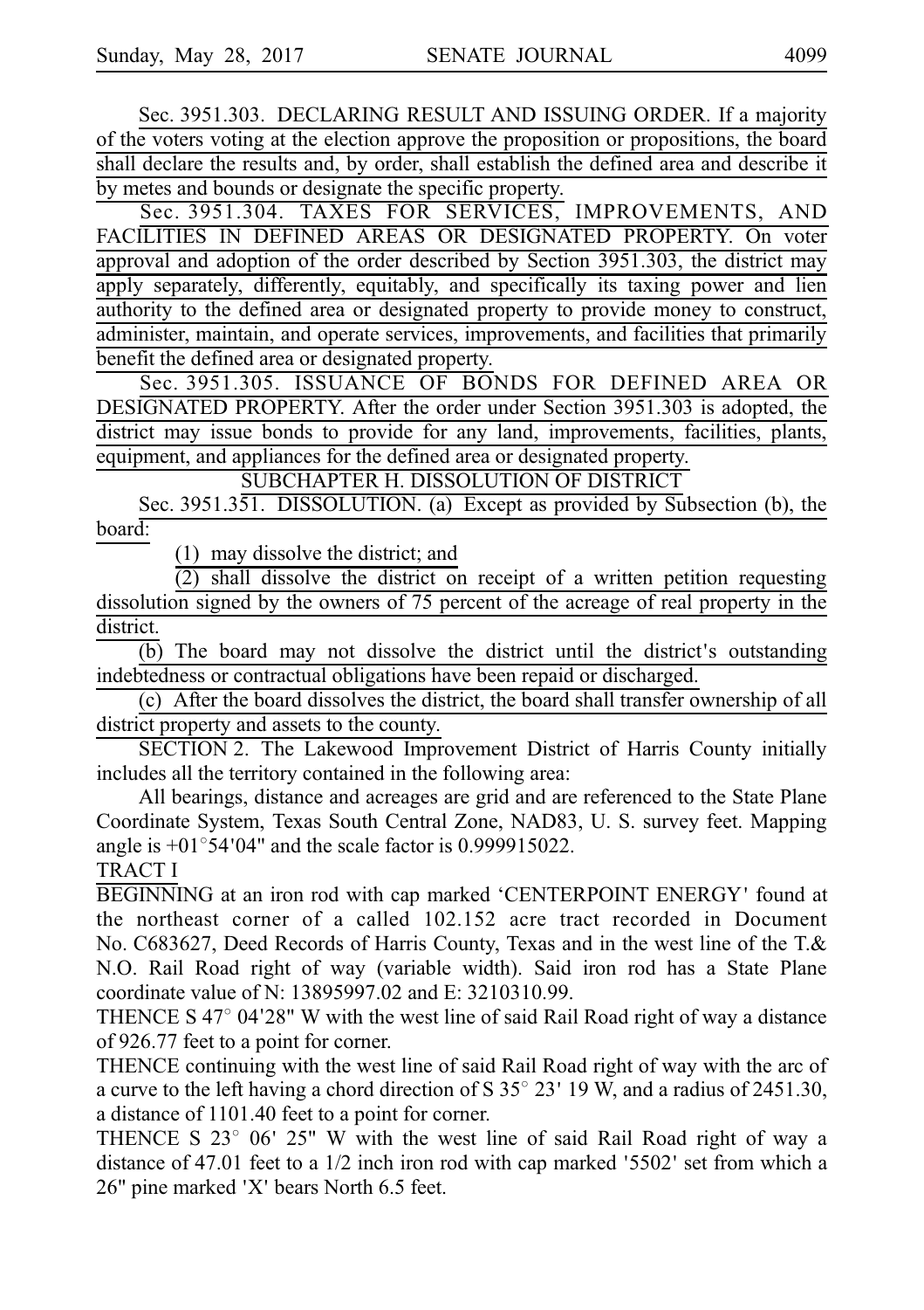Sec. 3951.303. DECLARING RESULT AND ISSUING ORDER. If a majority of the voters voting at the election approve the proposition or propositions, the board shall declare the results and, by order, shall establish the defined area and describe it by metes and bounds or designate the specific property.

Sec. 3951.304. TAXES FOR SERVICES, IMPROVEMENTS, AND FACILITIES IN DEFINED AREAS OR DESIGNATED PROPERTY. On voter approval and adoption of the order described by Section 3951.303, the district may apply separately, differently, equitably, and specifically its taxing power and lien authority to the defined area or designated property to provide money to construct, administer, maintain, and operate services, improvements, and facilities that primarily benefit the defined area or designated property.

Sec. 3951.305. ISSUANCE OF BONDS FOR DEFINED AREA OR DESIGNATED PROPERTY. After the order under Section 3951.303 is adopted, the district may issue bonds to provide for any land, improvements, facilities, plants, equipment, and appliances for the defined area or designated property.

SUBCHAPTER H. DISSOLUTION OF DISTRICT

Sec. 3951.351. DISSOLUTION. (a) Except as provided by Subsection (b), the board:

(1) may dissolve the district; and

(2) shall dissolve the district on receipt of a written petition requesting dissolution signed by the owners of 75 percent of the acreage of real property in the district.

(b) The board may not dissolve the district until the district's outstanding indebtedness or contractual obligations have been repaid or discharged.

(c) After the board dissolves the district, the board shall transfer ownership of all district property and assets to the county.

SECTION 2. The Lakewood Improvement District of Harris County initially includes all the territory contained in the following area:

All bearings, distance and acreages are grid and are referenced to the State Plane Coordinate System, Texas South Central Zone, NAD83, U. S. survey feet. Mapping angle is +01°54'04" and the scale factor is 0.999915022.

TRACT I

BEGINNING at an iron rod with cap marked 'CENTERPOINT ENERGY' found at the northeast corner of a called 102.152 acre tract recorded in Document No. C683627, Deed Records of Harris County, Texas and in the west line of the T.& N.O. Rail Road right of way (variable width). Said iron rod has a State Plane coordinate value of N: 13895997.02 and E: 3210310.99.

THENCE S 47° 04'28" W with the west line of said Rail Road right of way a distance of 926.77 feet to a point for corner.

THENCE continuing with the west line of said Rail Road right of way with the arc of a curve to the left having a chord direction of S 35° 23' 19 W, and a radius of 2451.30, a distance of 1101.40 feet to a point for corner.

THENCE S 23° 06' 25" W with the west line of said Rail Road right of way a distance of 47.01 feet to a 1/2 inch iron rod with cap marked '5502' set from which a 26" pine marked 'X' bears North 6.5 feet.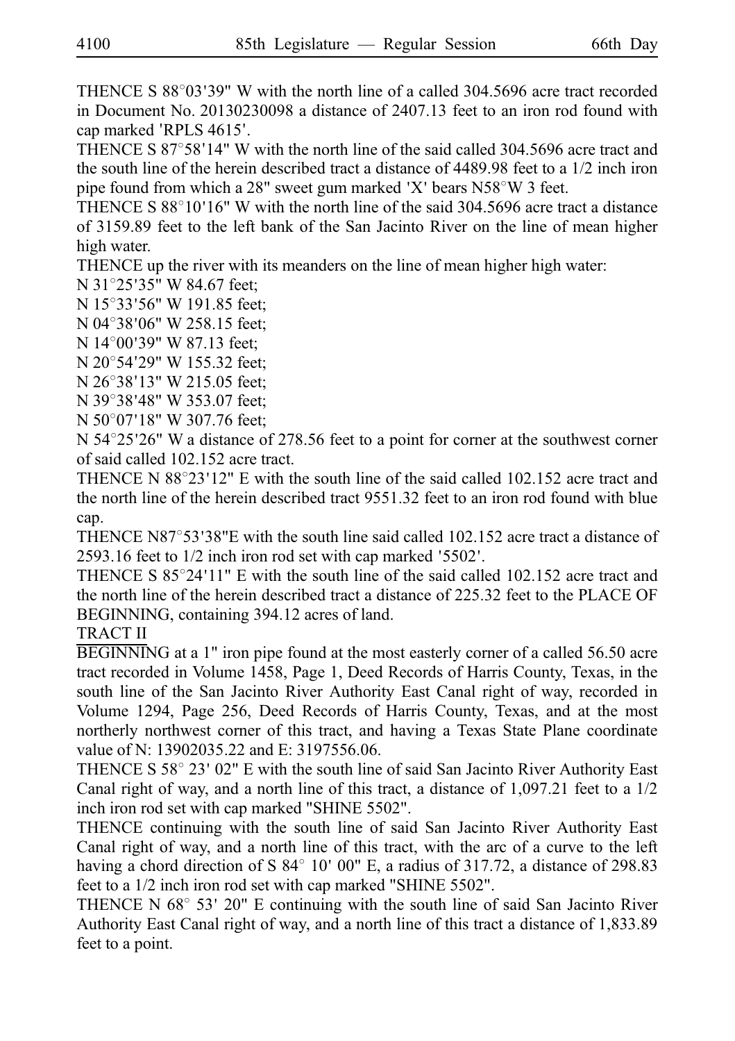THENCE S 88°03'39" W with the north line of a called 304.5696 acre tract recorded in Document No. 20130230098 a distance of 2407.13 feet to an iron rod found with cap marked 'RPLS 4615'.

THENCE S 87°58'14" W with the north line of the said called 304.5696 acre tract and the south line of the herein described tract a distance of 4489.98 feet to a 1/2 inch iron pipe found from which a 28" sweet gum marked 'X' bears N58°W 3 feet.

THENCE S 88°10'16" W with the north line of the said 304.5696 acre tract a distance of 3159.89 feet to the left bank of the San Jacinto River on the line of mean higher high water.

THENCE up the river with its meanders on the line of mean higher high water:

N 31°25'35" W 84.67 feet;

N 15°33'56" W 191.85 feet;

N 04°38'06" W 258.15 feet;

N 14°00'39" W 87.13 feet;

N 20°54'29" W 155.32 feet;

N 26°38'13" W 215.05 feet;

N 39°38'48" W 353.07 feet;

N 50°07'18" W 307.76 feet;

N 54°25'26" W a distance of 278.56 feet to a point for corner at the southwest corner of said called 102.152 acre tract.

THENCE N 88°23'12" E with the south line of the said called 102.152 acre tract and the north line of the herein described tract 9551.32 feet to an iron rod found with blue cap.

THENCE N87°53'38"E with the south line said called 102.152 acre tract a distance of 2593.16 feet to 1/2 inch iron rod set with cap marked '5502'.

THENCE S 85°24'11" E with the south line of the said called 102.152 acre tract and the north line of the herein described tract a distance of 225.32 feet to the PLACE OF BEGINNING, containing 394.12 acres of land.

TRACT II

BEGINNING at a 1" iron pipe found at the most easterly corner of a called 56.50 acre tract recorded in Volume 1458, Page 1, Deed Records of Harris County, Texas, in the south line of the San Jacinto River Authority East Canal right of way, recorded in Volume 1294, Page 256, Deed Records of Harris County, Texas, and at the most northerly northwest corner of this tract, and having a Texas State Plane coordinate value of N: 13902035.22 and E: 3197556.06.

THENCE S 58° 23' 02" E with the south line of said San Jacinto River Authority East Canal right of way, and a north line of this tract, a distance of 1,097.21 feet to a 1/2 inch iron rod set with cap marked "SHINE 5502".

THENCE continuing with the south line of said San Jacinto River Authority East Canal right of way, and a north line of this tract, with the arc of a curve to the left having a chord direction of S 84° 10' 00" E, a radius of 317.72, a distance of 298.83 feet to a 1/2 inch iron rod set with cap marked "SHINE 5502".

THENCE N 68° 53' 20" E continuing with the south line of said San Jacinto River Authority East Canal right of way, and a north line of this tract a distance of 1,833.89 feet to a point.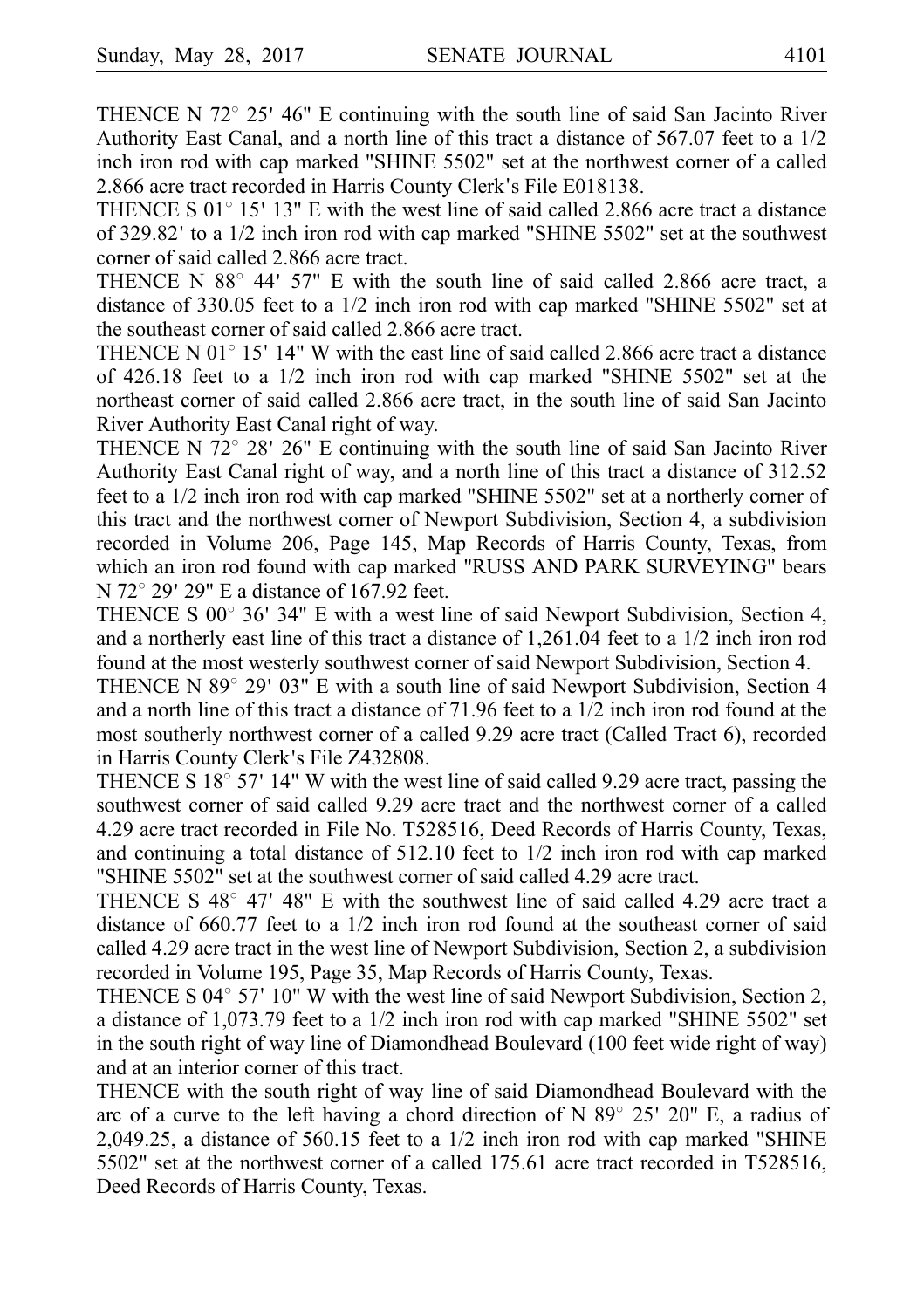THENCE N 72° 25' 46" E continuing with the south line of said San Jacinto River Authority East Canal, and a north line of this tract a distance of 567.07 feet to a 1/2 inch iron rod with cap marked "SHINE 5502" set at the northwest corner of a called 2.866 acre tract recorded in Harris County Clerk's File E018138.

THENCE S 01° 15' 13" E with the west line of said called 2.866 acre tract a distance of 329.82' to a 1/2 inch iron rod with cap marked "SHINE 5502" set at the southwest corner of said called 2.866 acre tract.

THENCE N 88° 44' 57" E with the south line of said called 2.866 acre tract, a distance of 330.05 feet to a 1/2 inch iron rod with cap marked "SHINE 5502" set at the southeast corner of said called 2.866 acre tract.

THENCE N 01° 15' 14" W with the east line of said called 2.866 acre tract a distance of 426.18 feet to a 1/2 inch iron rod with cap marked "SHINE 5502" set at the northeast corner of said called 2.866 acre tract, in the south line of said San Jacinto River Authority East Canal right of way.

THENCE N 72° 28' 26" E continuing with the south line of said San Jacinto River Authority East Canal right of way, and a north line of this tract a distance of 312.52 feet to a 1/2 inch iron rod with cap marked "SHINE 5502" set at a northerly corner of this tract and the northwest corner of Newport Subdivision, Section 4, a subdivision recorded in Volume 206, Page 145, Map Records of Harris County, Texas, from which an iron rod found with cap marked "RUSS AND PARK SURVEYING" bears N 72° 29' 29" E a distance of 167.92 feet.

THENCE S 00° 36' 34" E with a west line of said Newport Subdivision, Section 4, and a northerly east line of this tract a distance of 1,261.04 feet to a 1/2 inch iron rod found at the most westerly southwest corner of said Newport Subdivision, Section 4.

THENCE N 89° 29' 03" E with a south line of said Newport Subdivision, Section 4 and a north line of this tract a distance of 71.96 feet to a 1/2 inch iron rod found at the most southerly northwest corner of a called 9.29 acre tract (Called Tract 6), recorded in Harris County Clerk's File Z432808.

THENCE S 18° 57' 14" W with the west line of said called 9.29 acre tract, passing the southwest corner of said called 9.29 acre tract and the northwest corner of a called 4.29 acre tract recorded in File No. T528516, Deed Records of Harris County, Texas, and continuing a total distance of 512.10 feet to 1/2 inch iron rod with cap marked "SHINE 5502" set at the southwest corner of said called 4.29 acre tract.

THENCE S 48° 47' 48" E with the southwest line of said called 4.29 acre tract a distance of 660.77 feet to a 1/2 inch iron rod found at the southeast corner of said called 4.29 acre tract in the west line of Newport Subdivision, Section 2, a subdivision recorded in Volume 195, Page 35, Map Records of Harris County, Texas.

THENCE S 04° 57' 10" W with the west line of said Newport Subdivision, Section 2, a distance of 1,073.79 feet to a 1/2 inch iron rod with cap marked "SHINE 5502" set in the south right of way line of Diamondhead Boulevard (100 feet wide right of way) and at an interior corner of this tract.

THENCE with the south right of way line of said Diamondhead Boulevard with the arc of a curve to the left having a chord direction of N 89° 25' 20" E, a radius of 2,049.25, a distance of 560.15 feet to a 1/2 inch iron rod with cap marked "SHINE 5502" set at the northwest corner of a called 175.61 acre tract recorded in T528516, Deed Records of Harris County, Texas.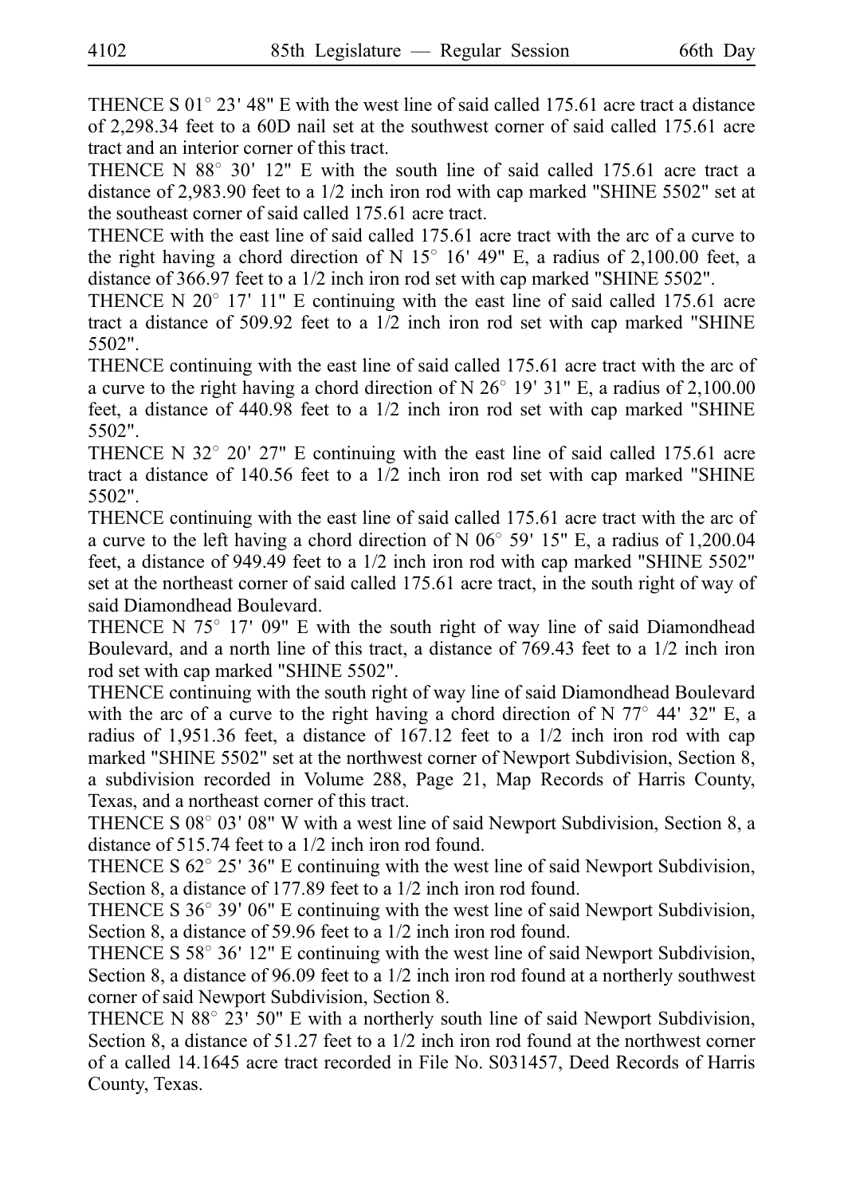THENCE S 01° 23' 48" E with the west line of said called 175.61 acre tract a distance of 2,298.34 feet to a 60D nail set at the southwest corner of said called 175.61 acre tract and an interior corner of this tract.

THENCE N 88° 30' 12" E with the south line of said called 175.61 acre tract a distance of 2,983.90 feet to a 1/2 inch iron rod with cap marked "SHINE 5502" set at the southeast corner of said called 175.61 acre tract.

THENCE with the east line of said called 175.61 acre tract with the arc of a curve to the right having a chord direction of N 15° 16' 49" E, a radius of 2,100.00 feet, a distance of 366.97 feet to a 1/2 inch iron rod set with cap marked "SHINE 5502".

THENCE N 20° 17' 11" E continuing with the east line of said called 175.61 acre tract a distance of 509.92 feet to a 1/2 inch iron rod set with cap marked "SHINE 5502".

THENCE continuing with the east line of said called 175.61 acre tract with the arc of a curve to the right having a chord direction of N 26° 19' 31" E, a radius of 2,100.00 feet, a distance of 440.98 feet to a 1/2 inch iron rod set with cap marked "SHINE 5502".

THENCE N 32° 20' 27" E continuing with the east line of said called 175.61 acre tract a distance of 140.56 feet to a 1/2 inch iron rod set with cap marked "SHINE 5502".

THENCE continuing with the east line of said called 175.61 acre tract with the arc of a curve to the left having a chord direction of N 06° 59' 15" E, a radius of 1,200.04 feet, a distance of 949.49 feet to a 1/2 inch iron rod with cap marked "SHINE 5502" set at the northeast corner of said called 175.61 acre tract, in the south right of way of said Diamondhead Boulevard.

THENCE N 75° 17' 09" E with the south right of way line of said Diamondhead Boulevard, and a north line of this tract, a distance of 769.43 feet to a 1/2 inch iron rod set with cap marked "SHINE 5502".

THENCE continuing with the south right of way line of said Diamondhead Boulevard with the arc of a curve to the right having a chord direction of N 77° 44' 32" E, a radius of 1,951.36 feet, a distance of 167.12 feet to a 1/2 inch iron rod with cap marked "SHINE 5502" set at the northwest corner of Newport Subdivision, Section 8, a subdivision recorded in Volume 288, Page 21, Map Records of Harris County, Texas, and a northeast corner of this tract.

THENCE S 08° 03' 08" W with a west line of said Newport Subdivision, Section 8, a distance of 515.74 feet to a 1/2 inch iron rod found.

THENCE S 62° 25' 36" E continuing with the west line of said Newport Subdivision, Section 8, a distance of 177.89 feet to a 1/2 inch iron rod found.

THENCE S 36° 39' 06" E continuing with the west line of said Newport Subdivision, Section 8, a distance of 59.96 feet to a 1/2 inch iron rod found.

THENCE S 58° 36' 12" E continuing with the west line of said Newport Subdivision, Section 8, a distance of 96.09 feet to a 1/2 inch iron rod found at a northerly southwest corner of said Newport Subdivision, Section 8.

THENCE N 88° 23' 50" E with a northerly south line of said Newport Subdivision, Section 8, a distance of 51.27 feet to a 1/2 inch iron rod found at the northwest corner of a called 14.1645 acre tract recorded in File No. S031457, Deed Records of Harris County, Texas.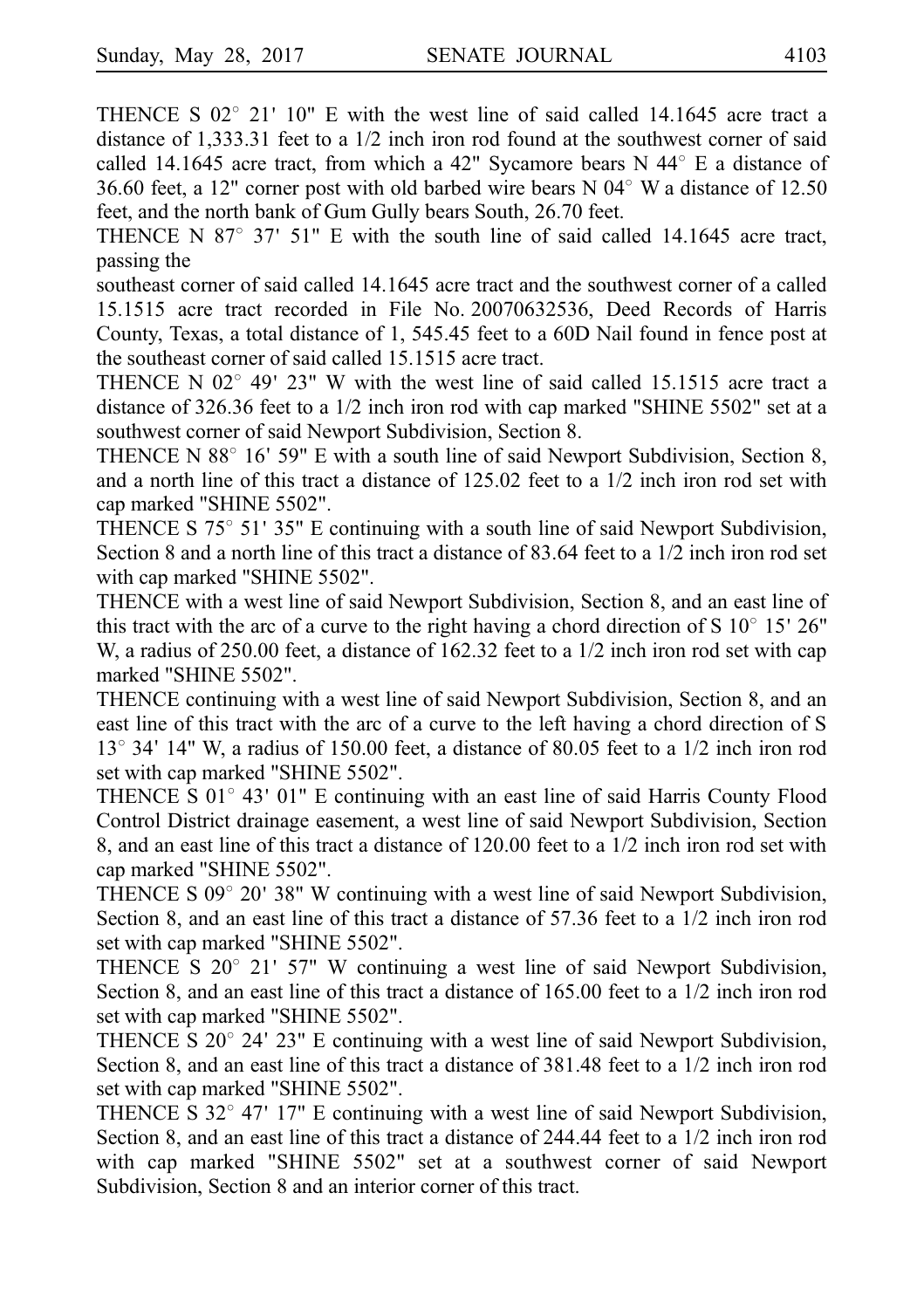THENCE S 02° 21' 10" E with the west line of said called 14.1645 acre tract a distance of 1,333.31 feet to a 1/2 inch iron rod found at the southwest corner of said called 14.1645 acre tract, from which a 42" Sycamore bears N 44° E a distance of 36.60 feet, a 12" corner post with old barbed wire bears N 04° W a distance of 12.50 feet, and the north bank of Gum Gully bears South, 26.70 feet.

THENCE N 87° 37' 51" E with the south line of said called 14.1645 acre tract, passing the

southeast corner of said called 14.1645 acre tract and the southwest corner of a called 15.1515 acre tract recorded in File No. 20070632536, Deed Records of Harris County, Texas, a total distance of 1, 545.45 feet to a 60D Nail found in fence post at the southeast corner of said called 15.1515 acre tract.

THENCE N 02° 49' 23" W with the west line of said called 15.1515 acre tract a distance of 326.36 feet to a 1/2 inch iron rod with cap marked "SHINE 5502" set at a southwest corner of said Newport Subdivision, Section 8.

THENCE N 88° 16' 59" E with a south line of said Newport Subdivision, Section 8, and a north line of this tract a distance of 125.02 feet to a 1/2 inch iron rod set with cap marked "SHINE 5502".

THENCE S 75° 51' 35" E continuing with a south line of said Newport Subdivision, Section 8 and a north line of this tract a distance of 83.64 feet to a 1/2 inch iron rod set with cap marked "SHINE 5502".

THENCE with a west line of said Newport Subdivision, Section 8, and an east line of this tract with the arc of a curve to the right having a chord direction of S 10° 15' 26" W, a radius of 250.00 feet, a distance of 162.32 feet to a 1/2 inch iron rod set with cap marked "SHINE 5502".

THENCE continuing with a west line of said Newport Subdivision, Section 8, and an east line of this tract with the arc of a curve to the left having a chord direction of S 13° 34' 14" W, a radius of 150.00 feet, a distance of 80.05 feet to a 1/2 inch iron rod set with cap marked "SHINE 5502".

THENCE S 01° 43' 01" E continuing with an east line of said Harris County Flood Control District drainage easement, a west line of said Newport Subdivision, Section 8, and an east line of this tract a distance of 120.00 feet to a 1/2 inch iron rod set with cap marked "SHINE 5502".

THENCE S 09° 20' 38" W continuing with a west line of said Newport Subdivision, Section 8, and an east line of this tract a distance of 57.36 feet to a 1/2 inch iron rod set with cap marked "SHINE 5502".

THENCE S 20° 21' 57" W continuing a west line of said Newport Subdivision, Section 8, and an east line of this tract a distance of 165.00 feet to a 1/2 inch iron rod set with cap marked "SHINE 5502".

THENCE S 20° 24' 23" E continuing with a west line of said Newport Subdivision, Section 8, and an east line of this tract a distance of 381.48 feet to a 1/2 inch iron rod set with cap marked "SHINE 5502".

THENCE S 32° 47' 17" E continuing with a west line of said Newport Subdivision, Section 8, and an east line of this tract a distance of 244.44 feet to a 1/2 inch iron rod with cap marked "SHINE 5502" set at a southwest corner of said Newport Subdivision, Section 8 and an interior corner of this tract.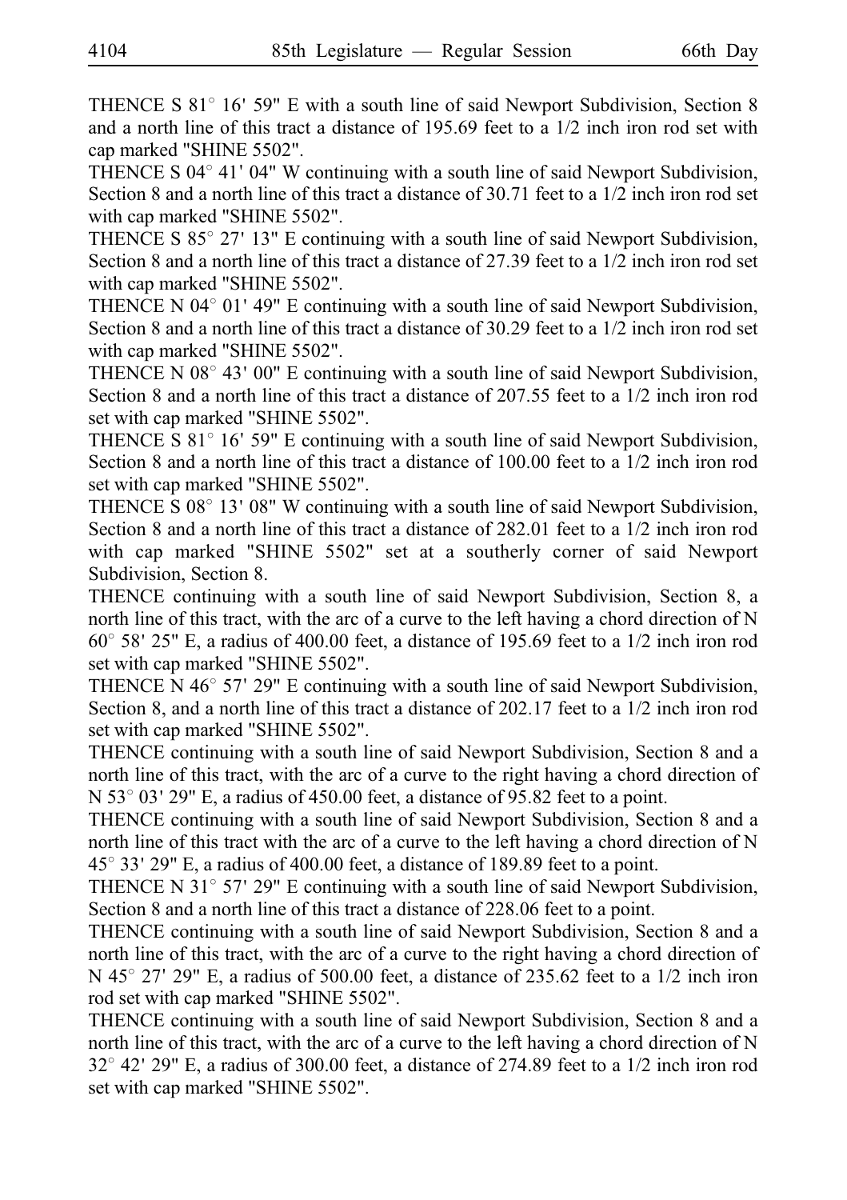THENCE S 81° 16' 59" E with a south line of said Newport Subdivision, Section 8 and a north line of this tract a distance of 195.69 feet to a 1/2 inch iron rod set with cap marked "SHINE 5502".

THENCE S 04° 41' 04" W continuing with a south line of said Newport Subdivision, Section 8 and a north line of this tract a distance of 30.71 feet to a 1/2 inch iron rod set with cap marked "SHINE 5502".

THENCE S 85° 27' 13" E continuing with a south line of said Newport Subdivision, Section 8 and a north line of this tract a distance of 27.39 feet to a 1/2 inch iron rod set with cap marked "SHINE 5502".

THENCE N 04° 01' 49" E continuing with a south line of said Newport Subdivision, Section 8 and a north line of this tract a distance of 30.29 feet to a 1/2 inch iron rod set with cap marked "SHINE 5502".

THENCE N 08° 43' 00" E continuing with a south line of said Newport Subdivision, Section 8 and a north line of this tract a distance of 207.55 feet to a 1/2 inch iron rod set with cap marked "SHINE 5502".

THENCE S 81° 16' 59" E continuing with a south line of said Newport Subdivision, Section 8 and a north line of this tract a distance of 100.00 feet to a 1/2 inch iron rod set with cap marked "SHINE 5502".

THENCE S 08° 13' 08" W continuing with a south line of said Newport Subdivision, Section 8 and a north line of this tract a distance of 282.01 feet to a 1/2 inch iron rod with cap marked "SHINE 5502" set at a southerly corner of said Newport Subdivision, Section 8.

THENCE continuing with a south line of said Newport Subdivision, Section 8, a north line of this tract, with the arc of a curve to the left having a chord direction of N 60° 58' 25" E, a radius of 400.00 feet, a distance of 195.69 feet to a 1/2 inch iron rod set with cap marked "SHINE 5502".

THENCE N 46° 57' 29" E continuing with a south line of said Newport Subdivision, Section 8, and a north line of this tract a distance of 202.17 feet to a 1/2 inch iron rod set with cap marked "SHINE 5502".

THENCE continuing with a south line of said Newport Subdivision, Section 8 and a north line of this tract, with the arc of a curve to the right having a chord direction of N 53° 03' 29" E, a radius of 450.00 feet, a distance of 95.82 feet to a point.

THENCE continuing with a south line of said Newport Subdivision, Section 8 and a north line of this tract with the arc of a curve to the left having a chord direction of N 45° 33' 29" E, a radius of 400.00 feet, a distance of 189.89 feet to a point.

THENCE N 31° 57' 29" E continuing with a south line of said Newport Subdivision, Section 8 and a north line of this tract a distance of 228.06 feet to a point.

THENCE continuing with a south line of said Newport Subdivision, Section 8 and a north line of this tract, with the arc of a curve to the right having a chord direction of N 45° 27' 29" E, a radius of 500.00 feet, a distance of 235.62 feet to a 1/2 inch iron rod set with cap marked "SHINE 5502".

THENCE continuing with a south line of said Newport Subdivision, Section 8 and a north line of this tract, with the arc of a curve to the left having a chord direction of N 32° 42' 29" E, a radius of 300.00 feet, a distance of 274.89 feet to a 1/2 inch iron rod set with cap marked "SHINE 5502".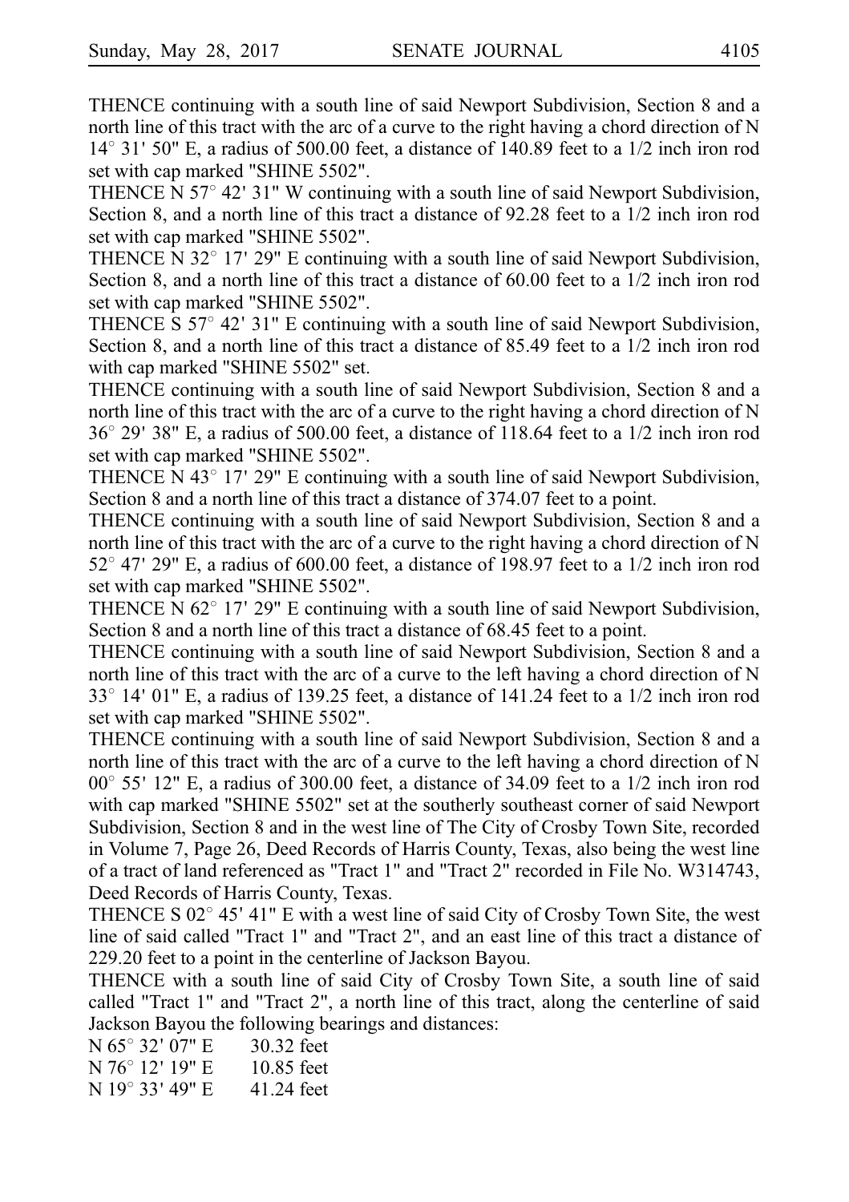THENCE continuing with a south line of said Newport Subdivision, Section 8 and a north line of this tract with the arc of a curve to the right having a chord direction of N 14° 31' 50" E, a radius of 500.00 feet, a distance of 140.89 feet to a 1/2 inch iron rod set with cap marked "SHINE 5502".

THENCE N 57° 42' 31" W continuing with a south line of said Newport Subdivision, Section 8, and a north line of this tract a distance of 92.28 feet to a 1/2 inch iron rod set with cap marked "SHINE 5502".

THENCE N 32° 17' 29" E continuing with a south line of said Newport Subdivision, Section 8, and a north line of this tract a distance of 60.00 feet to a 1/2 inch iron rod set with cap marked "SHINE 5502".

THENCE S 57° 42' 31" E continuing with a south line of said Newport Subdivision, Section 8, and a north line of this tract a distance of 85.49 feet to a 1/2 inch iron rod with cap marked "SHINE 5502" set.

THENCE continuing with a south line of said Newport Subdivision, Section 8 and a north line of this tract with the arc of a curve to the right having a chord direction of N 36° 29' 38" E, a radius of 500.00 feet, a distance of 118.64 feet to a 1/2 inch iron rod set with cap marked "SHINE 5502".

THENCE N 43° 17' 29" E continuing with a south line of said Newport Subdivision, Section 8 and a north line of this tract a distance of 374.07 feet to a point.

THENCE continuing with a south line of said Newport Subdivision, Section 8 and a north line of this tract with the arc of a curve to the right having a chord direction of N 52° 47' 29" E, a radius of 600.00 feet, a distance of 198.97 feet to a 1/2 inch iron rod set with cap marked "SHINE 5502".

THENCE N 62° 17' 29" E continuing with a south line of said Newport Subdivision, Section 8 and a north line of this tract a distance of 68.45 feet to a point.

THENCE continuing with a south line of said Newport Subdivision, Section 8 and a north line of this tract with the arc of a curve to the left having a chord direction of N 33° 14' 01" E, a radius of 139.25 feet, a distance of 141.24 feet to a 1/2 inch iron rod set with cap marked "SHINE 5502".

THENCE continuing with a south line of said Newport Subdivision, Section 8 and a north line of this tract with the arc of a curve to the left having a chord direction of N 00° 55' 12" E, a radius of 300.00 feet, a distance of 34.09 feet to a 1/2 inch iron rod with cap marked "SHINE 5502" set at the southerly southeast corner of said Newport Subdivision, Section 8 and in the west line of The City of Crosby Town Site, recorded in Volume 7, Page 26, Deed Records of Harris County, Texas, also being the west line of a tract of land referenced as "Tract 1" and "Tract 2" recorded in File No. W314743, Deed Records of Harris County, Texas.

THENCE S 02° 45' 41" E with a west line of said City of Crosby Town Site, the west line of said called "Tract 1" and "Tract 2", and an east line of this tract a distance of 229.20 feet to a point in the centerline of Jackson Bayou.

THENCE with a south line of said City of Crosby Town Site, a south line of said called "Tract 1" and "Tract 2", a north line of this tract, along the centerline of said Jackson Bayou the following bearings and distances:

N 65° 32' 07" E 30.32 feet
N 76° 12' 19" E 10.85 feet
N 19° 33' 49" E 41.24 feet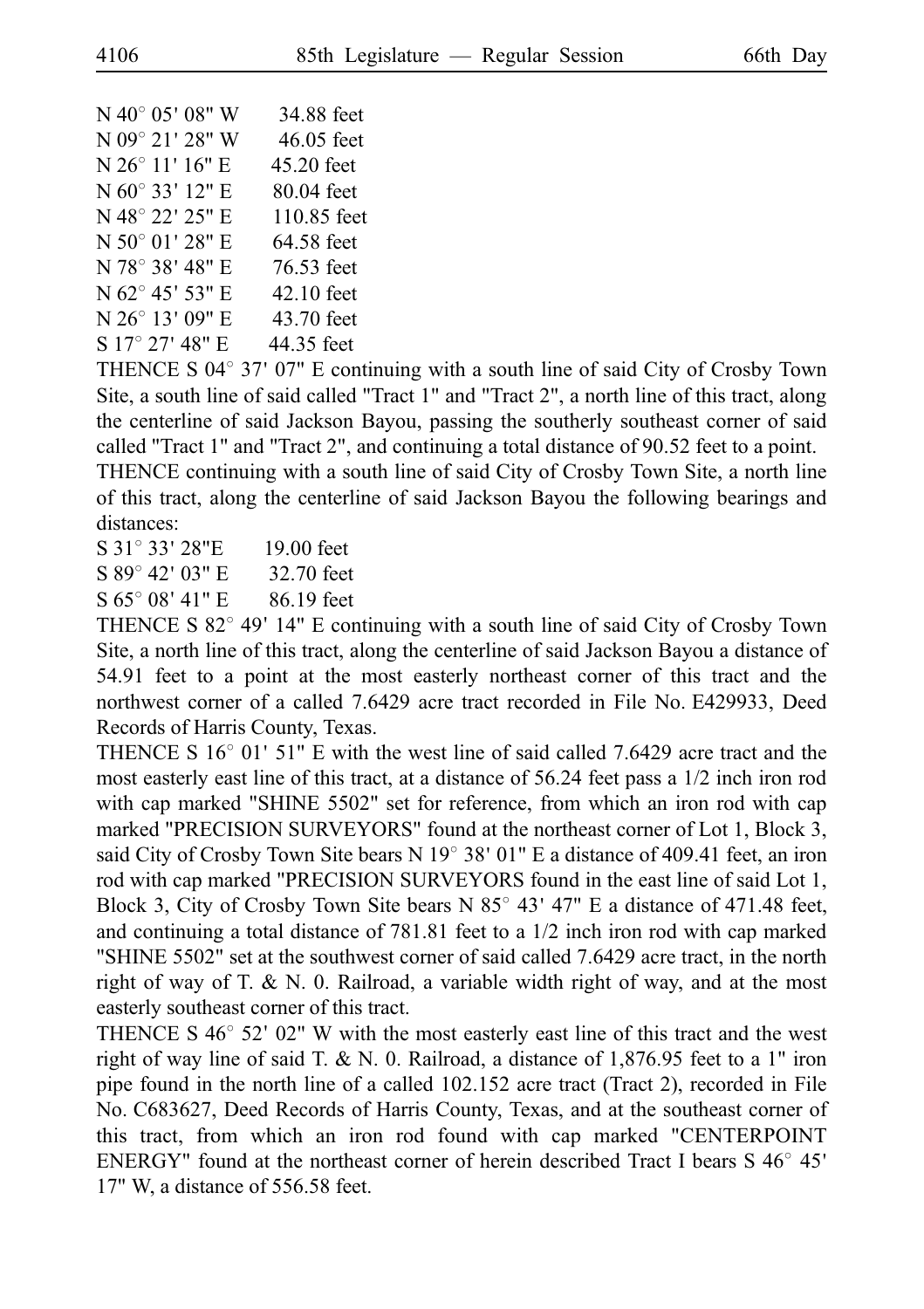N 40° 05' 08" W 34.88 feet
N 09° 21' 28" W 46.05 feet
N 26° 11' 16" E 45.20 feet
N 60° 33' 12" E 80.04 feet
N 48° 22' 25" E 110.85 feet
N 50° 01' 28" E 64.58 feet
N 78° 38' 48" E 76.53 feet
N 62° 45' 53" E 42.10 feet
N 26° 13' 09" E 43.70 feet
S 17° 27' 48" E 44.35 feet

THENCE S 04° 37' 07" E continuing with a south line of said City of Crosby Town Site, a south line of said called "Tract 1" and "Tract 2", a north line of this tract, along the centerline of said Jackson Bayou, passing the southerly southeast corner of said called "Tract 1" and "Tract 2", and continuing a total distance of 90.52 feet to a point.

THENCE continuing with a south line of said City of Crosby Town Site, a north line of this tract, along the centerline of said Jackson Bayou the following bearings and distances:

S 31° 33' 28"E 19.00 feet
S 89° 42' 03" E 32.70 feet
S 65° 08' 41" E 86.19 feet

THENCE S 82° 49' 14" E continuing with a south line of said City of Crosby Town Site, a north line of this tract, along the centerline of said Jackson Bayou a distance of 54.91 feet to a point at the most easterly northeast corner of this tract and the northwest corner of a called 7.6429 acre tract recorded in File No. E429933, Deed Records of Harris County, Texas.

THENCE S 16° 01' 51" E with the west line of said called 7.6429 acre tract and the most easterly east line of this tract, at a distance of 56.24 feet pass a 1/2 inch iron rod with cap marked "SHINE 5502" set for reference, from which an iron rod with cap marked "PRECISION SURVEYORS" found at the northeast corner of Lot 1, Block 3, said City of Crosby Town Site bears N 19° 38' 01" E a distance of 409.41 feet, an iron rod with cap marked "PRECISION SURVEYORS found in the east line of said Lot 1, Block 3, City of Crosby Town Site bears N 85° 43' 47" E a distance of 471.48 feet, and continuing a total distance of 781.81 feet to a 1/2 inch iron rod with cap marked "SHINE 5502" set at the southwest corner of said called 7.6429 acre tract, in the north right of way of T. & N. 0. Railroad, a variable width right of way, and at the most easterly southeast corner of this tract.

THENCE S 46° 52' 02" W with the most easterly east line of this tract and the west right of way line of said T. & N. 0. Railroad, a distance of 1,876.95 feet to a 1" iron pipe found in the north line of a called 102.152 acre tract (Tract 2), recorded in File No. C683627, Deed Records of Harris County, Texas, and at the southeast corner of this tract, from which an iron rod found with cap marked "CENTERPOINT ENERGY" found at the northeast corner of herein described Tract I bears S 46° 45' 17" W, a distance of 556.58 feet.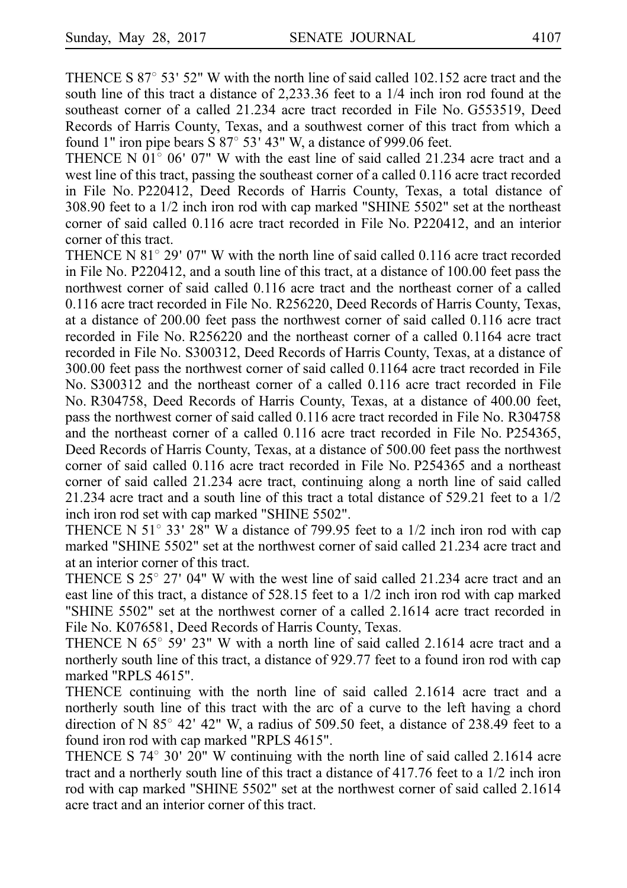THENCE S 87° 53' 52" W with the north line of said called 102.152 acre tract and the south line of this tract a distance of 2,233.36 feet to a 1/4 inch iron rod found at the southeast corner of a called 21.234 acre tract recorded in File No. G553519, Deed Records of Harris County, Texas, and a southwest corner of this tract from which a found 1" iron pipe bears S 87° 53' 43" W, a distance of 999.06 feet.

THENCE N 01° 06' 07" W with the east line of said called 21.234 acre tract and a west line of this tract, passing the southeast corner of a called 0.116 acre tract recorded in File No. P220412, Deed Records of Harris County, Texas, a total distance of 308.90 feet to a 1/2 inch iron rod with cap marked "SHINE 5502" set at the northeast corner of said called 0.116 acre tract recorded in File No. P220412, and an interior corner of this tract.

THENCE N 81° 29' 07" W with the north line of said called 0.116 acre tract recorded in File No. P220412, and a south line of this tract, at a distance of 100.00 feet pass the northwest corner of said called 0.116 acre tract and the northeast corner of a called 0.116 acre tract recorded in File No. R256220, Deed Records of Harris County, Texas, at a distance of 200.00 feet pass the northwest corner of said called 0.116 acre tract recorded in File No. R256220 and the northeast corner of a called 0.1164 acre tract recorded in File No. S300312, Deed Records of Harris County, Texas, at a distance of 300.00 feet pass the northwest corner of said called 0.1164 acre tract recorded in File No. S300312 and the northeast corner of a called 0.116 acre tract recorded in File No. R304758, Deed Records of Harris County, Texas, at a distance of 400.00 feet, pass the northwest corner of said called 0.116 acre tract recorded in File No. R304758 and the northeast corner of a called 0.116 acre tract recorded in File No. P254365, Deed Records of Harris County, Texas, at a distance of 500.00 feet pass the northwest corner of said called 0.116 acre tract recorded in File No. P254365 and a northeast corner of said called 21.234 acre tract, continuing along a north line of said called 21.234 acre tract and a south line of this tract a total distance of 529.21 feet to a 1/2 inch iron rod set with cap marked "SHINE 5502".

THENCE N 51° 33' 28" W a distance of 799.95 feet to a 1/2 inch iron rod with cap marked "SHINE 5502" set at the northwest corner of said called 21.234 acre tract and at an interior corner of this tract.

THENCE S 25° 27' 04" W with the west line of said called 21.234 acre tract and an east line of this tract, a distance of 528.15 feet to a 1/2 inch iron rod with cap marked "SHINE 5502" set at the northwest corner of a called 2.1614 acre tract recorded in File No. K076581, Deed Records of Harris County, Texas.

THENCE N 65° 59' 23" W with a north line of said called 2.1614 acre tract and a northerly south line of this tract, a distance of 929.77 feet to a found iron rod with cap marked "RPLS 4615".

THENCE continuing with the north line of said called 2.1614 acre tract and a northerly south line of this tract with the arc of a curve to the left having a chord direction of N 85° 42' 42" W, a radius of 509.50 feet, a distance of 238.49 feet to a found iron rod with cap marked "RPLS 4615".

THENCE S 74° 30' 20" W continuing with the north line of said called 2.1614 acre tract and a northerly south line of this tract a distance of 417.76 feet to a 1/2 inch iron rod with cap marked "SHINE 5502" set at the northwest corner of said called 2.1614 acre tract and an interior corner of this tract.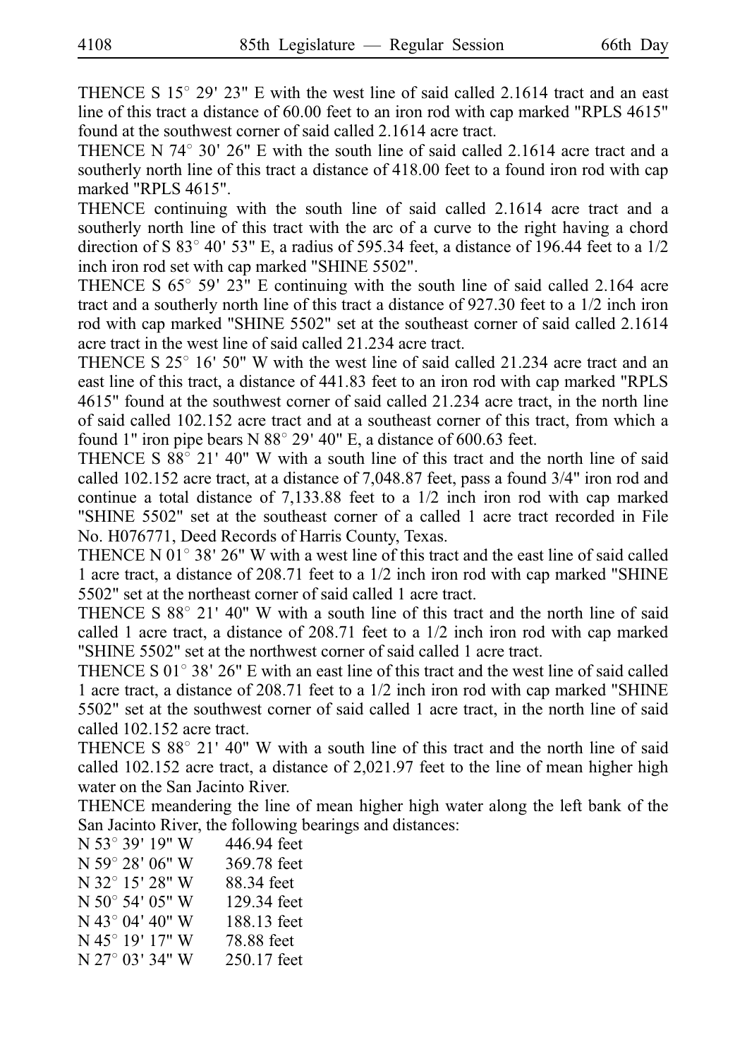THENCE S 15° 29' 23" E with the west line of said called 2.1614 tract and an east line of this tract a distance of 60.00 feet to an iron rod with cap marked "RPLS 4615" found at the southwest corner of said called 2.1614 acre tract.

THENCE N 74° 30' 26" E with the south line of said called 2.1614 acre tract and a southerly north line of this tract a distance of 418.00 feet to a found iron rod with cap marked "RPLS 4615".

THENCE continuing with the south line of said called 2.1614 acre tract and a southerly north line of this tract with the arc of a curve to the right having a chord direction of S 83° 40' 53" E, a radius of 595.34 feet, a distance of 196.44 feet to a 1/2 inch iron rod set with cap marked "SHINE 5502".

THENCE S 65° 59' 23" E continuing with the south line of said called 2.164 acre tract and a southerly north line of this tract a distance of 927.30 feet to a 1/2 inch iron rod with cap marked "SHINE 5502" set at the southeast corner of said called 2.1614 acre tract in the west line of said called 21.234 acre tract.

THENCE S 25° 16' 50" W with the west line of said called 21.234 acre tract and an east line of this tract, a distance of 441.83 feet to an iron rod with cap marked "RPLS 4615" found at the southwest corner of said called 21.234 acre tract, in the north line of said called 102.152 acre tract and at a southeast corner of this tract, from which a found 1" iron pipe bears N 88° 29' 40" E, a distance of 600.63 feet.

THENCE S 88° 21' 40" W with a south line of this tract and the north line of said called 102.152 acre tract, at a distance of 7,048.87 feet, pass a found 3/4" iron rod and continue a total distance of 7,133.88 feet to a 1/2 inch iron rod with cap marked "SHINE 5502" set at the southeast corner of a called 1 acre tract recorded in File No. H076771, Deed Records of Harris County, Texas.

THENCE N 01° 38' 26" W with a west line of this tract and the east line of said called 1 acre tract, a distance of 208.71 feet to a 1/2 inch iron rod with cap marked "SHINE 5502" set at the northeast corner of said called 1 acre tract.

THENCE S 88° 21' 40" W with a south line of this tract and the north line of said called 1 acre tract, a distance of 208.71 feet to a 1/2 inch iron rod with cap marked "SHINE 5502" set at the northwest corner of said called 1 acre tract.

THENCE S 01° 38' 26" E with an east line of this tract and the west line of said called 1 acre tract, a distance of 208.71 feet to a 1/2 inch iron rod with cap marked "SHINE 5502" set at the southwest corner of said called 1 acre tract, in the north line of said called 102.152 acre tract.

THENCE S 88° 21' 40" W with a south line of this tract and the north line of said called 102.152 acre tract, a distance of 2,021.97 feet to the line of mean higher high water on the San Jacinto River.

THENCE meandering the line of mean higher high water along the left bank of the San Jacinto River, the following bearings and distances:

N 53° 39' 19" W 446.94 feet
N 59° 28' 06" W 369.78 feet
N 32° 15' 28" W 88.34 feet
N 50° 54' 05" W 129.34 feet
N 43° 04' 40" W 188.13 feet
N 45° 19' 17" W 78.88 feet
N 27° 03' 34" W 250.17 feet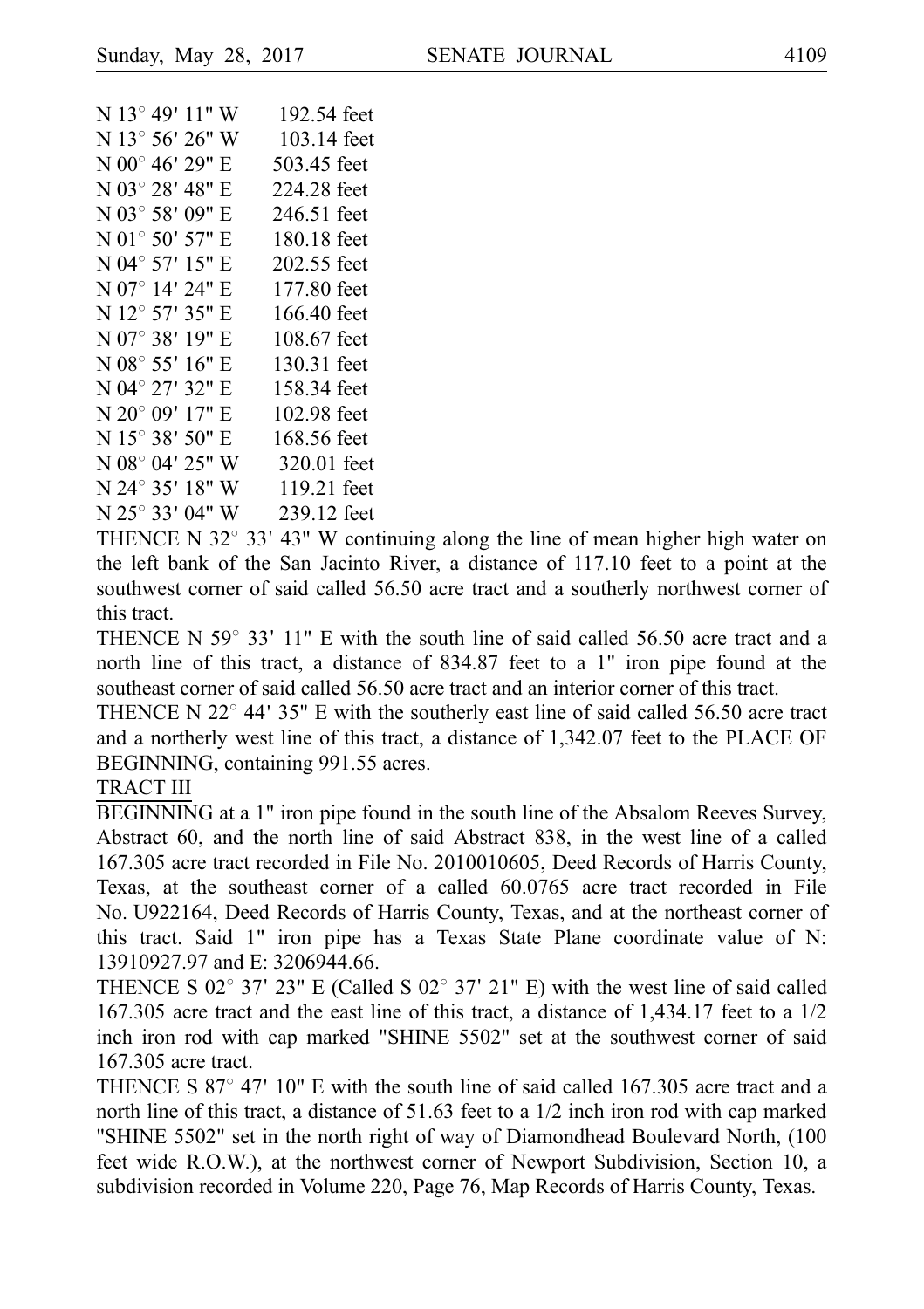N 13° 49' 11" W 192.54 feet
N 13° 56' 26" W 103.14 feet
N 00° 46' 29" E 503.45 feet
N 03° 28' 48" E 224.28 feet
N 03° 58' 09" E 246.51 feet
N 01° 50' 57" E 180.18 feet
N 04° 57' 15" E 202.55 feet
N 07° 14' 24" E 177.80 feet
N 12° 57' 35" E 166.40 feet
N 07° 38' 19" E 108.67 feet
N 08° 55' 16" E 130.31 feet
N 04° 27' 32" E 158.34 feet
N 20° 09' 17" E 102.98 feet
N 15° 38' 50" E 168.56 feet
N 08° 04' 25" W 320.01 feet
N 24° 35' 18" W 119.21 feet
N 25° 33' 04" W 239.12 feet

THENCE N 32° 33' 43" W continuing along the line of mean higher high water on the left bank of the San Jacinto River, a distance of 117.10 feet to a point at the southwest corner of said called 56.50 acre tract and a southerly northwest corner of this tract.

THENCE N 59° 33' 11" E with the south line of said called 56.50 acre tract and a north line of this tract, a distance of 834.87 feet to a 1" iron pipe found at the southeast corner of said called 56.50 acre tract and an interior corner of this tract.

THENCE N 22° 44' 35" E with the southerly east line of said called 56.50 acre tract and a northerly west line of this tract, a distance of 1,342.07 feet to the PLACE OF BEGINNING, containing 991.55 acres.

TRACT III

BEGINNING at a 1" iron pipe found in the south line of the Absalom Reeves Survey, Abstract 60, and the north line of said Abstract 838, in the west line of a called 167.305 acre tract recorded in File No. 2010010605, Deed Records of Harris County, Texas, at the southeast corner of a called 60.0765 acre tract recorded in File No. U922164, Deed Records of Harris County, Texas, and at the northeast corner of this tract. Said 1" iron pipe has a Texas State Plane coordinate value of N: 13910927.97 and E: 3206944.66.

THENCE S 02° 37' 23" E (Called S 02° 37' 21" E) with the west line of said called 167.305 acre tract and the east line of this tract, a distance of 1,434.17 feet to a 1/2 inch iron rod with cap marked "SHINE 5502" set at the southwest corner of said 167.305 acre tract.

THENCE S 87° 47' 10" E with the south line of said called 167.305 acre tract and a north line of this tract, a distance of 51.63 feet to a 1/2 inch iron rod with cap marked "SHINE 5502" set in the north right of way of Diamondhead Boulevard North, (100 feet wide R.O.W.), at the northwest corner of Newport Subdivision, Section 10, a subdivision recorded in Volume 220, Page 76, Map Records of Harris County, Texas.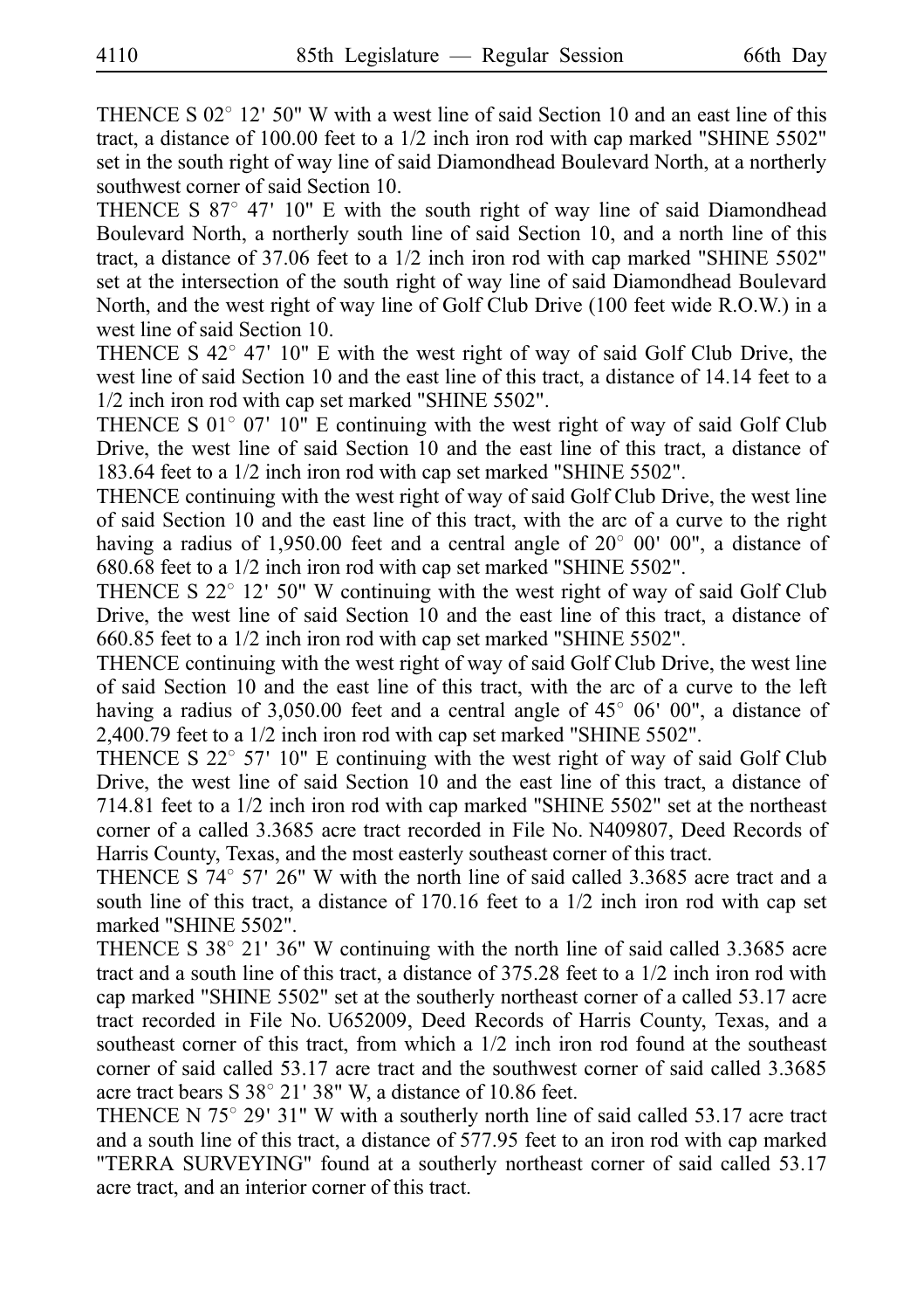THENCE S 02° 12' 50" W with a west line of said Section 10 and an east line of this tract, a distance of 100.00 feet to a 1/2 inch iron rod with cap marked "SHINE 5502" set in the south right of way line of said Diamondhead Boulevard North, at a northerly southwest corner of said Section 10.

THENCE S 87° 47' 10" E with the south right of way line of said Diamondhead Boulevard North, a northerly south line of said Section 10, and a north line of this tract, a distance of 37.06 feet to a 1/2 inch iron rod with cap marked "SHINE 5502" set at the intersection of the south right of way line of said Diamondhead Boulevard North, and the west right of way line of Golf Club Drive (100 feet wide R.O.W.) in a west line of said Section 10.

THENCE S 42° 47' 10" E with the west right of way of said Golf Club Drive, the west line of said Section 10 and the east line of this tract, a distance of 14.14 feet to a 1/2 inch iron rod with cap set marked "SHINE 5502".

THENCE S 01° 07' 10" E continuing with the west right of way of said Golf Club Drive, the west line of said Section 10 and the east line of this tract, a distance of 183.64 feet to a 1/2 inch iron rod with cap set marked "SHINE 5502".

THENCE continuing with the west right of way of said Golf Club Drive, the west line of said Section 10 and the east line of this tract, with the arc of a curve to the right having a radius of 1,950.00 feet and a central angle of 20° 00' 00", a distance of 680.68 feet to a 1/2 inch iron rod with cap set marked "SHINE 5502".

THENCE S 22° 12' 50" W continuing with the west right of way of said Golf Club Drive, the west line of said Section 10 and the east line of this tract, a distance of 660.85 feet to a 1/2 inch iron rod with cap set marked "SHINE 5502".

THENCE continuing with the west right of way of said Golf Club Drive, the west line of said Section 10 and the east line of this tract, with the arc of a curve to the left having a radius of 3,050.00 feet and a central angle of 45° 06' 00", a distance of 2,400.79 feet to a 1/2 inch iron rod with cap set marked "SHINE 5502".

THENCE S 22° 57' 10" E continuing with the west right of way of said Golf Club Drive, the west line of said Section 10 and the east line of this tract, a distance of 714.81 feet to a 1/2 inch iron rod with cap marked "SHINE 5502" set at the northeast corner of a called 3.3685 acre tract recorded in File No. N409807, Deed Records of Harris County, Texas, and the most easterly southeast corner of this tract.

THENCE S 74° 57' 26" W with the north line of said called 3.3685 acre tract and a south line of this tract, a distance of 170.16 feet to a 1/2 inch iron rod with cap set marked "SHINE 5502".

THENCE S 38° 21' 36" W continuing with the north line of said called 3.3685 acre tract and a south line of this tract, a distance of 375.28 feet to a 1/2 inch iron rod with cap marked "SHINE 5502" set at the southerly northeast corner of a called 53.17 acre tract recorded in File No. U652009, Deed Records of Harris County, Texas, and a southeast corner of this tract, from which a 1/2 inch iron rod found at the southeast corner of said called 53.17 acre tract and the southwest corner of said called 3.3685 acre tract bears S 38° 21' 38" W, a distance of 10.86 feet.

THENCE N 75° 29' 31" W with a southerly north line of said called 53.17 acre tract and a south line of this tract, a distance of 577.95 feet to an iron rod with cap marked "TERRA SURVEYING" found at a southerly northeast corner of said called 53.17 acre tract, and an interior corner of this tract.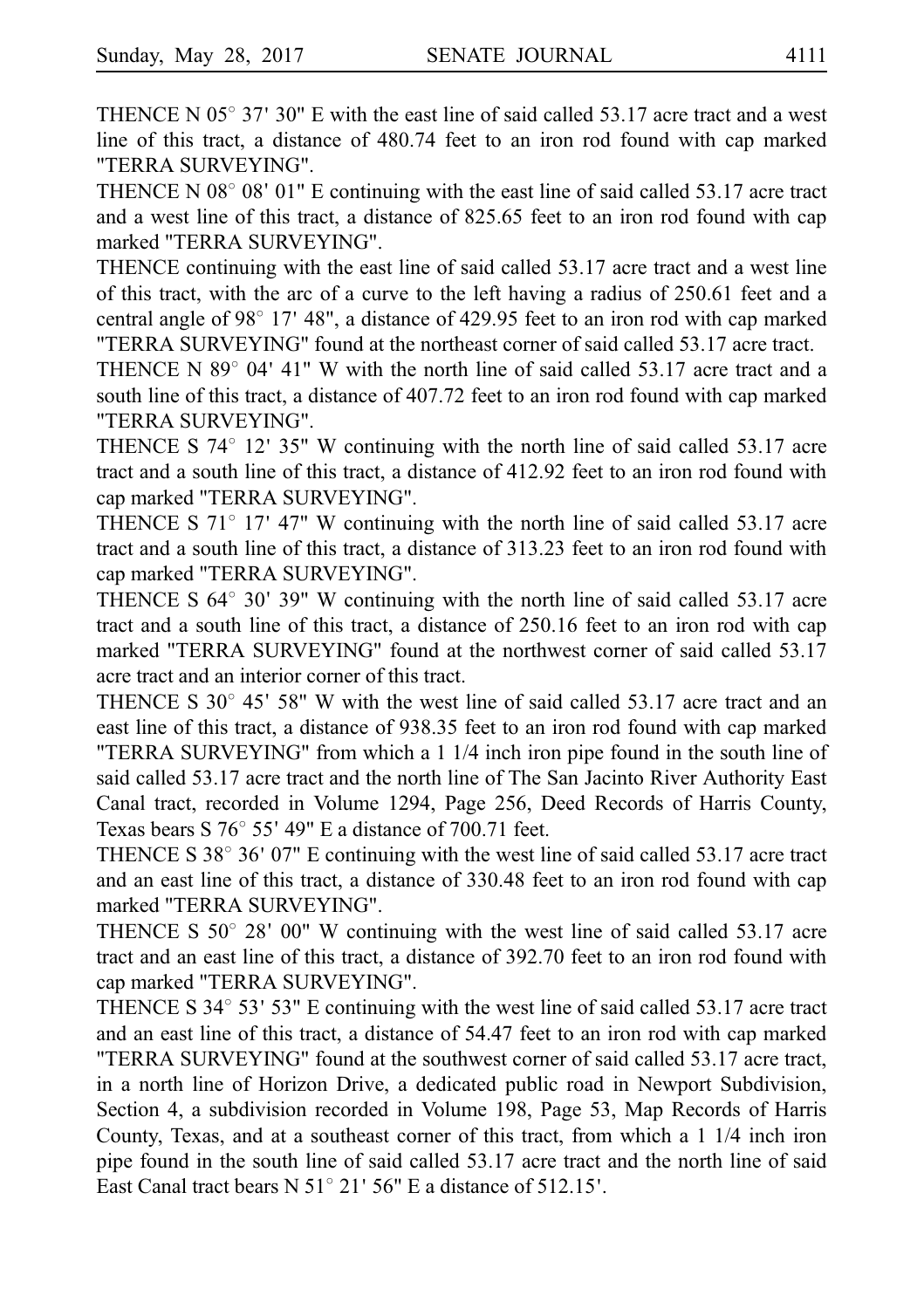THENCE N 05° 37' 30" E with the east line of said called 53.17 acre tract and a west line of this tract, a distance of 480.74 feet to an iron rod found with cap marked "TERRA SURVEYING".

THENCE N 08° 08' 01" E continuing with the east line of said called 53.17 acre tract and a west line of this tract, a distance of 825.65 feet to an iron rod found with cap marked "TERRA SURVEYING".

THENCE continuing with the east line of said called 53.17 acre tract and a west line of this tract, with the arc of a curve to the left having a radius of 250.61 feet and a central angle of 98° 17' 48", a distance of 429.95 feet to an iron rod with cap marked "TERRA SURVEYING" found at the northeast corner of said called 53.17 acre tract.

THENCE N 89° 04' 41" W with the north line of said called 53.17 acre tract and a south line of this tract, a distance of 407.72 feet to an iron rod found with cap marked "TERRA SURVEYING".

THENCE S 74° 12' 35" W continuing with the north line of said called 53.17 acre tract and a south line of this tract, a distance of 412.92 feet to an iron rod found with cap marked "TERRA SURVEYING".

THENCE S 71° 17' 47" W continuing with the north line of said called 53.17 acre tract and a south line of this tract, a distance of 313.23 feet to an iron rod found with cap marked "TERRA SURVEYING".

THENCE S 64° 30' 39" W continuing with the north line of said called 53.17 acre tract and a south line of this tract, a distance of 250.16 feet to an iron rod with cap marked "TERRA SURVEYING" found at the northwest corner of said called 53.17 acre tract and an interior corner of this tract.

THENCE S 30° 45' 58" W with the west line of said called 53.17 acre tract and an east line of this tract, a distance of 938.35 feet to an iron rod found with cap marked "TERRA SURVEYING" from which a 1 1/4 inch iron pipe found in the south line of said called 53.17 acre tract and the north line of The San Jacinto River Authority East Canal tract, recorded in Volume 1294, Page 256, Deed Records of Harris County, Texas bears S 76° 55' 49" E a distance of 700.71 feet.

THENCE S 38° 36' 07" E continuing with the west line of said called 53.17 acre tract and an east line of this tract, a distance of 330.48 feet to an iron rod found with cap marked "TERRA SURVEYING".

THENCE S 50° 28' 00" W continuing with the west line of said called 53.17 acre tract and an east line of this tract, a distance of 392.70 feet to an iron rod found with cap marked "TERRA SURVEYING".

THENCE S 34° 53' 53" E continuing with the west line of said called 53.17 acre tract and an east line of this tract, a distance of 54.47 feet to an iron rod with cap marked "TERRA SURVEYING" found at the southwest corner of said called 53.17 acre tract, in a north line of Horizon Drive, a dedicated public road in Newport Subdivision, Section 4, a subdivision recorded in Volume 198, Page 53, Map Records of Harris County, Texas, and at a southeast corner of this tract, from which a 1 1/4 inch iron pipe found in the south line of said called 53.17 acre tract and the north line of said East Canal tract bears N 51° 21' 56" E a distance of 512.15'.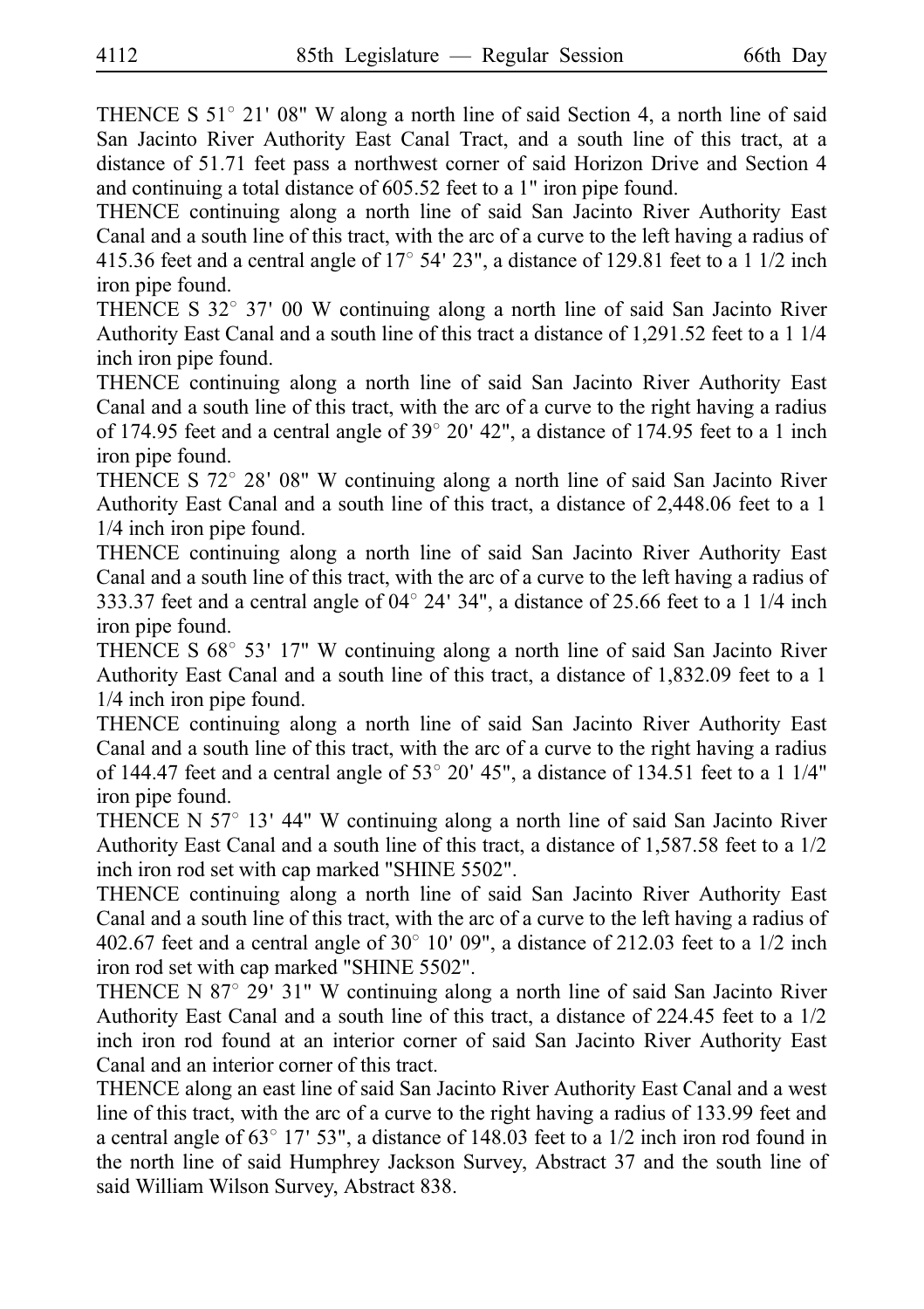THENCE S 51° 21' 08" W along a north line of said Section 4, a north line of said San Jacinto River Authority East Canal Tract, and a south line of this tract, at a distance of 51.71 feet pass a northwest corner of said Horizon Drive and Section 4 and continuing a total distance of 605.52 feet to a 1" iron pipe found.

THENCE continuing along a north line of said San Jacinto River Authority East Canal and a south line of this tract, with the arc of a curve to the left having a radius of 415.36 feet and a central angle of 17° 54' 23", a distance of 129.81 feet to a 1 1/2 inch iron pipe found.

THENCE S 32° 37' 00 W continuing along a north line of said San Jacinto River Authority East Canal and a south line of this tract a distance of 1,291.52 feet to a 1 1/4 inch iron pipe found.

THENCE continuing along a north line of said San Jacinto River Authority East Canal and a south line of this tract, with the arc of a curve to the right having a radius of 174.95 feet and a central angle of 39° 20' 42", a distance of 174.95 feet to a 1 inch iron pipe found.

THENCE S 72° 28' 08" W continuing along a north line of said San Jacinto River Authority East Canal and a south line of this tract, a distance of 2,448.06 feet to a 1 1/4 inch iron pipe found.

THENCE continuing along a north line of said San Jacinto River Authority East Canal and a south line of this tract, with the arc of a curve to the left having a radius of 333.37 feet and a central angle of 04° 24' 34", a distance of 25.66 feet to a 1 1/4 inch iron pipe found.

THENCE S 68° 53' 17" W continuing along a north line of said San Jacinto River Authority East Canal and a south line of this tract, a distance of 1,832.09 feet to a 1 1/4 inch iron pipe found.

THENCE continuing along a north line of said San Jacinto River Authority East Canal and a south line of this tract, with the arc of a curve to the right having a radius of 144.47 feet and a central angle of 53° 20' 45", a distance of 134.51 feet to a 1 1/4" iron pipe found.

THENCE N 57° 13' 44" W continuing along a north line of said San Jacinto River Authority East Canal and a south line of this tract, a distance of 1,587.58 feet to a 1/2 inch iron rod set with cap marked "SHINE 5502".

THENCE continuing along a north line of said San Jacinto River Authority East Canal and a south line of this tract, with the arc of a curve to the left having a radius of 402.67 feet and a central angle of 30° 10' 09", a distance of 212.03 feet to a 1/2 inch iron rod set with cap marked "SHINE 5502".

THENCE N 87° 29' 31" W continuing along a north line of said San Jacinto River Authority East Canal and a south line of this tract, a distance of 224.45 feet to a 1/2 inch iron rod found at an interior corner of said San Jacinto River Authority East Canal and an interior corner of this tract.

THENCE along an east line of said San Jacinto River Authority East Canal and a west line of this tract, with the arc of a curve to the right having a radius of 133.99 feet and a central angle of 63° 17' 53", a distance of 148.03 feet to a 1/2 inch iron rod found in the north line of said Humphrey Jackson Survey, Abstract 37 and the south line of said William Wilson Survey, Abstract 838.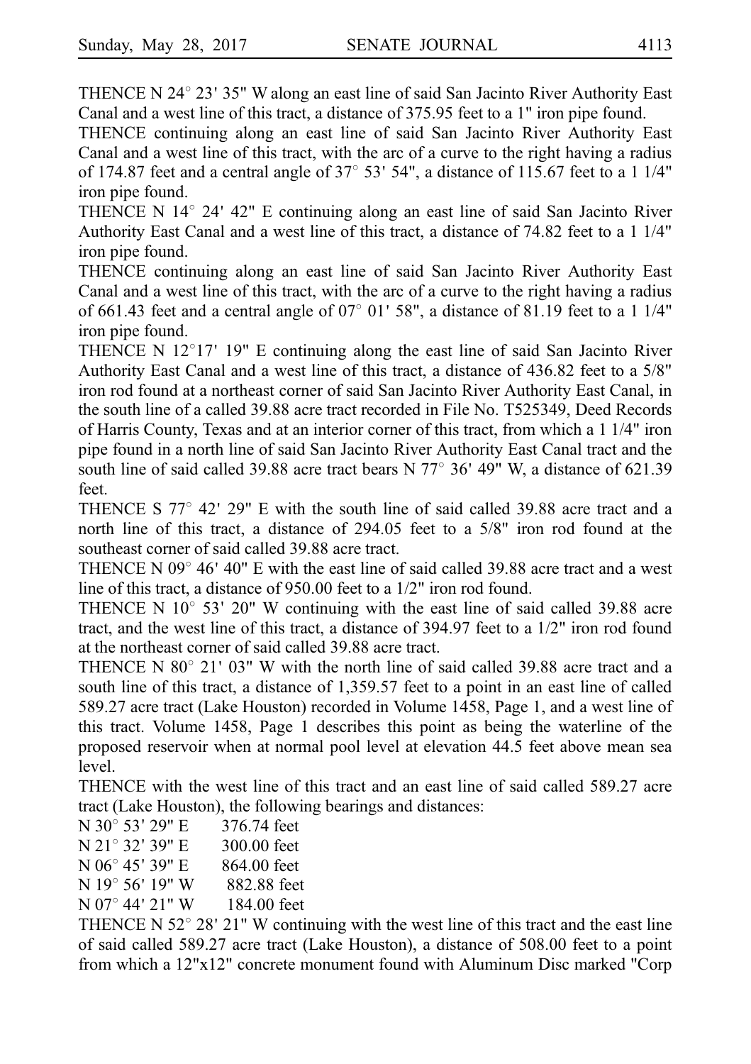THENCE N 24° 23' 35" W along an east line of said San Jacinto River Authority East Canal and a west line of this tract, a distance of 375.95 feet to a 1" iron pipe found.

THENCE continuing along an east line of said San Jacinto River Authority East Canal and a west line of this tract, with the arc of a curve to the right having a radius of 174.87 feet and a central angle of 37° 53' 54", a distance of 115.67 feet to a 1 1/4" iron pipe found.

THENCE N 14° 24' 42" E continuing along an east line of said San Jacinto River Authority East Canal and a west line of this tract, a distance of 74.82 feet to a 1 1/4" iron pipe found.

THENCE continuing along an east line of said San Jacinto River Authority East Canal and a west line of this tract, with the arc of a curve to the right having a radius of 661.43 feet and a central angle of 07° 01' 58", a distance of 81.19 feet to a 1 1/4" iron pipe found.

THENCE N 12°17' 19" E continuing along the east line of said San Jacinto River Authority East Canal and a west line of this tract, a distance of 436.82 feet to a 5/8" iron rod found at a northeast corner of said San Jacinto River Authority East Canal, in the south line of a called 39.88 acre tract recorded in File No. T525349, Deed Records of Harris County, Texas and at an interior corner of this tract, from which a 1 1/4" iron pipe found in a north line of said San Jacinto River Authority East Canal tract and the south line of said called 39.88 acre tract bears N 77° 36' 49" W, a distance of 621.39 feet.

THENCE S 77° 42' 29" E with the south line of said called 39.88 acre tract and a north line of this tract, a distance of 294.05 feet to a 5/8" iron rod found at the southeast corner of said called 39.88 acre tract.

THENCE N 09° 46' 40" E with the east line of said called 39.88 acre tract and a west line of this tract, a distance of 950.00 feet to a 1/2" iron rod found.

THENCE N 10° 53' 20" W continuing with the east line of said called 39.88 acre tract, and the west line of this tract, a distance of 394.97 feet to a 1/2" iron rod found at the northeast corner of said called 39.88 acre tract.

THENCE N 80° 21' 03" W with the north line of said called 39.88 acre tract and a south line of this tract, a distance of 1,359.57 feet to a point in an east line of called 589.27 acre tract (Lake Houston) recorded in Volume 1458, Page 1, and a west line of this tract. Volume 1458, Page 1 describes this point as being the waterline of the proposed reservoir when at normal pool level at elevation 44.5 feet above mean sea level.

THENCE with the west line of this tract and an east line of said called 589.27 acre tract (Lake Houston), the following bearings and distances:

N 30° 53' 29" E 376.74 feet
N 21° 32' 39" E 300.00 feet
N 06° 45' 39" E 864.00 feet
N 19° 56' 19" W 882.88 feet
N 07° 44' 21" W 184.00 feet

THENCE N 52° 28' 21" W continuing with the west line of this tract and the east line of said called 589.27 acre tract (Lake Houston), a distance of 508.00 feet to a point from which a 12"x12" concrete monument found with Aluminum Disc marked "Corp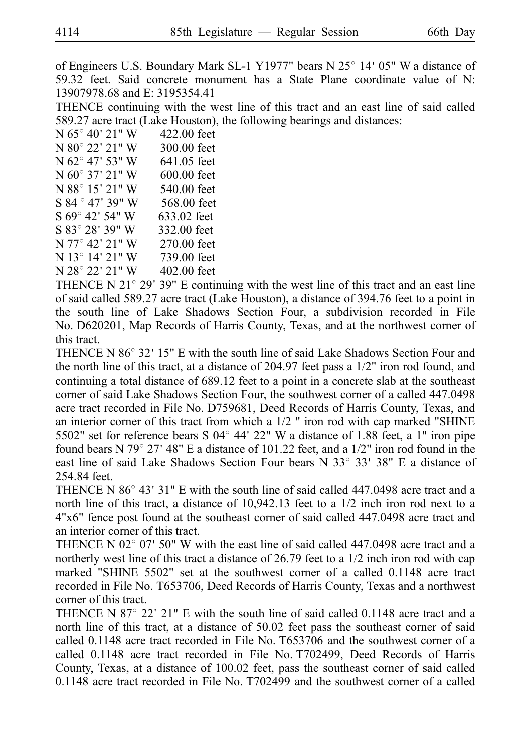of Engineers U.S. Boundary Mark SL-1 Y1977" bears N 25° 14' 05" W a distance of 59.32 feet. Said concrete monument has a State Plane coordinate value of N: 13907978.68 and E: 3195354.41

THENCE continuing with the west line of this tract and an east line of said called 589.27 acre tract (Lake Houston), the following bearings and distances:

N 65° 40' 21" W 422.00 feet
N 80° 22' 21" W 300.00 feet
N 62° 47' 53" W 641.05 feet
N 60° 37' 21" W 600.00 feet
N 88° 15' 21" W 540.00 feet
S 84 ° 47' 39" W 568.00 feet
S 69° 42' 54" W 633.02 feet
S 83° 28' 39" W 332.00 feet
N 77° 42' 21" W 270.00 feet
N 13° 14' 21" W 739.00 feet
N 28° 22' 21" W 402.00 feet

THENCE N 21° 29' 39" E continuing with the west line of this tract and an east line of said called 589.27 acre tract (Lake Houston), a distance of 394.76 feet to a point in the south line of Lake Shadows Section Four, a subdivision recorded in File No. D620201, Map Records of Harris County, Texas, and at the northwest corner of this tract.

THENCE N 86° 32' 15" E with the south line of said Lake Shadows Section Four and the north line of this tract, at a distance of 204.97 feet pass a 1/2" iron rod found, and continuing a total distance of 689.12 feet to a point in a concrete slab at the southeast corner of said Lake Shadows Section Four, the southwest corner of a called 447.0498 acre tract recorded in File No. D759681, Deed Records of Harris County, Texas, and an interior corner of this tract from which a 1/2 " iron rod with cap marked "SHINE 5502" set for reference bears S 04° 44' 22" W a distance of 1.88 feet, a 1" iron pipe found bears N 79° 27' 48" E a distance of 101.22 feet, and a 1/2" iron rod found in the east line of said Lake Shadows Section Four bears N 33° 33' 38" E a distance of 254.84 feet.

THENCE N 86° 43' 31" E with the south line of said called 447.0498 acre tract and a north line of this tract, a distance of 10,942.13 feet to a 1/2 inch iron rod next to a 4"x6" fence post found at the southeast corner of said called 447.0498 acre tract and an interior corner of this tract.

THENCE N 02° 07' 50" W with the east line of said called 447.0498 acre tract and a northerly west line of this tract a distance of 26.79 feet to a 1/2 inch iron rod with cap marked "SHINE 5502" set at the southwest corner of a called 0.1148 acre tract recorded in File No. T653706, Deed Records of Harris County, Texas and a northwest corner of this tract.

THENCE N 87° 22' 21" E with the south line of said called 0.1148 acre tract and a north line of this tract, at a distance of 50.02 feet pass the southeast corner of said called 0.1148 acre tract recorded in File No. T653706 and the southwest corner of a called 0.1148 acre tract recorded in File No. T702499, Deed Records of Harris County, Texas, at a distance of 100.02 feet, pass the southeast corner of said called 0.1148 acre tract recorded in File No. T702499 and the southwest corner of a called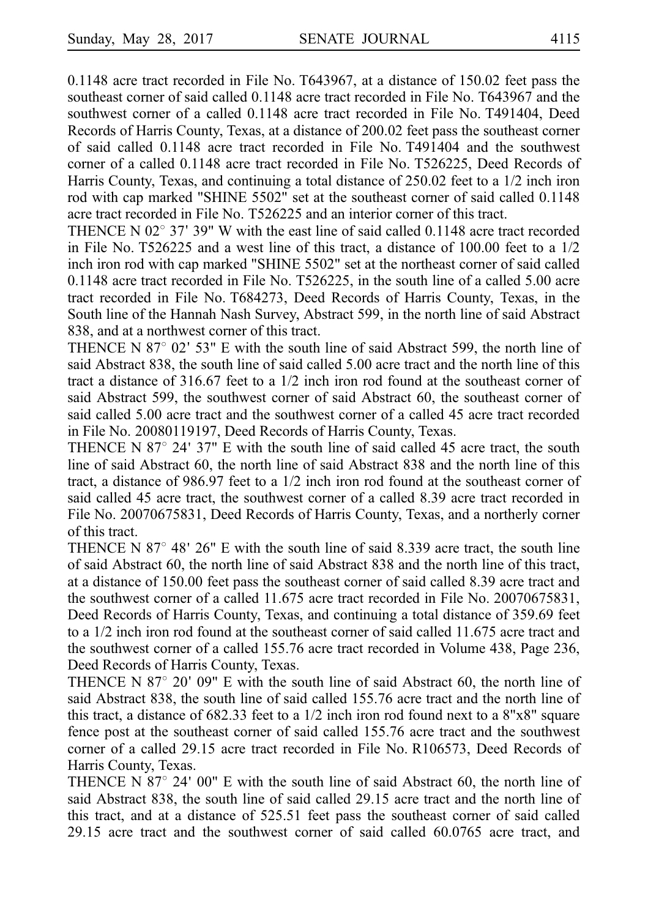0.1148 acre tract recorded in File No. T643967, at a distance of 150.02 feet pass the southeast corner of said called 0.1148 acre tract recorded in File No. T643967 and the southwest corner of a called 0.1148 acre tract recorded in File No. T491404, Deed Records of Harris County, Texas, at a distance of 200.02 feet pass the southeast corner of said called 0.1148 acre tract recorded in File No. T491404 and the southwest corner of a called 0.1148 acre tract recorded in File No. T526225, Deed Records of Harris County, Texas, and continuing a total distance of 250.02 feet to a 1/2 inch iron rod with cap marked "SHINE 5502" set at the southeast corner of said called 0.1148 acre tract recorded in File No. T526225 and an interior corner of this tract.

THENCE N 02° 37' 39" W with the east line of said called 0.1148 acre tract recorded in File No. T526225 and a west line of this tract, a distance of 100.00 feet to a 1/2 inch iron rod with cap marked "SHINE 5502" set at the northeast corner of said called 0.1148 acre tract recorded in File No. T526225, in the south line of a called 5.00 acre tract recorded in File No. T684273, Deed Records of Harris County, Texas, in the South line of the Hannah Nash Survey, Abstract 599, in the north line of said Abstract 838, and at a northwest corner of this tract.

THENCE N 87° 02' 53" E with the south line of said Abstract 599, the north line of said Abstract 838, the south line of said called 5.00 acre tract and the north line of this tract a distance of 316.67 feet to a 1/2 inch iron rod found at the southeast corner of said Abstract 599, the southwest corner of said Abstract 60, the southeast corner of said called 5.00 acre tract and the southwest corner of a called 45 acre tract recorded in File No. 20080119197, Deed Records of Harris County, Texas.

THENCE N 87° 24' 37" E with the south line of said called 45 acre tract, the south line of said Abstract 60, the north line of said Abstract 838 and the north line of this tract, a distance of 986.97 feet to a 1/2 inch iron rod found at the southeast corner of said called 45 acre tract, the southwest corner of a called 8.39 acre tract recorded in File No. 20070675831, Deed Records of Harris County, Texas, and a northerly corner of this tract.

THENCE N 87° 48' 26" E with the south line of said 8.339 acre tract, the south line of said Abstract 60, the north line of said Abstract 838 and the north line of this tract, at a distance of 150.00 feet pass the southeast corner of said called 8.39 acre tract and the southwest corner of a called 11.675 acre tract recorded in File No. 20070675831, Deed Records of Harris County, Texas, and continuing a total distance of 359.69 feet to a 1/2 inch iron rod found at the southeast corner of said called 11.675 acre tract and the southwest corner of a called 155.76 acre tract recorded in Volume 438, Page 236, Deed Records of Harris County, Texas.

THENCE N 87° 20' 09" E with the south line of said Abstract 60, the north line of said Abstract 838, the south line of said called 155.76 acre tract and the north line of this tract, a distance of 682.33 feet to a 1/2 inch iron rod found next to a 8"x8" square fence post at the southeast corner of said called 155.76 acre tract and the southwest corner of a called 29.15 acre tract recorded in File No. R106573, Deed Records of Harris County, Texas.

THENCE N 87° 24' 00" E with the south line of said Abstract 60, the north line of said Abstract 838, the south line of said called 29.15 acre tract and the north line of this tract, and at a distance of 525.51 feet pass the southeast corner of said called 29.15 acre tract and the southwest corner of said called 60.0765 acre tract, and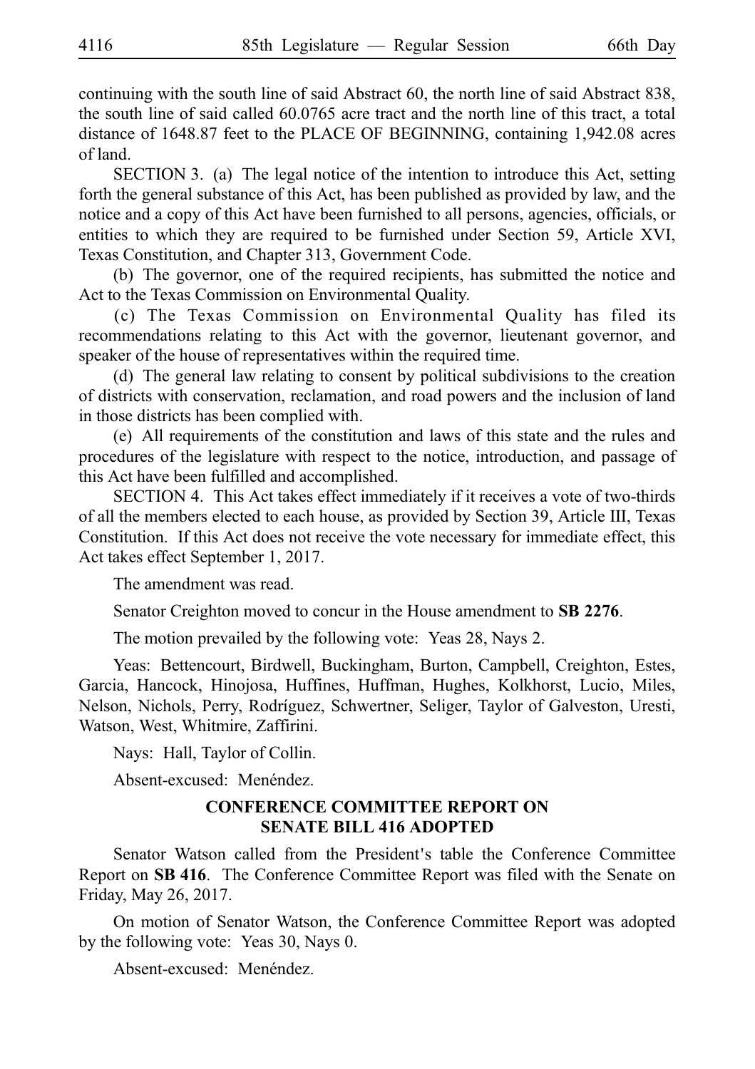continuing with the south line of said Abstract 60, the north line of said Abstract 838, the south line of said called 60.0765 acre tract and the north line of this tract, a total distance of 1648.87 feet to the PLACE OF BEGINNING, containing 1,942.08 acres of land.

SECTION 3. (a) The legal notice of the intention to introduce this Act, setting forth the general substance of this Act, has been published as provided by law, and the notice and a copy of this Act have been furnished to all persons, agencies, officials, or entities to which they are required to be furnished under Section 59, Article XVI, Texas Constitution, and Chapter 313, Government Code.

(b) The governor, one of the required recipients, has submitted the notice and Act to the Texas Commission on Environmental Quality.

(c) The Texas Commission on Environmental Quality has filed its recommendations relating to this Act with the governor, lieutenant governor, and speaker of the house of representatives within the required time.

(d) The general law relating to consent by political subdivisions to the creation of districts with conservation, reclamation, and road powers and the inclusion of land in those districts has been complied with.

(e) All requirements of the constitution and laws of this state and the rules and procedures of the legislature with respect to the notice, introduction, and passage of this Act have been fulfilled and accomplished.

SECTION 4. This Act takes effect immediately if it receives a vote of two-thirds of all the members elected to each house, as provided by Section 39, Article III, Texas Constitution. If this Act does not receive the vote necessary for immediate effect, this Act takes effect September 1, 2017.

The amendment was read.

Senator Creighton moved to concur in the House amendment to **SB 2276**.

The motion prevailed by the following vote: Yeas 28, Nays 2.

Yeas: Bettencourt, Birdwell, Buckingham, Burton, Campbell, Creighton, Estes, Garcia, Hancock, Hinojosa, Huffines, Huffman, Hughes, Kolkhorst, Lucio, Miles, Nelson, Nichols, Perry, Rodríguez, Schwertner, Seliger, Taylor of Galveston, Uresti, Watson, West, Whitmire, Zaffirini.

Nays: Hall, Taylor of Collin.

Absent-excused: Menéndez.

## CONFERENCE COMMITTEE REPORT ON SENATE BILL 416 ADOPTED

Senator Watson called from the President's table the Conference Committee Report on **SB 416**. The Conference Committee Report was filed with the Senate on Friday, May 26, 2017.

On motion of Senator Watson, the Conference Committee Report was adopted by the following vote: Yeas 30, Nays 0.

Absent-excused: Menéndez.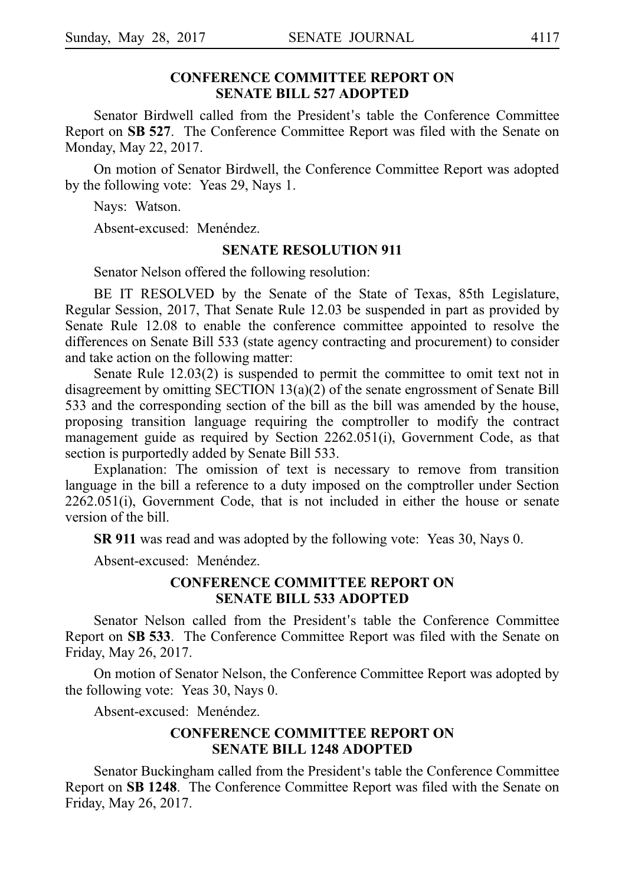## CONFERENCE COMMITTEE REPORT ON SENATE BILL 527 ADOPTED

Senator Birdwell called from the President's table the Conference Committee Report on **SB 527**. The Conference Committee Report was filed with the Senate on Monday, May 22, 2017.

On motion of Senator Birdwell, the Conference Committee Report was adopted by the following vote: Yeas 29, Nays 1.

Nays: Watson.

Absent-excused: Menéndez.

## SENATE RESOLUTION 911

Senator Nelson offered the following resolution:

BE IT RESOLVED by the Senate of the State of Texas, 85th Legislature, Regular Session, 2017, That Senate Rule 12.03 be suspended in part as provided by Senate Rule 12.08 to enable the conference committee appointed to resolve the differences on Senate Bill 533 (state agency contracting and procurement) to consider and take action on the following matter:

Senate Rule 12.03(2) is suspended to permit the committee to omit text not in disagreement by omitting SECTION 13(a)(2) of the senate engrossment of Senate Bill 533 and the corresponding section of the bill as the bill was amended by the house, proposing transition language requiring the comptroller to modify the contract management guide as required by Section 2262.051(i), Government Code, as that section is purportedly added by Senate Bill 533.

Explanation: The omission of text is necessary to remove from transition language in the bill a reference to a duty imposed on the comptroller under Section 2262.051(i), Government Code, that is not included in either the house or senate version of the bill.

**SR 911** was read and was adopted by the following vote: Yeas 30, Nays 0.

Absent-excused: Menéndez.

## CONFERENCE COMMITTEE REPORT ON SENATE BILL 533 ADOPTED

Senator Nelson called from the President's table the Conference Committee Report on **SB 533**. The Conference Committee Report was filed with the Senate on Friday, May 26, 2017.

On motion of Senator Nelson, the Conference Committee Report was adopted by the following vote: Yeas 30, Nays 0.

Absent-excused: Menéndez.

## CONFERENCE COMMITTEE REPORT ON SENATE BILL 1248 ADOPTED

Senator Buckingham called from the President's table the Conference Committee Report on **SB 1248**. The Conference Committee Report was filed with the Senate on Friday, May 26, 2017.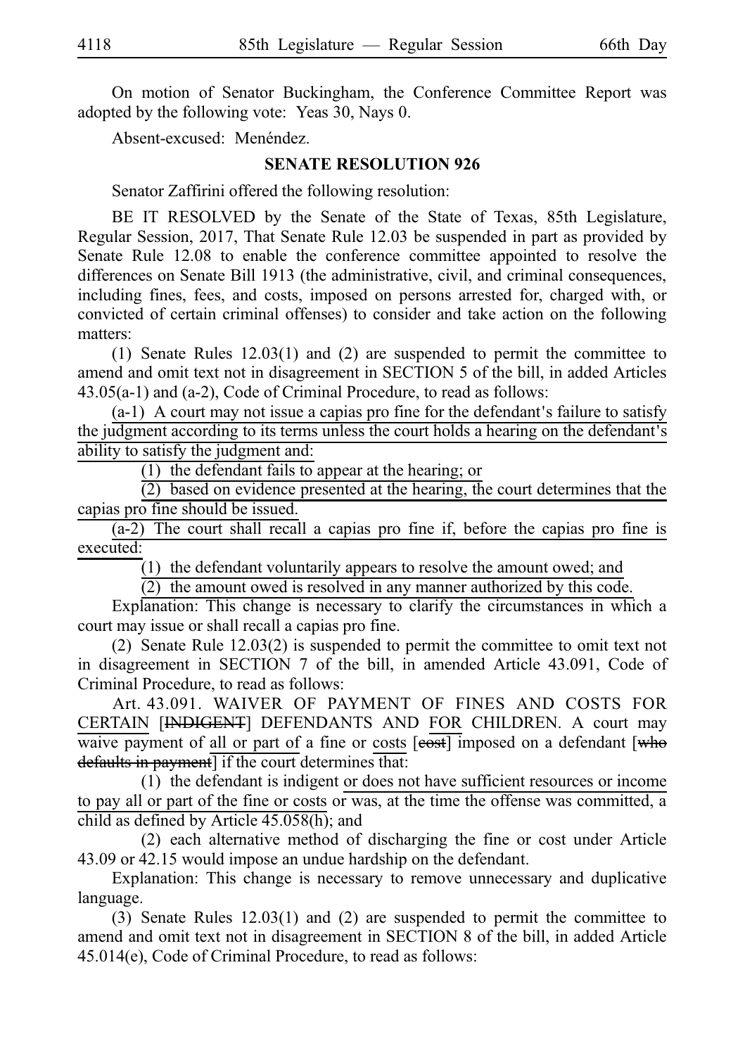On motion of Senator Buckingham, the Conference Committee Report was adopted by the following vote: Yeas 30, Nays 0.

Absent-excused: Menéndez.

## SENATE RESOLUTION 926

Senator Zaffirini offered the following resolution:

BE IT RESOLVED by the Senate of the State of Texas, 85th Legislature, Regular Session, 2017, That Senate Rule 12.03 be suspended in part as provided by Senate Rule 12.08 to enable the conference committee appointed to resolve the differences on Senate Bill 1913 (the administrative, civil, and criminal consequences, including fines, fees, and costs, imposed on persons arrested for, charged with, or convicted of certain criminal offenses) to consider and take action on the following matters:

(1) Senate Rules 12.03(1) and (2) are suspended to permit the committee to amend and omit text not in disagreement in SECTION 5 of the bill, in added Articles 43.05(a-1) and (a-2), Code of Criminal Procedure, to read as follows:

(a-1) A court may not issue a capias pro fine for the defendant's failure to satisfy the judgment according to its terms unless the court holds a hearing on the defendant's ability to satisfy the judgment and:

(1) the defendant fails to appear at the hearing; or

(2) based on evidence presented at the hearing, the court determines that the capias pro fine should be issued.

(a-2) The court shall recall a capias pro fine if, before the capias pro fine is executed:

(1) the defendant voluntarily appears to resolve the amount owed; and

(2) the amount owed is resolved in any manner authorized by this code.

Explanation: This change is necessary to clarify the circumstances in which a court may issue or shall recall a capias pro fine.

(2) Senate Rule 12.03(2) is suspended to permit the committee to omit text not in disagreement in SECTION 7 of the bill, in amended Article 43.091, Code of Criminal Procedure, to read as follows:

Art. 43.091. WAIVER OF PAYMENT OF FINES AND COSTS FOR CERTAIN [~~INDIGENT~~] DEFENDANTS AND FOR CHILDREN. A court may waive payment of all or part of a fine or costs [~~cost~~] imposed on a defendant [~~who defaults in payment~~] if the court determines that:

(1) the defendant is indigent or does not have sufficient resources or income to pay all or part of the fine or costs or was, at the time the offense was committed, a child as defined by Article 45.058(h); and

(2) each alternative method of discharging the fine or cost under Article 43.09 or 42.15 would impose an undue hardship on the defendant.

Explanation: This change is necessary to remove unnecessary and duplicative language.

(3) Senate Rules 12.03(1) and (2) are suspended to permit the committee to amend and omit text not in disagreement in SECTION 8 of the bill, in added Article 45.014(e), Code of Criminal Procedure, to read as follows: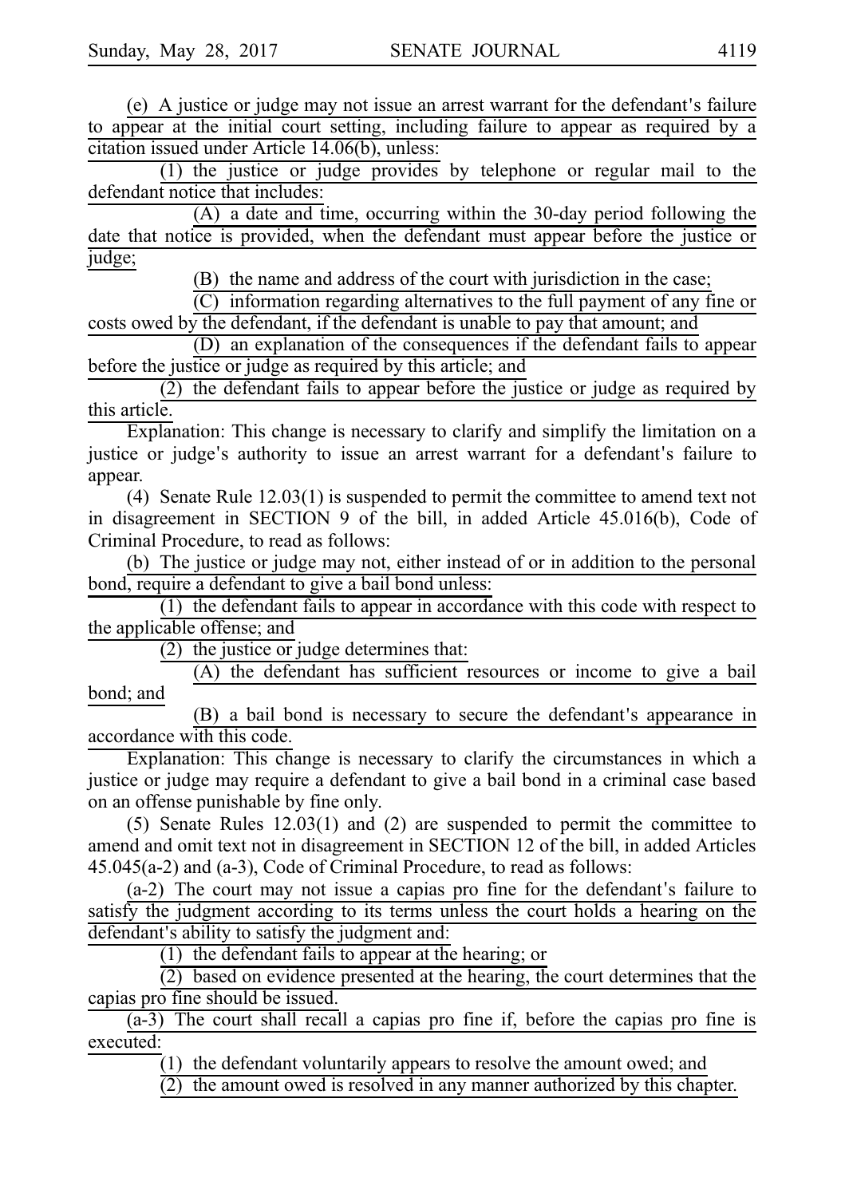(e) A justice or judge may not issue an arrest warrant for the defendant's failure to appear at the initial court setting, including failure to appear as required by a citation issued under Article 14.06(b), unless:

(1) the justice or judge provides by telephone or regular mail to the defendant notice that includes:

(A) a date and time, occurring within the 30-day period following the date that notice is provided, when the defendant must appear before the justice or judge;

(B) the name and address of the court with jurisdiction in the case;

(C) information regarding alternatives to the full payment of any fine or costs owed by the defendant, if the defendant is unable to pay that amount; and

(D) an explanation of the consequences if the defendant fails to appear before the justice or judge as required by this article; and

(2) the defendant fails to appear before the justice or judge as required by this article.

Explanation: This change is necessary to clarify and simplify the limitation on a justice or judge's authority to issue an arrest warrant for a defendant's failure to appear.

(4) Senate Rule 12.03(1) is suspended to permit the committee to amend text not in disagreement in SECTION 9 of the bill, in added Article 45.016(b), Code of Criminal Procedure, to read as follows:

(b) The justice or judge may not, either instead of or in addition to the personal bond, require a defendant to give a bail bond unless:

(1) the defendant fails to appear in accordance with this code with respect to the applicable offense; and

(2) the justice or judge determines that:

(A) the defendant has sufficient resources or income to give a bail bond; and

(B) a bail bond is necessary to secure the defendant's appearance in accordance with this code.

Explanation: This change is necessary to clarify the circumstances in which a justice or judge may require a defendant to give a bail bond in a criminal case based on an offense punishable by fine only.

(5) Senate Rules 12.03(1) and (2) are suspended to permit the committee to amend and omit text not in disagreement in SECTION 12 of the bill, in added Articles 45.045(a-2) and (a-3), Code of Criminal Procedure, to read as follows:

(a-2) The court may not issue a capias pro fine for the defendant's failure to satisfy the judgment according to its terms unless the court holds a hearing on the defendant's ability to satisfy the judgment and:

(1) the defendant fails to appear at the hearing; or

(2) based on evidence presented at the hearing, the court determines that the capias pro fine should be issued.

(a-3) The court shall recall a capias pro fine if, before the capias pro fine is executed:

(1) the defendant voluntarily appears to resolve the amount owed; and

(2) the amount owed is resolved in any manner authorized by this chapter.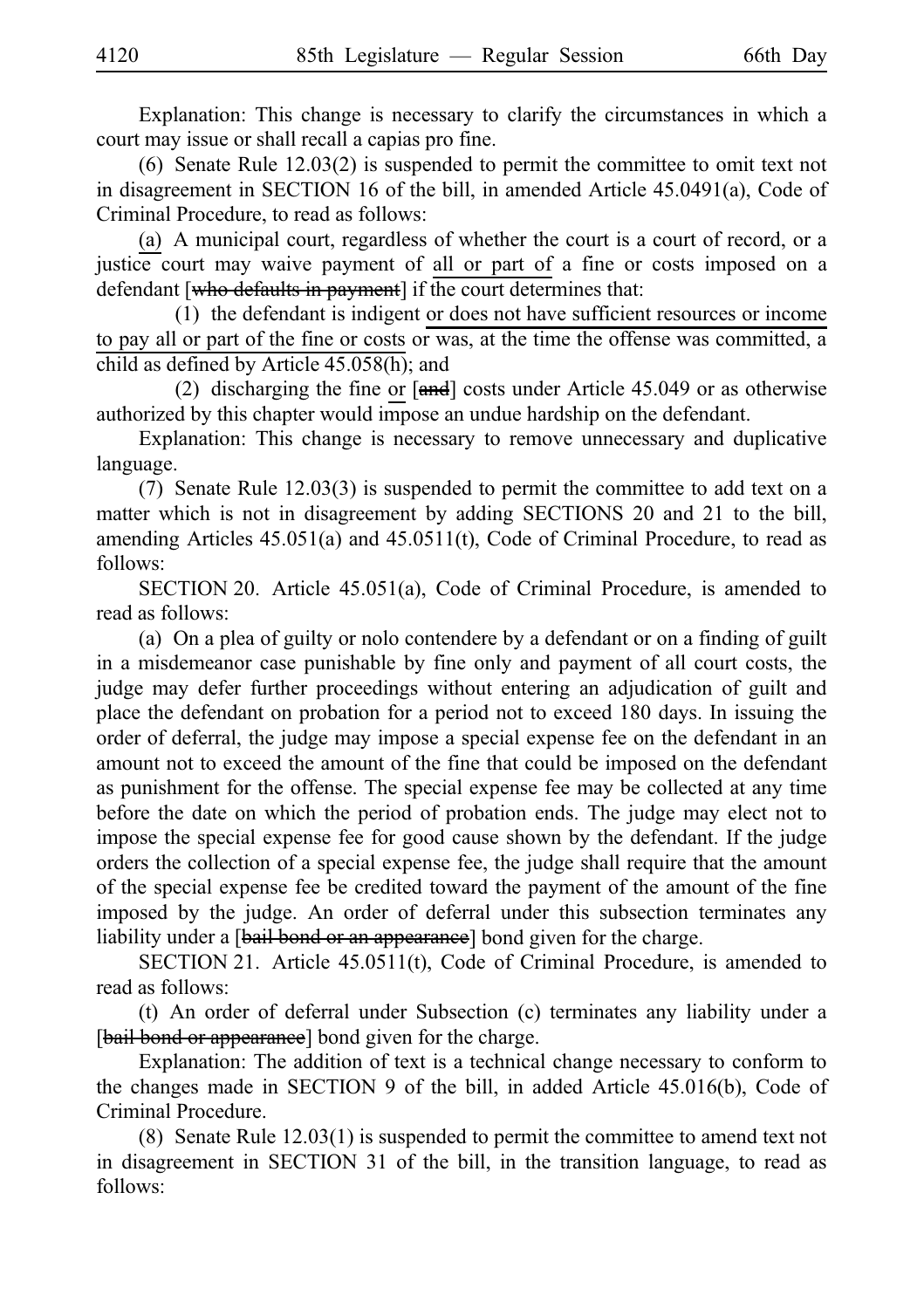Explanation: This change is necessary to clarify the circumstances in which a court may issue or shall recall a capias pro fine.

(6) Senate Rule 12.03(2) is suspended to permit the committee to omit text not in disagreement in SECTION 16 of the bill, in amended Article 45.0491(a), Code of Criminal Procedure, to read as follows:

(a) A municipal court, regardless of whether the court is a court of record, or a justice court may waive payment of all or part of a fine or costs imposed on a defendant [who defaults in payment] if the court determines that:

(1) the defendant is indigent or does not have sufficient resources or income to pay all or part of the fine or costs or was, at the time the offense was committed, a child as defined by Article 45.058(h); and

(2) discharging the fine or [and] costs under Article 45.049 or as otherwise authorized by this chapter would impose an undue hardship on the defendant.

Explanation: This change is necessary to remove unnecessary and duplicative language.

(7) Senate Rule 12.03(3) is suspended to permit the committee to add text on a matter which is not in disagreement by adding SECTIONS 20 and 21 to the bill, amending Articles 45.051(a) and 45.0511(t), Code of Criminal Procedure, to read as follows:

SECTION 20. Article 45.051(a), Code of Criminal Procedure, is amended to read as follows:

(a) On a plea of guilty or nolo contendere by a defendant or on a finding of guilt in a misdemeanor case punishable by fine only and payment of all court costs, the judge may defer further proceedings without entering an adjudication of guilt and place the defendant on probation for a period not to exceed 180 days. In issuing the order of deferral, the judge may impose a special expense fee on the defendant in an amount not to exceed the amount of the fine that could be imposed on the defendant as punishment for the offense. The special expense fee may be collected at any time before the date on which the period of probation ends. The judge may elect not to impose the special expense fee for good cause shown by the defendant. If the judge orders the collection of a special expense fee, the judge shall require that the amount of the special expense fee be credited toward the payment of the amount of the fine imposed by the judge. An order of deferral under this subsection terminates any liability under a [bail bond or an appearance] bond given for the charge.

SECTION 21. Article 45.0511(t), Code of Criminal Procedure, is amended to read as follows:

(t) An order of deferral under Subsection (c) terminates any liability under a [bail bond or appearance] bond given for the charge.

Explanation: The addition of text is a technical change necessary to conform to the changes made in SECTION 9 of the bill, in added Article 45.016(b), Code of Criminal Procedure.

(8) Senate Rule 12.03(1) is suspended to permit the committee to amend text not in disagreement in SECTION 31 of the bill, in the transition language, to read as follows: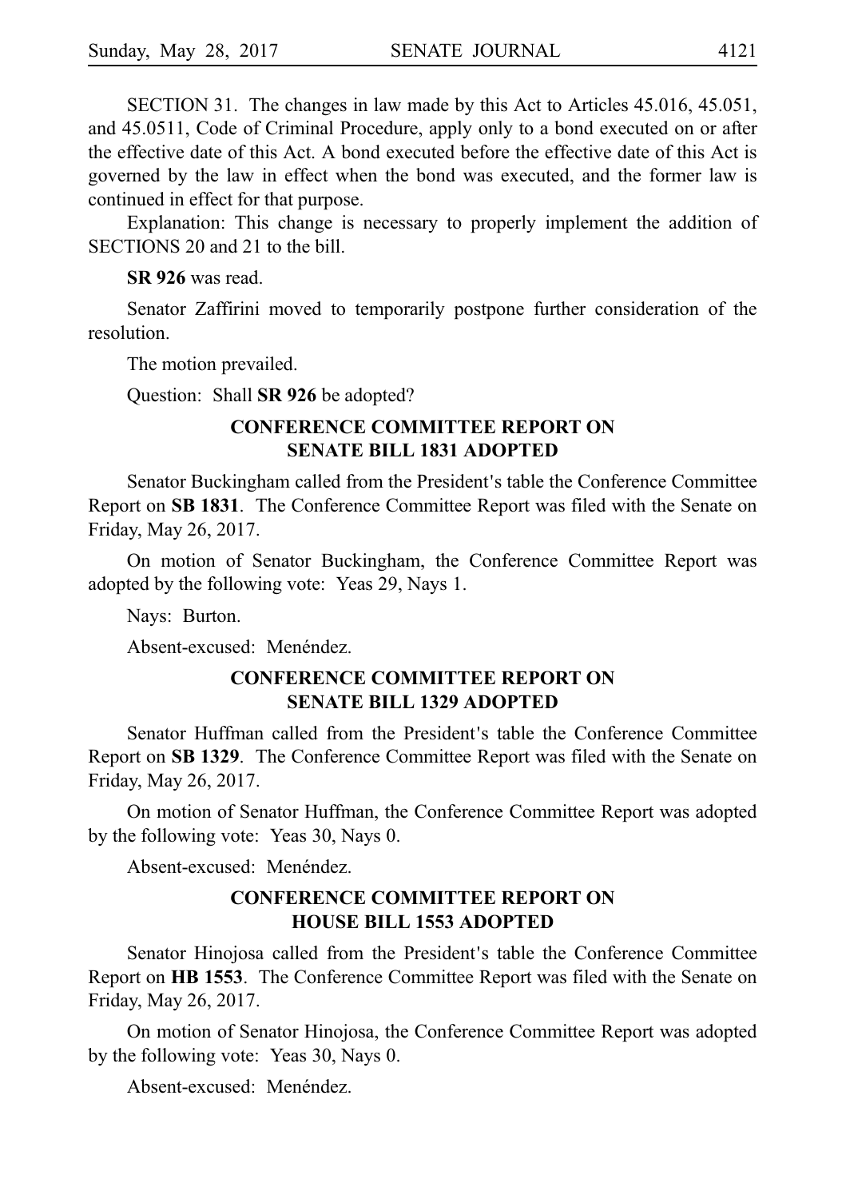SECTION 31. The changes in law made by this Act to Articles 45.016, 45.051, and 45.0511, Code of Criminal Procedure, apply only to a bond executed on or after the effective date of this Act. A bond executed before the effective date of this Act is governed by the law in effect when the bond was executed, and the former law is continued in effect for that purpose.

Explanation: This change is necessary to properly implement the addition of SECTIONS 20 and 21 to the bill.

**SR 926** was read.

Senator Zaffirini moved to temporarily postpone further consideration of the resolution.

The motion prevailed.

Question: Shall **SR 926** be adopted?

## CONFERENCE COMMITTEE REPORT ON SENATE BILL 1831 ADOPTED

Senator Buckingham called from the President's table the Conference Committee Report on **SB 1831**. The Conference Committee Report was filed with the Senate on Friday, May 26, 2017.

On motion of Senator Buckingham, the Conference Committee Report was adopted by the following vote: Yeas 29, Nays 1.

Nays: Burton.

Absent-excused: Menéndez.

## CONFERENCE COMMITTEE REPORT ON SENATE BILL 1329 ADOPTED

Senator Huffman called from the President's table the Conference Committee Report on **SB 1329**. The Conference Committee Report was filed with the Senate on Friday, May 26, 2017.

On motion of Senator Huffman, the Conference Committee Report was adopted by the following vote: Yeas 30, Nays 0.

Absent-excused: Menéndez.

## CONFERENCE COMMITTEE REPORT ON HOUSE BILL 1553 ADOPTED

Senator Hinojosa called from the President's table the Conference Committee Report on **HB 1553**. The Conference Committee Report was filed with the Senate on Friday, May 26, 2017.

On motion of Senator Hinojosa, the Conference Committee Report was adopted by the following vote: Yeas 30, Nays 0.

Absent-excused: Menéndez.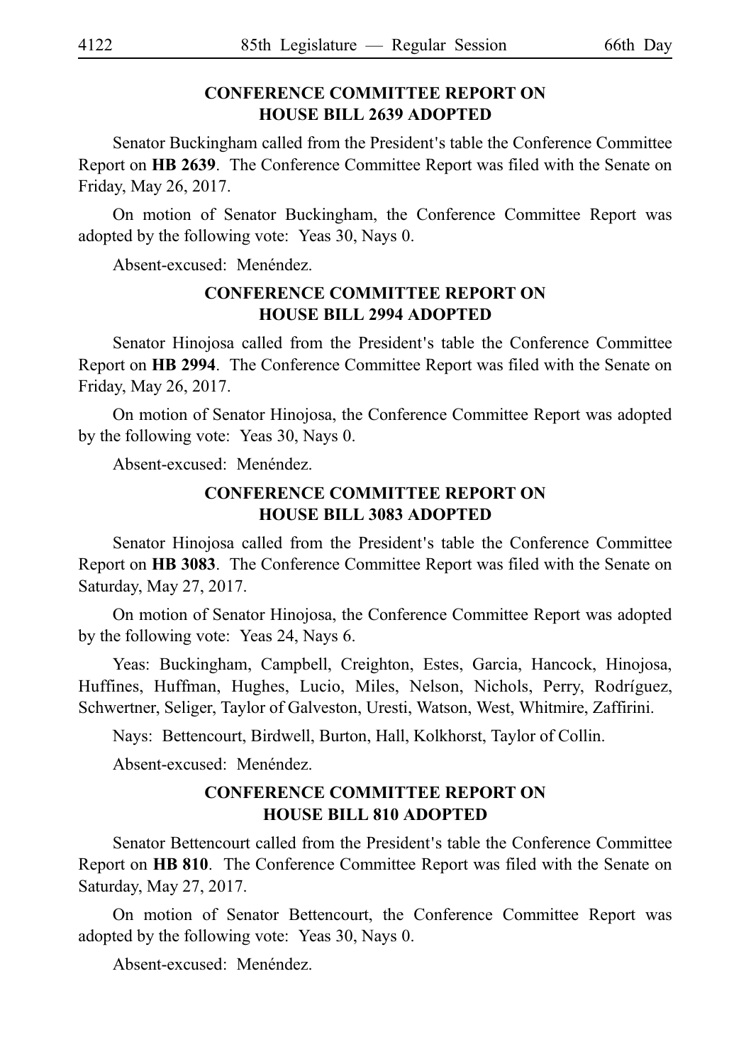## CONFERENCE COMMITTEE REPORT ON HOUSE BILL 2639 ADOPTED

Senator Buckingham called from the President's table the Conference Committee Report on **HB 2639**. The Conference Committee Report was filed with the Senate on Friday, May 26, 2017.

On motion of Senator Buckingham, the Conference Committee Report was adopted by the following vote: Yeas 30, Nays 0.

Absent-excused: Menéndez.

## CONFERENCE COMMITTEE REPORT ON HOUSE BILL 2994 ADOPTED

Senator Hinojosa called from the President's table the Conference Committee Report on **HB 2994**. The Conference Committee Report was filed with the Senate on Friday, May 26, 2017.

On motion of Senator Hinojosa, the Conference Committee Report was adopted by the following vote: Yeas 30, Nays 0.

Absent-excused: Menéndez.

## CONFERENCE COMMITTEE REPORT ON HOUSE BILL 3083 ADOPTED

Senator Hinojosa called from the President's table the Conference Committee Report on **HB 3083**. The Conference Committee Report was filed with the Senate on Saturday, May 27, 2017.

On motion of Senator Hinojosa, the Conference Committee Report was adopted by the following vote: Yeas 24, Nays 6.

Yeas: Buckingham, Campbell, Creighton, Estes, Garcia, Hancock, Hinojosa, Huffines, Huffman, Hughes, Lucio, Miles, Nelson, Nichols, Perry, Rodríguez, Schwertner, Seliger, Taylor of Galveston, Uresti, Watson, West, Whitmire, Zaffirini.

Nays: Bettencourt, Birdwell, Burton, Hall, Kolkhorst, Taylor of Collin.

Absent-excused: Menéndez.

## CONFERENCE COMMITTEE REPORT ON HOUSE BILL 810 ADOPTED

Senator Bettencourt called from the President's table the Conference Committee Report on **HB 810**. The Conference Committee Report was filed with the Senate on Saturday, May 27, 2017.

On motion of Senator Bettencourt, the Conference Committee Report was adopted by the following vote: Yeas 30, Nays 0.

Absent-excused: Menéndez.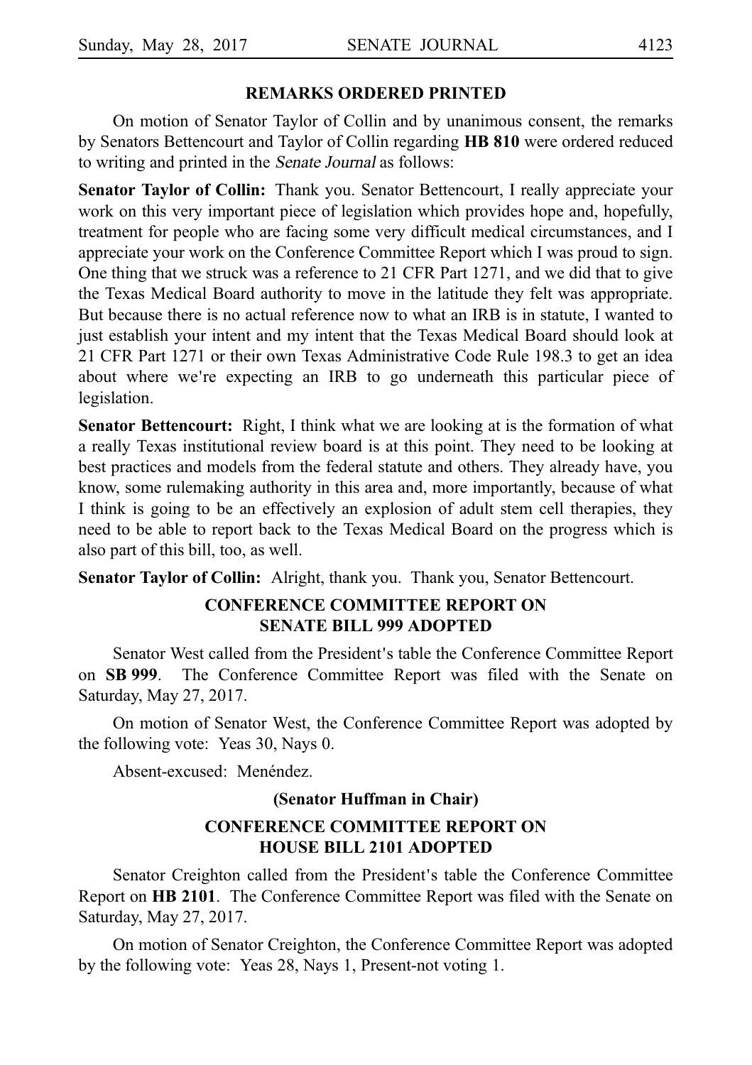## REMARKS ORDERED PRINTED

On motion of Senator Taylor of Collin and by unanimous consent, the remarks by Senators Bettencourt and Taylor of Collin regarding **HB 810** were ordered reduced to writing and printed in the *Senate Journal* as follows:

**Senator Taylor of Collin:** Thank you. Senator Bettencourt, I really appreciate your work on this very important piece of legislation which provides hope and, hopefully, treatment for people who are facing some very difficult medical circumstances, and I appreciate your work on the Conference Committee Report which I was proud to sign. One thing that we struck was a reference to 21 CFR Part 1271, and we did that to give the Texas Medical Board authority to move in the latitude they felt was appropriate. But because there is no actual reference now to what an IRB is in statute, I wanted to just establish your intent and my intent that the Texas Medical Board should look at 21 CFR Part 1271 or their own Texas Administrative Code Rule 198.3 to get an idea about where we're expecting an IRB to go underneath this particular piece of legislation.

**Senator Bettencourt:** Right, I think what we are looking at is the formation of what a really Texas institutional review board is at this point. They need to be looking at best practices and models from the federal statute and others. They already have, you know, some rulemaking authority in this area and, more importantly, because of what I think is going to be an effectively an explosion of adult stem cell therapies, they need to be able to report back to the Texas Medical Board on the progress which is also part of this bill, too, as well.

**Senator Taylor of Collin:** Alright, thank you. Thank you, Senator Bettencourt.

## CONFERENCE COMMITTEE REPORT ON SENATE BILL 999 ADOPTED

Senator West called from the President's table the Conference Committee Report on **SB 999**. The Conference Committee Report was filed with the Senate on Saturday, May 27, 2017.

On motion of Senator West, the Conference Committee Report was adopted by the following vote: Yeas 30, Nays 0.

Absent-excused: Menéndez.

**(Senator Huffman in Chair)**

## CONFERENCE COMMITTEE REPORT ON HOUSE BILL 2101 ADOPTED

Senator Creighton called from the President's table the Conference Committee Report on **HB 2101**. The Conference Committee Report was filed with the Senate on Saturday, May 27, 2017.

On motion of Senator Creighton, the Conference Committee Report was adopted by the following vote: Yeas 28, Nays 1, Present-not voting 1.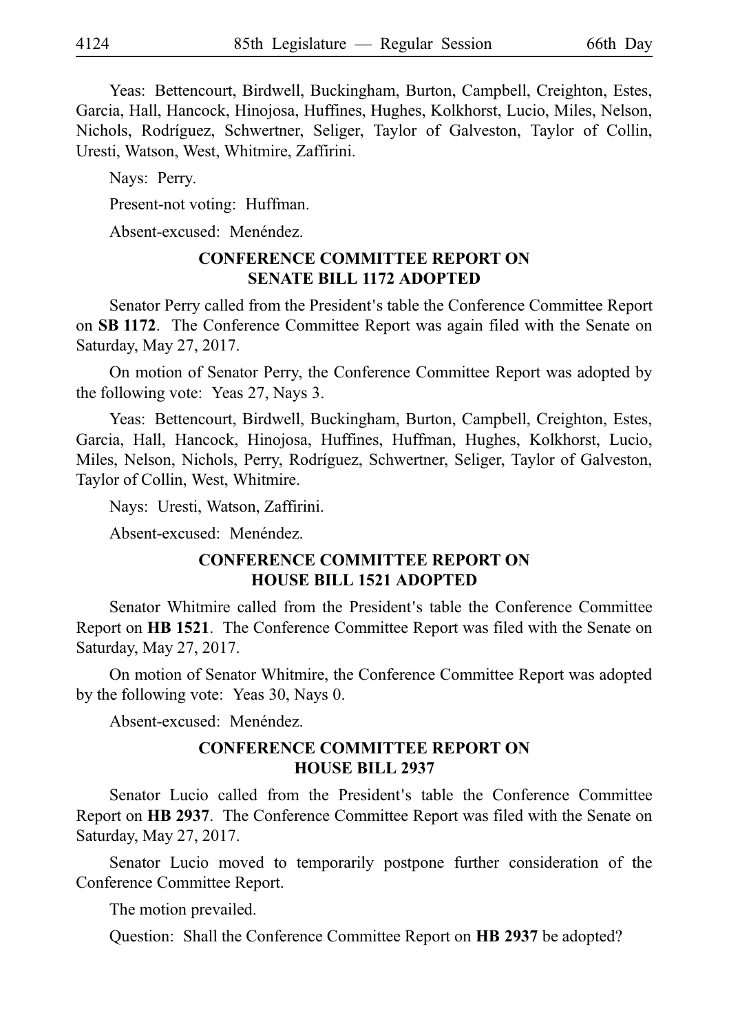Yeas: Bettencourt, Birdwell, Buckingham, Burton, Campbell, Creighton, Estes, Garcia, Hall, Hancock, Hinojosa, Huffines, Hughes, Kolkhorst, Lucio, Miles, Nelson, Nichols, Rodríguez, Schwertner, Seliger, Taylor of Galveston, Taylor of Collin, Uresti, Watson, West, Whitmire, Zaffirini.

Nays: Perry.

Present-not voting: Huffman.

Absent-excused: Menéndez.

## CONFERENCE COMMITTEE REPORT ON SENATE BILL 1172 ADOPTED

Senator Perry called from the President's table the Conference Committee Report on **SB 1172**. The Conference Committee Report was again filed with the Senate on Saturday, May 27, 2017.

On motion of Senator Perry, the Conference Committee Report was adopted by the following vote: Yeas 27, Nays 3.

Yeas: Bettencourt, Birdwell, Buckingham, Burton, Campbell, Creighton, Estes, Garcia, Hall, Hancock, Hinojosa, Huffines, Huffman, Hughes, Kolkhorst, Lucio, Miles, Nelson, Nichols, Perry, Rodríguez, Schwertner, Seliger, Taylor of Galveston, Taylor of Collin, West, Whitmire.

Nays: Uresti, Watson, Zaffirini.

Absent-excused: Menéndez.

## CONFERENCE COMMITTEE REPORT ON HOUSE BILL 1521 ADOPTED

Senator Whitmire called from the President's table the Conference Committee Report on **HB 1521**. The Conference Committee Report was filed with the Senate on Saturday, May 27, 2017.

On motion of Senator Whitmire, the Conference Committee Report was adopted by the following vote: Yeas 30, Nays 0.

Absent-excused: Menéndez.

## CONFERENCE COMMITTEE REPORT ON HOUSE BILL 2937

Senator Lucio called from the President's table the Conference Committee Report on **HB 2937**. The Conference Committee Report was filed with the Senate on Saturday, May 27, 2017.

Senator Lucio moved to temporarily postpone further consideration of the Conference Committee Report.

The motion prevailed.

Question: Shall the Conference Committee Report on **HB 2937** be adopted?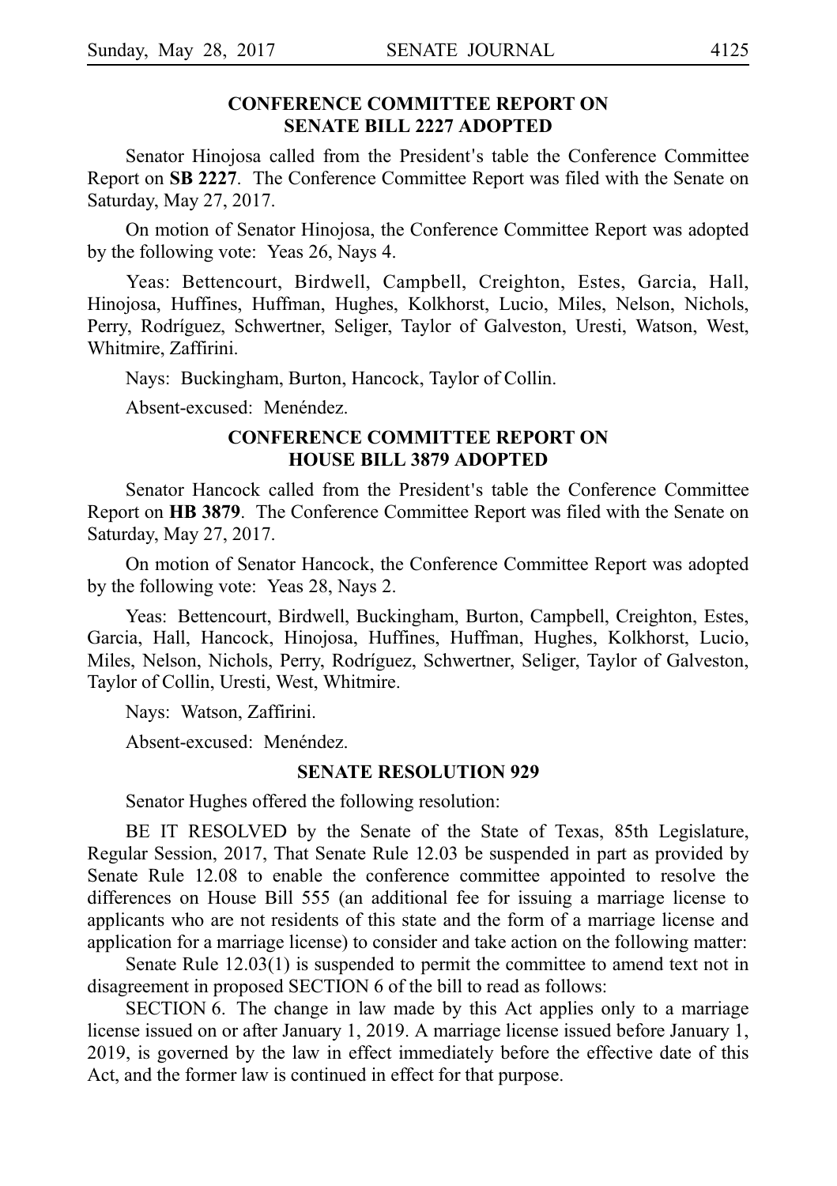## CONFERENCE COMMITTEE REPORT ON SENATE BILL 2227 ADOPTED

Senator Hinojosa called from the President's table the Conference Committee Report on **SB 2227**. The Conference Committee Report was filed with the Senate on Saturday, May 27, 2017.

On motion of Senator Hinojosa, the Conference Committee Report was adopted by the following vote: Yeas 26, Nays 4.

Yeas: Bettencourt, Birdwell, Campbell, Creighton, Estes, Garcia, Hall, Hinojosa, Huffines, Huffman, Hughes, Kolkhorst, Lucio, Miles, Nelson, Nichols, Perry, Rodríguez, Schwertner, Seliger, Taylor of Galveston, Uresti, Watson, West, Whitmire, Zaffirini.

Nays: Buckingham, Burton, Hancock, Taylor of Collin.

Absent-excused: Menéndez.

## CONFERENCE COMMITTEE REPORT ON HOUSE BILL 3879 ADOPTED

Senator Hancock called from the President's table the Conference Committee Report on **HB 3879**. The Conference Committee Report was filed with the Senate on Saturday, May 27, 2017.

On motion of Senator Hancock, the Conference Committee Report was adopted by the following vote: Yeas 28, Nays 2.

Yeas: Bettencourt, Birdwell, Buckingham, Burton, Campbell, Creighton, Estes, Garcia, Hall, Hancock, Hinojosa, Huffines, Huffman, Hughes, Kolkhorst, Lucio, Miles, Nelson, Nichols, Perry, Rodríguez, Schwertner, Seliger, Taylor of Galveston, Taylor of Collin, Uresti, West, Whitmire.

Nays: Watson, Zaffirini.

Absent-excused: Menéndez.

## SENATE RESOLUTION 929

Senator Hughes offered the following resolution:

BE IT RESOLVED by the Senate of the State of Texas, 85th Legislature, Regular Session, 2017, That Senate Rule 12.03 be suspended in part as provided by Senate Rule 12.08 to enable the conference committee appointed to resolve the differences on House Bill 555 (an additional fee for issuing a marriage license to applicants who are not residents of this state and the form of a marriage license and application for a marriage license) to consider and take action on the following matter:

Senate Rule 12.03(1) is suspended to permit the committee to amend text not in disagreement in proposed SECTION 6 of the bill to read as follows:

SECTION 6. The change in law made by this Act applies only to a marriage license issued on or after January 1, 2019. A marriage license issued before January 1, 2019, is governed by the law in effect immediately before the effective date of this Act, and the former law is continued in effect for that purpose.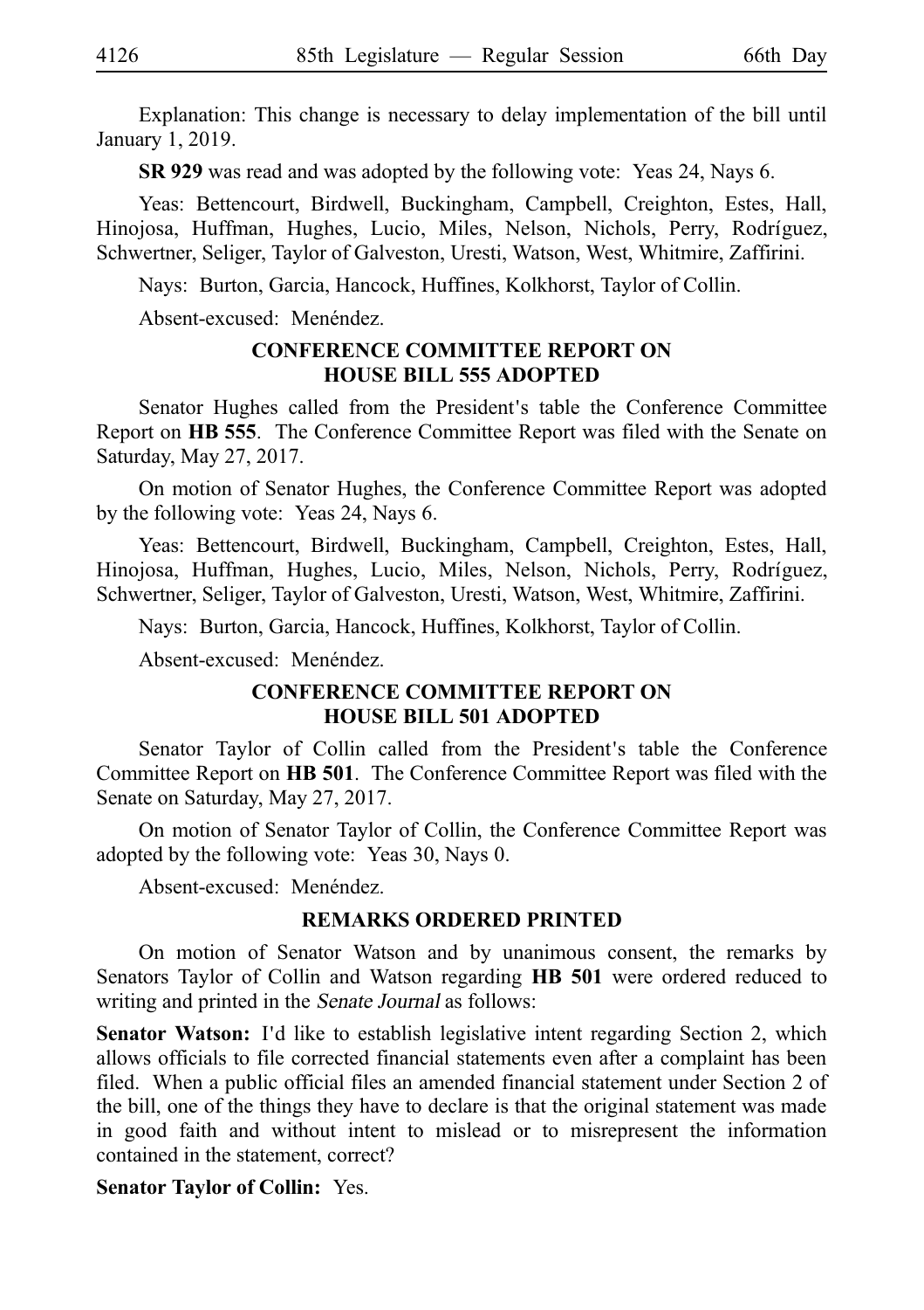Explanation: This change is necessary to delay implementation of the bill until January 1, 2019.

**SR 929** was read and was adopted by the following vote: Yeas 24, Nays 6.

Yeas: Bettencourt, Birdwell, Buckingham, Campbell, Creighton, Estes, Hall, Hinojosa, Huffman, Hughes, Lucio, Miles, Nelson, Nichols, Perry, Rodríguez, Schwertner, Seliger, Taylor of Galveston, Uresti, Watson, West, Whitmire, Zaffirini.

Nays: Burton, Garcia, Hancock, Huffines, Kolkhorst, Taylor of Collin.

Absent-excused: Menéndez.

## CONFERENCE COMMITTEE REPORT ON HOUSE BILL 555 ADOPTED

Senator Hughes called from the President's table the Conference Committee Report on **HB 555**. The Conference Committee Report was filed with the Senate on Saturday, May 27, 2017.

On motion of Senator Hughes, the Conference Committee Report was adopted by the following vote: Yeas 24, Nays 6.

Yeas: Bettencourt, Birdwell, Buckingham, Campbell, Creighton, Estes, Hall, Hinojosa, Huffman, Hughes, Lucio, Miles, Nelson, Nichols, Perry, Rodríguez, Schwertner, Seliger, Taylor of Galveston, Uresti, Watson, West, Whitmire, Zaffirini.

Nays: Burton, Garcia, Hancock, Huffines, Kolkhorst, Taylor of Collin.

Absent-excused: Menéndez.

## CONFERENCE COMMITTEE REPORT ON HOUSE BILL 501 ADOPTED

Senator Taylor of Collin called from the President's table the Conference Committee Report on **HB 501**. The Conference Committee Report was filed with the Senate on Saturday, May 27, 2017.

On motion of Senator Taylor of Collin, the Conference Committee Report was adopted by the following vote: Yeas 30, Nays 0.

Absent-excused: Menéndez.

## REMARKS ORDERED PRINTED

On motion of Senator Watson and by unanimous consent, the remarks by Senators Taylor of Collin and Watson regarding **HB 501** were ordered reduced to writing and printed in the *Senate Journal* as follows:

**Senator Watson:** I'd like to establish legislative intent regarding Section 2, which allows officials to file corrected financial statements even after a complaint has been filed. When a public official files an amended financial statement under Section 2 of the bill, one of the things they have to declare is that the original statement was made in good faith and without intent to mislead or to misrepresent the information contained in the statement, correct?

**Senator Taylor of Collin:** Yes.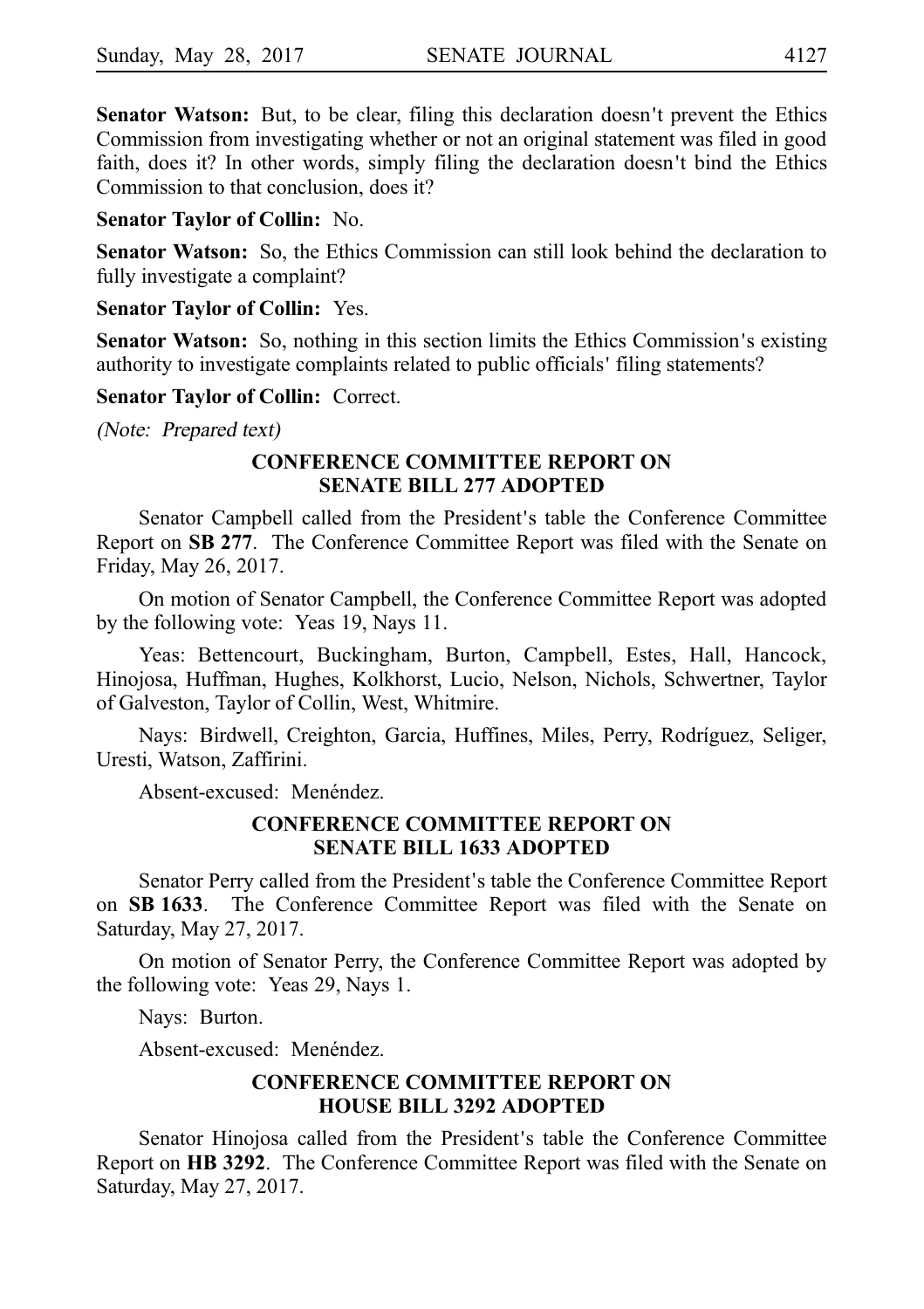**Senator Watson:** But, to be clear, filing this declaration doesn't prevent the Ethics Commission from investigating whether or not an original statement was filed in good faith, does it? In other words, simply filing the declaration doesn't bind the Ethics Commission to that conclusion, does it?

**Senator Taylor of Collin:** No.

**Senator Watson:** So, the Ethics Commission can still look behind the declaration to fully investigate a complaint?

**Senator Taylor of Collin:** Yes.

**Senator Watson:** So, nothing in this section limits the Ethics Commission's existing authority to investigate complaints related to public officials' filing statements?

**Senator Taylor of Collin:** Correct.

*(Note: Prepared text)*

## CONFERENCE COMMITTEE REPORT ON SENATE BILL 277 ADOPTED

Senator Campbell called from the President's table the Conference Committee Report on **SB 277**. The Conference Committee Report was filed with the Senate on Friday, May 26, 2017.

On motion of Senator Campbell, the Conference Committee Report was adopted by the following vote: Yeas 19, Nays 11.

Yeas: Bettencourt, Buckingham, Burton, Campbell, Estes, Hall, Hancock, Hinojosa, Huffman, Hughes, Kolkhorst, Lucio, Nelson, Nichols, Schwertner, Taylor of Galveston, Taylor of Collin, West, Whitmire.

Nays: Birdwell, Creighton, Garcia, Huffines, Miles, Perry, Rodríguez, Seliger, Uresti, Watson, Zaffirini.

Absent-excused: Menéndez.

## CONFERENCE COMMITTEE REPORT ON SENATE BILL 1633 ADOPTED

Senator Perry called from the President's table the Conference Committee Report on **SB 1633**. The Conference Committee Report was filed with the Senate on Saturday, May 27, 2017.

On motion of Senator Perry, the Conference Committee Report was adopted by the following vote: Yeas 29, Nays 1.

Nays: Burton.

Absent-excused: Menéndez.

## CONFERENCE COMMITTEE REPORT ON HOUSE BILL 3292 ADOPTED

Senator Hinojosa called from the President's table the Conference Committee Report on **HB 3292**. The Conference Committee Report was filed with the Senate on Saturday, May 27, 2017.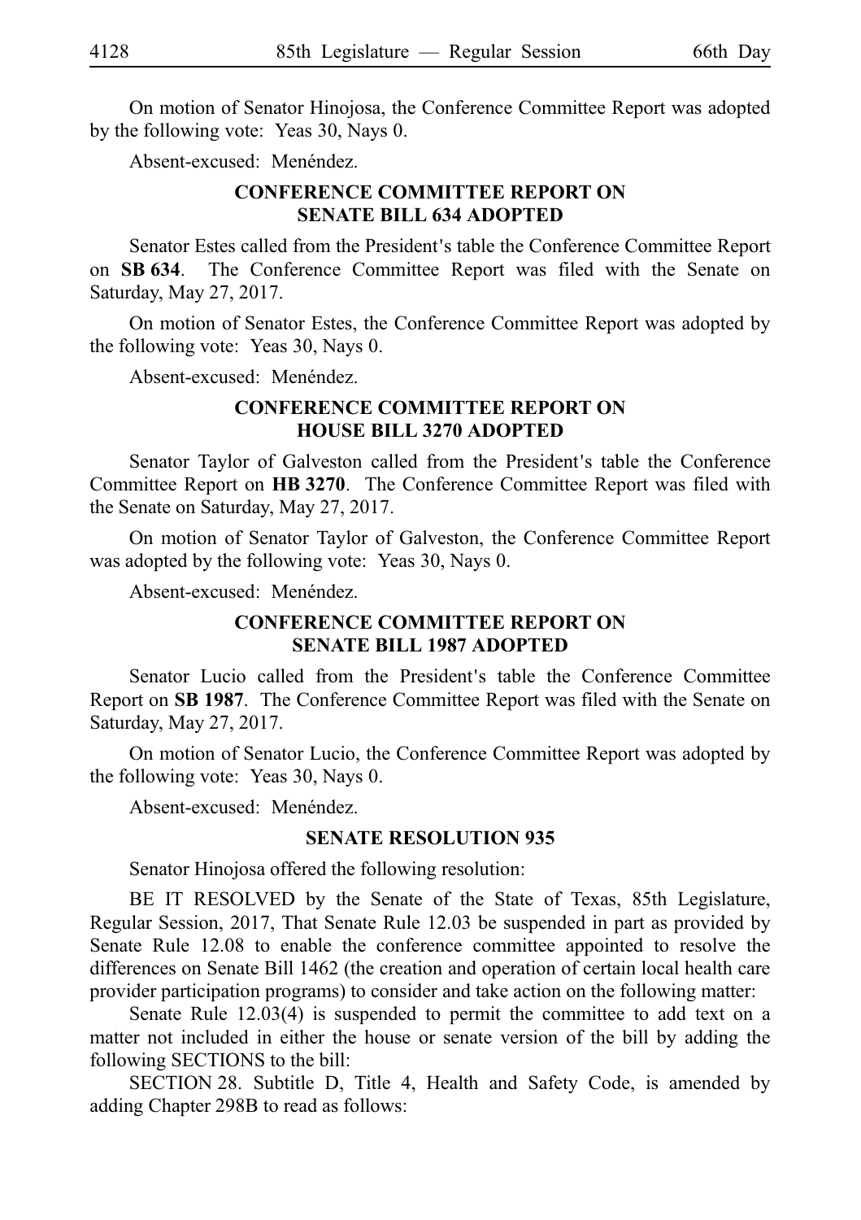On motion of Senator Hinojosa, the Conference Committee Report was adopted by the following vote: Yeas 30, Nays 0.

Absent-excused: Menéndez.

## CONFERENCE COMMITTEE REPORT ON SENATE BILL 634 ADOPTED

Senator Estes called from the President's table the Conference Committee Report on **SB 634**. The Conference Committee Report was filed with the Senate on Saturday, May 27, 2017.

On motion of Senator Estes, the Conference Committee Report was adopted by the following vote: Yeas 30, Nays 0.

Absent-excused: Menéndez.

## CONFERENCE COMMITTEE REPORT ON HOUSE BILL 3270 ADOPTED

Senator Taylor of Galveston called from the President's table the Conference Committee Report on **HB 3270**. The Conference Committee Report was filed with the Senate on Saturday, May 27, 2017.

On motion of Senator Taylor of Galveston, the Conference Committee Report was adopted by the following vote: Yeas 30, Nays 0.

Absent-excused: Menéndez.

## CONFERENCE COMMITTEE REPORT ON SENATE BILL 1987 ADOPTED

Senator Lucio called from the President's table the Conference Committee Report on **SB 1987**. The Conference Committee Report was filed with the Senate on Saturday, May 27, 2017.

On motion of Senator Lucio, the Conference Committee Report was adopted by the following vote: Yeas 30, Nays 0.

Absent-excused: Menéndez.

## SENATE RESOLUTION 935

Senator Hinojosa offered the following resolution:

BE IT RESOLVED by the Senate of the State of Texas, 85th Legislature, Regular Session, 2017, That Senate Rule 12.03 be suspended in part as provided by Senate Rule 12.08 to enable the conference committee appointed to resolve the differences on Senate Bill 1462 (the creation and operation of certain local health care provider participation programs) to consider and take action on the following matter:

Senate Rule 12.03(4) is suspended to permit the committee to add text on a matter not included in either the house or senate version of the bill by adding the following SECTIONS to the bill:

SECTION 28. Subtitle D, Title 4, Health and Safety Code, is amended by adding Chapter 298B to read as follows: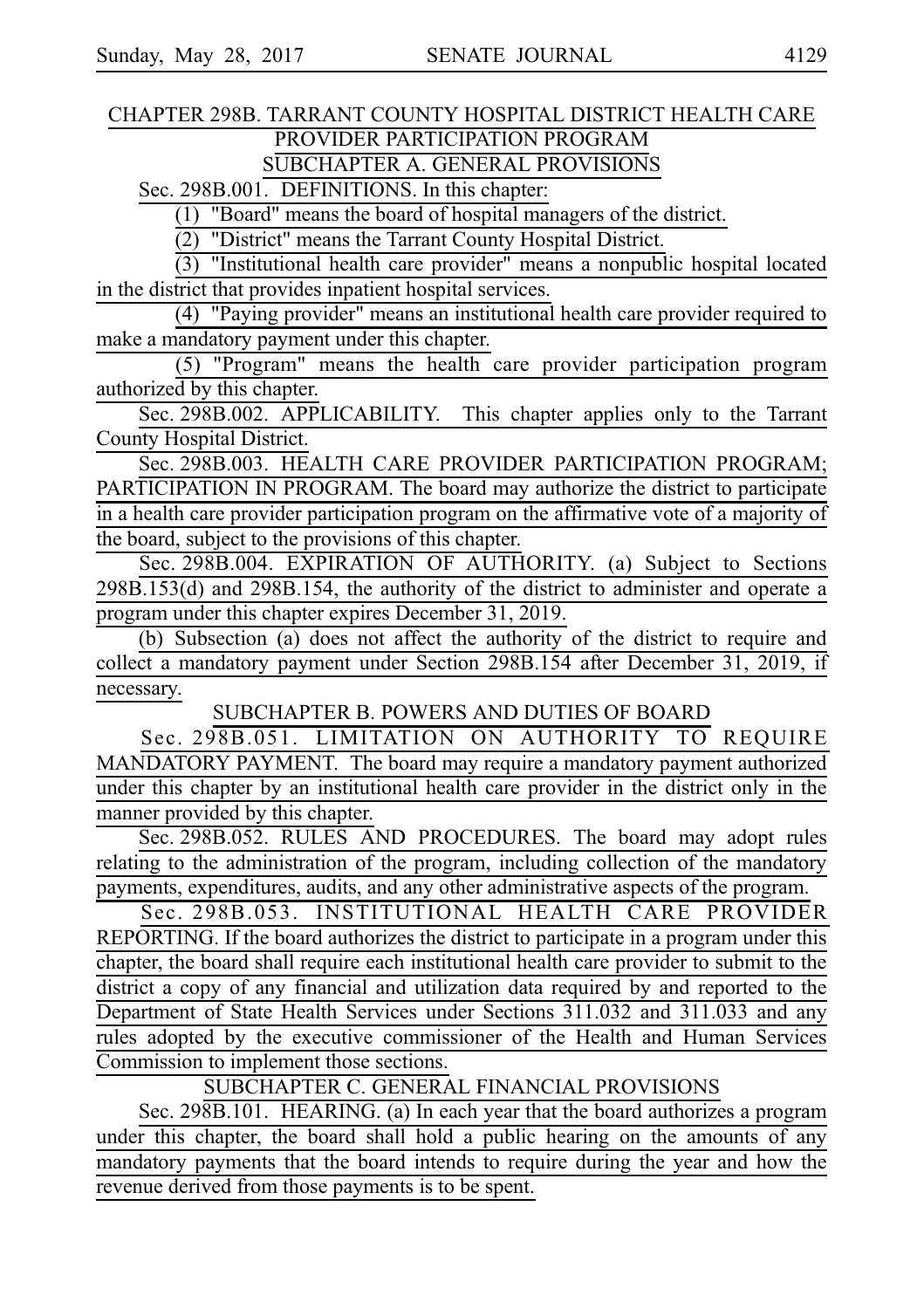## CHAPTER 298B. TARRANT COUNTY HOSPITAL DISTRICT HEALTH CARE PROVIDER PARTICIPATION PROGRAM

### SUBCHAPTER A. GENERAL PROVISIONS

Sec. 298B.001. DEFINITIONS. In this chapter:

(1) "Board" means the board of hospital managers of the district.

(2) "District" means the Tarrant County Hospital District.

(3) "Institutional health care provider" means a nonpublic hospital located in the district that provides inpatient hospital services.

(4) "Paying provider" means an institutional health care provider required to make a mandatory payment under this chapter.

(5) "Program" means the health care provider participation program authorized by this chapter.

Sec. 298B.002. APPLICABILITY. This chapter applies only to the Tarrant County Hospital District.

Sec. 298B.003. HEALTH CARE PROVIDER PARTICIPATION PROGRAM; PARTICIPATION IN PROGRAM. The board may authorize the district to participate in a health care provider participation program on the affirmative vote of a majority of the board, subject to the provisions of this chapter.

Sec. 298B.004. EXPIRATION OF AUTHORITY. (a) Subject to Sections 298B.153(d) and 298B.154, the authority of the district to administer and operate a program under this chapter expires December 31, 2019.

(b) Subsection (a) does not affect the authority of the district to require and collect a mandatory payment under Section 298B.154 after December 31, 2019, if necessary.

### SUBCHAPTER B. POWERS AND DUTIES OF BOARD

Sec. 298B.051. LIMITATION ON AUTHORITY TO REQUIRE MANDATORY PAYMENT. The board may require a mandatory payment authorized under this chapter by an institutional health care provider in the district only in the manner provided by this chapter.

Sec. 298B.052. RULES AND PROCEDURES. The board may adopt rules relating to the administration of the program, including collection of the mandatory payments, expenditures, audits, and any other administrative aspects of the program.

Sec. 298B.053. INSTITUTIONAL HEALTH CARE PROVIDER REPORTING. If the board authorizes the district to participate in a program under this chapter, the board shall require each institutional health care provider to submit to the district a copy of any financial and utilization data required by and reported to the Department of State Health Services under Sections 311.032 and 311.033 and any rules adopted by the executive commissioner of the Health and Human Services Commission to implement those sections.

### SUBCHAPTER C. GENERAL FINANCIAL PROVISIONS

Sec. 298B.101. HEARING. (a) In each year that the board authorizes a program under this chapter, the board shall hold a public hearing on the amounts of any mandatory payments that the board intends to require during the year and how the revenue derived from those payments is to be spent.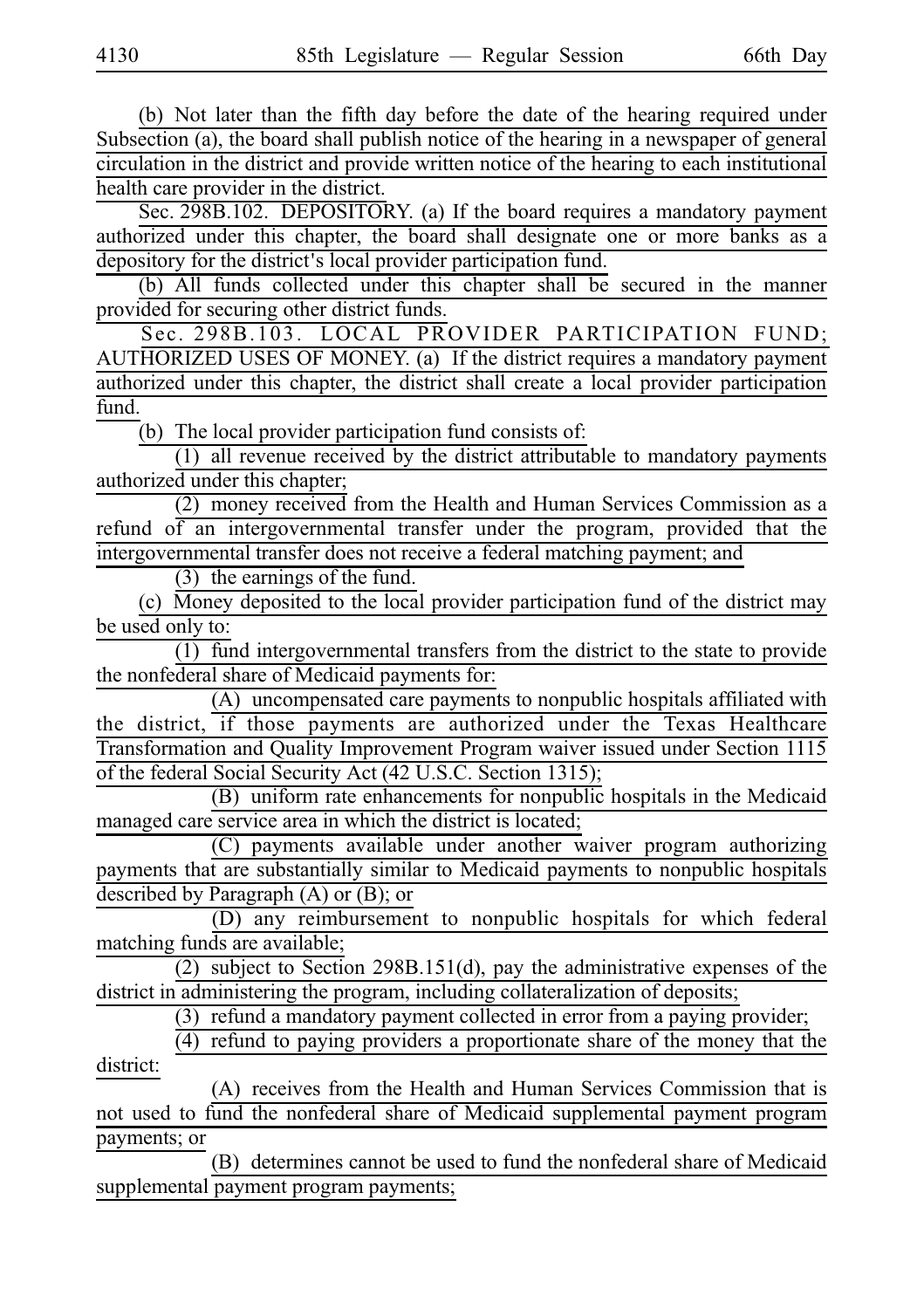(b) Not later than the fifth day before the date of the hearing required under Subsection (a), the board shall publish notice of the hearing in a newspaper of general circulation in the district and provide written notice of the hearing to each institutional health care provider in the district.

Sec. 298B.102. DEPOSITORY. (a) If the board requires a mandatory payment authorized under this chapter, the board shall designate one or more banks as a depository for the district's local provider participation fund.

(b) All funds collected under this chapter shall be secured in the manner provided for securing other district funds.

Sec. 298B.103. LOCAL PROVIDER PARTICIPATION FUND; AUTHORIZED USES OF MONEY. (a) If the district requires a mandatory payment authorized under this chapter, the district shall create a local provider participation fund.

(b) The local provider participation fund consists of:

(1) all revenue received by the district attributable to mandatory payments authorized under this chapter;

(2) money received from the Health and Human Services Commission as a refund of an intergovernmental transfer under the program, provided that the intergovernmental transfer does not receive a federal matching payment; and

(3) the earnings of the fund.

(c) Money deposited to the local provider participation fund of the district may be used only to:

(1) fund intergovernmental transfers from the district to the state to provide the nonfederal share of Medicaid payments for:

(A) uncompensated care payments to nonpublic hospitals affiliated with the district, if those payments are authorized under the Texas Healthcare Transformation and Quality Improvement Program waiver issued under Section 1115 of the federal Social Security Act (42 U.S.C. Section 1315);

(B) uniform rate enhancements for nonpublic hospitals in the Medicaid managed care service area in which the district is located;

(C) payments available under another waiver program authorizing payments that are substantially similar to Medicaid payments to nonpublic hospitals described by Paragraph (A) or (B); or

(D) any reimbursement to nonpublic hospitals for which federal matching funds are available;

(2) subject to Section 298B.151(d), pay the administrative expenses of the district in administering the program, including collateralization of deposits;

(3) refund a mandatory payment collected in error from a paying provider;

(4) refund to paying providers a proportionate share of the money that the district:

(A) receives from the Health and Human Services Commission that is not used to fund the nonfederal share of Medicaid supplemental payment program payments; or

(B) determines cannot be used to fund the nonfederal share of Medicaid supplemental payment program payments;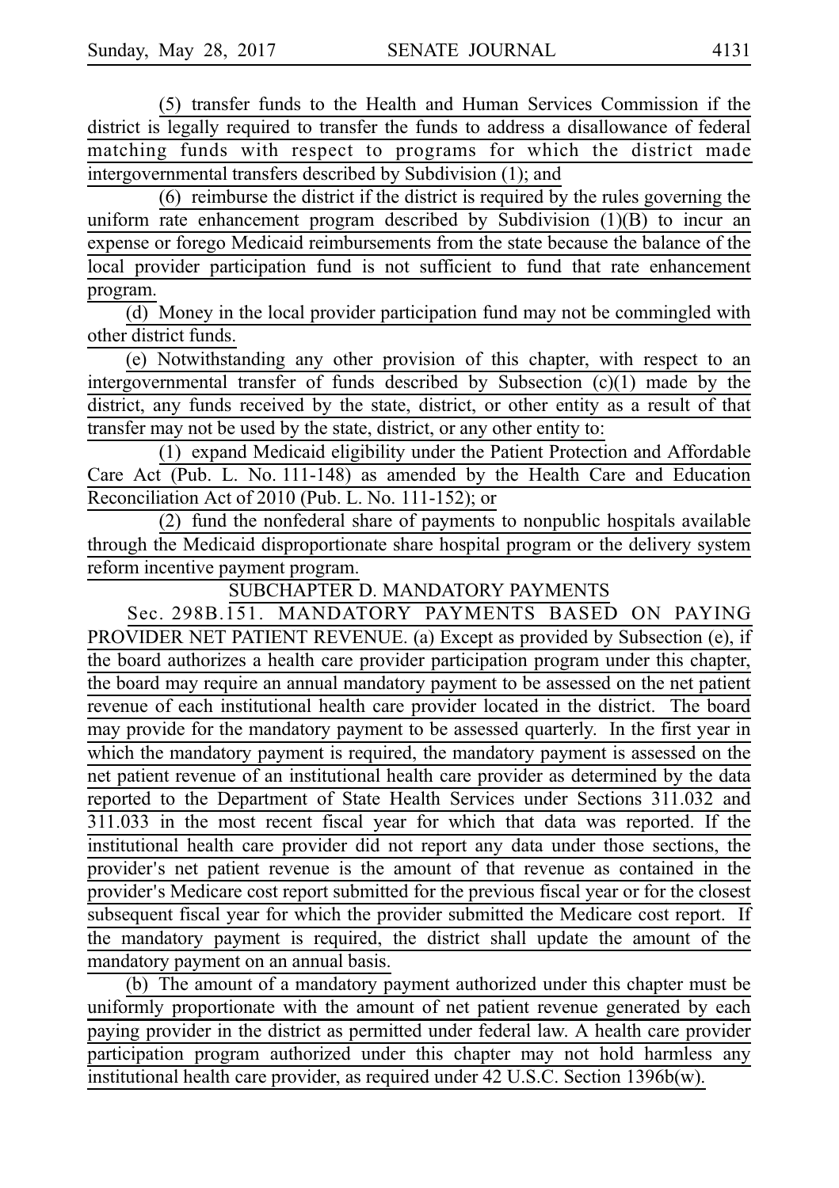(5) transfer funds to the Health and Human Services Commission if the district is legally required to transfer the funds to address a disallowance of federal matching funds with respect to programs for which the district made intergovernmental transfers described by Subdivision (1); and

(6) reimburse the district if the district is required by the rules governing the uniform rate enhancement program described by Subdivision (1)(B) to incur an expense or forego Medicaid reimbursements from the state because the balance of the local provider participation fund is not sufficient to fund that rate enhancement program.

(d) Money in the local provider participation fund may not be commingled with other district funds.

(e) Notwithstanding any other provision of this chapter, with respect to an intergovernmental transfer of funds described by Subsection (c)(1) made by the district, any funds received by the state, district, or other entity as a result of that transfer may not be used by the state, district, or any other entity to:

(1) expand Medicaid eligibility under the Patient Protection and Affordable Care Act (Pub. L. No. 111-148) as amended by the Health Care and Education Reconciliation Act of 2010 (Pub. L. No. 111-152); or

(2) fund the nonfederal share of payments to nonpublic hospitals available through the Medicaid disproportionate share hospital program or the delivery system reform incentive payment program.

SUBCHAPTER D. MANDATORY PAYMENTS

Sec. 298B.151. MANDATORY PAYMENTS BASED ON PAYING PROVIDER NET PATIENT REVENUE. (a) Except as provided by Subsection (e), if the board authorizes a health care provider participation program under this chapter, the board may require an annual mandatory payment to be assessed on the net patient revenue of each institutional health care provider located in the district. The board may provide for the mandatory payment to be assessed quarterly. In the first year in which the mandatory payment is required, the mandatory payment is assessed on the net patient revenue of an institutional health care provider as determined by the data reported to the Department of State Health Services under Sections 311.032 and 311.033 in the most recent fiscal year for which that data was reported. If the institutional health care provider did not report any data under those sections, the provider's net patient revenue is the amount of that revenue as contained in the provider's Medicare cost report submitted for the previous fiscal year or for the closest subsequent fiscal year for which the provider submitted the Medicare cost report. If the mandatory payment is required, the district shall update the amount of the mandatory payment on an annual basis.

(b) The amount of a mandatory payment authorized under this chapter must be uniformly proportionate with the amount of net patient revenue generated by each paying provider in the district as permitted under federal law. A health care provider participation program authorized under this chapter may not hold harmless any institutional health care provider, as required under 42 U.S.C. Section 1396b(w).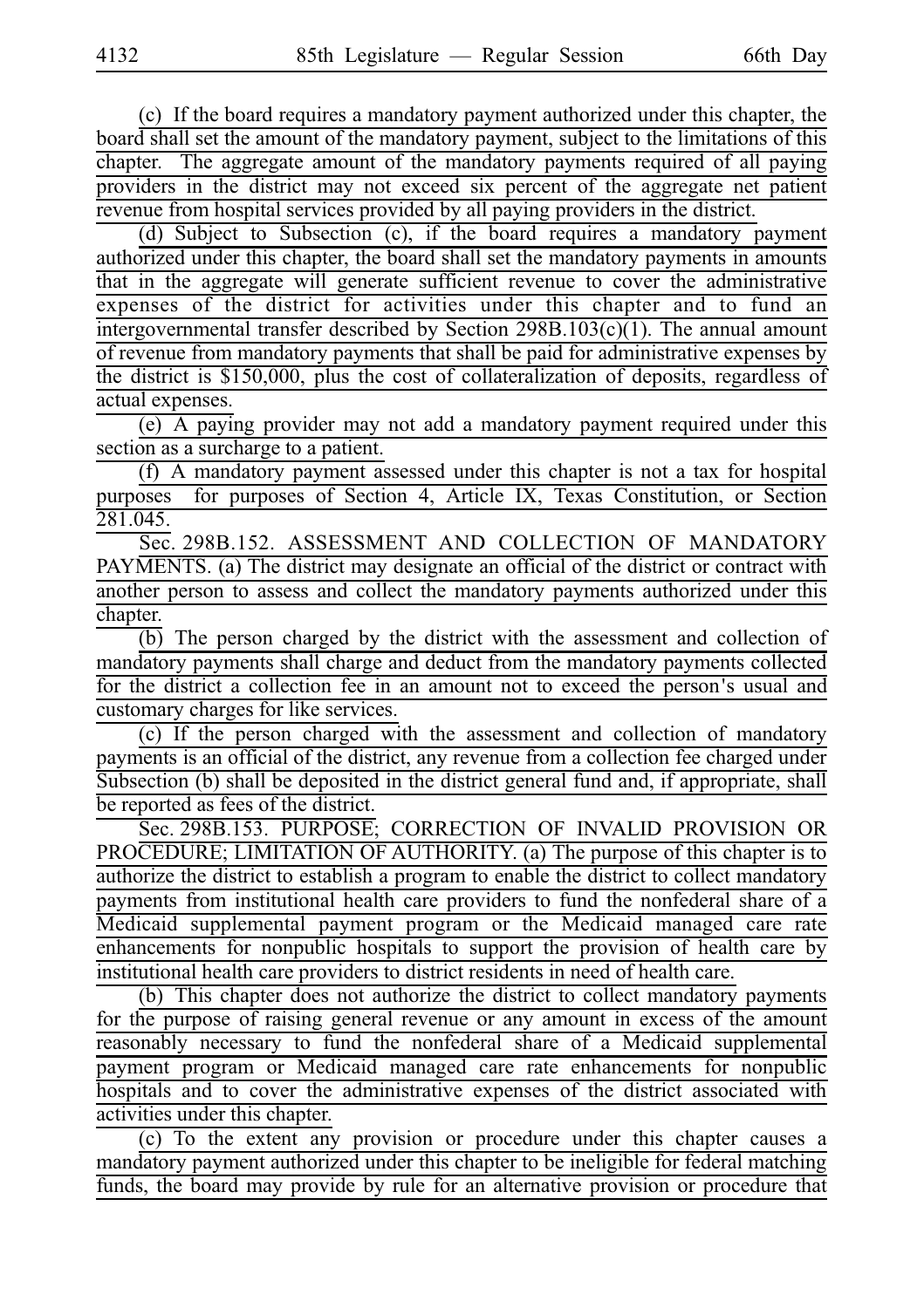(c) If the board requires a mandatory payment authorized under this chapter, the board shall set the amount of the mandatory payment, subject to the limitations of this chapter. The aggregate amount of the mandatory payments required of all paying providers in the district may not exceed six percent of the aggregate net patient revenue from hospital services provided by all paying providers in the district.

(d) Subject to Subsection (c), if the board requires a mandatory payment authorized under this chapter, the board shall set the mandatory payments in amounts that in the aggregate will generate sufficient revenue to cover the administrative expenses of the district for activities under this chapter and to fund an intergovernmental transfer described by Section 298B.103(c)(1). The annual amount of revenue from mandatory payments that shall be paid for administrative expenses by the district is $150,000, plus the cost of collateralization of deposits, regardless of actual expenses.

(e) A paying provider may not add a mandatory payment required under this section as a surcharge to a patient.

(f) A mandatory payment assessed under this chapter is not a tax for hospital purposes for purposes of Section 4, Article IX, Texas Constitution, or Section 281.045.

Sec. 298B.152. ASSESSMENT AND COLLECTION OF MANDATORY PAYMENTS. (a) The district may designate an official of the district or contract with another person to assess and collect the mandatory payments authorized under this chapter.

(b) The person charged by the district with the assessment and collection of mandatory payments shall charge and deduct from the mandatory payments collected for the district a collection fee in an amount not to exceed the person's usual and customary charges for like services.

(c) If the person charged with the assessment and collection of mandatory payments is an official of the district, any revenue from a collection fee charged under Subsection (b) shall be deposited in the district general fund and, if appropriate, shall be reported as fees of the district.

Sec. 298B.153. PURPOSE; CORRECTION OF INVALID PROVISION OR PROCEDURE; LIMITATION OF AUTHORITY. (a) The purpose of this chapter is to authorize the district to establish a program to enable the district to collect mandatory payments from institutional health care providers to fund the nonfederal share of a Medicaid supplemental payment program or the Medicaid managed care rate enhancements for nonpublic hospitals to support the provision of health care by institutional health care providers to district residents in need of health care.

(b) This chapter does not authorize the district to collect mandatory payments for the purpose of raising general revenue or any amount in excess of the amount reasonably necessary to fund the nonfederal share of a Medicaid supplemental payment program or Medicaid managed care rate enhancements for nonpublic hospitals and to cover the administrative expenses of the district associated with activities under this chapter.

(c) To the extent any provision or procedure under this chapter causes a mandatory payment authorized under this chapter to be ineligible for federal matching funds, the board may provide by rule for an alternative provision or procedure that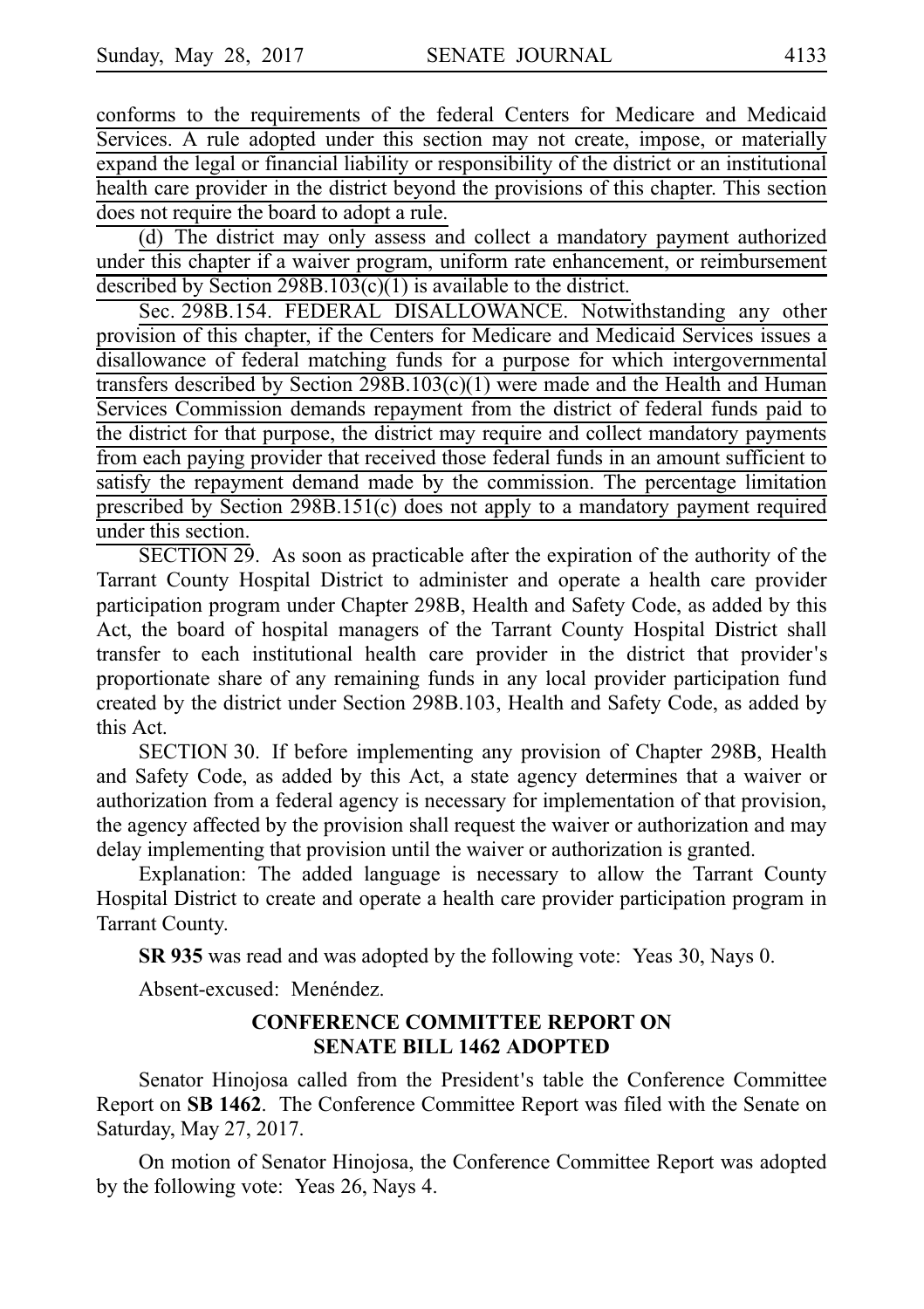conforms to the requirements of the federal Centers for Medicare and Medicaid Services. A rule adopted under this section may not create, impose, or materially expand the legal or financial liability or responsibility of the district or an institutional health care provider in the district beyond the provisions of this chapter. This section does not require the board to adopt a rule.

(d) The district may only assess and collect a mandatory payment authorized under this chapter if a waiver program, uniform rate enhancement, or reimbursement described by Section 298B.103(c)(1) is available to the district.

Sec. 298B.154. FEDERAL DISALLOWANCE. Notwithstanding any other provision of this chapter, if the Centers for Medicare and Medicaid Services issues a disallowance of federal matching funds for a purpose for which intergovernmental transfers described by Section 298B.103(c)(1) were made and the Health and Human Services Commission demands repayment from the district of federal funds paid to the district for that purpose, the district may require and collect mandatory payments from each paying provider that received those federal funds in an amount sufficient to satisfy the repayment demand made by the commission. The percentage limitation prescribed by Section 298B.151(c) does not apply to a mandatory payment required under this section.

SECTION 29. As soon as practicable after the expiration of the authority of the Tarrant County Hospital District to administer and operate a health care provider participation program under Chapter 298B, Health and Safety Code, as added by this Act, the board of hospital managers of the Tarrant County Hospital District shall transfer to each institutional health care provider in the district that provider's proportionate share of any remaining funds in any local provider participation fund created by the district under Section 298B.103, Health and Safety Code, as added by this Act.

SECTION 30. If before implementing any provision of Chapter 298B, Health and Safety Code, as added by this Act, a state agency determines that a waiver or authorization from a federal agency is necessary for implementation of that provision, the agency affected by the provision shall request the waiver or authorization and may delay implementing that provision until the waiver or authorization is granted.

Explanation: The added language is necessary to allow the Tarrant County Hospital District to create and operate a health care provider participation program in Tarrant County.

**SR 935** was read and was adopted by the following vote: Yeas 30, Nays 0.

Absent-excused: Menéndez.

## CONFERENCE COMMITTEE REPORT ON SENATE BILL 1462 ADOPTED

Senator Hinojosa called from the President's table the Conference Committee Report on **SB 1462**. The Conference Committee Report was filed with the Senate on Saturday, May 27, 2017.

On motion of Senator Hinojosa, the Conference Committee Report was adopted by the following vote: Yeas 26, Nays 4.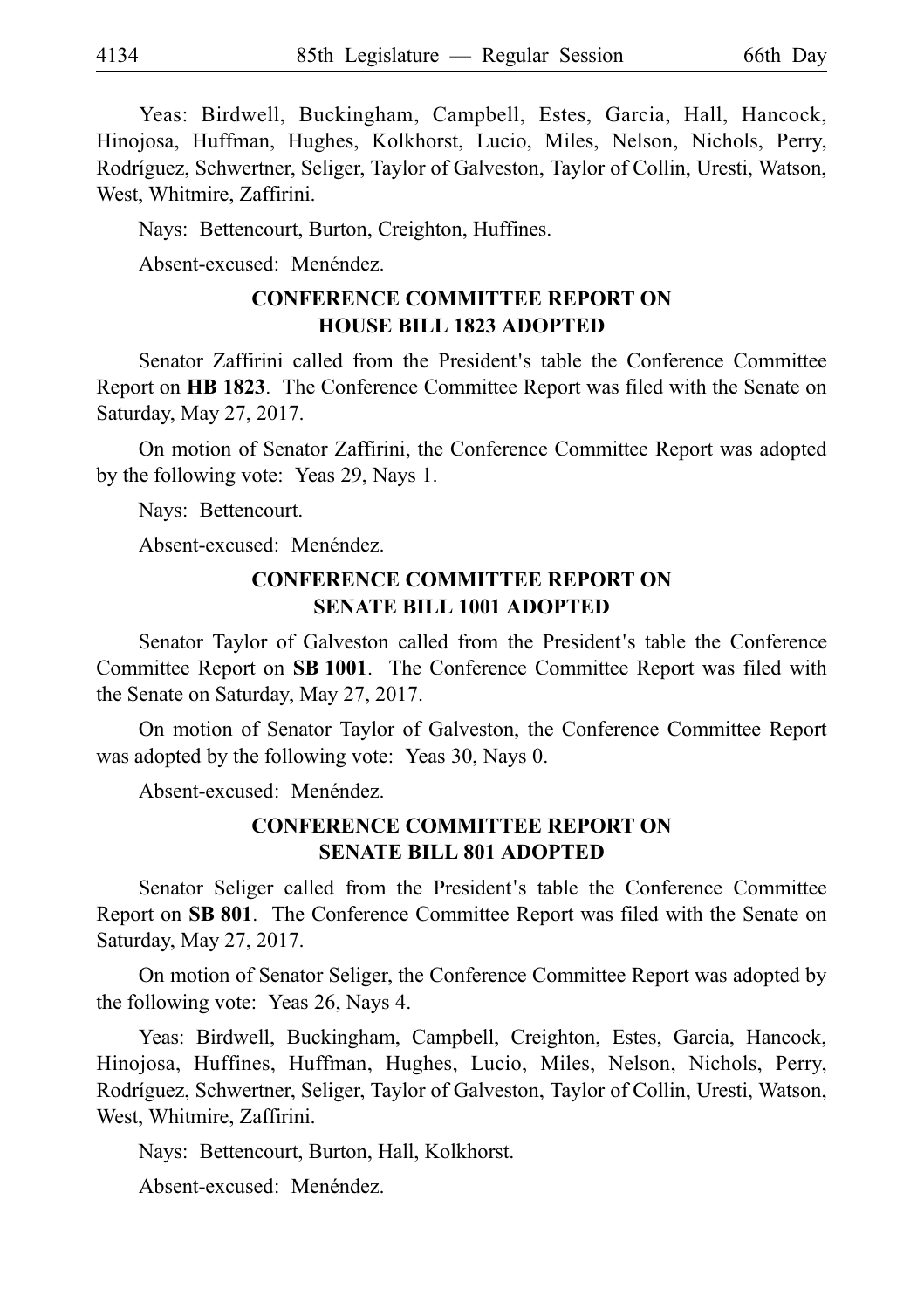Yeas: Birdwell, Buckingham, Campbell, Estes, Garcia, Hall, Hancock, Hinojosa, Huffman, Hughes, Kolkhorst, Lucio, Miles, Nelson, Nichols, Perry, Rodríguez, Schwertner, Seliger, Taylor of Galveston, Taylor of Collin, Uresti, Watson, West, Whitmire, Zaffirini.

Nays: Bettencourt, Burton, Creighton, Huffines.

Absent-excused: Menéndez.

## CONFERENCE COMMITTEE REPORT ON HOUSE BILL 1823 ADOPTED

Senator Zaffirini called from the President's table the Conference Committee Report on **HB 1823**. The Conference Committee Report was filed with the Senate on Saturday, May 27, 2017.

On motion of Senator Zaffirini, the Conference Committee Report was adopted by the following vote: Yeas 29, Nays 1.

Nays: Bettencourt.

Absent-excused: Menéndez.

## CONFERENCE COMMITTEE REPORT ON SENATE BILL 1001 ADOPTED

Senator Taylor of Galveston called from the President's table the Conference Committee Report on **SB 1001**. The Conference Committee Report was filed with the Senate on Saturday, May 27, 2017.

On motion of Senator Taylor of Galveston, the Conference Committee Report was adopted by the following vote: Yeas 30, Nays 0.

Absent-excused: Menéndez.

## CONFERENCE COMMITTEE REPORT ON SENATE BILL 801 ADOPTED

Senator Seliger called from the President's table the Conference Committee Report on **SB 801**. The Conference Committee Report was filed with the Senate on Saturday, May 27, 2017.

On motion of Senator Seliger, the Conference Committee Report was adopted by the following vote: Yeas 26, Nays 4.

Yeas: Birdwell, Buckingham, Campbell, Creighton, Estes, Garcia, Hancock, Hinojosa, Huffines, Huffman, Hughes, Lucio, Miles, Nelson, Nichols, Perry, Rodríguez, Schwertner, Seliger, Taylor of Galveston, Taylor of Collin, Uresti, Watson, West, Whitmire, Zaffirini.

Nays: Bettencourt, Burton, Hall, Kolkhorst.

Absent-excused: Menéndez.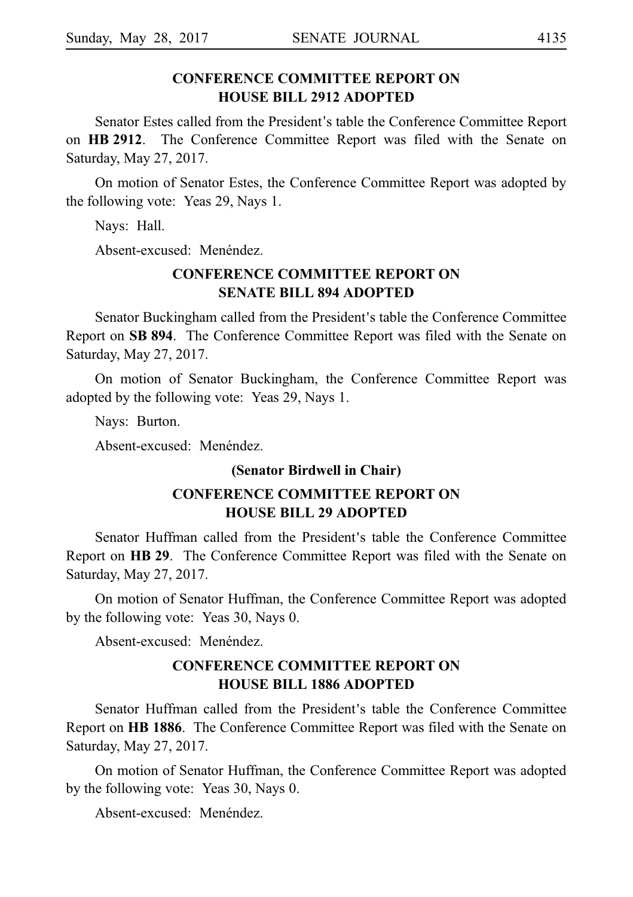## CONFERENCE COMMITTEE REPORT ON HOUSE BILL 2912 ADOPTED

Senator Estes called from the President's table the Conference Committee Report on **HB 2912**. The Conference Committee Report was filed with the Senate on Saturday, May 27, 2017.

On motion of Senator Estes, the Conference Committee Report was adopted by the following vote: Yeas 29, Nays 1.

Nays: Hall.

Absent-excused: Menéndez.

## CONFERENCE COMMITTEE REPORT ON SENATE BILL 894 ADOPTED

Senator Buckingham called from the President's table the Conference Committee Report on **SB 894**. The Conference Committee Report was filed with the Senate on Saturday, May 27, 2017.

On motion of Senator Buckingham, the Conference Committee Report was adopted by the following vote: Yeas 29, Nays 1.

Nays: Burton.

Absent-excused: Menéndez.

**(Senator Birdwell in Chair)**

## CONFERENCE COMMITTEE REPORT ON HOUSE BILL 29 ADOPTED

Senator Huffman called from the President's table the Conference Committee Report on **HB 29**. The Conference Committee Report was filed with the Senate on Saturday, May 27, 2017.

On motion of Senator Huffman, the Conference Committee Report was adopted by the following vote: Yeas 30, Nays 0.

Absent-excused: Menéndez.

## CONFERENCE COMMITTEE REPORT ON HOUSE BILL 1886 ADOPTED

Senator Huffman called from the President's table the Conference Committee Report on **HB 1886**. The Conference Committee Report was filed with the Senate on Saturday, May 27, 2017.

On motion of Senator Huffman, the Conference Committee Report was adopted by the following vote: Yeas 30, Nays 0.

Absent-excused: Menéndez.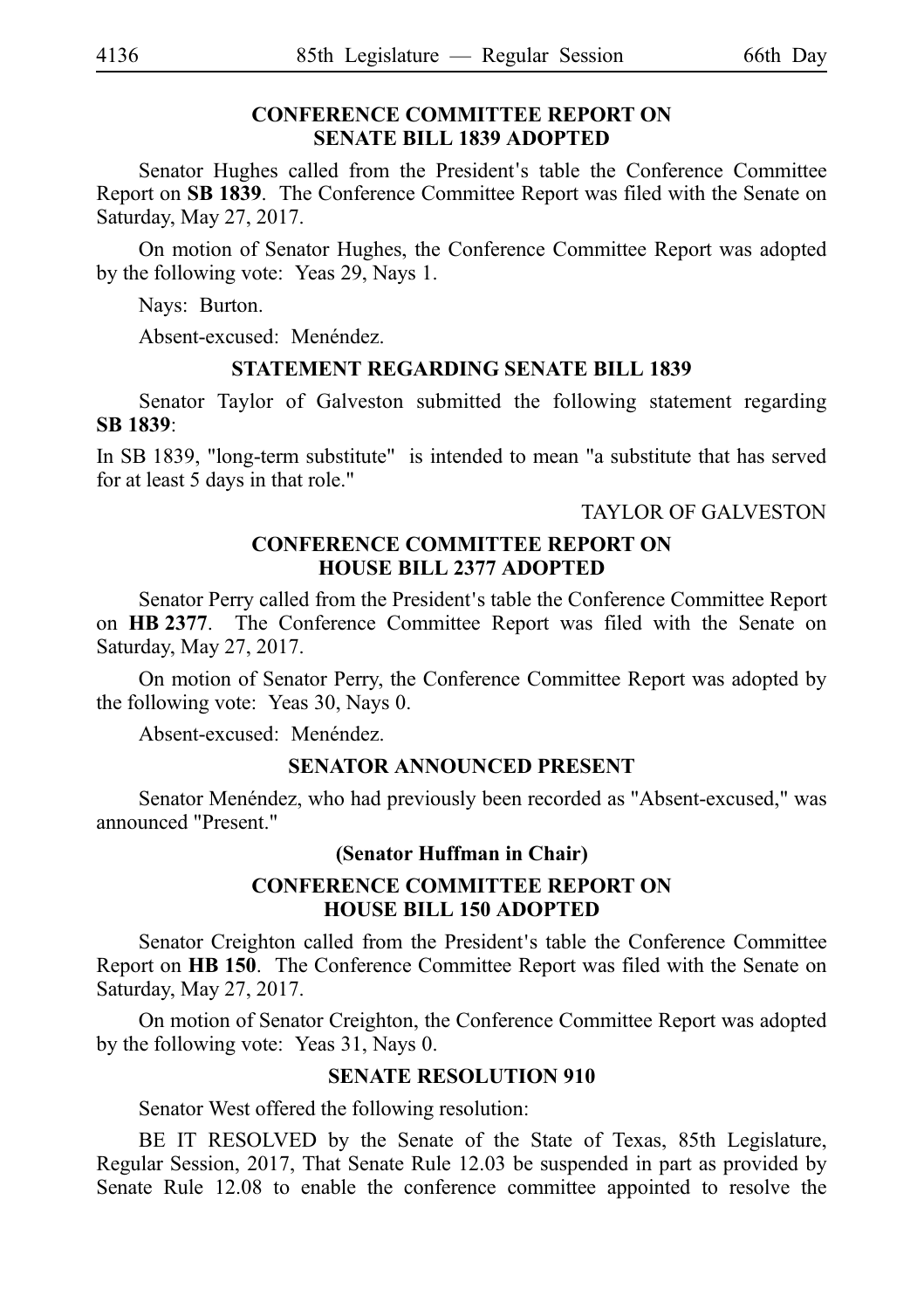## CONFERENCE COMMITTEE REPORT ON SENATE BILL 1839 ADOPTED

Senator Hughes called from the President's table the Conference Committee Report on **SB 1839**. The Conference Committee Report was filed with the Senate on Saturday, May 27, 2017.

On motion of Senator Hughes, the Conference Committee Report was adopted by the following vote: Yeas 29, Nays 1.

Nays: Burton.

Absent-excused: Menéndez.

## STATEMENT REGARDING SENATE BILL 1839

Senator Taylor of Galveston submitted the following statement regarding **SB 1839**:

In SB 1839, "long-term substitute" is intended to mean "a substitute that has served for at least 5 days in that role."

TAYLOR OF GALVESTON

## CONFERENCE COMMITTEE REPORT ON HOUSE BILL 2377 ADOPTED

Senator Perry called from the President's table the Conference Committee Report on **HB 2377**. The Conference Committee Report was filed with the Senate on Saturday, May 27, 2017.

On motion of Senator Perry, the Conference Committee Report was adopted by the following vote: Yeas 30, Nays 0.

Absent-excused: Menéndez.

## SENATOR ANNOUNCED PRESENT

Senator Menéndez, who had previously been recorded as "Absent-excused," was announced "Present."

**(Senator Huffman in Chair)**

## CONFERENCE COMMITTEE REPORT ON HOUSE BILL 150 ADOPTED

Senator Creighton called from the President's table the Conference Committee Report on **HB 150**. The Conference Committee Report was filed with the Senate on Saturday, May 27, 2017.

On motion of Senator Creighton, the Conference Committee Report was adopted by the following vote: Yeas 31, Nays 0.

## SENATE RESOLUTION 910

Senator West offered the following resolution:

BE IT RESOLVED by the Senate of the State of Texas, 85th Legislature, Regular Session, 2017, That Senate Rule 12.03 be suspended in part as provided by Senate Rule 12.08 to enable the conference committee appointed to resolve the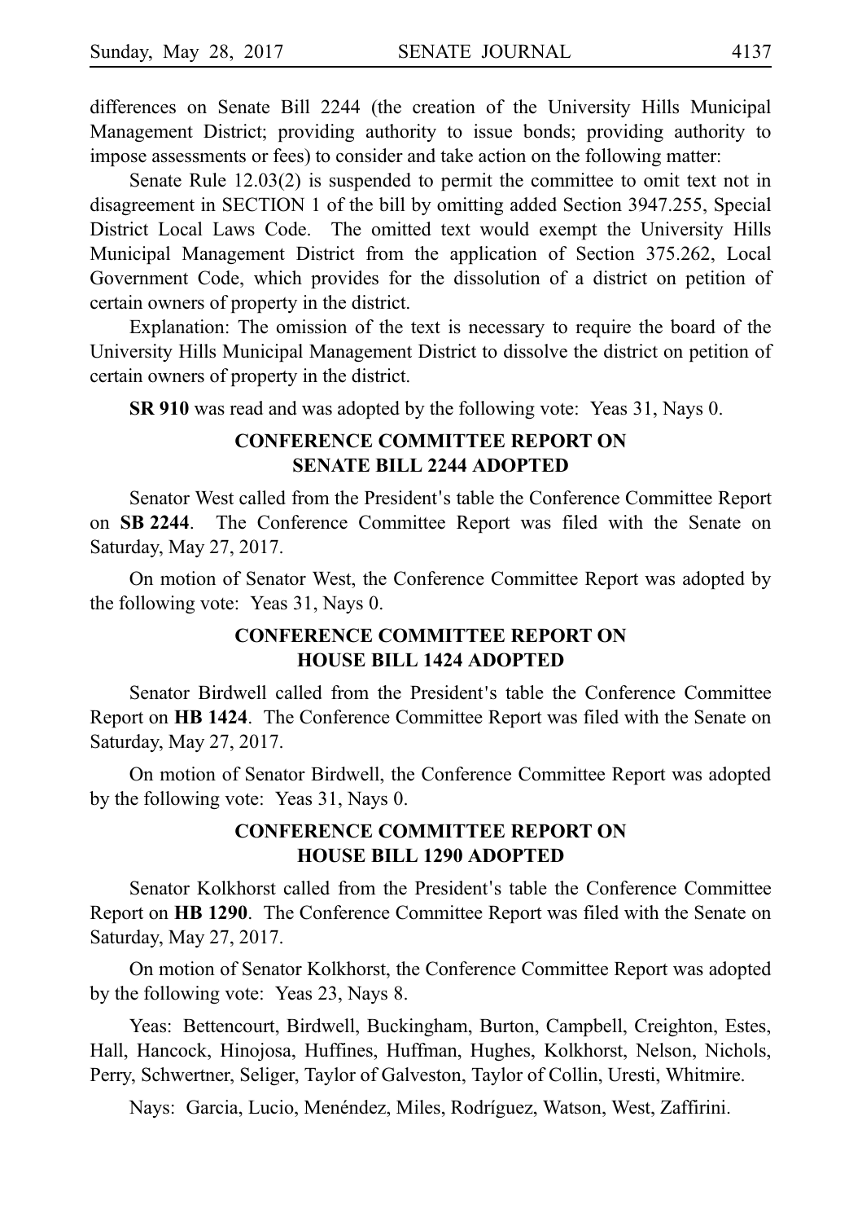differences on Senate Bill 2244 (the creation of the University Hills Municipal Management District; providing authority to issue bonds; providing authority to impose assessments or fees) to consider and take action on the following matter:

Senate Rule 12.03(2) is suspended to permit the committee to omit text not in disagreement in SECTION 1 of the bill by omitting added Section 3947.255, Special District Local Laws Code. The omitted text would exempt the University Hills Municipal Management District from the application of Section 375.262, Local Government Code, which provides for the dissolution of a district on petition of certain owners of property in the district.

Explanation: The omission of the text is necessary to require the board of the University Hills Municipal Management District to dissolve the district on petition of certain owners of property in the district.

**SR 910** was read and was adopted by the following vote: Yeas 31, Nays 0.

## CONFERENCE COMMITTEE REPORT ON SENATE BILL 2244 ADOPTED

Senator West called from the President's table the Conference Committee Report on **SB 2244**. The Conference Committee Report was filed with the Senate on Saturday, May 27, 2017.

On motion of Senator West, the Conference Committee Report was adopted by the following vote: Yeas 31, Nays 0.

## CONFERENCE COMMITTEE REPORT ON HOUSE BILL 1424 ADOPTED

Senator Birdwell called from the President's table the Conference Committee Report on **HB 1424**. The Conference Committee Report was filed with the Senate on Saturday, May 27, 2017.

On motion of Senator Birdwell, the Conference Committee Report was adopted by the following vote: Yeas 31, Nays 0.

## CONFERENCE COMMITTEE REPORT ON HOUSE BILL 1290 ADOPTED

Senator Kolkhorst called from the President's table the Conference Committee Report on **HB 1290**. The Conference Committee Report was filed with the Senate on Saturday, May 27, 2017.

On motion of Senator Kolkhorst, the Conference Committee Report was adopted by the following vote: Yeas 23, Nays 8.

Yeas: Bettencourt, Birdwell, Buckingham, Burton, Campbell, Creighton, Estes, Hall, Hancock, Hinojosa, Huffines, Huffman, Hughes, Kolkhorst, Nelson, Nichols, Perry, Schwertner, Seliger, Taylor of Galveston, Taylor of Collin, Uresti, Whitmire.

Nays: Garcia, Lucio, Menéndez, Miles, Rodríguez, Watson, West, Zaffirini.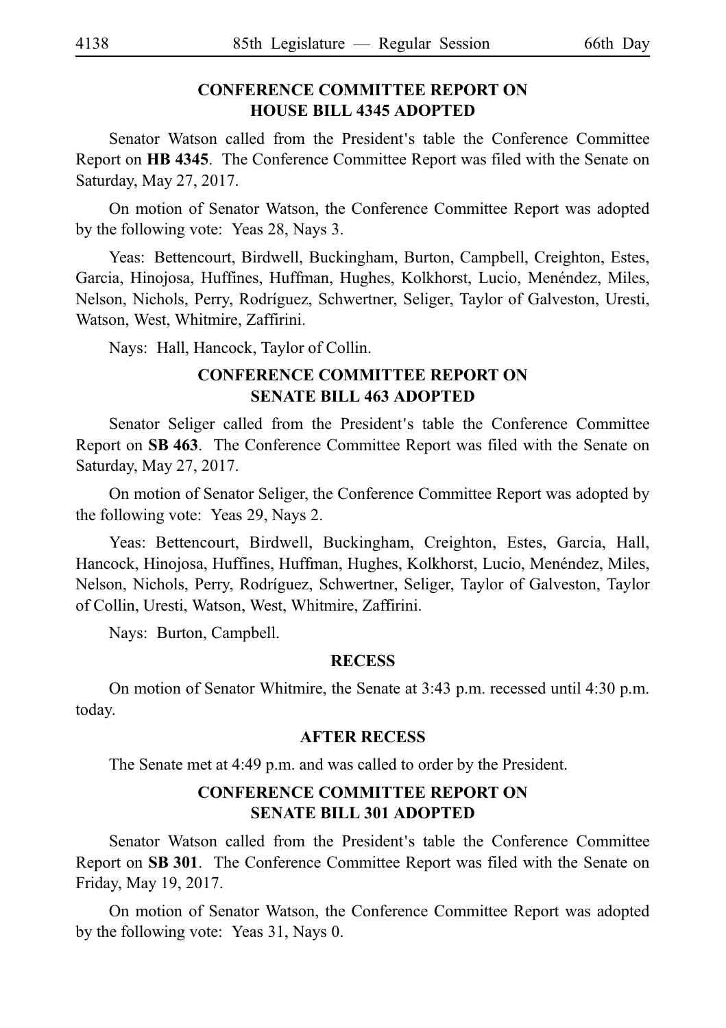## CONFERENCE COMMITTEE REPORT ON HOUSE BILL 4345 ADOPTED

Senator Watson called from the President's table the Conference Committee Report on **HB 4345**. The Conference Committee Report was filed with the Senate on Saturday, May 27, 2017.

On motion of Senator Watson, the Conference Committee Report was adopted by the following vote: Yeas 28, Nays 3.

Yeas: Bettencourt, Birdwell, Buckingham, Burton, Campbell, Creighton, Estes, Garcia, Hinojosa, Huffines, Huffman, Hughes, Kolkhorst, Lucio, Menéndez, Miles, Nelson, Nichols, Perry, Rodríguez, Schwertner, Seliger, Taylor of Galveston, Uresti, Watson, West, Whitmire, Zaffirini.

Nays: Hall, Hancock, Taylor of Collin.

## CONFERENCE COMMITTEE REPORT ON SENATE BILL 463 ADOPTED

Senator Seliger called from the President's table the Conference Committee Report on **SB 463**. The Conference Committee Report was filed with the Senate on Saturday, May 27, 2017.

On motion of Senator Seliger, the Conference Committee Report was adopted by the following vote: Yeas 29, Nays 2.

Yeas: Bettencourt, Birdwell, Buckingham, Creighton, Estes, Garcia, Hall, Hancock, Hinojosa, Huffines, Huffman, Hughes, Kolkhorst, Lucio, Menéndez, Miles, Nelson, Nichols, Perry, Rodríguez, Schwertner, Seliger, Taylor of Galveston, Taylor of Collin, Uresti, Watson, West, Whitmire, Zaffirini.

Nays: Burton, Campbell.

## RECESS

On motion of Senator Whitmire, the Senate at 3:43 p.m. recessed until 4:30 p.m. today.

## AFTER RECESS

The Senate met at 4:49 p.m. and was called to order by the President.

## CONFERENCE COMMITTEE REPORT ON SENATE BILL 301 ADOPTED

Senator Watson called from the President's table the Conference Committee Report on **SB 301**. The Conference Committee Report was filed with the Senate on Friday, May 19, 2017.

On motion of Senator Watson, the Conference Committee Report was adopted by the following vote: Yeas 31, Nays 0.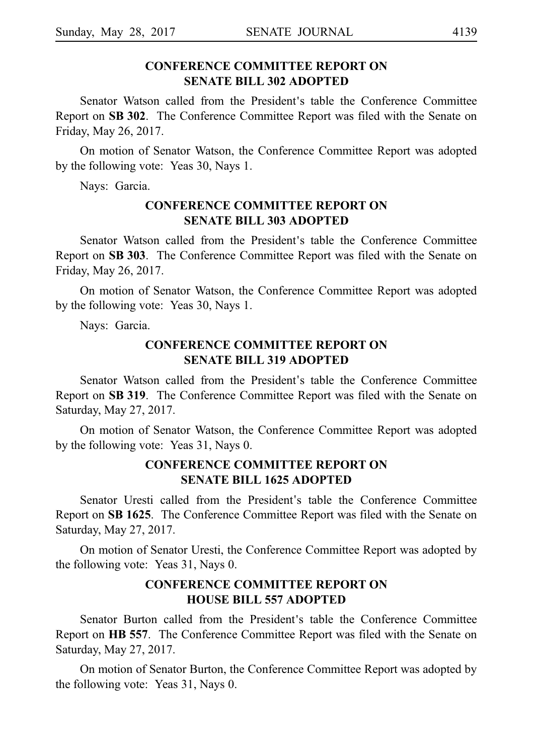## CONFERENCE COMMITTEE REPORT ON SENATE BILL 302 ADOPTED

Senator Watson called from the President's table the Conference Committee Report on **SB 302**. The Conference Committee Report was filed with the Senate on Friday, May 26, 2017.

On motion of Senator Watson, the Conference Committee Report was adopted by the following vote: Yeas 30, Nays 1.

Nays: Garcia.

## CONFERENCE COMMITTEE REPORT ON SENATE BILL 303 ADOPTED

Senator Watson called from the President's table the Conference Committee Report on **SB 303**. The Conference Committee Report was filed with the Senate on Friday, May 26, 2017.

On motion of Senator Watson, the Conference Committee Report was adopted by the following vote: Yeas 30, Nays 1.

Nays: Garcia.

## CONFERENCE COMMITTEE REPORT ON SENATE BILL 319 ADOPTED

Senator Watson called from the President's table the Conference Committee Report on **SB 319**. The Conference Committee Report was filed with the Senate on Saturday, May 27, 2017.

On motion of Senator Watson, the Conference Committee Report was adopted by the following vote: Yeas 31, Nays 0.

## CONFERENCE COMMITTEE REPORT ON SENATE BILL 1625 ADOPTED

Senator Uresti called from the President's table the Conference Committee Report on **SB 1625**. The Conference Committee Report was filed with the Senate on Saturday, May 27, 2017.

On motion of Senator Uresti, the Conference Committee Report was adopted by the following vote: Yeas 31, Nays 0.

## CONFERENCE COMMITTEE REPORT ON HOUSE BILL 557 ADOPTED

Senator Burton called from the President's table the Conference Committee Report on **HB 557**. The Conference Committee Report was filed with the Senate on Saturday, May 27, 2017.

On motion of Senator Burton, the Conference Committee Report was adopted by the following vote: Yeas 31, Nays 0.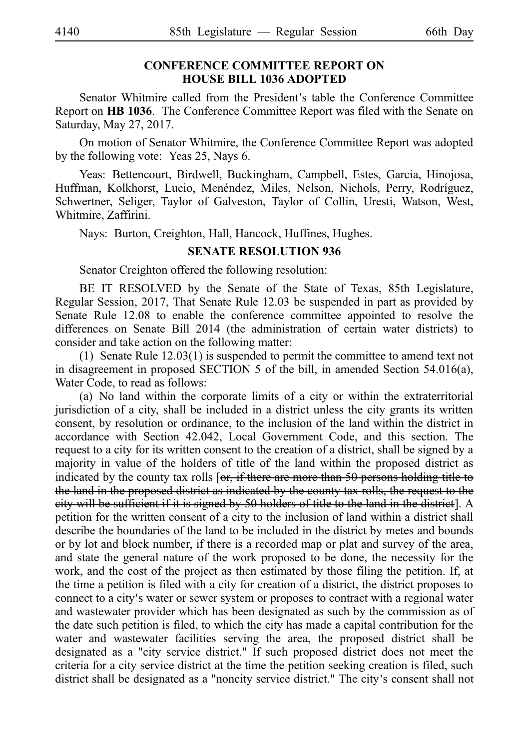## CONFERENCE COMMITTEE REPORT ON HOUSE BILL 1036 ADOPTED

Senator Whitmire called from the President's table the Conference Committee Report on **HB 1036**. The Conference Committee Report was filed with the Senate on Saturday, May 27, 2017.

On motion of Senator Whitmire, the Conference Committee Report was adopted by the following vote: Yeas 25, Nays 6.

Yeas: Bettencourt, Birdwell, Buckingham, Campbell, Estes, Garcia, Hinojosa, Huffman, Kolkhorst, Lucio, Menéndez, Miles, Nelson, Nichols, Perry, Rodríguez, Schwertner, Seliger, Taylor of Galveston, Taylor of Collin, Uresti, Watson, West, Whitmire, Zaffirini.

Nays: Burton, Creighton, Hall, Hancock, Huffines, Hughes.

## SENATE RESOLUTION 936

Senator Creighton offered the following resolution:

BE IT RESOLVED by the Senate of the State of Texas, 85th Legislature, Regular Session, 2017, That Senate Rule 12.03 be suspended in part as provided by Senate Rule 12.08 to enable the conference committee appointed to resolve the differences on Senate Bill 2014 (the administration of certain water districts) to consider and take action on the following matter:

(1) Senate Rule 12.03(1) is suspended to permit the committee to amend text not in disagreement in proposed SECTION 5 of the bill, in amended Section 54.016(a), Water Code, to read as follows:

(a) No land within the corporate limits of a city or within the extraterritorial jurisdiction of a city, shall be included in a district unless the city grants its written consent, by resolution or ordinance, to the inclusion of the land within the district in accordance with Section 42.042, Local Government Code, and this section. The request to a city for its written consent to the creation of a district, shall be signed by a majority in value of the holders of title of the land within the proposed district as indicated by the county tax rolls [~~or, if there are more than 50 persons holding title to the land in the proposed district as indicated by the county tax rolls, the request to the city will be sufficient if it is signed by 50 holders of title to the land in the district~~]. A petition for the written consent of a city to the inclusion of land within a district shall describe the boundaries of the land to be included in the district by metes and bounds or by lot and block number, if there is a recorded map or plat and survey of the area, and state the general nature of the work proposed to be done, the necessity for the work, and the cost of the project as then estimated by those filing the petition. If, at the time a petition is filed with a city for creation of a district, the district proposes to connect to a city's water or sewer system or proposes to contract with a regional water and wastewater provider which has been designated as such by the commission as of the date such petition is filed, to which the city has made a capital contribution for the water and wastewater facilities serving the area, the proposed district shall be designated as a "city service district." If such proposed district does not meet the criteria for a city service district at the time the petition seeking creation is filed, such district shall be designated as a "noncity service district." The city's consent shall not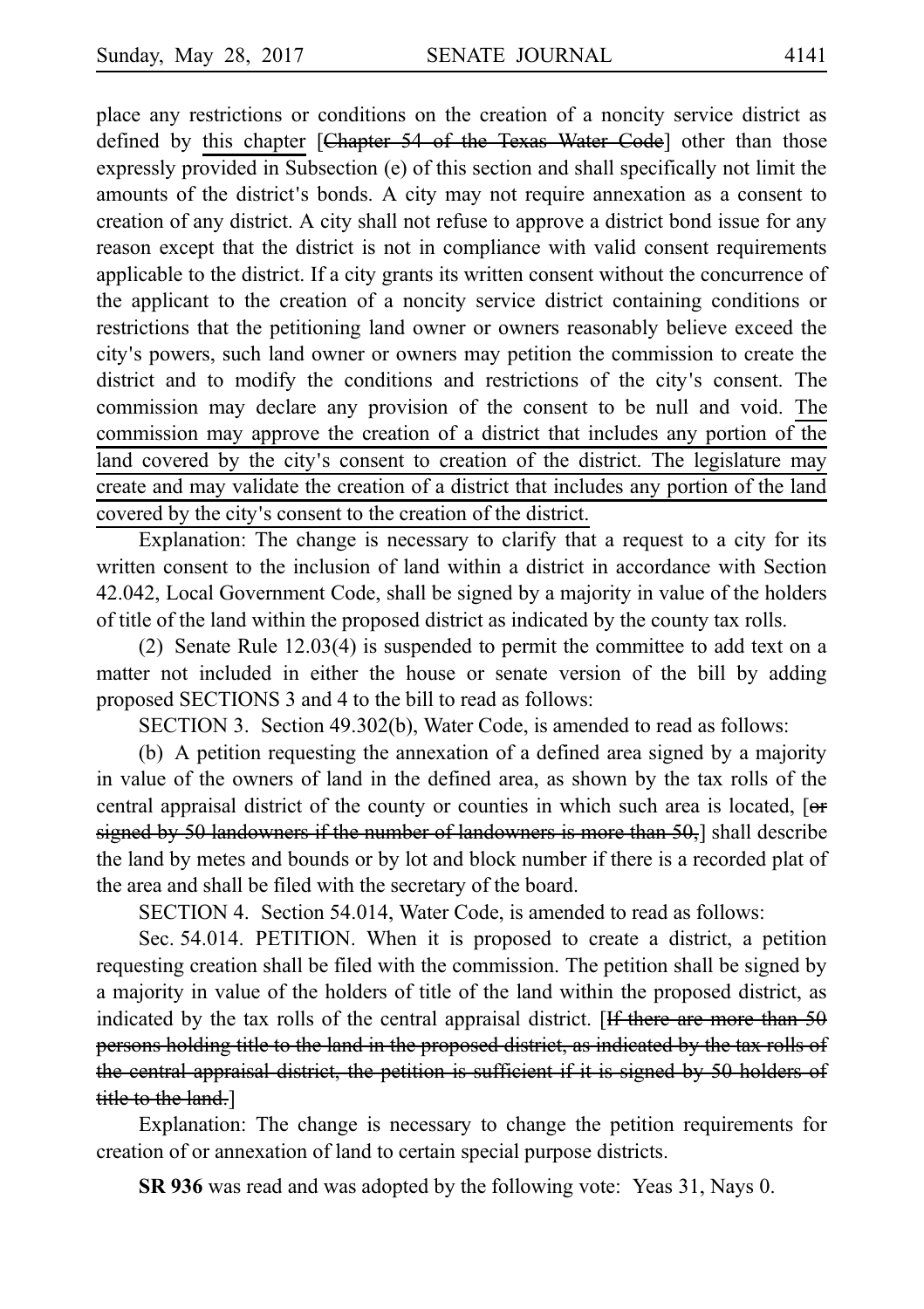place any restrictions or conditions on the creation of a noncity service district as defined by this chapter [~~Chapter 54 of the Texas Water Code~~] other than those expressly provided in Subsection (e) of this section and shall specifically not limit the amounts of the district's bonds. A city may not require annexation as a consent to creation of any district. A city shall not refuse to approve a district bond issue for any reason except that the district is not in compliance with valid consent requirements applicable to the district. If a city grants its written consent without the concurrence of the applicant to the creation of a noncity service district containing conditions or restrictions that the petitioning land owner or owners reasonably believe exceed the city's powers, such land owner or owners may petition the commission to create the district and to modify the conditions and restrictions of the city's consent. The commission may declare any provision of the consent to be null and void. The commission may approve the creation of a district that includes any portion of the land covered by the city's consent to creation of the district. The legislature may create and may validate the creation of a district that includes any portion of the land covered by the city's consent to the creation of the district.

Explanation: The change is necessary to clarify that a request to a city for its written consent to the inclusion of land within a district in accordance with Section 42.042, Local Government Code, shall be signed by a majority in value of the holders of title of the land within the proposed district as indicated by the county tax rolls.

(2) Senate Rule 12.03(4) is suspended to permit the committee to add text on a matter not included in either the house or senate version of the bill by adding proposed SECTIONS 3 and 4 to the bill to read as follows:

SECTION 3. Section 49.302(b), Water Code, is amended to read as follows:

(b) A petition requesting the annexation of a defined area signed by a majority in value of the owners of land in the defined area, as shown by the tax rolls of the central appraisal district of the county or counties in which such area is located, [~~or signed by 50 landowners if the number of landowners is more than 50,~~] shall describe the land by metes and bounds or by lot and block number if there is a recorded plat of the area and shall be filed with the secretary of the board.

SECTION 4. Section 54.014, Water Code, is amended to read as follows:

Sec. 54.014. PETITION. When it is proposed to create a district, a petition requesting creation shall be filed with the commission. The petition shall be signed by a majority in value of the holders of title of the land within the proposed district, as indicated by the tax rolls of the central appraisal district. [~~If there are more than 50 persons holding title to the land in the proposed district, as indicated by the tax rolls of the central appraisal district, the petition is sufficient if it is signed by 50 holders of title to the land.~~]

Explanation: The change is necessary to change the petition requirements for creation of or annexation of land to certain special purpose districts.

**SR 936** was read and was adopted by the following vote: Yeas 31, Nays 0.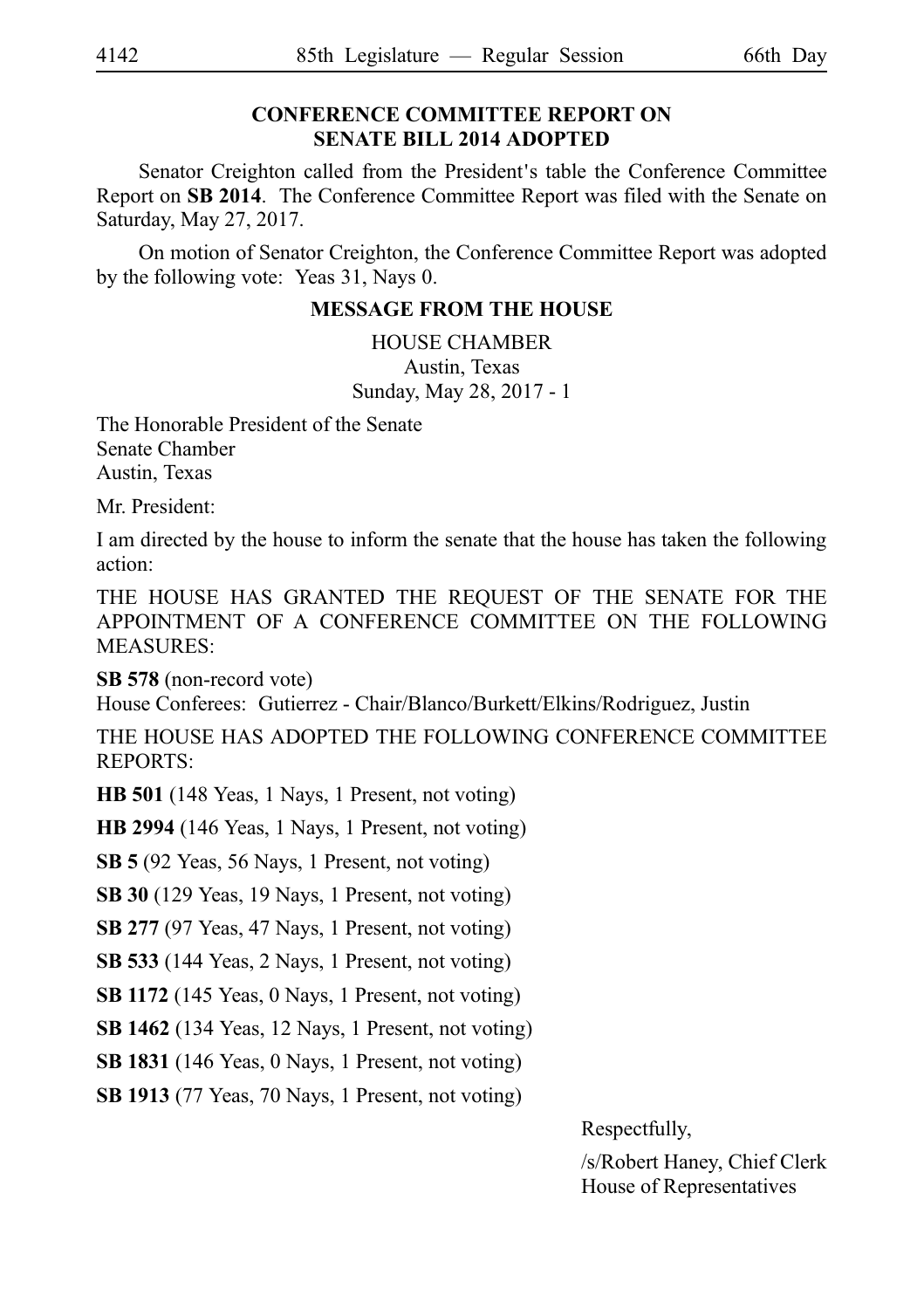## CONFERENCE COMMITTEE REPORT ON SENATE BILL 2014 ADOPTED

Senator Creighton called from the President's table the Conference Committee Report on **SB 2014**. The Conference Committee Report was filed with the Senate on Saturday, May 27, 2017.

On motion of Senator Creighton, the Conference Committee Report was adopted by the following vote: Yeas 31, Nays 0.

## MESSAGE FROM THE HOUSE

HOUSE CHAMBER
Austin, Texas
Sunday, May 28, 2017 - 1

The Honorable President of the Senate
Senate Chamber
Austin, Texas

Mr. President:

I am directed by the house to inform the senate that the house has taken the following action:

THE HOUSE HAS GRANTED THE REQUEST OF THE SENATE FOR THE APPOINTMENT OF A CONFERENCE COMMITTEE ON THE FOLLOWING MEASURES:

**SB 578** (non-record vote)
House Conferees: Gutierrez - Chair/Blanco/Burkett/Elkins/Rodriguez, Justin

THE HOUSE HAS ADOPTED THE FOLLOWING CONFERENCE COMMITTEE REPORTS:

**HB 501** (148 Yeas, 1 Nays, 1 Present, not voting)

**HB 2994** (146 Yeas, 1 Nays, 1 Present, not voting)

**SB 5** (92 Yeas, 56 Nays, 1 Present, not voting)

**SB 30** (129 Yeas, 19 Nays, 1 Present, not voting)

**SB 277** (97 Yeas, 47 Nays, 1 Present, not voting)

**SB 533** (144 Yeas, 2 Nays, 1 Present, not voting)

**SB 1172** (145 Yeas, 0 Nays, 1 Present, not voting)

**SB 1462** (134 Yeas, 12 Nays, 1 Present, not voting)

**SB 1831** (146 Yeas, 0 Nays, 1 Present, not voting)

**SB 1913** (77 Yeas, 70 Nays, 1 Present, not voting)

Respectfully,

/s/Robert Haney, Chief Clerk
House of Representatives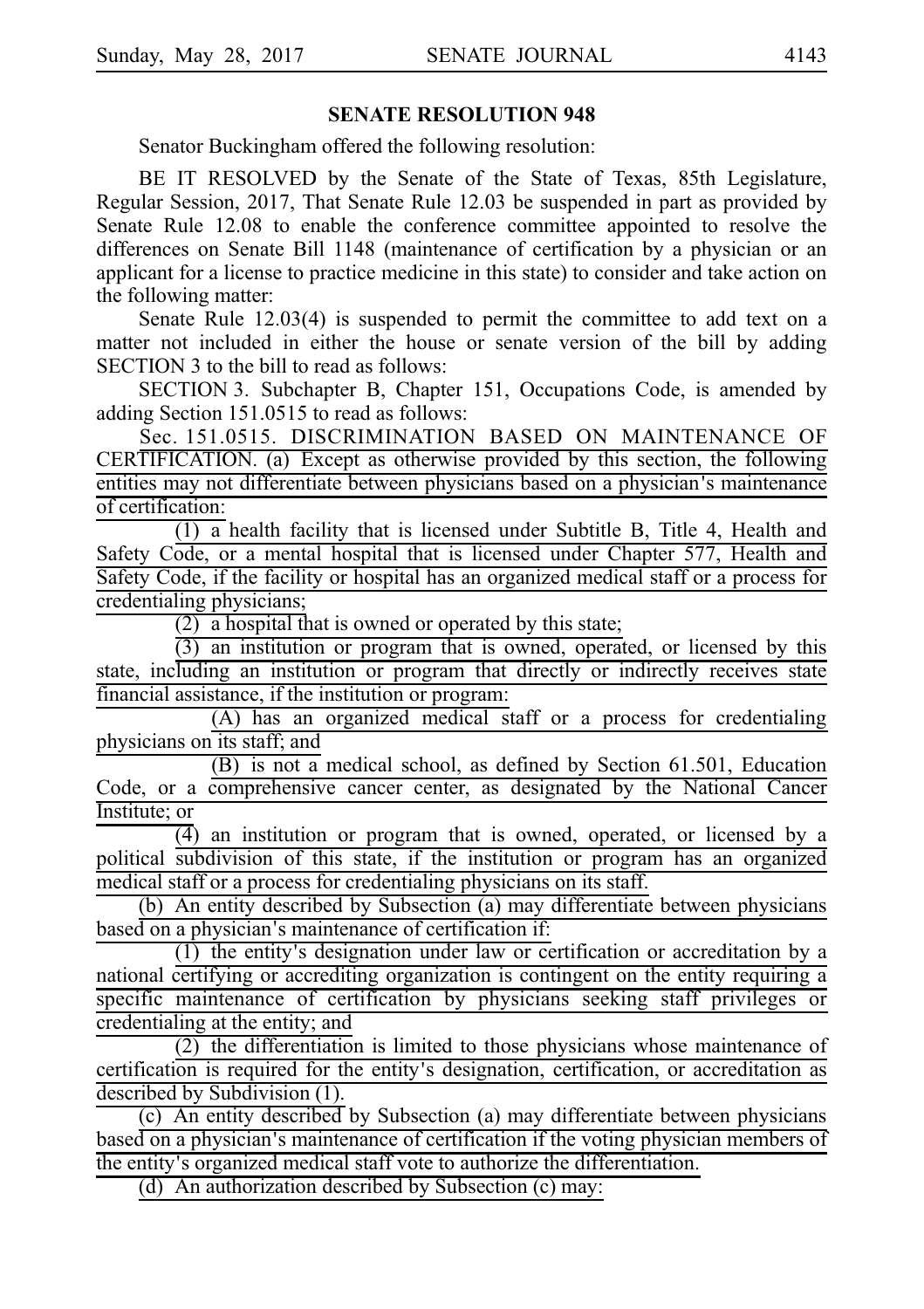## SENATE RESOLUTION 948

Senator Buckingham offered the following resolution:

BE IT RESOLVED by the Senate of the State of Texas, 85th Legislature, Regular Session, 2017, That Senate Rule 12.03 be suspended in part as provided by Senate Rule 12.08 to enable the conference committee appointed to resolve the differences on Senate Bill 1148 (maintenance of certification by a physician or an applicant for a license to practice medicine in this state) to consider and take action on the following matter:

Senate Rule 12.03(4) is suspended to permit the committee to add text on a matter not included in either the house or senate version of the bill by adding SECTION 3 to the bill to read as follows:

SECTION 3. Subchapter B, Chapter 151, Occupations Code, is amended by adding Section 151.0515 to read as follows:

Sec. 151.0515. DISCRIMINATION BASED ON MAINTENANCE OF CERTIFICATION. (a) Except as otherwise provided by this section, the following entities may not differentiate between physicians based on a physician's maintenance of certification:

(1) a health facility that is licensed under Subtitle B, Title 4, Health and Safety Code, or a mental hospital that is licensed under Chapter 577, Health and Safety Code, if the facility or hospital has an organized medical staff or a process for credentialing physicians;

(2) a hospital that is owned or operated by this state;

(3) an institution or program that is owned, operated, or licensed by this state, including an institution or program that directly or indirectly receives state financial assistance, if the institution or program:

(A) has an organized medical staff or a process for credentialing physicians on its staff; and

(B) is not a medical school, as defined by Section 61.501, Education Code, or a comprehensive cancer center, as designated by the National Cancer Institute; or

(4) an institution or program that is owned, operated, or licensed by a political subdivision of this state, if the institution or program has an organized medical staff or a process for credentialing physicians on its staff.

(b) An entity described by Subsection (a) may differentiate between physicians based on a physician's maintenance of certification if:

(1) the entity's designation under law or certification or accreditation by a national certifying or accrediting organization is contingent on the entity requiring a specific maintenance of certification by physicians seeking staff privileges or credentialing at the entity; and

(2) the differentiation is limited to those physicians whose maintenance of certification is required for the entity's designation, certification, or accreditation as described by Subdivision (1).

(c) An entity described by Subsection (a) may differentiate between physicians based on a physician's maintenance of certification if the voting physician members of the entity's organized medical staff vote to authorize the differentiation.

(d) An authorization described by Subsection (c) may: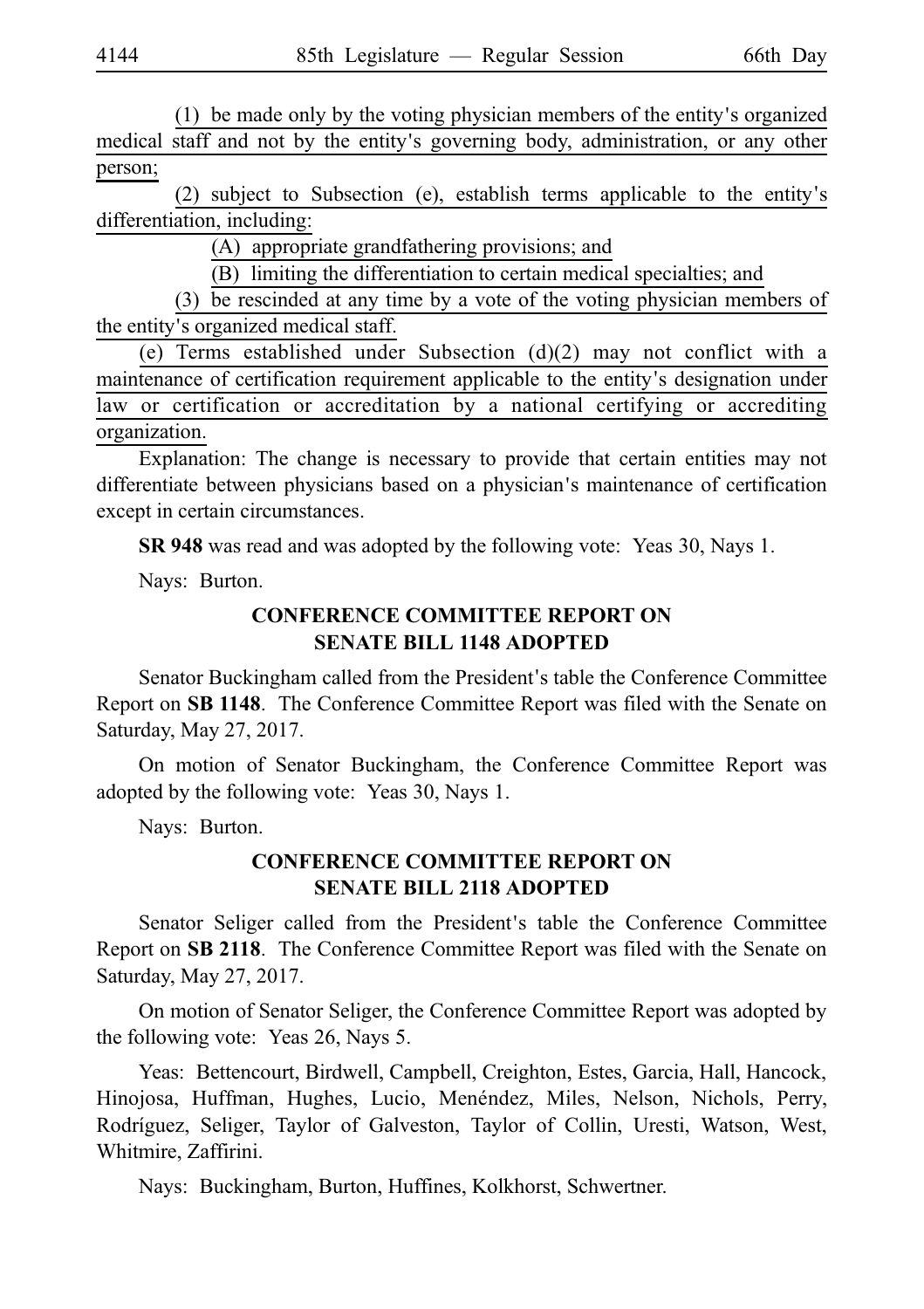(1) be made only by the voting physician members of the entity's organized medical staff and not by the entity's governing body, administration, or any other person;

(2) subject to Subsection (e), establish terms applicable to the entity's differentiation, including:

(A) appropriate grandfathering provisions; and

(B) limiting the differentiation to certain medical specialties; and

(3) be rescinded at any time by a vote of the voting physician members of the entity's organized medical staff.

(e) Terms established under Subsection (d)(2) may not conflict with a maintenance of certification requirement applicable to the entity's designation under law or certification or accreditation by a national certifying or accrediting organization.

Explanation: The change is necessary to provide that certain entities may not differentiate between physicians based on a physician's maintenance of certification except in certain circumstances.

**SR 948** was read and was adopted by the following vote: Yeas 30, Nays 1.

Nays: Burton.

## CONFERENCE COMMITTEE REPORT ON SENATE BILL 1148 ADOPTED

Senator Buckingham called from the President's table the Conference Committee Report on **SB 1148**. The Conference Committee Report was filed with the Senate on Saturday, May 27, 2017.

On motion of Senator Buckingham, the Conference Committee Report was adopted by the following vote: Yeas 30, Nays 1.

Nays: Burton.

## CONFERENCE COMMITTEE REPORT ON SENATE BILL 2118 ADOPTED

Senator Seliger called from the President's table the Conference Committee Report on **SB 2118**. The Conference Committee Report was filed with the Senate on Saturday, May 27, 2017.

On motion of Senator Seliger, the Conference Committee Report was adopted by the following vote: Yeas 26, Nays 5.

Yeas: Bettencourt, Birdwell, Campbell, Creighton, Estes, Garcia, Hall, Hancock, Hinojosa, Huffman, Hughes, Lucio, Menéndez, Miles, Nelson, Nichols, Perry, Rodríguez, Seliger, Taylor of Galveston, Taylor of Collin, Uresti, Watson, West, Whitmire, Zaffirini.

Nays: Buckingham, Burton, Huffines, Kolkhorst, Schwertner.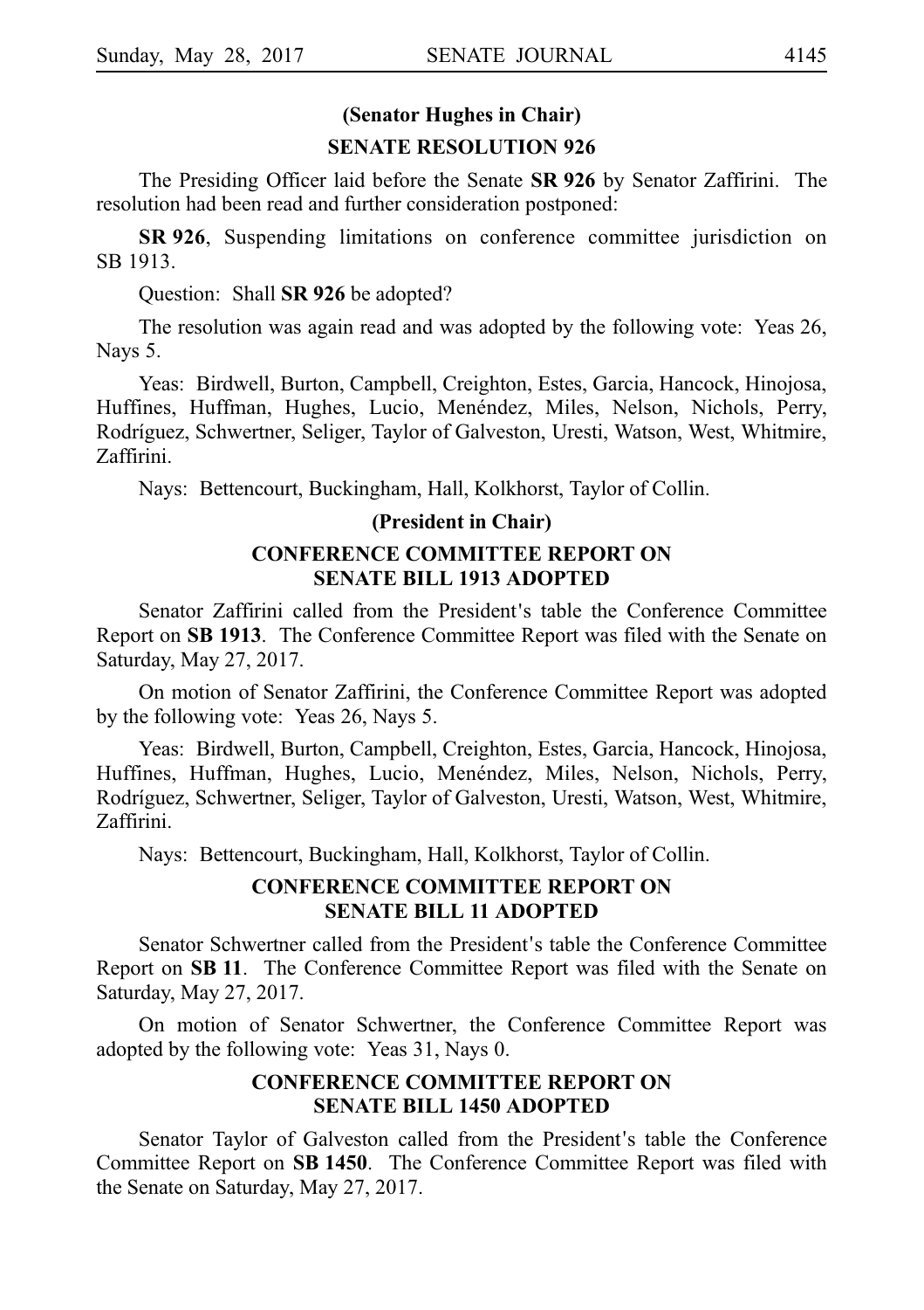**(Senator Hughes in Chair)**

**SENATE RESOLUTION 926**

The Presiding Officer laid before the Senate **SR 926** by Senator Zaffirini. The resolution had been read and further consideration postponed:

**SR 926**, Suspending limitations on conference committee jurisdiction on SB 1913.

Question: Shall **SR 926** be adopted?

The resolution was again read and was adopted by the following vote: Yeas 26, Nays 5.

Yeas: Birdwell, Burton, Campbell, Creighton, Estes, Garcia, Hancock, Hinojosa, Huffines, Huffman, Hughes, Lucio, Menéndez, Miles, Nelson, Nichols, Perry, Rodríguez, Schwertner, Seliger, Taylor of Galveston, Uresti, Watson, West, Whitmire, Zaffirini.

Nays: Bettencourt, Buckingham, Hall, Kolkhorst, Taylor of Collin.

**(President in Chair)**

**CONFERENCE COMMITTEE REPORT ON SENATE BILL 1913 ADOPTED**

Senator Zaffirini called from the President's table the Conference Committee Report on **SB 1913**. The Conference Committee Report was filed with the Senate on Saturday, May 27, 2017.

On motion of Senator Zaffirini, the Conference Committee Report was adopted by the following vote: Yeas 26, Nays 5.

Yeas: Birdwell, Burton, Campbell, Creighton, Estes, Garcia, Hancock, Hinojosa, Huffines, Huffman, Hughes, Lucio, Menéndez, Miles, Nelson, Nichols, Perry, Rodríguez, Schwertner, Seliger, Taylor of Galveston, Uresti, Watson, West, Whitmire, Zaffirini.

Nays: Bettencourt, Buckingham, Hall, Kolkhorst, Taylor of Collin.

**CONFERENCE COMMITTEE REPORT ON SENATE BILL 11 ADOPTED**

Senator Schwertner called from the President's table the Conference Committee Report on **SB 11**. The Conference Committee Report was filed with the Senate on Saturday, May 27, 2017.

On motion of Senator Schwertner, the Conference Committee Report was adopted by the following vote: Yeas 31, Nays 0.

**CONFERENCE COMMITTEE REPORT ON SENATE BILL 1450 ADOPTED**

Senator Taylor of Galveston called from the President's table the Conference Committee Report on **SB 1450**. The Conference Committee Report was filed with the Senate on Saturday, May 27, 2017.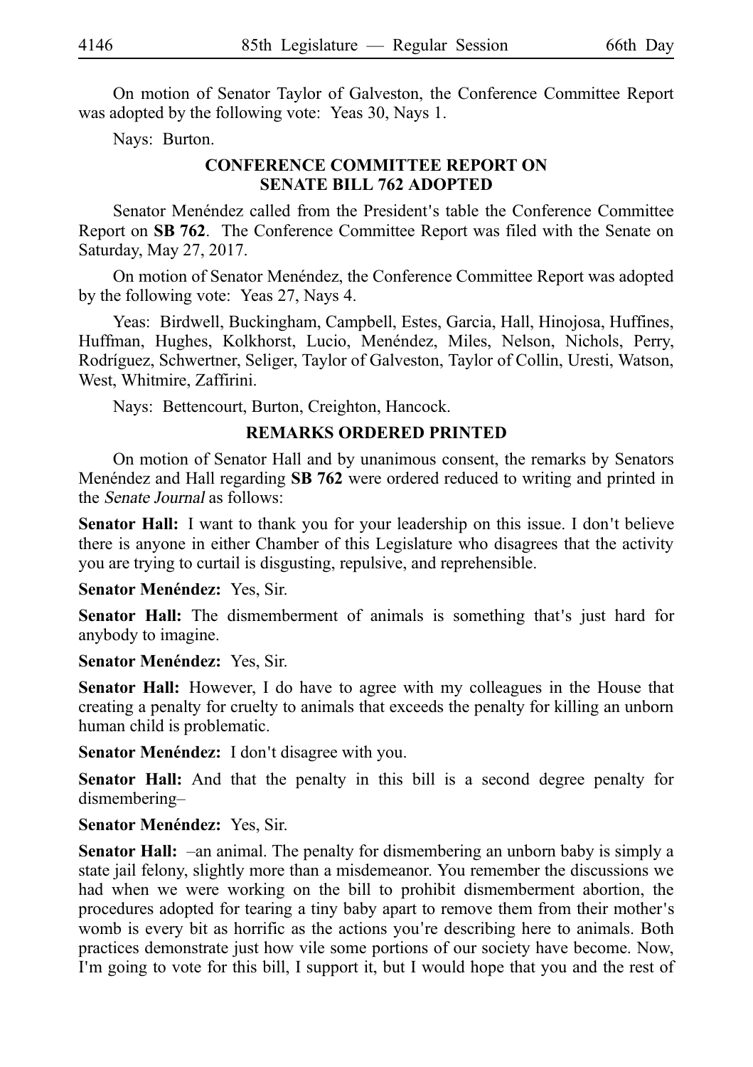On motion of Senator Taylor of Galveston, the Conference Committee Report was adopted by the following vote: Yeas 30, Nays 1.

Nays: Burton.

## CONFERENCE COMMITTEE REPORT ON SENATE BILL 762 ADOPTED

Senator Menéndez called from the President's table the Conference Committee Report on **SB 762**. The Conference Committee Report was filed with the Senate on Saturday, May 27, 2017.

On motion of Senator Menéndez, the Conference Committee Report was adopted by the following vote: Yeas 27, Nays 4.

Yeas: Birdwell, Buckingham, Campbell, Estes, Garcia, Hall, Hinojosa, Huffines, Huffman, Hughes, Kolkhorst, Lucio, Menéndez, Miles, Nelson, Nichols, Perry, Rodríguez, Schwertner, Seliger, Taylor of Galveston, Taylor of Collin, Uresti, Watson, West, Whitmire, Zaffirini.

Nays: Bettencourt, Burton, Creighton, Hancock.

## REMARKS ORDERED PRINTED

On motion of Senator Hall and by unanimous consent, the remarks by Senators Menéndez and Hall regarding **SB 762** were ordered reduced to writing and printed in the *Senate Journal* as follows:

**Senator Hall:** I want to thank you for your leadership on this issue. I don't believe there is anyone in either Chamber of this Legislature who disagrees that the activity you are trying to curtail is disgusting, repulsive, and reprehensible.

**Senator Menéndez:** Yes, Sir.

**Senator Hall:** The dismemberment of animals is something that's just hard for anybody to imagine.

**Senator Menéndez:** Yes, Sir.

**Senator Hall:** However, I do have to agree with my colleagues in the House that creating a penalty for cruelty to animals that exceeds the penalty for killing an unborn human child is problematic.

**Senator Menéndez:** I don't disagree with you.

**Senator Hall:** And that the penalty in this bill is a second degree penalty for dismembering–

**Senator Menéndez:** Yes, Sir.

**Senator Hall:** –an animal. The penalty for dismembering an unborn baby is simply a state jail felony, slightly more than a misdemeanor. You remember the discussions we had when we were working on the bill to prohibit dismemberment abortion, the procedures adopted for tearing a tiny baby apart to remove them from their mother's womb is every bit as horrific as the actions you're describing here to animals. Both practices demonstrate just how vile some portions of our society have become. Now, I'm going to vote for this bill, I support it, but I would hope that you and the rest of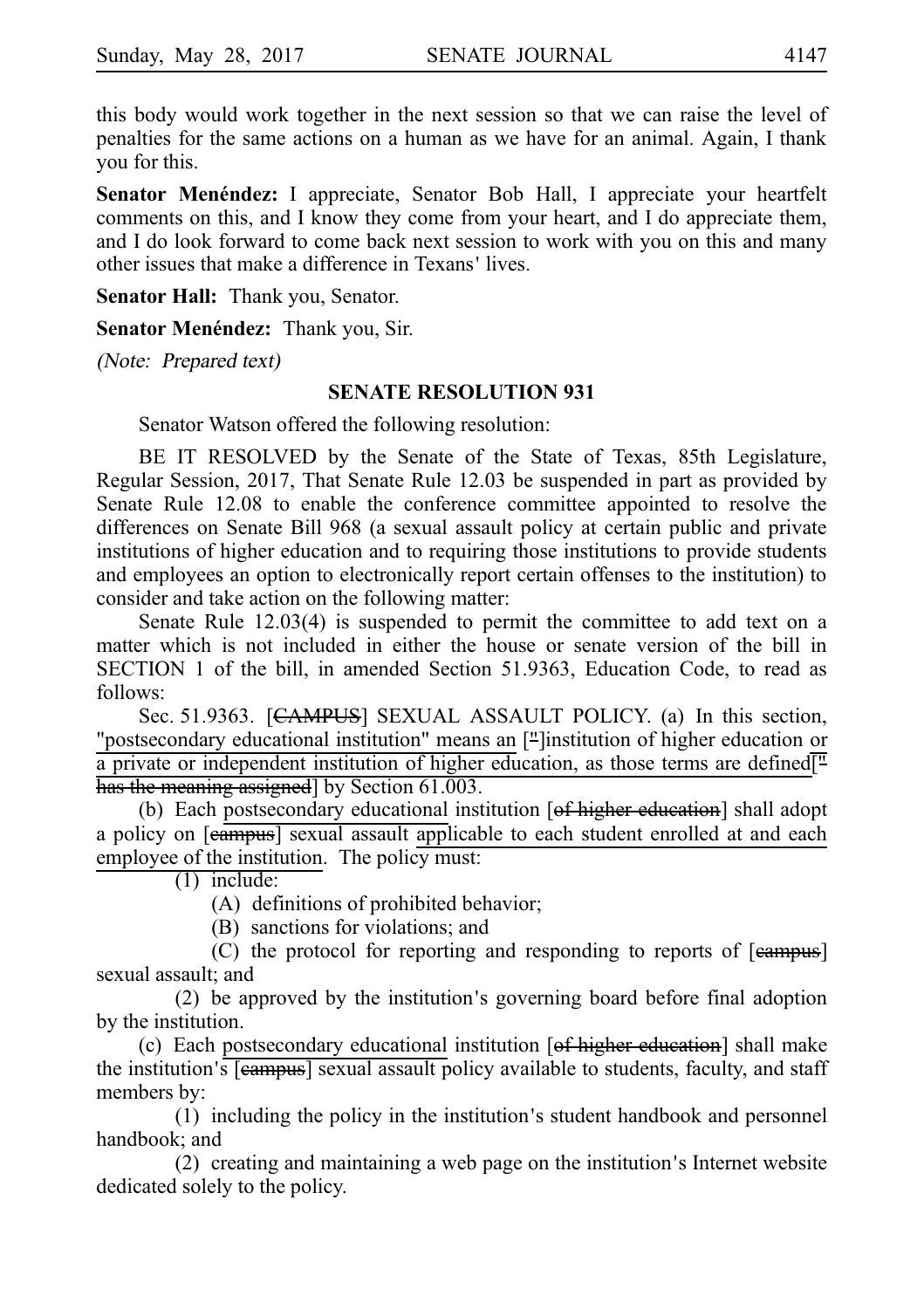this body would work together in the next session so that we can raise the level of penalties for the same actions on a human as we have for an animal. Again, I thank you for this.

**Senator Menéndez:** I appreciate, Senator Bob Hall, I appreciate your heartfelt comments on this, and I know they come from your heart, and I do appreciate them, and I do look forward to come back next session to work with you on this and many other issues that make a difference in Texans' lives.

**Senator Hall:** Thank you, Senator.

**Senator Menéndez:** Thank you, Sir.

*(Note: Prepared text)*

**SENATE RESOLUTION 931**

Senator Watson offered the following resolution:

BE IT RESOLVED by the Senate of the State of Texas, 85th Legislature, Regular Session, 2017, That Senate Rule 12.03 be suspended in part as provided by Senate Rule 12.08 to enable the conference committee appointed to resolve the differences on Senate Bill 968 (a sexual assault policy at certain public and private institutions of higher education and to requiring those institutions to provide students and employees an option to electronically report certain offenses to the institution) to consider and take action on the following matter:

Senate Rule 12.03(4) is suspended to permit the committee to add text on a matter which is not included in either the house or senate version of the bill in SECTION 1 of the bill, in amended Section 51.9363, Education Code, to read as follows:

Sec. 51.9363. [~~CAMPUS~~] SEXUAL ASSAULT POLICY. (a) In this section, "postsecondary educational institution" means an [~~"~~]institution of higher education or a private or independent institution of higher education, as those terms are defined[~~" has the meaning assigned~~] by Section 61.003.

(b) Each postsecondary educational institution [~~of higher education~~] shall adopt a policy on [~~campus~~] sexual assault applicable to each student enrolled at and each employee of the institution. The policy must:

(1) include:

(A) definitions of prohibited behavior;

(B) sanctions for violations; and

(C) the protocol for reporting and responding to reports of [~~campus~~] sexual assault; and

(2) be approved by the institution's governing board before final adoption by the institution.

(c) Each postsecondary educational institution [~~of higher education~~] shall make the institution's [~~campus~~] sexual assault policy available to students, faculty, and staff members by:

(1) including the policy in the institution's student handbook and personnel handbook; and

(2) creating and maintaining a web page on the institution's Internet website dedicated solely to the policy.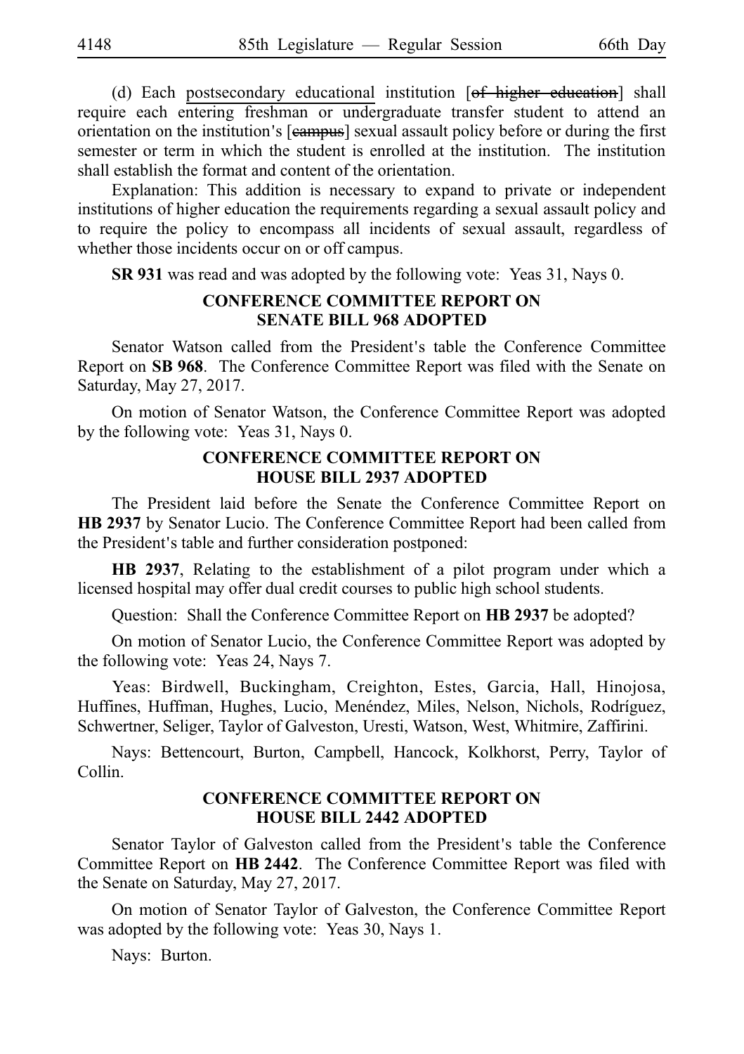(d) Each postsecondary educational institution [~~of higher education~~] shall require each entering freshman or undergraduate transfer student to attend an orientation on the institution's [~~campus~~] sexual assault policy before or during the first semester or term in which the student is enrolled at the institution. The institution shall establish the format and content of the orientation.

Explanation: This addition is necessary to expand to private or independent institutions of higher education the requirements regarding a sexual assault policy and to require the policy to encompass all incidents of sexual assault, regardless of whether those incidents occur on or off campus.

**SR 931** was read and was adopted by the following vote: Yeas 31, Nays 0.

## CONFERENCE COMMITTEE REPORT ON SENATE BILL 968 ADOPTED

Senator Watson called from the President's table the Conference Committee Report on **SB 968**. The Conference Committee Report was filed with the Senate on Saturday, May 27, 2017.

On motion of Senator Watson, the Conference Committee Report was adopted by the following vote: Yeas 31, Nays 0.

## CONFERENCE COMMITTEE REPORT ON HOUSE BILL 2937 ADOPTED

The President laid before the Senate the Conference Committee Report on **HB 2937** by Senator Lucio. The Conference Committee Report had been called from the President's table and further consideration postponed:

**HB 2937**, Relating to the establishment of a pilot program under which a licensed hospital may offer dual credit courses to public high school students.

Question: Shall the Conference Committee Report on **HB 2937** be adopted?

On motion of Senator Lucio, the Conference Committee Report was adopted by the following vote: Yeas 24, Nays 7.

Yeas: Birdwell, Buckingham, Creighton, Estes, Garcia, Hall, Hinojosa, Huffines, Huffman, Hughes, Lucio, Menéndez, Miles, Nelson, Nichols, Rodríguez, Schwertner, Seliger, Taylor of Galveston, Uresti, Watson, West, Whitmire, Zaffirini.

Nays: Bettencourt, Burton, Campbell, Hancock, Kolkhorst, Perry, Taylor of Collin.

## CONFERENCE COMMITTEE REPORT ON HOUSE BILL 2442 ADOPTED

Senator Taylor of Galveston called from the President's table the Conference Committee Report on **HB 2442**. The Conference Committee Report was filed with the Senate on Saturday, May 27, 2017.

On motion of Senator Taylor of Galveston, the Conference Committee Report was adopted by the following vote: Yeas 30, Nays 1.

Nays: Burton.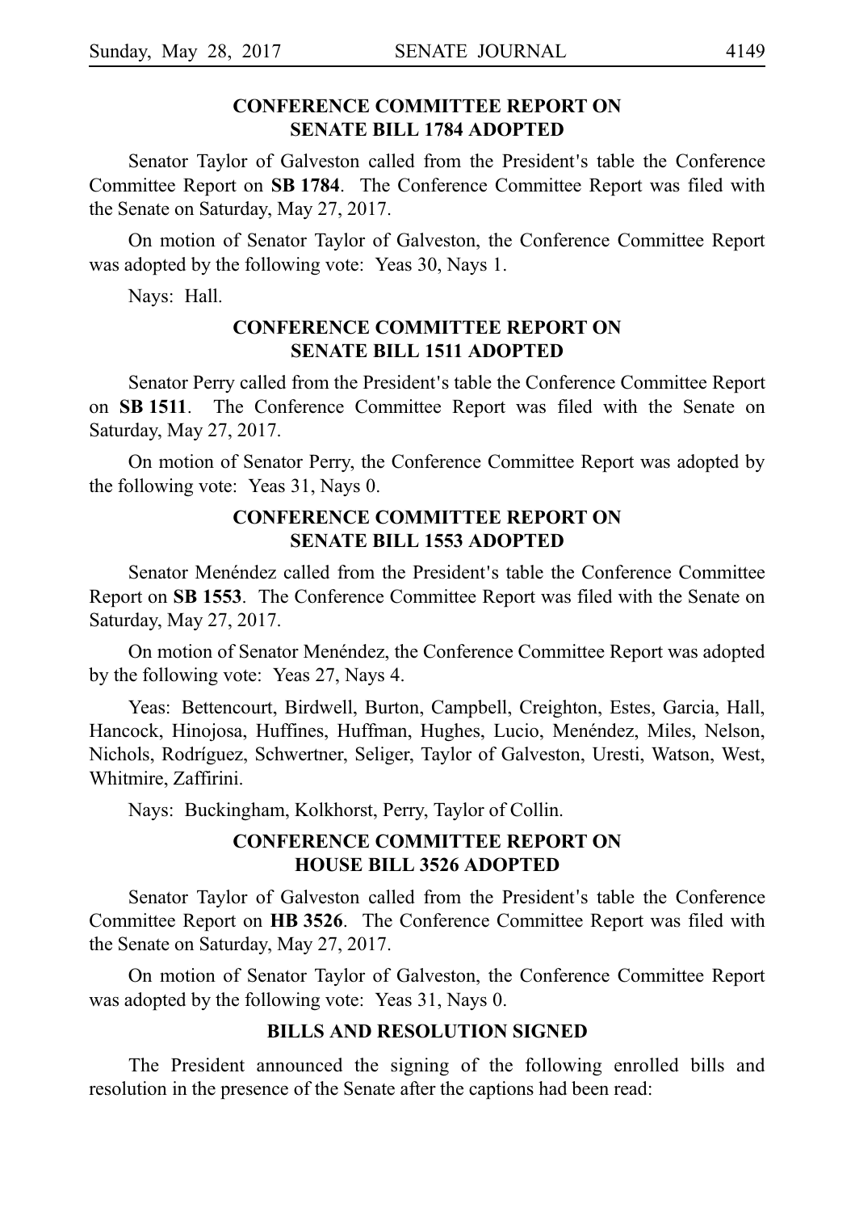## CONFERENCE COMMITTEE REPORT ON SENATE BILL 1784 ADOPTED

Senator Taylor of Galveston called from the President's table the Conference Committee Report on **SB 1784**. The Conference Committee Report was filed with the Senate on Saturday, May 27, 2017.

On motion of Senator Taylor of Galveston, the Conference Committee Report was adopted by the following vote: Yeas 30, Nays 1.

Nays: Hall.

## CONFERENCE COMMITTEE REPORT ON SENATE BILL 1511 ADOPTED

Senator Perry called from the President's table the Conference Committee Report on **SB 1511**. The Conference Committee Report was filed with the Senate on Saturday, May 27, 2017.

On motion of Senator Perry, the Conference Committee Report was adopted by the following vote: Yeas 31, Nays 0.

## CONFERENCE COMMITTEE REPORT ON SENATE BILL 1553 ADOPTED

Senator Menéndez called from the President's table the Conference Committee Report on **SB 1553**. The Conference Committee Report was filed with the Senate on Saturday, May 27, 2017.

On motion of Senator Menéndez, the Conference Committee Report was adopted by the following vote: Yeas 27, Nays 4.

Yeas: Bettencourt, Birdwell, Burton, Campbell, Creighton, Estes, Garcia, Hall, Hancock, Hinojosa, Huffines, Huffman, Hughes, Lucio, Menéndez, Miles, Nelson, Nichols, Rodríguez, Schwertner, Seliger, Taylor of Galveston, Uresti, Watson, West, Whitmire, Zaffirini.

Nays: Buckingham, Kolkhorst, Perry, Taylor of Collin.

## CONFERENCE COMMITTEE REPORT ON HOUSE BILL 3526 ADOPTED

Senator Taylor of Galveston called from the President's table the Conference Committee Report on **HB 3526**. The Conference Committee Report was filed with the Senate on Saturday, May 27, 2017.

On motion of Senator Taylor of Galveston, the Conference Committee Report was adopted by the following vote: Yeas 31, Nays 0.

## BILLS AND RESOLUTION SIGNED

The President announced the signing of the following enrolled bills and resolution in the presence of the Senate after the captions had been read: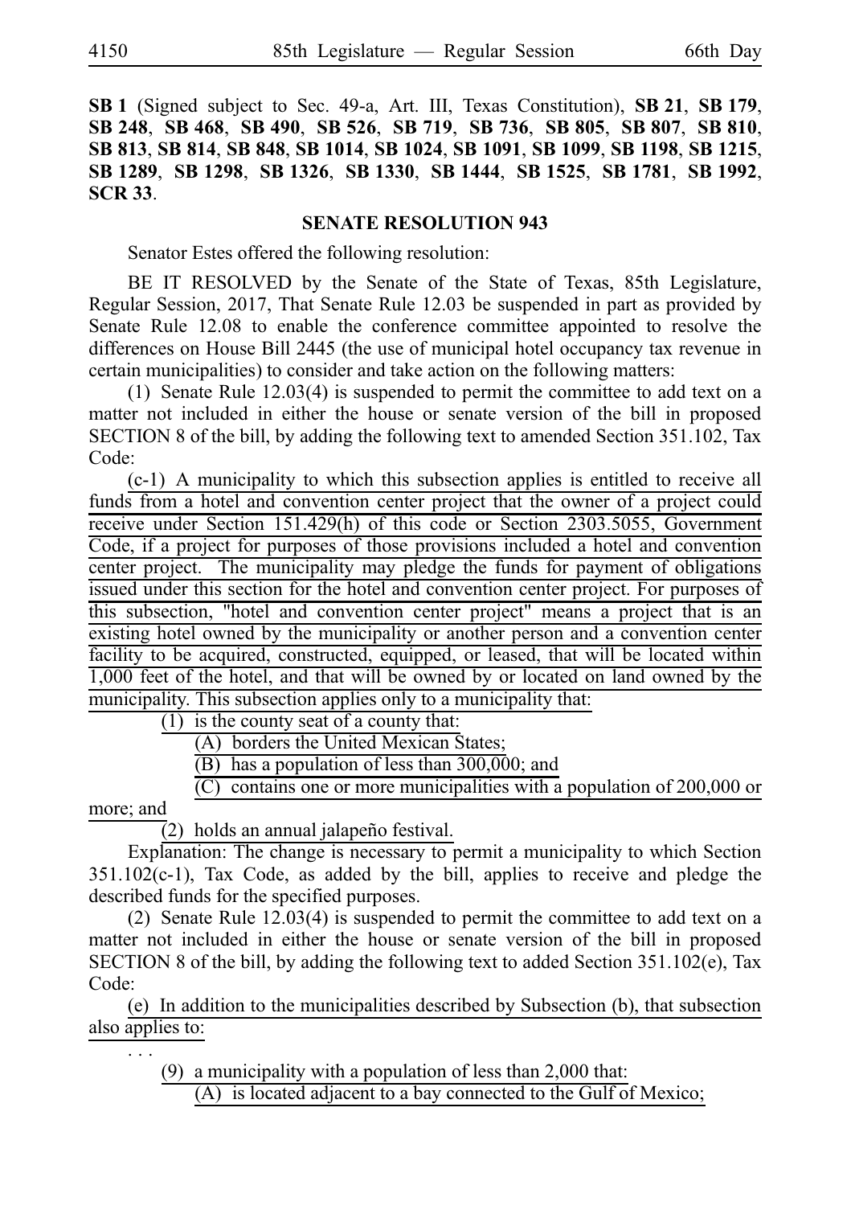**SB 1** (Signed subject to Sec. 49-a, Art. III, Texas Constitution), **SB 21**, **SB 179**, **SB 248**, **SB 468**, **SB 490**, **SB 526**, **SB 719**, **SB 736**, **SB 805**, **SB 807**, **SB 810**, **SB 813**, **SB 814**, **SB 848**, **SB 1014**, **SB 1024**, **SB 1091**, **SB 1099**, **SB 1198**, **SB 1215**, **SB 1289**, **SB 1298**, **SB 1326**, **SB 1330**, **SB 1444**, **SB 1525**, **SB 1781**, **SB 1992**, **SCR 33**.

## SENATE RESOLUTION 943

Senator Estes offered the following resolution:

BE IT RESOLVED by the Senate of the State of Texas, 85th Legislature, Regular Session, 2017, That Senate Rule 12.03 be suspended in part as provided by Senate Rule 12.08 to enable the conference committee appointed to resolve the differences on House Bill 2445 (the use of municipal hotel occupancy tax revenue in certain municipalities) to consider and take action on the following matters:

(1) Senate Rule 12.03(4) is suspended to permit the committee to add text on a matter not included in either the house or senate version of the bill in proposed SECTION 8 of the bill, by adding the following text to amended Section 351.102, Tax Code:

(c-1) A municipality to which this subsection applies is entitled to receive all funds from a hotel and convention center project that the owner of a project could receive under Section 151.429(h) of this code or Section 2303.5055, Government Code, if a project for purposes of those provisions included a hotel and convention center project. The municipality may pledge the funds for payment of obligations issued under this section for the hotel and convention center project. For purposes of this subsection, "hotel and convention center project" means a project that is an existing hotel owned by the municipality or another person and a convention center facility to be acquired, constructed, equipped, or leased, that will be located within 1,000 feet of the hotel, and that will be owned by or located on land owned by the municipality. This subsection applies only to a municipality that:

(1) is the county seat of a county that:

(A) borders the United Mexican States;

(B) has a population of less than 300,000; and

(C) contains one or more municipalities with a population of 200,000 or more; and

(2) holds an annual jalapeño festival.

Explanation: The change is necessary to permit a municipality to which Section 351.102(c-1), Tax Code, as added by the bill, applies to receive and pledge the described funds for the specified purposes.

(2) Senate Rule 12.03(4) is suspended to permit the committee to add text on a matter not included in either the house or senate version of the bill in proposed SECTION 8 of the bill, by adding the following text to added Section 351.102(e), Tax Code:

(e) In addition to the municipalities described by Subsection (b), that subsection also applies to:

. . .

(9) a municipality with a population of less than 2,000 that:

(A) is located adjacent to a bay connected to the Gulf of Mexico;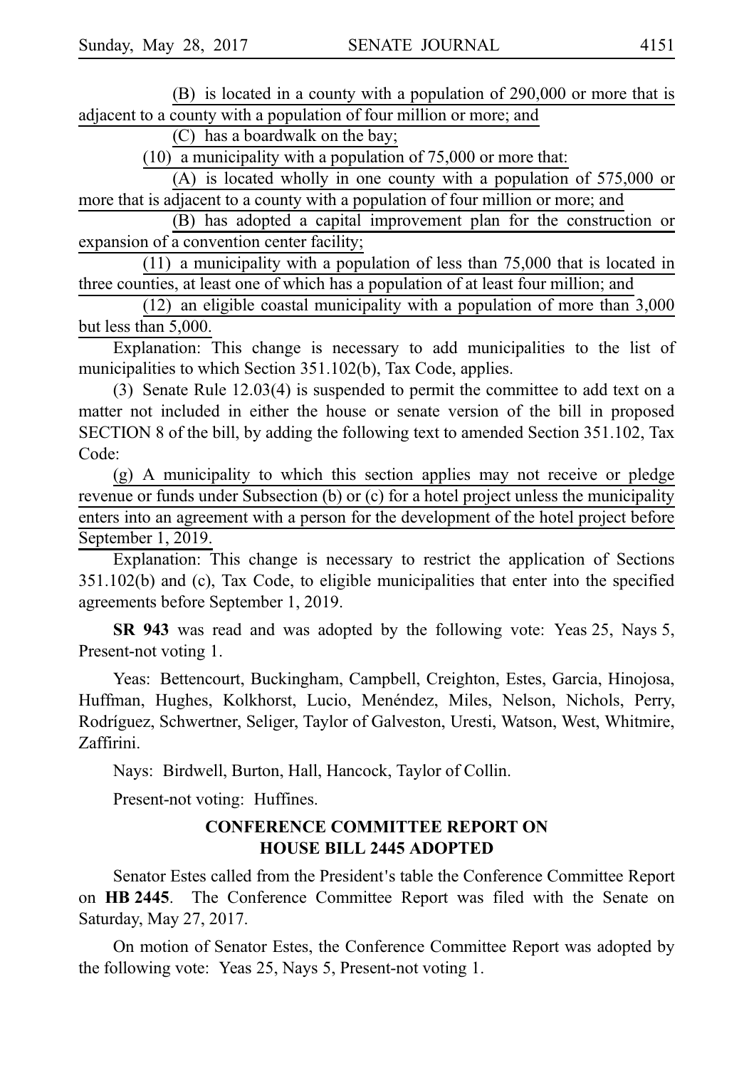(B) is located in a county with a population of 290,000 or more that is adjacent to a county with a population of four million or more; and

(C) has a boardwalk on the bay;

(10) a municipality with a population of 75,000 or more that:

(A) is located wholly in one county with a population of 575,000 or more that is adjacent to a county with a population of four million or more; and

(B) has adopted a capital improvement plan for the construction or expansion of a convention center facility;

(11) a municipality with a population of less than 75,000 that is located in three counties, at least one of which has a population of at least four million; and

(12) an eligible coastal municipality with a population of more than 3,000 but less than 5,000.

Explanation: This change is necessary to add municipalities to the list of municipalities to which Section 351.102(b), Tax Code, applies.

(3) Senate Rule 12.03(4) is suspended to permit the committee to add text on a matter not included in either the house or senate version of the bill in proposed SECTION 8 of the bill, by adding the following text to amended Section 351.102, Tax Code:

(g) A municipality to which this section applies may not receive or pledge revenue or funds under Subsection (b) or (c) for a hotel project unless the municipality enters into an agreement with a person for the development of the hotel project before September 1, 2019.

Explanation: This change is necessary to restrict the application of Sections 351.102(b) and (c), Tax Code, to eligible municipalities that enter into the specified agreements before September 1, 2019.

**SR 943** was read and was adopted by the following vote: Yeas 25, Nays 5, Present-not voting 1.

Yeas: Bettencourt, Buckingham, Campbell, Creighton, Estes, Garcia, Hinojosa, Huffman, Hughes, Kolkhorst, Lucio, Menéndez, Miles, Nelson, Nichols, Perry, Rodríguez, Schwertner, Seliger, Taylor of Galveston, Uresti, Watson, West, Whitmire, Zaffirini.

Nays: Birdwell, Burton, Hall, Hancock, Taylor of Collin.

Present-not voting: Huffines.

## CONFERENCE COMMITTEE REPORT ON HOUSE BILL 2445 ADOPTED

Senator Estes called from the President's table the Conference Committee Report on **HB 2445**. The Conference Committee Report was filed with the Senate on Saturday, May 27, 2017.

On motion of Senator Estes, the Conference Committee Report was adopted by the following vote: Yeas 25, Nays 5, Present-not voting 1.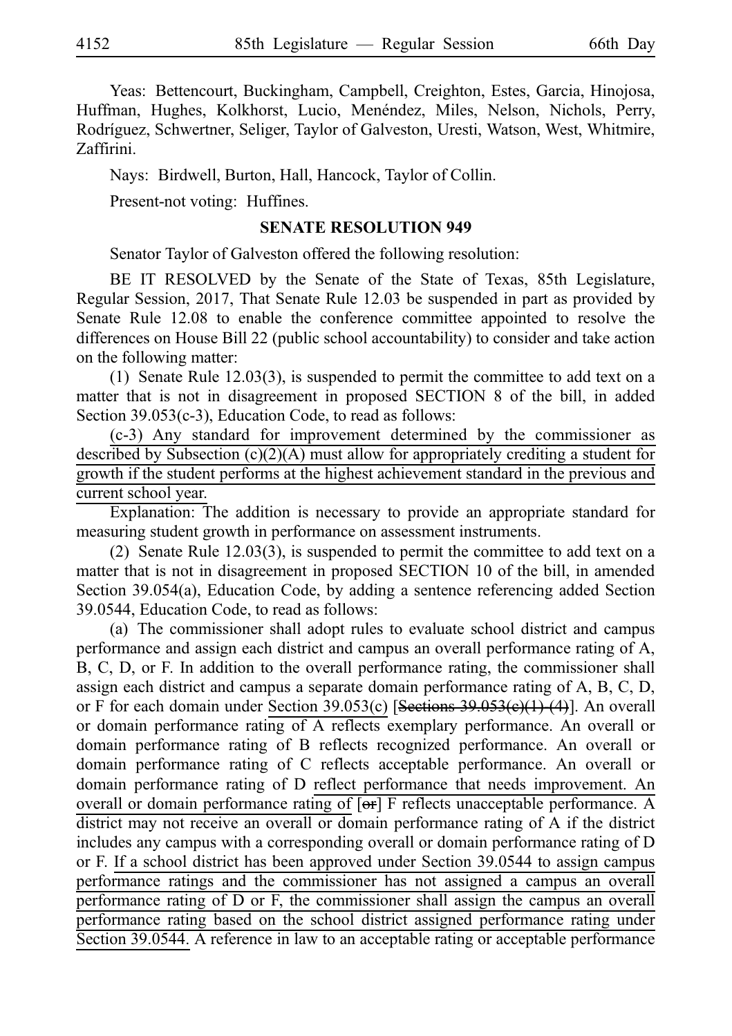Yeas: Bettencourt, Buckingham, Campbell, Creighton, Estes, Garcia, Hinojosa, Huffman, Hughes, Kolkhorst, Lucio, Menéndez, Miles, Nelson, Nichols, Perry, Rodríguez, Schwertner, Seliger, Taylor of Galveston, Uresti, Watson, West, Whitmire, Zaffirini.

Nays: Birdwell, Burton, Hall, Hancock, Taylor of Collin.

Present-not voting: Huffines.

## SENATE RESOLUTION 949

Senator Taylor of Galveston offered the following resolution:

BE IT RESOLVED by the Senate of the State of Texas, 85th Legislature, Regular Session, 2017, That Senate Rule 12.03 be suspended in part as provided by Senate Rule 12.08 to enable the conference committee appointed to resolve the differences on House Bill 22 (public school accountability) to consider and take action on the following matter:

(1) Senate Rule 12.03(3), is suspended to permit the committee to add text on a matter that is not in disagreement in proposed SECTION 8 of the bill, in added Section 39.053(c-3), Education Code, to read as follows:

(c-3) Any standard for improvement determined by the commissioner as described by Subsection (c)(2)(A) must allow for appropriately crediting a student for growth if the student performs at the highest achievement standard in the previous and current school year.

Explanation: The addition is necessary to provide an appropriate standard for measuring student growth in performance on assessment instruments.

(2) Senate Rule 12.03(3), is suspended to permit the committee to add text on a matter that is not in disagreement in proposed SECTION 10 of the bill, in amended Section 39.054(a), Education Code, by adding a sentence referencing added Section 39.0544, Education Code, to read as follows:

(a) The commissioner shall adopt rules to evaluate school district and campus performance and assign each district and campus an overall performance rating of A, B, C, D, or F. In addition to the overall performance rating, the commissioner shall assign each district and campus a separate domain performance rating of A, B, C, D, or F for each domain under Section 39.053(c) [~~Sections 39.053(c)(1)-(4)~~]. An overall or domain performance rating of A reflects exemplary performance. An overall or domain performance rating of B reflects recognized performance. An overall or domain performance rating of C reflects acceptable performance. An overall or domain performance rating of D reflect performance that needs improvement. An overall or domain performance rating of [~~or~~] F reflects unacceptable performance. A district may not receive an overall or domain performance rating of A if the district includes any campus with a corresponding overall or domain performance rating of D or F. If a school district has been approved under Section 39.0544 to assign campus performance ratings and the commissioner has not assigned a campus an overall performance rating of D or F, the commissioner shall assign the campus an overall performance rating based on the school district assigned performance rating under Section 39.0544. A reference in law to an acceptable rating or acceptable performance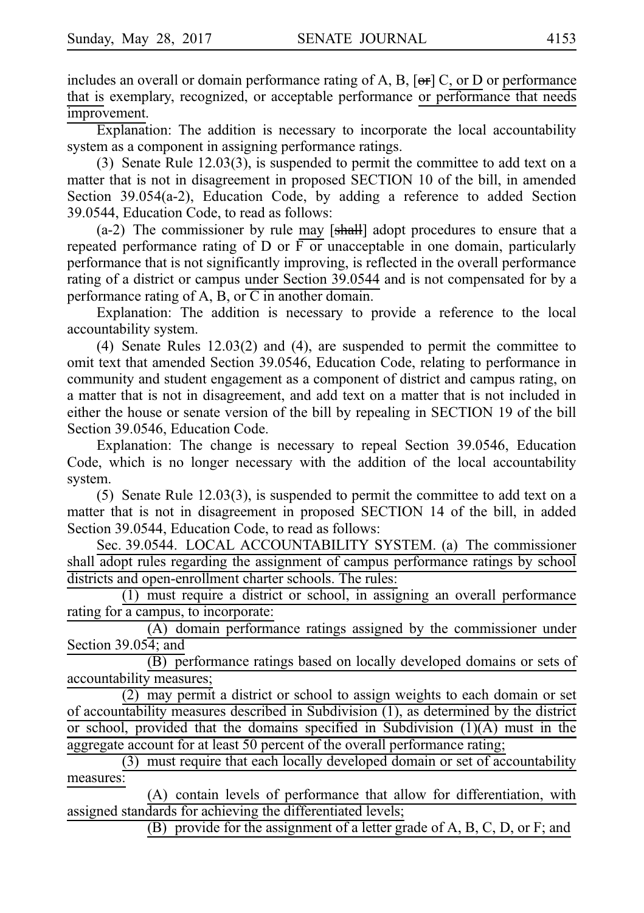includes an overall or domain performance rating of A, B, [~~or~~] C, or D or performance that is exemplary, recognized, or acceptable performance or performance that needs improvement.

Explanation: The addition is necessary to incorporate the local accountability system as a component in assigning performance ratings.

(3) Senate Rule 12.03(3), is suspended to permit the committee to add text on a matter that is not in disagreement in proposed SECTION 10 of the bill, in amended Section 39.054(a-2), Education Code, by adding a reference to added Section 39.0544, Education Code, to read as follows:

(a-2) The commissioner by rule may [~~shall~~] adopt procedures to ensure that a repeated performance rating of D or F or unacceptable in one domain, particularly performance that is not significantly improving, is reflected in the overall performance rating of a district or campus under Section 39.0544 and is not compensated for by a performance rating of A, B, or C in another domain.

Explanation: The addition is necessary to provide a reference to the local accountability system.

(4) Senate Rules 12.03(2) and (4), are suspended to permit the committee to omit text that amended Section 39.0546, Education Code, relating to performance in community and student engagement as a component of district and campus rating, on a matter that is not in disagreement, and add text on a matter that is not included in either the house or senate version of the bill by repealing in SECTION 19 of the bill Section 39.0546, Education Code.

Explanation: The change is necessary to repeal Section 39.0546, Education Code, which is no longer necessary with the addition of the local accountability system.

(5) Senate Rule 12.03(3), is suspended to permit the committee to add text on a matter that is not in disagreement in proposed SECTION 14 of the bill, in added Section 39.0544, Education Code, to read as follows:

Sec. 39.0544. LOCAL ACCOUNTABILITY SYSTEM. (a) The commissioner shall adopt rules regarding the assignment of campus performance ratings by school districts and open-enrollment charter schools. The rules:

(1) must require a district or school, in assigning an overall performance rating for a campus, to incorporate:

(A) domain performance ratings assigned by the commissioner under Section 39.054; and

(B) performance ratings based on locally developed domains or sets of accountability measures;

(2) may permit a district or school to assign weights to each domain or set of accountability measures described in Subdivision (1), as determined by the district or school, provided that the domains specified in Subdivision (1)(A) must in the aggregate account for at least 50 percent of the overall performance rating;

(3) must require that each locally developed domain or set of accountability measures:

(A) contain levels of performance that allow for differentiation, with assigned standards for achieving the differentiated levels;

(B) provide for the assignment of a letter grade of A, B, C, D, or F; and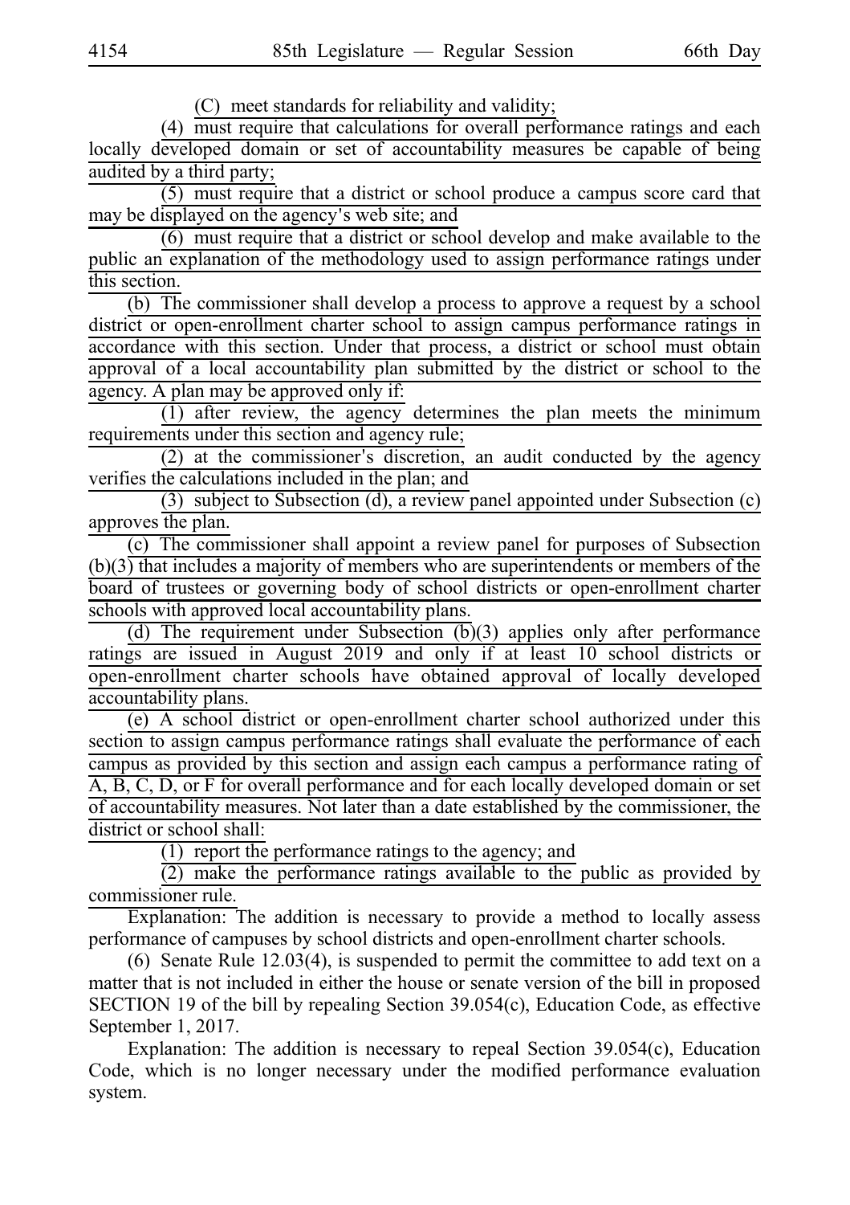(C) meet standards for reliability and validity;

(4) must require that calculations for overall performance ratings and each locally developed domain or set of accountability measures be capable of being audited by a third party;

(5) must require that a district or school produce a campus score card that may be displayed on the agency's web site; and

(6) must require that a district or school develop and make available to the public an explanation of the methodology used to assign performance ratings under this section.

(b) The commissioner shall develop a process to approve a request by a school district or open-enrollment charter school to assign campus performance ratings in accordance with this section. Under that process, a district or school must obtain approval of a local accountability plan submitted by the district or school to the agency. A plan may be approved only if:

(1) after review, the agency determines the plan meets the minimum requirements under this section and agency rule;

(2) at the commissioner's discretion, an audit conducted by the agency verifies the calculations included in the plan; and

(3) subject to Subsection (d), a review panel appointed under Subsection (c) approves the plan.

(c) The commissioner shall appoint a review panel for purposes of Subsection (b)(3) that includes a majority of members who are superintendents or members of the board of trustees or governing body of school districts or open-enrollment charter schools with approved local accountability plans.

(d) The requirement under Subsection (b)(3) applies only after performance ratings are issued in August 2019 and only if at least 10 school districts or open-enrollment charter schools have obtained approval of locally developed accountability plans.

(e) A school district or open-enrollment charter school authorized under this section to assign campus performance ratings shall evaluate the performance of each campus as provided by this section and assign each campus a performance rating of A, B, C, D, or F for overall performance and for each locally developed domain or set of accountability measures. Not later than a date established by the commissioner, the district or school shall:

(1) report the performance ratings to the agency; and

(2) make the performance ratings available to the public as provided by commissioner rule.

Explanation: The addition is necessary to provide a method to locally assess performance of campuses by school districts and open-enrollment charter schools.

(6) Senate Rule 12.03(4), is suspended to permit the committee to add text on a matter that is not included in either the house or senate version of the bill in proposed SECTION 19 of the bill by repealing Section 39.054(c), Education Code, as effective September 1, 2017.

Explanation: The addition is necessary to repeal Section 39.054(c), Education Code, which is no longer necessary under the modified performance evaluation system.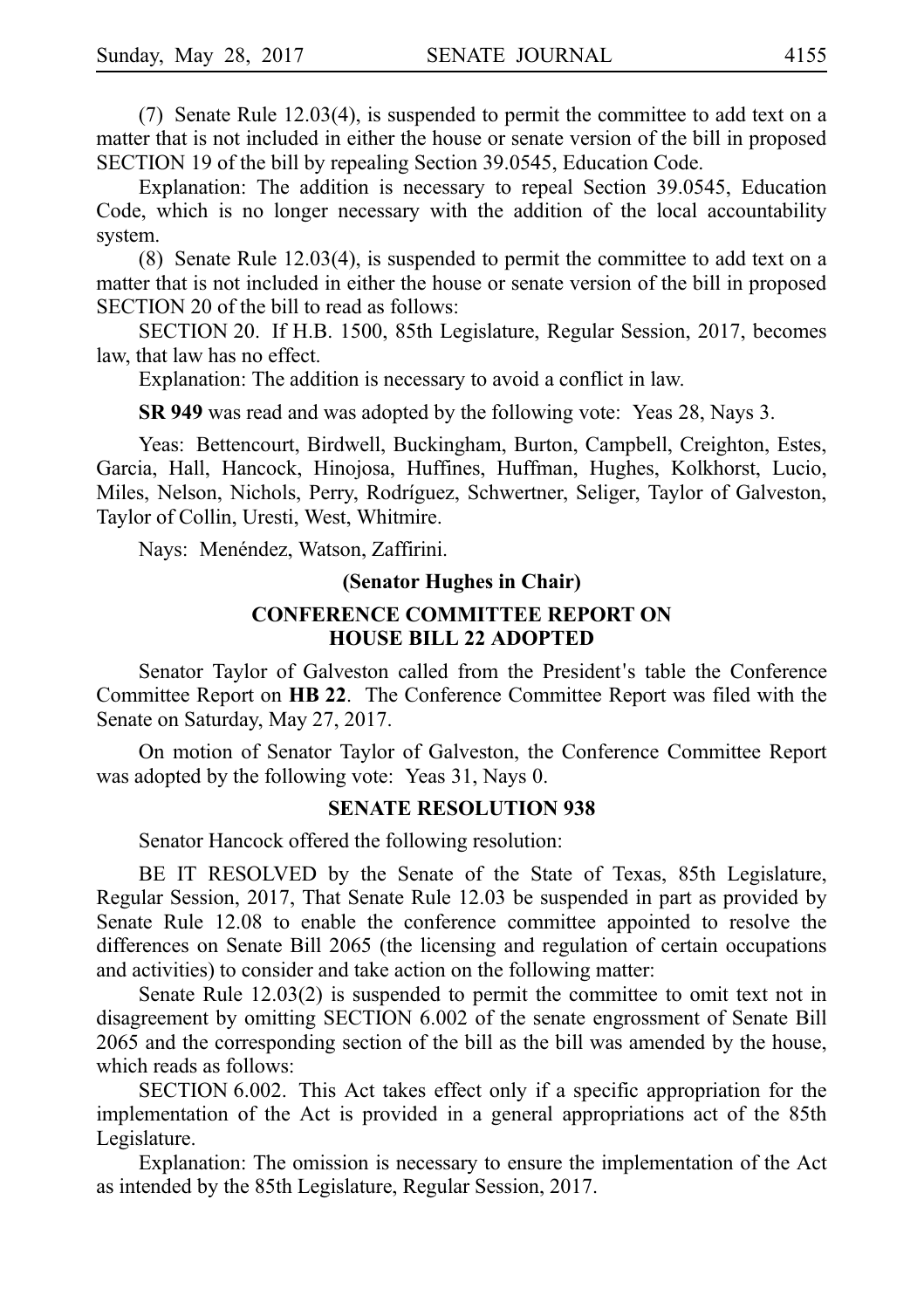(7) Senate Rule 12.03(4), is suspended to permit the committee to add text on a matter that is not included in either the house or senate version of the bill in proposed SECTION 19 of the bill by repealing Section 39.0545, Education Code.

Explanation: The addition is necessary to repeal Section 39.0545, Education Code, which is no longer necessary with the addition of the local accountability system.

(8) Senate Rule 12.03(4), is suspended to permit the committee to add text on a matter that is not included in either the house or senate version of the bill in proposed SECTION 20 of the bill to read as follows:

SECTION 20. If H.B. 1500, 85th Legislature, Regular Session, 2017, becomes law, that law has no effect.

Explanation: The addition is necessary to avoid a conflict in law.

**SR 949** was read and was adopted by the following vote: Yeas 28, Nays 3.

Yeas: Bettencourt, Birdwell, Buckingham, Burton, Campbell, Creighton, Estes, Garcia, Hall, Hancock, Hinojosa, Huffines, Huffman, Hughes, Kolkhorst, Lucio, Miles, Nelson, Nichols, Perry, Rodríguez, Schwertner, Seliger, Taylor of Galveston, Taylor of Collin, Uresti, West, Whitmire.

Nays: Menéndez, Watson, Zaffirini.

**(Senator Hughes in Chair)**

## CONFERENCE COMMITTEE REPORT ON HOUSE BILL 22 ADOPTED

Senator Taylor of Galveston called from the President's table the Conference Committee Report on **HB 22**. The Conference Committee Report was filed with the Senate on Saturday, May 27, 2017.

On motion of Senator Taylor of Galveston, the Conference Committee Report was adopted by the following vote: Yeas 31, Nays 0.

## SENATE RESOLUTION 938

Senator Hancock offered the following resolution:

BE IT RESOLVED by the Senate of the State of Texas, 85th Legislature, Regular Session, 2017, That Senate Rule 12.03 be suspended in part as provided by Senate Rule 12.08 to enable the conference committee appointed to resolve the differences on Senate Bill 2065 (the licensing and regulation of certain occupations and activities) to consider and take action on the following matter:

Senate Rule 12.03(2) is suspended to permit the committee to omit text not in disagreement by omitting SECTION 6.002 of the senate engrossment of Senate Bill 2065 and the corresponding section of the bill as the bill was amended by the house, which reads as follows:

SECTION 6.002. This Act takes effect only if a specific appropriation for the implementation of the Act is provided in a general appropriations act of the 85th Legislature.

Explanation: The omission is necessary to ensure the implementation of the Act as intended by the 85th Legislature, Regular Session, 2017.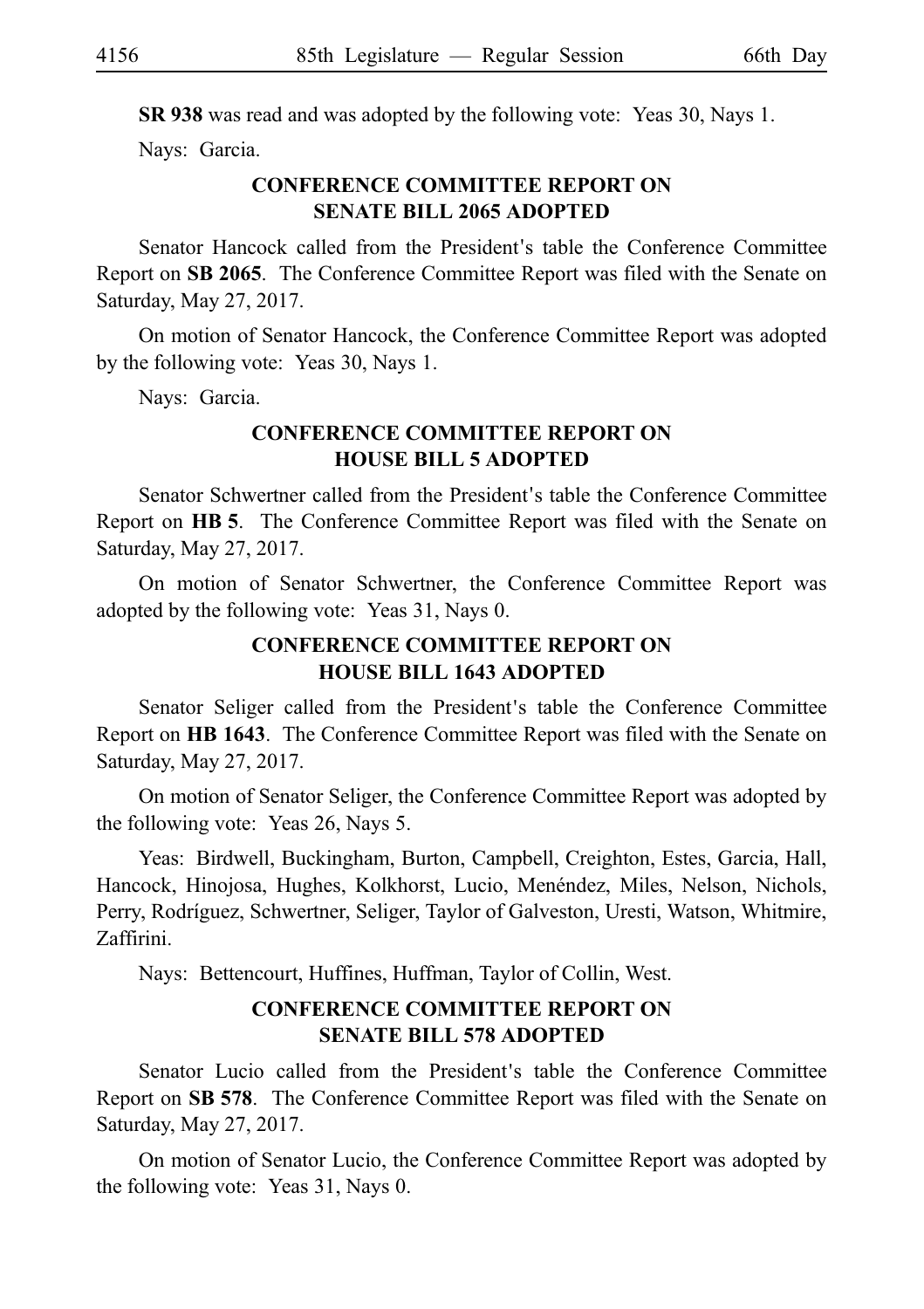**SR 938** was read and was adopted by the following vote: Yeas 30, Nays 1.

Nays: Garcia.

## CONFERENCE COMMITTEE REPORT ON SENATE BILL 2065 ADOPTED

Senator Hancock called from the President's table the Conference Committee Report on **SB 2065**. The Conference Committee Report was filed with the Senate on Saturday, May 27, 2017.

On motion of Senator Hancock, the Conference Committee Report was adopted by the following vote: Yeas 30, Nays 1.

Nays: Garcia.

## CONFERENCE COMMITTEE REPORT ON HOUSE BILL 5 ADOPTED

Senator Schwertner called from the President's table the Conference Committee Report on **HB 5**. The Conference Committee Report was filed with the Senate on Saturday, May 27, 2017.

On motion of Senator Schwertner, the Conference Committee Report was adopted by the following vote: Yeas 31, Nays 0.

## CONFERENCE COMMITTEE REPORT ON HOUSE BILL 1643 ADOPTED

Senator Seliger called from the President's table the Conference Committee Report on **HB 1643**. The Conference Committee Report was filed with the Senate on Saturday, May 27, 2017.

On motion of Senator Seliger, the Conference Committee Report was adopted by the following vote: Yeas 26, Nays 5.

Yeas: Birdwell, Buckingham, Burton, Campbell, Creighton, Estes, Garcia, Hall, Hancock, Hinojosa, Hughes, Kolkhorst, Lucio, Menéndez, Miles, Nelson, Nichols, Perry, Rodríguez, Schwertner, Seliger, Taylor of Galveston, Uresti, Watson, Whitmire, Zaffirini.

Nays: Bettencourt, Huffines, Huffman, Taylor of Collin, West.

## CONFERENCE COMMITTEE REPORT ON SENATE BILL 578 ADOPTED

Senator Lucio called from the President's table the Conference Committee Report on **SB 578**. The Conference Committee Report was filed with the Senate on Saturday, May 27, 2017.

On motion of Senator Lucio, the Conference Committee Report was adopted by the following vote: Yeas 31, Nays 0.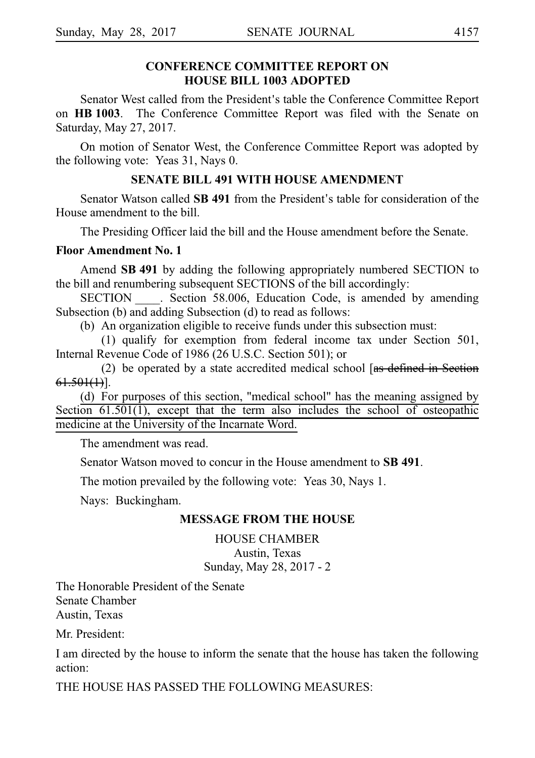## CONFERENCE COMMITTEE REPORT ON HOUSE BILL 1003 ADOPTED

Senator West called from the President's table the Conference Committee Report on **HB 1003**. The Conference Committee Report was filed with the Senate on Saturday, May 27, 2017.

On motion of Senator West, the Conference Committee Report was adopted by the following vote: Yeas 31, Nays 0.

## SENATE BILL 491 WITH HOUSE AMENDMENT

Senator Watson called **SB 491** from the President's table for consideration of the House amendment to the bill.

The Presiding Officer laid the bill and the House amendment before the Senate.

**Floor Amendment No. 1**

Amend **SB 491** by adding the following appropriately numbered SECTION to the bill and renumbering subsequent SECTIONS of the bill accordingly:

SECTION \_\_\_\_. Section 58.006, Education Code, is amended by amending Subsection (b) and adding Subsection (d) to read as follows:

(b) An organization eligible to receive funds under this subsection must:

(1) qualify for exemption from federal income tax under Section 501, Internal Revenue Code of 1986 (26 U.S.C. Section 501); or

(2) be operated by a state accredited medical school [~~as defined in Section 61.501(1)~~].

<u>(d) For purposes of this section, "medical school" has the meaning assigned by Section 61.501(1), except that the term also includes the school of osteopathic medicine at the University of the Incarnate Word.</u>

The amendment was read.

Senator Watson moved to concur in the House amendment to **SB 491**.

The motion prevailed by the following vote: Yeas 30, Nays 1.

Nays: Buckingham.

## MESSAGE FROM THE HOUSE

HOUSE CHAMBER
Austin, Texas
Sunday, May 28, 2017 - 2

The Honorable President of the Senate
Senate Chamber
Austin, Texas

Mr. President:

I am directed by the house to inform the senate that the house has taken the following action:

THE HOUSE HAS PASSED THE FOLLOWING MEASURES: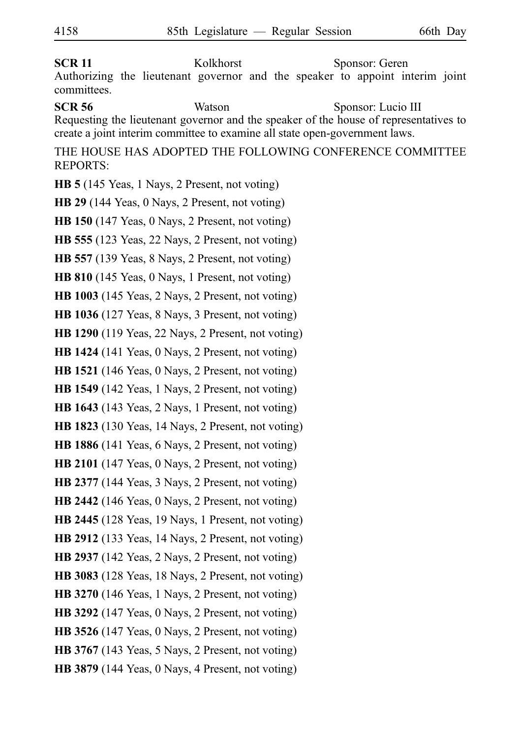**SCR 11** Kolkhorst Sponsor: Geren
Authorizing the lieutenant governor and the speaker to appoint interim joint committees.

**SCR 56** Watson Sponsor: Lucio III
Requesting the lieutenant governor and the speaker of the house of representatives to create a joint interim committee to examine all state open-government laws.

THE HOUSE HAS ADOPTED THE FOLLOWING CONFERENCE COMMITTEE REPORTS:

**HB 5** (145 Yeas, 1 Nays, 2 Present, not voting)

**HB 29** (144 Yeas, 0 Nays, 2 Present, not voting)

**HB 150** (147 Yeas, 0 Nays, 2 Present, not voting)

**HB 555** (123 Yeas, 22 Nays, 2 Present, not voting)

**HB 557** (139 Yeas, 8 Nays, 2 Present, not voting)

**HB 810** (145 Yeas, 0 Nays, 1 Present, not voting)

**HB 1003** (145 Yeas, 2 Nays, 2 Present, not voting)

**HB 1036** (127 Yeas, 8 Nays, 3 Present, not voting)

**HB 1290** (119 Yeas, 22 Nays, 2 Present, not voting)

**HB 1424** (141 Yeas, 0 Nays, 2 Present, not voting)

**HB 1521** (146 Yeas, 0 Nays, 2 Present, not voting)

**HB 1549** (142 Yeas, 1 Nays, 2 Present, not voting)

**HB 1643** (143 Yeas, 2 Nays, 1 Present, not voting)

**HB 1823** (130 Yeas, 14 Nays, 2 Present, not voting)

**HB 1886** (141 Yeas, 6 Nays, 2 Present, not voting)

**HB 2101** (147 Yeas, 0 Nays, 2 Present, not voting)

**HB 2377** (144 Yeas, 3 Nays, 2 Present, not voting)

**HB 2442** (146 Yeas, 0 Nays, 2 Present, not voting)

**HB 2445** (128 Yeas, 19 Nays, 1 Present, not voting)

**HB 2912** (133 Yeas, 14 Nays, 2 Present, not voting)

**HB 2937** (142 Yeas, 2 Nays, 2 Present, not voting)

**HB 3083** (128 Yeas, 18 Nays, 2 Present, not voting)

**HB 3270** (146 Yeas, 1 Nays, 2 Present, not voting)

**HB 3292** (147 Yeas, 0 Nays, 2 Present, not voting)

**HB 3526** (147 Yeas, 0 Nays, 2 Present, not voting)

**HB 3767** (143 Yeas, 5 Nays, 2 Present, not voting)

**HB 3879** (144 Yeas, 0 Nays, 4 Present, not voting)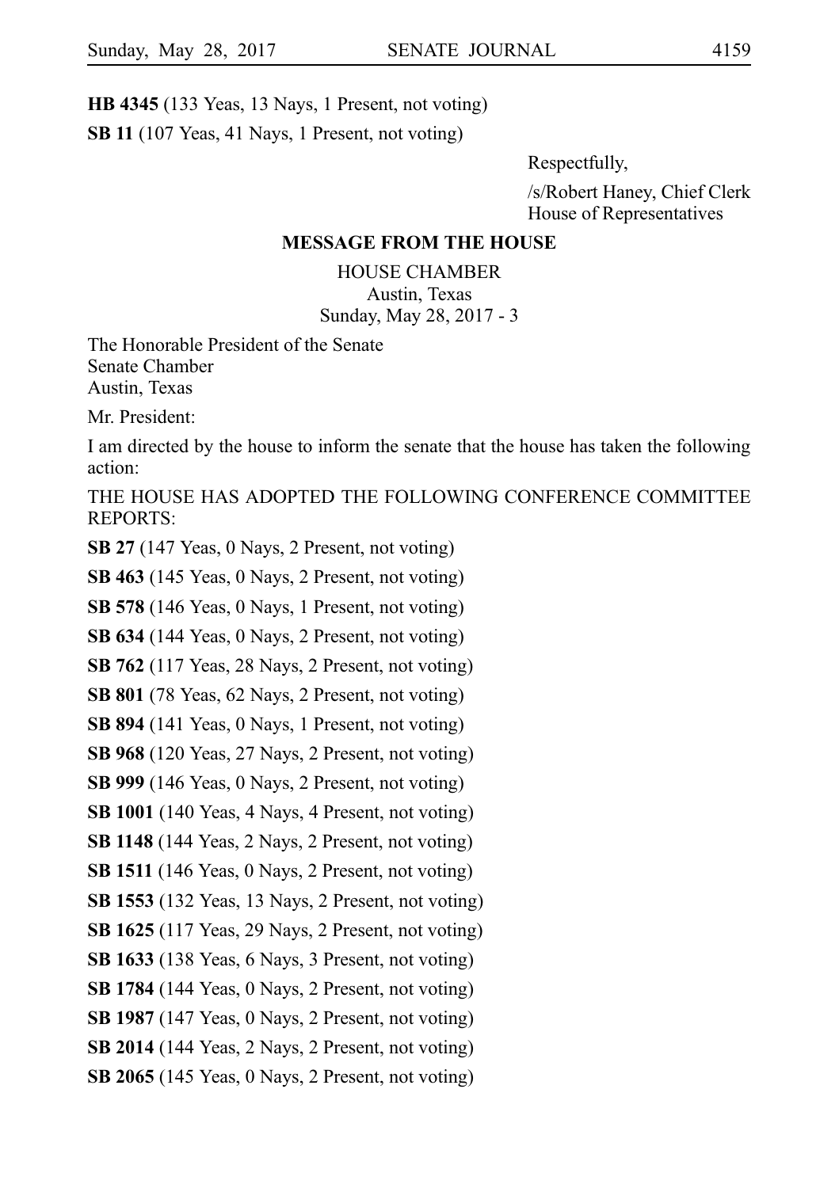**HB 4345** (133 Yeas, 13 Nays, 1 Present, not voting)

**SB 11** (107 Yeas, 41 Nays, 1 Present, not voting)

Respectfully,

/s/Robert Haney, Chief Clerk
House of Representatives

## MESSAGE FROM THE HOUSE

HOUSE CHAMBER
Austin, Texas
Sunday, May 28, 2017 - 3

The Honorable President of the Senate
Senate Chamber
Austin, Texas

Mr. President:

I am directed by the house to inform the senate that the house has taken the following action:

THE HOUSE HAS ADOPTED THE FOLLOWING CONFERENCE COMMITTEE REPORTS:

**SB 27** (147 Yeas, 0 Nays, 2 Present, not voting)

**SB 463** (145 Yeas, 0 Nays, 2 Present, not voting)

**SB 578** (146 Yeas, 0 Nays, 1 Present, not voting)

**SB 634** (144 Yeas, 0 Nays, 2 Present, not voting)

**SB 762** (117 Yeas, 28 Nays, 2 Present, not voting)

**SB 801** (78 Yeas, 62 Nays, 2 Present, not voting)

**SB 894** (141 Yeas, 0 Nays, 1 Present, not voting)

**SB 968** (120 Yeas, 27 Nays, 2 Present, not voting)

**SB 999** (146 Yeas, 0 Nays, 2 Present, not voting)

**SB 1001** (140 Yeas, 4 Nays, 4 Present, not voting)

**SB 1148** (144 Yeas, 2 Nays, 2 Present, not voting)

**SB 1511** (146 Yeas, 0 Nays, 2 Present, not voting)

**SB 1553** (132 Yeas, 13 Nays, 2 Present, not voting)

**SB 1625** (117 Yeas, 29 Nays, 2 Present, not voting)

**SB 1633** (138 Yeas, 6 Nays, 3 Present, not voting)

**SB 1784** (144 Yeas, 0 Nays, 2 Present, not voting)

**SB 1987** (147 Yeas, 0 Nays, 2 Present, not voting)

**SB 2014** (144 Yeas, 2 Nays, 2 Present, not voting)

**SB 2065** (145 Yeas, 0 Nays, 2 Present, not voting)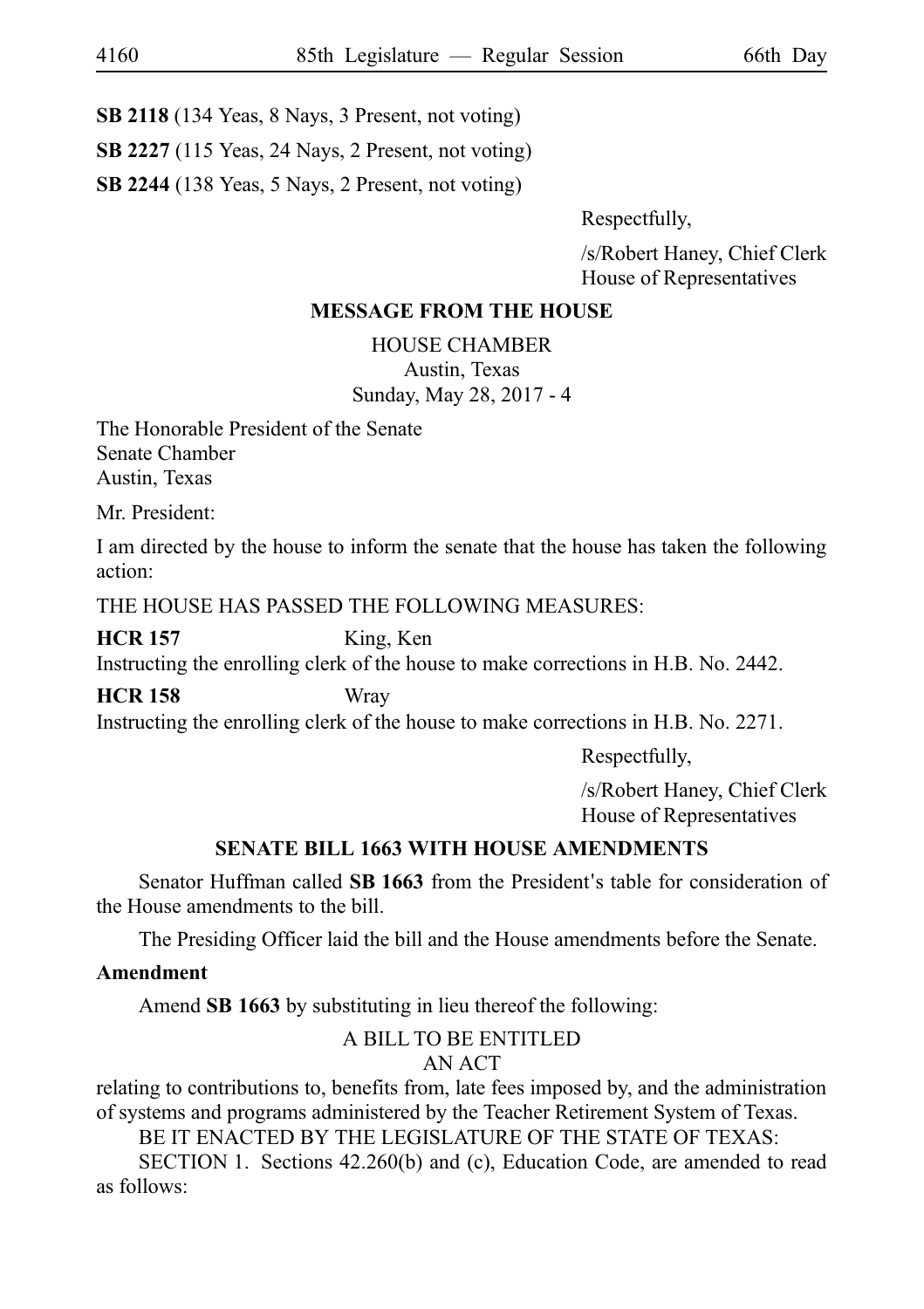**SB 2118** (134 Yeas, 8 Nays, 3 Present, not voting)

**SB 2227** (115 Yeas, 24 Nays, 2 Present, not voting)

**SB 2244** (138 Yeas, 5 Nays, 2 Present, not voting)

Respectfully,

/s/Robert Haney, Chief Clerk
House of Representatives

## MESSAGE FROM THE HOUSE

HOUSE CHAMBER
Austin, Texas
Sunday, May 28, 2017 - 4

The Honorable President of the Senate
Senate Chamber
Austin, Texas

Mr. President:

I am directed by the house to inform the senate that the house has taken the following action:

THE HOUSE HAS PASSED THE FOLLOWING MEASURES:

**HCR 157** King, Ken
Instructing the enrolling clerk of the house to make corrections in H.B. No. 2442.

**HCR 158** Wray
Instructing the enrolling clerk of the house to make corrections in H.B. No. 2271.

Respectfully,

/s/Robert Haney, Chief Clerk
House of Representatives

## SENATE BILL 1663 WITH HOUSE AMENDMENTS

Senator Huffman called **SB 1663** from the President's table for consideration of the House amendments to the bill.

The Presiding Officer laid the bill and the House amendments before the Senate.

**Amendment**

Amend **SB 1663** by substituting in lieu thereof the following:

A BILL TO BE ENTITLED
AN ACT

relating to contributions to, benefits from, late fees imposed by, and the administration of systems and programs administered by the Teacher Retirement System of Texas.

BE IT ENACTED BY THE LEGISLATURE OF THE STATE OF TEXAS:

SECTION 1. Sections 42.260(b) and (c), Education Code, are amended to read as follows: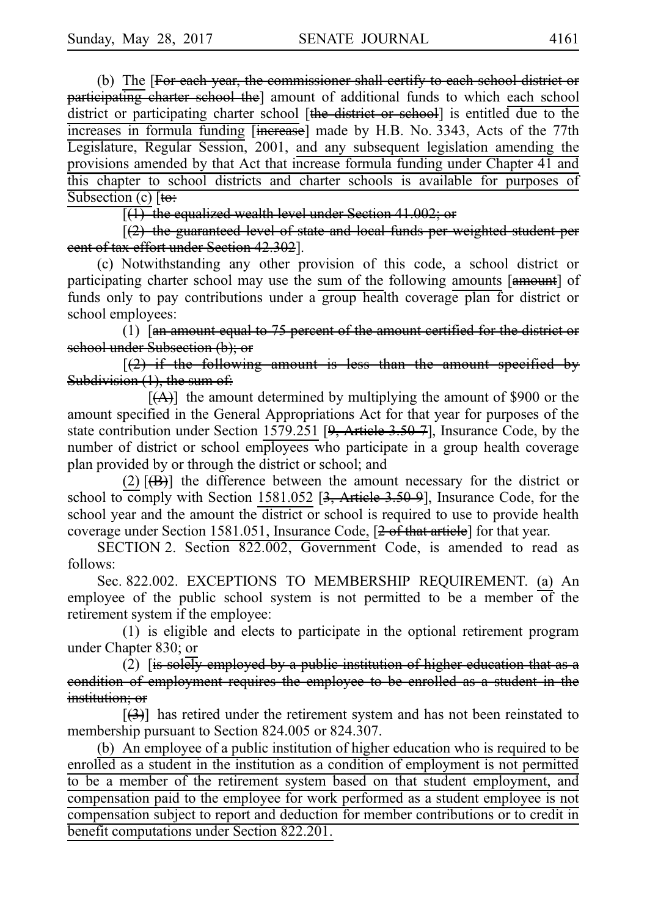(b) The [For each year, the commissioner shall certify to each school district or participating charter school the] amount of additional funds to which each school district or participating charter school [the district or school] is entitled due to the increases in formula funding [increase] made by H.B. No. 3343, Acts of the 77th Legislature, Regular Session, 2001, and any subsequent legislation amending the provisions amended by that Act that increase formula funding under Chapter 41 and this chapter to school districts and charter schools is available for purposes of Subsection (c) [to:

[(1) the equalized wealth level under Section 41.002; or

[(2) the guaranteed level of state and local funds per weighted student per cent of tax effort under Section 42.302].

(c) Notwithstanding any other provision of this code, a school district or participating charter school may use the sum of the following amounts [amount] of funds only to pay contributions under a group health coverage plan for district or school employees:

(1) [an amount equal to 75 percent of the amount certified for the district or school under Subsection (b); or

[(2) if the following amount is less than the amount specified by Subdivision (1), the sum of:

[(A)] the amount determined by multiplying the amount of $900 or the amount specified in the General Appropriations Act for that year for purposes of the state contribution under Section 1579.251 [9, Article 3.50-7], Insurance Code, by the number of district or school employees who participate in a group health coverage plan provided by or through the district or school; and

(2) [(B)] the difference between the amount necessary for the district or school to comply with Section 1581.052 [3, Article 3.50-9], Insurance Code, for the school year and the amount the district or school is required to use to provide health coverage under Section 1581.051, Insurance Code, [2 of that article] for that year.

SECTION 2. Section 822.002, Government Code, is amended to read as follows:

Sec. 822.002. EXCEPTIONS TO MEMBERSHIP REQUIREMENT. (a) An employee of the public school system is not permitted to be a member of the retirement system if the employee:

(1) is eligible and elects to participate in the optional retirement program under Chapter 830; or

(2) [is solely employed by a public institution of higher education that as a condition of employment requires the employee to be enrolled as a student in the institution; or

[(3)] has retired under the retirement system and has not been reinstated to membership pursuant to Section 824.005 or 824.307.

(b) An employee of a public institution of higher education who is required to be enrolled as a student in the institution as a condition of employment is not permitted to be a member of the retirement system based on that student employment, and compensation paid to the employee for work performed as a student employee is not compensation subject to report and deduction for member contributions or to credit in benefit computations under Section 822.201.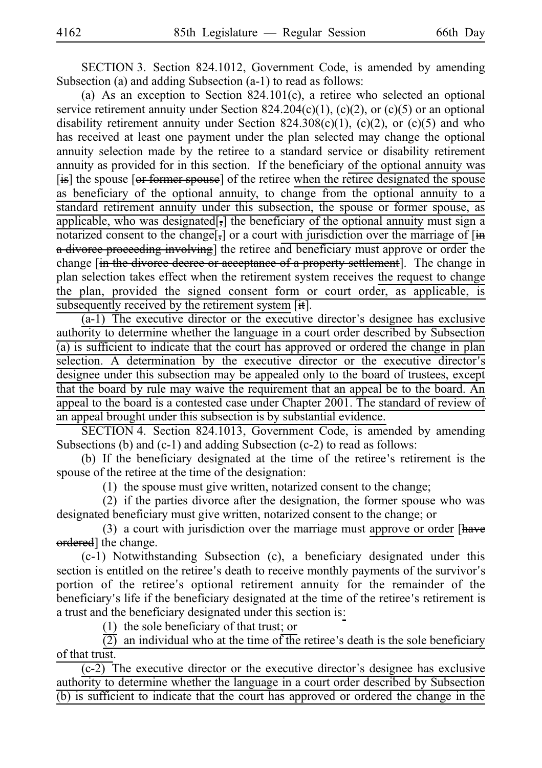SECTION 3. Section 824.1012, Government Code, is amended by amending Subsection (a) and adding Subsection (a-1) to read as follows:

(a) As an exception to Section 824.101(c), a retiree who selected an optional service retirement annuity under Section 824.204(c)(1), (c)(2), or (c)(5) or an optional disability retirement annuity under Section 824.308(c)(1), (c)(2), or (c)(5) and who has received at least one payment under the plan selected may change the optional annuity selection made by the retiree to a standard service or disability retirement annuity as provided for in this section. If the beneficiary of the optional annuity was [is] the spouse [or former spouse] of the retiree when the retiree designated the spouse as beneficiary of the optional annuity, to change from the optional annuity to a standard retirement annuity under this subsection, the spouse or former spouse, as applicable, who was designated[,] the beneficiary of the optional annuity must sign a notarized consent to the change[,] or a court with jurisdiction over the marriage of [in a divorce proceeding involving] the retiree and beneficiary must approve or order the change [in the divorce decree or acceptance of a property settlement]. The change in plan selection takes effect when the retirement system receives the request to change the plan, provided the signed consent form or court order, as applicable, is subsequently received by the retirement system [it].

(a-1) The executive director or the executive director's designee has exclusive authority to determine whether the language in a court order described by Subsection (a) is sufficient to indicate that the court has approved or ordered the change in plan selection. A determination by the executive director or the executive director's designee under this subsection may be appealed only to the board of trustees, except that the board by rule may waive the requirement that an appeal be to the board. An appeal to the board is a contested case under Chapter 2001. The standard of review of an appeal brought under this subsection is by substantial evidence.

SECTION 4. Section 824.1013, Government Code, is amended by amending Subsections (b) and (c-1) and adding Subsection (c-2) to read as follows:

(b) If the beneficiary designated at the time of the retiree's retirement is the spouse of the retiree at the time of the designation:

(1) the spouse must give written, notarized consent to the change;

(2) if the parties divorce after the designation, the former spouse who was designated beneficiary must give written, notarized consent to the change; or

(3) a court with jurisdiction over the marriage must approve or order [have ordered] the change.

(c-1) Notwithstanding Subsection (c), a beneficiary designated under this section is entitled on the retiree's death to receive monthly payments of the survivor's portion of the retiree's optional retirement annuity for the remainder of the beneficiary's life if the beneficiary designated at the time of the retiree's retirement is a trust and the beneficiary designated under this section is:

(1) the sole beneficiary of that trust; or

(2) an individual who at the time of the retiree's death is the sole beneficiary of that trust.

(c-2) The executive director or the executive director's designee has exclusive authority to determine whether the language in a court order described by Subsection (b) is sufficient to indicate that the court has approved or ordered the change in the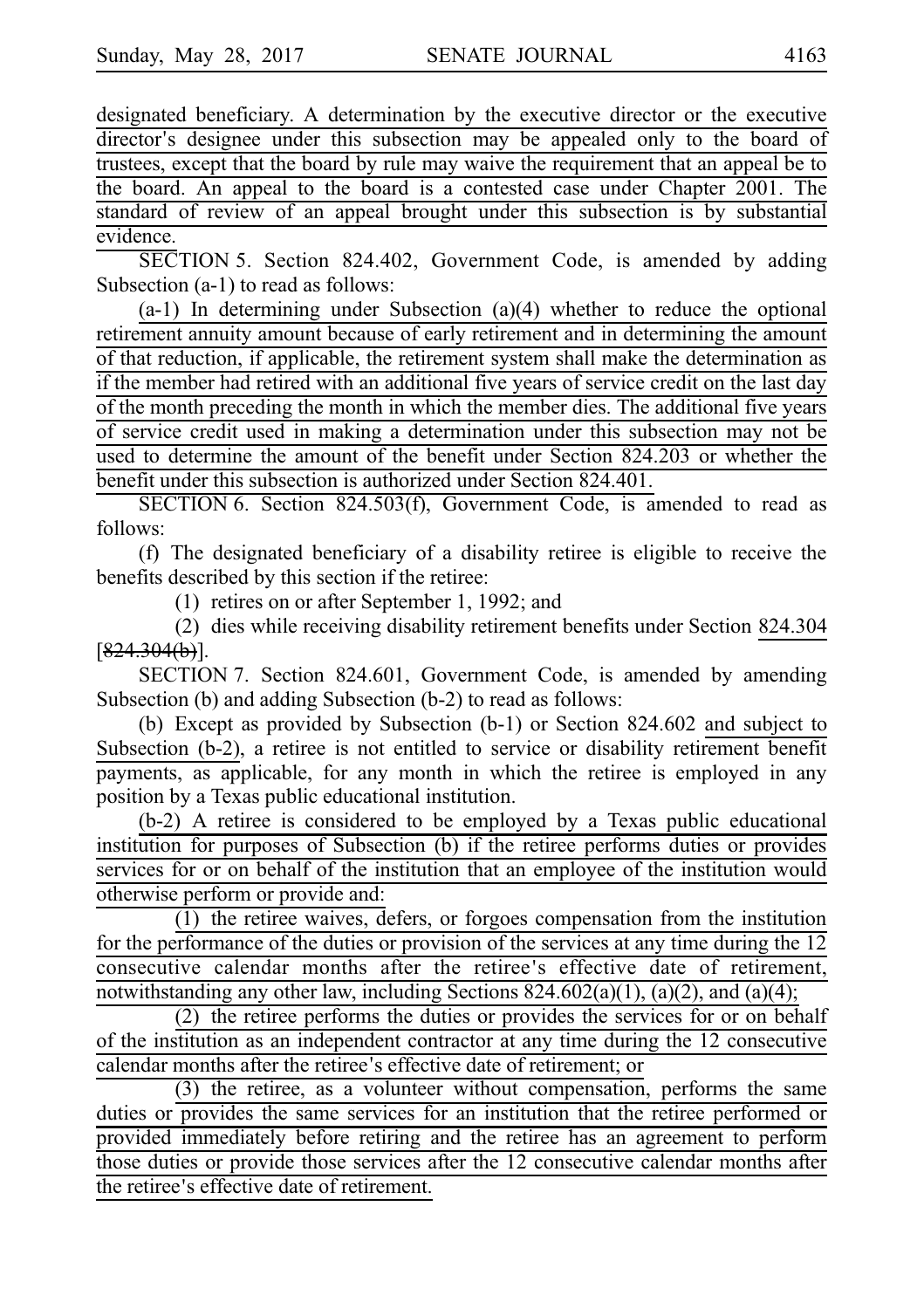designated beneficiary. A determination by the executive director or the executive director's designee under this subsection may be appealed only to the board of trustees, except that the board by rule may waive the requirement that an appeal be to the board. An appeal to the board is a contested case under Chapter 2001. The standard of review of an appeal brought under this subsection is by substantial evidence.

SECTION 5. Section 824.402, Government Code, is amended by adding Subsection (a-1) to read as follows:

(a-1) In determining under Subsection (a)(4) whether to reduce the optional retirement annuity amount because of early retirement and in determining the amount of that reduction, if applicable, the retirement system shall make the determination as if the member had retired with an additional five years of service credit on the last day of the month preceding the month in which the member dies. The additional five years of service credit used in making a determination under this subsection may not be used to determine the amount of the benefit under Section 824.203 or whether the benefit under this subsection is authorized under Section 824.401.

SECTION 6. Section 824.503(f), Government Code, is amended to read as follows:

(f) The designated beneficiary of a disability retiree is eligible to receive the benefits described by this section if the retiree:

(1) retires on or after September 1, 1992; and

(2) dies while receiving disability retirement benefits under Section 824.304 [~~824.304(b)~~].

SECTION 7. Section 824.601, Government Code, is amended by amending Subsection (b) and adding Subsection (b-2) to read as follows:

(b) Except as provided by Subsection (b-1) or Section 824.602 and subject to Subsection (b-2), a retiree is not entitled to service or disability retirement benefit payments, as applicable, for any month in which the retiree is employed in any position by a Texas public educational institution.

(b-2) A retiree is considered to be employed by a Texas public educational institution for purposes of Subsection (b) if the retiree performs duties or provides services for or on behalf of the institution that an employee of the institution would otherwise perform or provide and:

(1) the retiree waives, defers, or forgoes compensation from the institution for the performance of the duties or provision of the services at any time during the 12 consecutive calendar months after the retiree's effective date of retirement, notwithstanding any other law, including Sections 824.602(a)(1), (a)(2), and (a)(4);

(2) the retiree performs the duties or provides the services for or on behalf of the institution as an independent contractor at any time during the 12 consecutive calendar months after the retiree's effective date of retirement; or

(3) the retiree, as a volunteer without compensation, performs the same duties or provides the same services for an institution that the retiree performed or provided immediately before retiring and the retiree has an agreement to perform those duties or provide those services after the 12 consecutive calendar months after the retiree's effective date of retirement.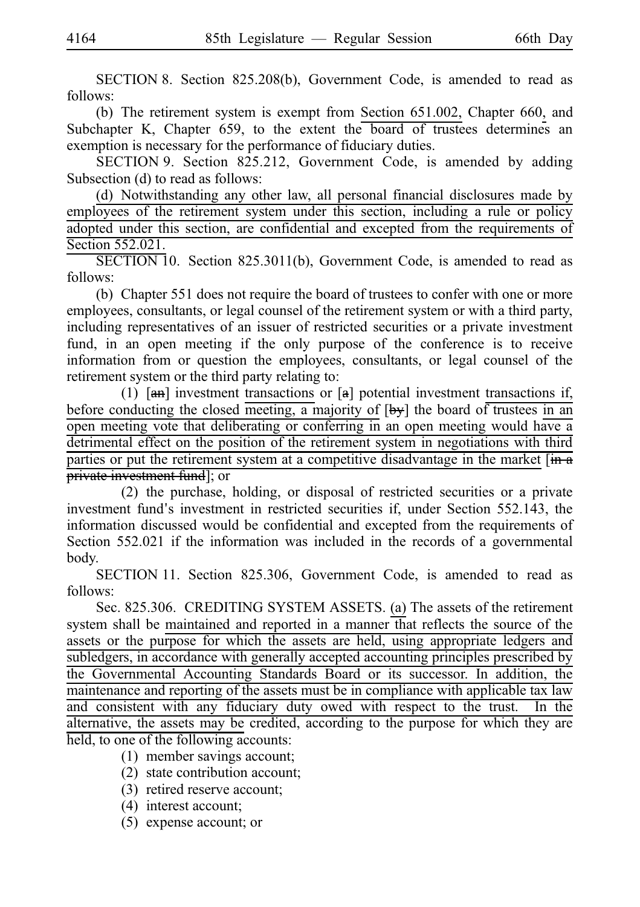SECTION 8. Section 825.208(b), Government Code, is amended to read as follows:

(b) The retirement system is exempt from Section 651.002, Chapter 660, and Subchapter K, Chapter 659, to the extent the board of trustees determines an exemption is necessary for the performance of fiduciary duties.

SECTION 9. Section 825.212, Government Code, is amended by adding Subsection (d) to read as follows:

(d) Notwithstanding any other law, all personal financial disclosures made by employees of the retirement system under this section, including a rule or policy adopted under this section, are confidential and excepted from the requirements of Section 552.021.

SECTION 10. Section 825.3011(b), Government Code, is amended to read as follows:

(b) Chapter 551 does not require the board of trustees to confer with one or more employees, consultants, or legal counsel of the retirement system or with a third party, including representatives of an issuer of restricted securities or a private investment fund, in an open meeting if the only purpose of the conference is to receive information from or question the employees, consultants, or legal counsel of the retirement system or the third party relating to:

(1) [an] investment transactions or [a] potential investment transactions if, before conducting the closed meeting, a majority of [by] the board of trustees in an open meeting vote that deliberating or conferring in an open meeting would have a detrimental effect on the position of the retirement system in negotiations with third parties or put the retirement system at a competitive disadvantage in the market [in a private investment fund]; or

(2) the purchase, holding, or disposal of restricted securities or a private investment fund's investment in restricted securities if, under Section 552.143, the information discussed would be confidential and excepted from the requirements of Section 552.021 if the information was included in the records of a governmental body.

SECTION 11. Section 825.306, Government Code, is amended to read as follows:

Sec. 825.306. CREDITING SYSTEM ASSETS. (a) The assets of the retirement system shall be maintained and reported in a manner that reflects the source of the assets or the purpose for which the assets are held, using appropriate ledgers and subledgers, in accordance with generally accepted accounting principles prescribed by the Governmental Accounting Standards Board or its successor. In addition, the maintenance and reporting of the assets must be in compliance with applicable tax law and consistent with any fiduciary duty owed with respect to the trust. In the alternative, the assets may be credited, according to the purpose for which they are held, to one of the following accounts:

(1) member savings account;

(2) state contribution account;

(3) retired reserve account;

(4) interest account;

(5) expense account; or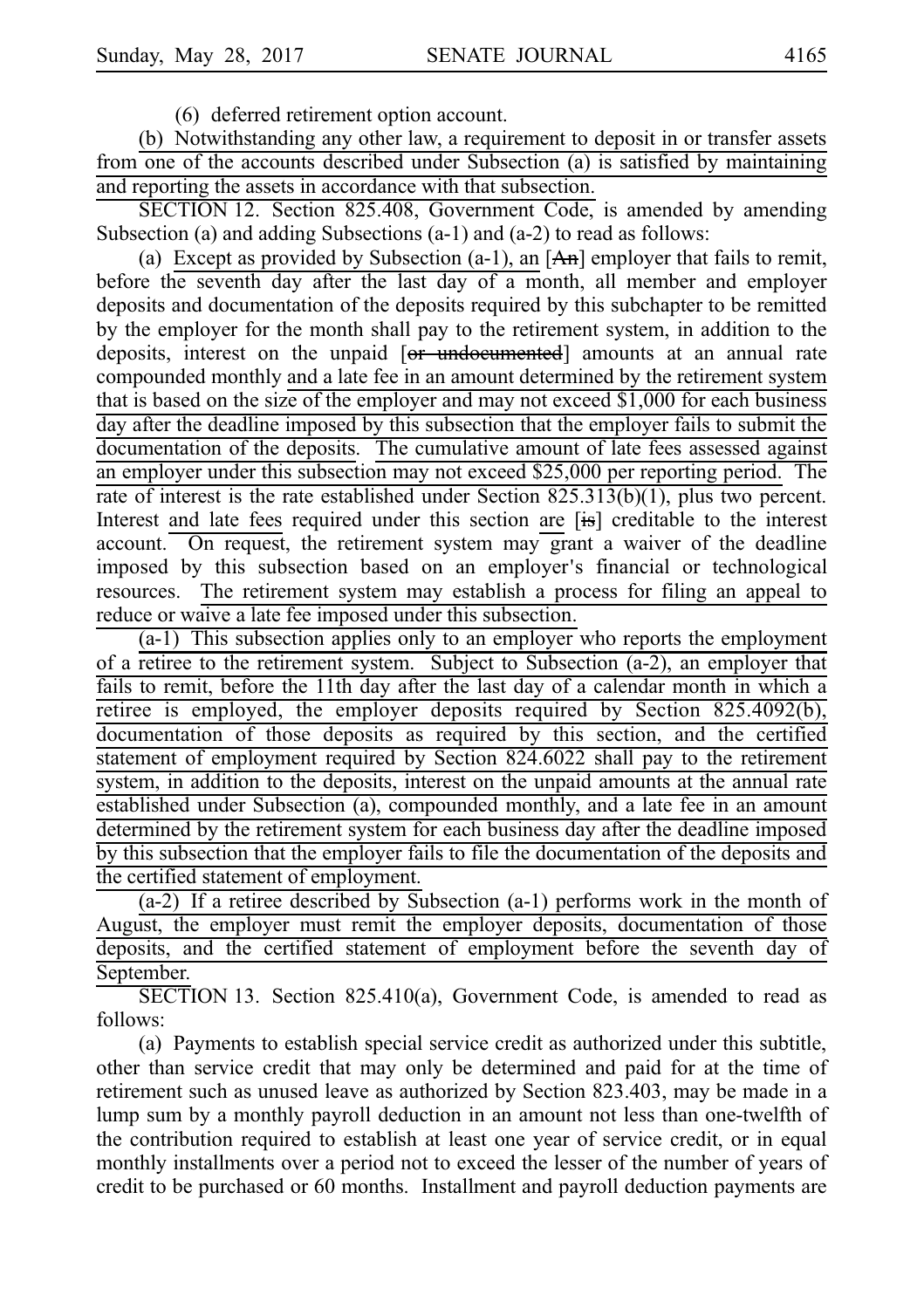(6) deferred retirement option account.

(b) Notwithstanding any other law, a requirement to deposit in or transfer assets from one of the accounts described under Subsection (a) is satisfied by maintaining and reporting the assets in accordance with that subsection.

SECTION 12. Section 825.408, Government Code, is amended by amending Subsection (a) and adding Subsections (a-1) and (a-2) to read as follows:

(a) Except as provided by Subsection (a-1), an [~~An~~] employer that fails to remit, before the seventh day after the last day of a month, all member and employer deposits and documentation of the deposits required by this subchapter to be remitted by the employer for the month shall pay to the retirement system, in addition to the deposits, interest on the unpaid [~~or undocumented~~] amounts at an annual rate compounded monthly and a late fee in an amount determined by the retirement system that is based on the size of the employer and may not exceed $1,000 for each business day after the deadline imposed by this subsection that the employer fails to submit the documentation of the deposits. The cumulative amount of late fees assessed against an employer under this subsection may not exceed $25,000 per reporting period. The rate of interest is the rate established under Section 825.313(b)(1), plus two percent. Interest and late fees required under this section are [~~is~~] creditable to the interest account. On request, the retirement system may grant a waiver of the deadline imposed by this subsection based on an employer's financial or technological resources. The retirement system may establish a process for filing an appeal to reduce or waive a late fee imposed under this subsection.

(a-1) This subsection applies only to an employer who reports the employment of a retiree to the retirement system. Subject to Subsection (a-2), an employer that fails to remit, before the 11th day after the last day of a calendar month in which a retiree is employed, the employer deposits required by Section 825.4092(b), documentation of those deposits as required by this section, and the certified statement of employment required by Section 824.6022 shall pay to the retirement system, in addition to the deposits, interest on the unpaid amounts at the annual rate established under Subsection (a), compounded monthly, and a late fee in an amount determined by the retirement system for each business day after the deadline imposed by this subsection that the employer fails to file the documentation of the deposits and the certified statement of employment.

(a-2) If a retiree described by Subsection (a-1) performs work in the month of August, the employer must remit the employer deposits, documentation of those deposits, and the certified statement of employment before the seventh day of September.

SECTION 13. Section 825.410(a), Government Code, is amended to read as follows:

(a) Payments to establish special service credit as authorized under this subtitle, other than service credit that may only be determined and paid for at the time of retirement such as unused leave as authorized by Section 823.403, may be made in a lump sum by a monthly payroll deduction in an amount not less than one-twelfth of the contribution required to establish at least one year of service credit, or in equal monthly installments over a period not to exceed the lesser of the number of years of credit to be purchased or 60 months. Installment and payroll deduction payments are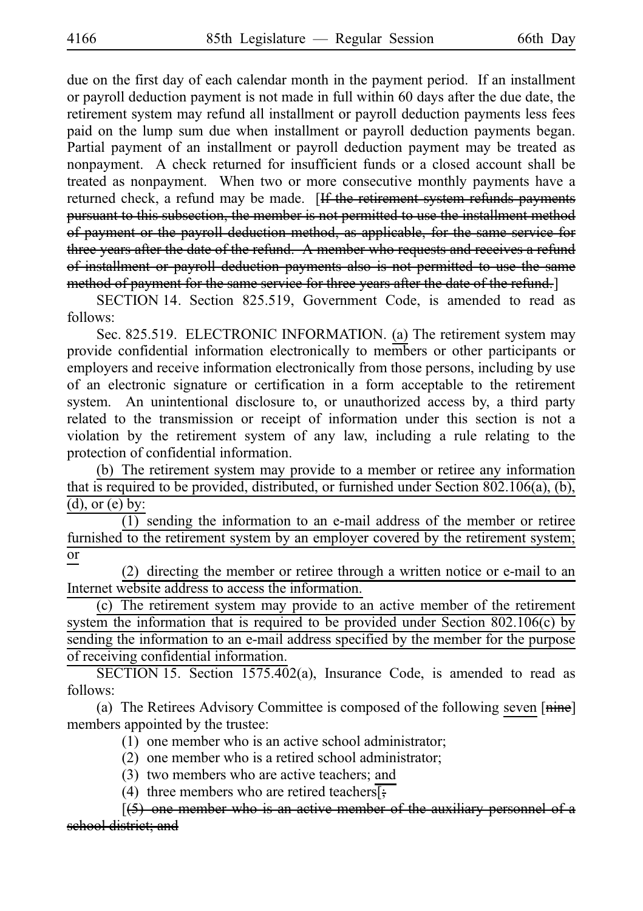due on the first day of each calendar month in the payment period. If an installment or payroll deduction payment is not made in full within 60 days after the due date, the retirement system may refund all installment or payroll deduction payments less fees paid on the lump sum due when installment or payroll deduction payments began. Partial payment of an installment or payroll deduction payment may be treated as nonpayment. A check returned for insufficient funds or a closed account shall be treated as nonpayment. When two or more consecutive monthly payments have a returned check, a refund may be made. [~~If the retirement system refunds payments pursuant to this subsection, the member is not permitted to use the installment method of payment or the payroll deduction method, as applicable, for the same service for three years after the date of the refund. A member who requests and receives a refund of installment or payroll deduction payments also is not permitted to use the same method of payment for the same service for three years after the date of the refund.~~]

SECTION 14. Section 825.519, Government Code, is amended to read as follows:

Sec. 825.519. ELECTRONIC INFORMATION. <u>(a)</u> The retirement system may provide confidential information electronically to members or other participants or employers and receive information electronically from those persons, including by use of an electronic signature or certification in a form acceptable to the retirement system. An unintentional disclosure to, or unauthorized access by, a third party related to the transmission or receipt of information under this section is not a violation by the retirement system of any law, including a rule relating to the protection of confidential information.

<u>(b) The retirement system may provide to a member or retiree any information that is required to be provided, distributed, or furnished under Section 802.106(a), (b), (d), or (e) by:</u>

<u>(1) sending the information to an e-mail address of the member or retiree furnished to the retirement system by an employer covered by the retirement system; or</u>

<u>(2) directing the member or retiree through a written notice or e-mail to an Internet website address to access the information.</u>

<u>(c) The retirement system may provide to an active member of the retirement system the information that is required to be provided under Section 802.106(c) by sending the information to an e-mail address specified by the member for the purpose of receiving confidential information.</u>

SECTION 15. Section 1575.402(a), Insurance Code, is amended to read as follows:

(a) The Retirees Advisory Committee is composed of the following <u>seven</u> [~~nine~~] members appointed by the trustee:

(1) one member who is an active school administrator;

(2) one member who is a retired school administrator;

(3) two members who are active teachers; <u>and</u>

(4) three members who are retired teachers<u>.</u>[~~;~~

[~~(5) one member who is an active member of the auxiliary personnel of a school district; and~~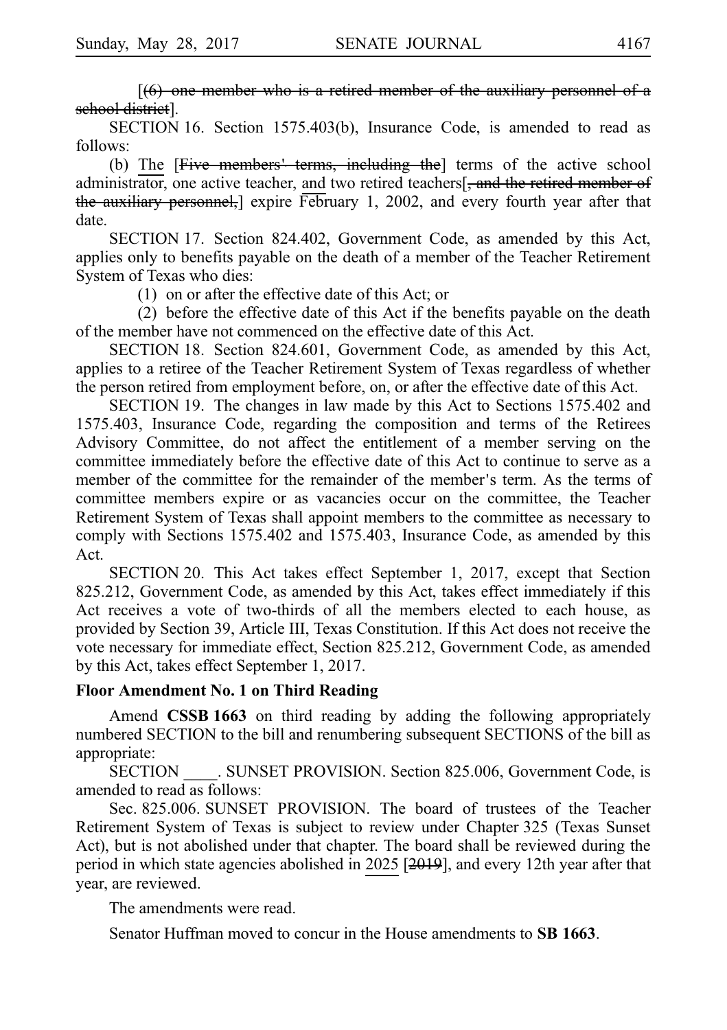[~~(6) one member who is a retired member of the auxiliary personnel of a school district~~].

SECTION 16. Section 1575.403(b), Insurance Code, is amended to read as follows:

(b) <u>The</u> [~~Five members' terms, including the~~] terms of the active school administrator, one active teacher, <u>and</u> two retired teachers[~~, and the retired member of the auxiliary personnel,~~] expire February 1, 2002, and every fourth year after that date.

SECTION 17. Section 824.402, Government Code, as amended by this Act, applies only to benefits payable on the death of a member of the Teacher Retirement System of Texas who dies:

(1) on or after the effective date of this Act; or

(2) before the effective date of this Act if the benefits payable on the death of the member have not commenced on the effective date of this Act.

SECTION 18. Section 824.601, Government Code, as amended by this Act, applies to a retiree of the Teacher Retirement System of Texas regardless of whether the person retired from employment before, on, or after the effective date of this Act.

SECTION 19. The changes in law made by this Act to Sections 1575.402 and 1575.403, Insurance Code, regarding the composition and terms of the Retirees Advisory Committee, do not affect the entitlement of a member serving on the committee immediately before the effective date of this Act to continue to serve as a member of the committee for the remainder of the member's term. As the terms of committee members expire or as vacancies occur on the committee, the Teacher Retirement System of Texas shall appoint members to the committee as necessary to comply with Sections 1575.402 and 1575.403, Insurance Code, as amended by this Act.

SECTION 20. This Act takes effect September 1, 2017, except that Section 825.212, Government Code, as amended by this Act, takes effect immediately if this Act receives a vote of two-thirds of all the members elected to each house, as provided by Section 39, Article III, Texas Constitution. If this Act does not receive the vote necessary for immediate effect, Section 825.212, Government Code, as amended by this Act, takes effect September 1, 2017.

**Floor Amendment No. 1 on Third Reading**

Amend **CSSB 1663** on third reading by adding the following appropriately numbered SECTION to the bill and renumbering subsequent SECTIONS of the bill as appropriate:

SECTION ____. SUNSET PROVISION. Section 825.006, Government Code, is amended to read as follows:

Sec. 825.006. SUNSET PROVISION. The board of trustees of the Teacher Retirement System of Texas is subject to review under Chapter 325 (Texas Sunset Act), but is not abolished under that chapter. The board shall be reviewed during the period in which state agencies abolished in <u>2025</u> [~~2019~~], and every 12th year after that year, are reviewed.

The amendments were read.

Senator Huffman moved to concur in the House amendments to **SB 1663**.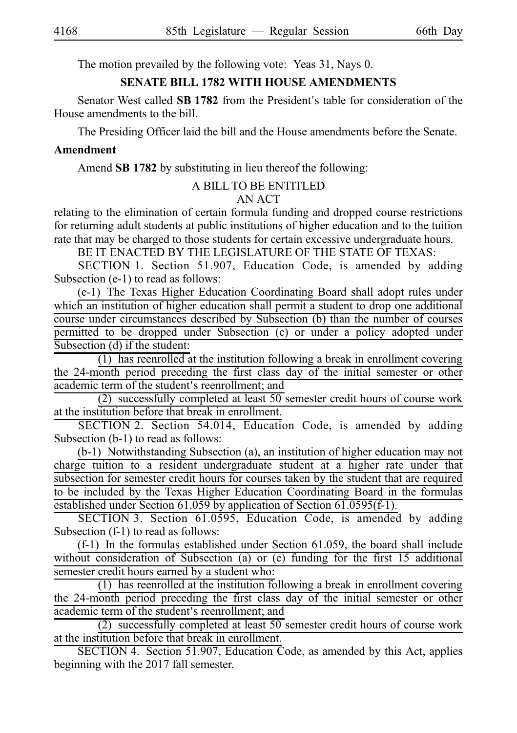The motion prevailed by the following vote: Yeas 31, Nays 0.

**SENATE BILL 1782 WITH HOUSE AMENDMENTS**

Senator West called **SB 1782** from the President's table for consideration of the House amendments to the bill.

The Presiding Officer laid the bill and the House amendments before the Senate.

**Amendment**

Amend **SB 1782** by substituting in lieu thereof the following:

A BILL TO BE ENTITLED
AN ACT

relating to the elimination of certain formula funding and dropped course restrictions for returning adult students at public institutions of higher education and to the tuition rate that may be charged to those students for certain excessive undergraduate hours.

BE IT ENACTED BY THE LEGISLATURE OF THE STATE OF TEXAS:

SECTION 1. Section 51.907, Education Code, is amended by adding Subsection (e-1) to read as follows:

(e-1) The Texas Higher Education Coordinating Board shall adopt rules under which an institution of higher education shall permit a student to drop one additional course under circumstances described by Subsection (b) than the number of courses permitted to be dropped under Subsection (c) or under a policy adopted under Subsection (d) if the student:

(1) has reenrolled at the institution following a break in enrollment covering the 24-month period preceding the first class day of the initial semester or other academic term of the student's reenrollment; and

(2) successfully completed at least 50 semester credit hours of course work at the institution before that break in enrollment.

SECTION 2. Section 54.014, Education Code, is amended by adding Subsection (b-1) to read as follows:

(b-1) Notwithstanding Subsection (a), an institution of higher education may not charge tuition to a resident undergraduate student at a higher rate under that subsection for semester credit hours for courses taken by the student that are required to be included by the Texas Higher Education Coordinating Board in the formulas established under Section 61.059 by application of Section 61.0595(f-1).

SECTION 3. Section 61.0595, Education Code, is amended by adding Subsection (f-1) to read as follows:

(f-1) In the formulas established under Section 61.059, the board shall include without consideration of Subsection (a) or (e) funding for the first 15 additional semester credit hours earned by a student who:

(1) has reenrolled at the institution following a break in enrollment covering the 24-month period preceding the first class day of the initial semester or other academic term of the student's reenrollment; and

(2) successfully completed at least 50 semester credit hours of course work at the institution before that break in enrollment.

SECTION 4. Section 51.907, Education Code, as amended by this Act, applies beginning with the 2017 fall semester.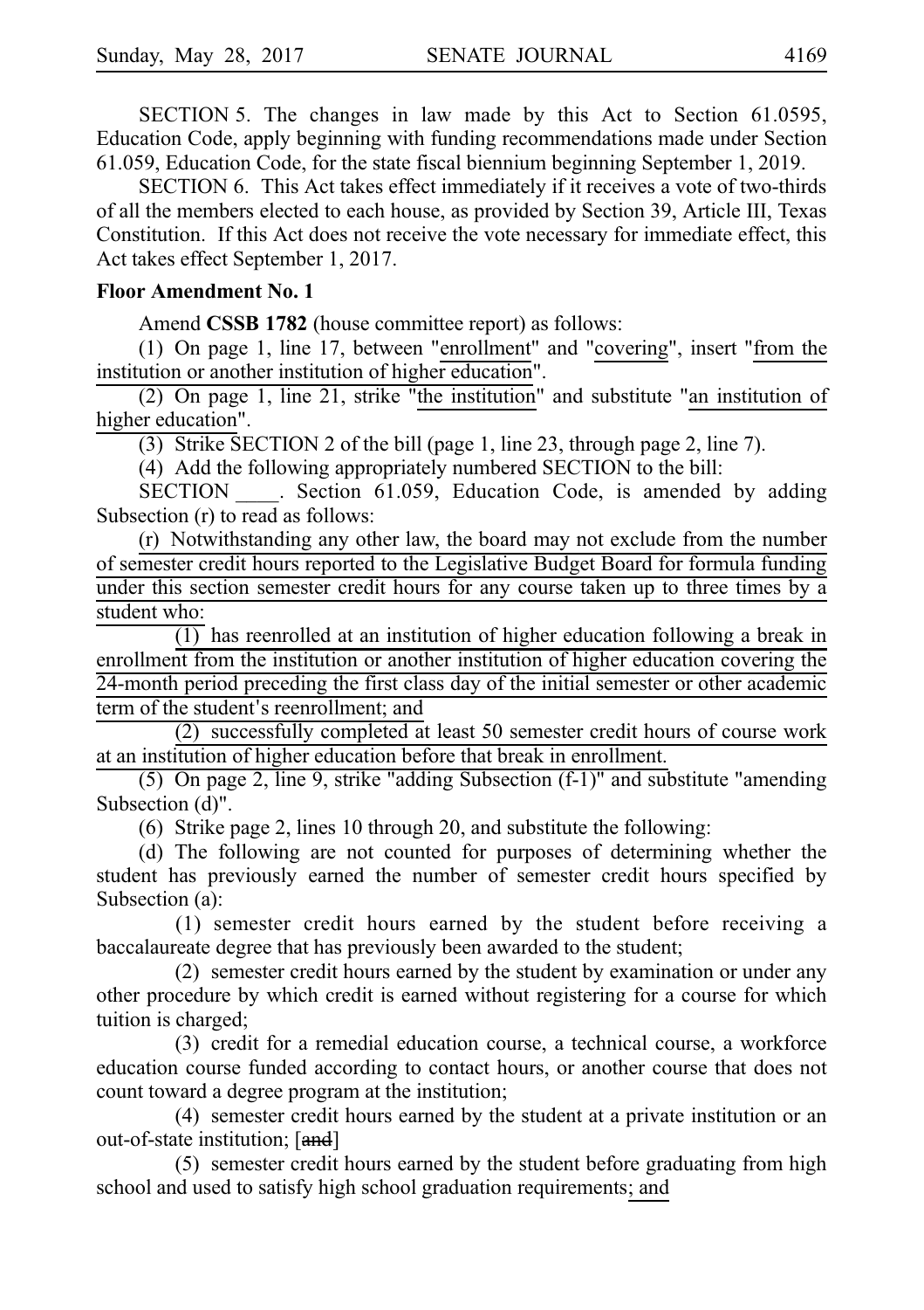SECTION 5. The changes in law made by this Act to Section 61.0595, Education Code, apply beginning with funding recommendations made under Section 61.059, Education Code, for the state fiscal biennium beginning September 1, 2019.

SECTION 6. This Act takes effect immediately if it receives a vote of two-thirds of all the members elected to each house, as provided by Section 39, Article III, Texas Constitution. If this Act does not receive the vote necessary for immediate effect, this Act takes effect September 1, 2017.

**Floor Amendment No. 1**

Amend **CSSB 1782** (house committee report) as follows:

(1) On page 1, line 17, between "enrollment" and "covering", insert "from the institution or another institution of higher education".

(2) On page 1, line 21, strike "the institution" and substitute "an institution of higher education".

(3) Strike SECTION 2 of the bill (page 1, line 23, through page 2, line 7).

(4) Add the following appropriately numbered SECTION to the bill:

SECTION \_\_\_\_. Section 61.059, Education Code, is amended by adding Subsection (r) to read as follows:

(r) Notwithstanding any other law, the board may not exclude from the number of semester credit hours reported to the Legislative Budget Board for formula funding under this section semester credit hours for any course taken up to three times by a student who:

(1) has reenrolled at an institution of higher education following a break in enrollment from the institution or another institution of higher education covering the 24-month period preceding the first class day of the initial semester or other academic term of the student's reenrollment; and

(2) successfully completed at least 50 semester credit hours of course work at an institution of higher education before that break in enrollment.

(5) On page 2, line 9, strike "adding Subsection (f-1)" and substitute "amending Subsection (d)".

(6) Strike page 2, lines 10 through 20, and substitute the following:

(d) The following are not counted for purposes of determining whether the student has previously earned the number of semester credit hours specified by Subsection (a):

(1) semester credit hours earned by the student before receiving a baccalaureate degree that has previously been awarded to the student;

(2) semester credit hours earned by the student by examination or under any other procedure by which credit is earned without registering for a course for which tuition is charged;

(3) credit for a remedial education course, a technical course, a workforce education course funded according to contact hours, or another course that does not count toward a degree program at the institution;

(4) semester credit hours earned by the student at a private institution or an out-of-state institution; [~~and~~]

(5) semester credit hours earned by the student before graduating from high school and used to satisfy high school graduation requirements; and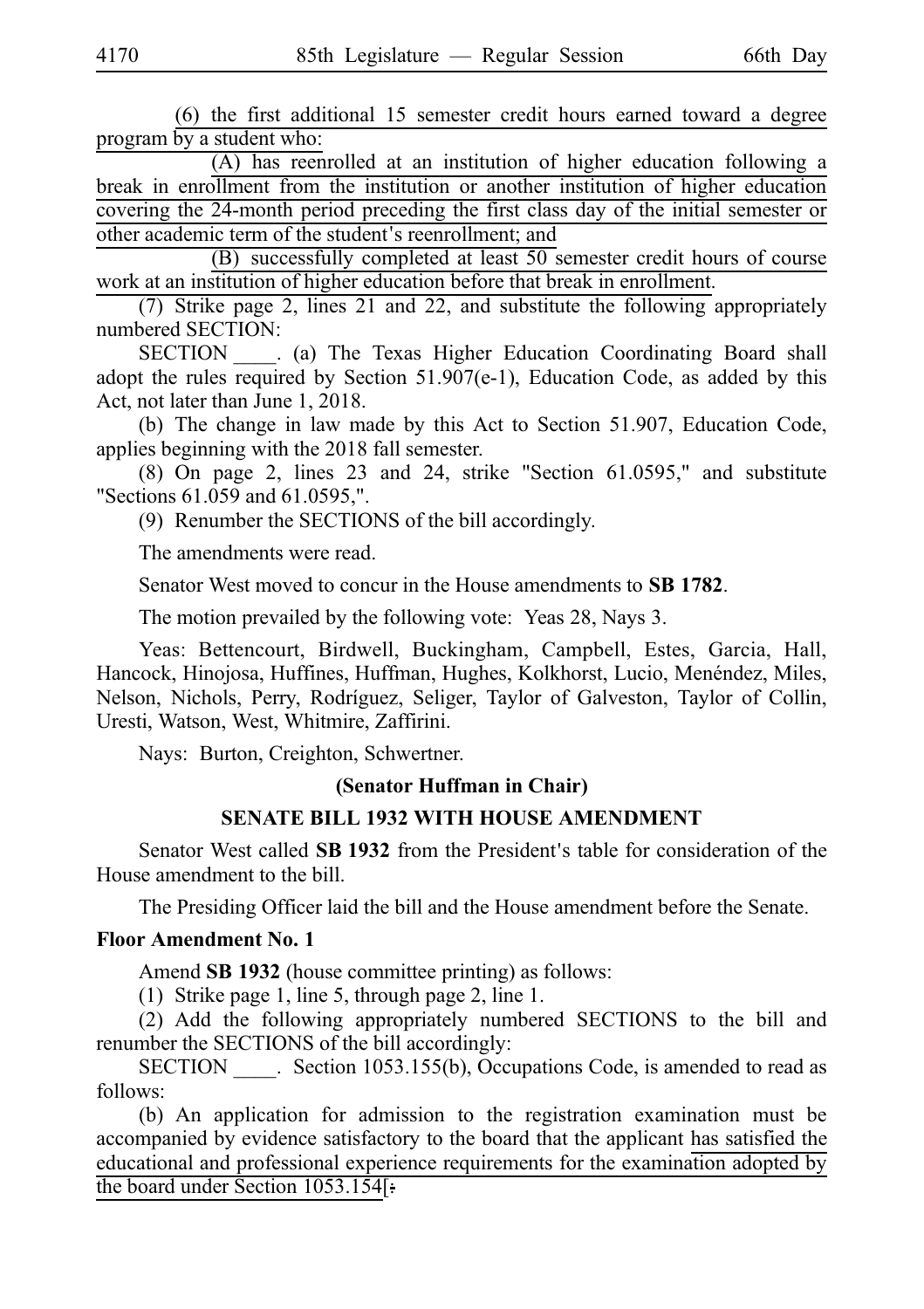(6) the first additional 15 semester credit hours earned toward a degree program by a student who:

(A) has reenrolled at an institution of higher education following a break in enrollment from the institution or another institution of higher education covering the 24-month period preceding the first class day of the initial semester or other academic term of the student's reenrollment; and

(B) successfully completed at least 50 semester credit hours of course work at an institution of higher education before that break in enrollment.

(7) Strike page 2, lines 21 and 22, and substitute the following appropriately numbered SECTION:

SECTION ____. (a) The Texas Higher Education Coordinating Board shall adopt the rules required by Section 51.907(e-1), Education Code, as added by this Act, not later than June 1, 2018.

(b) The change in law made by this Act to Section 51.907, Education Code, applies beginning with the 2018 fall semester.

(8) On page 2, lines 23 and 24, strike "Section 61.0595," and substitute "Sections 61.059 and 61.0595,".

(9) Renumber the SECTIONS of the bill accordingly.

The amendments were read.

Senator West moved to concur in the House amendments to **SB 1782**.

The motion prevailed by the following vote: Yeas 28, Nays 3.

Yeas: Bettencourt, Birdwell, Buckingham, Campbell, Estes, Garcia, Hall, Hancock, Hinojosa, Huffines, Huffman, Hughes, Kolkhorst, Lucio, Menéndez, Miles, Nelson, Nichols, Perry, Rodríguez, Seliger, Taylor of Galveston, Taylor of Collin, Uresti, Watson, West, Whitmire, Zaffirini.

Nays: Burton, Creighton, Schwertner.

**(Senator Huffman in Chair)**

**SENATE BILL 1932 WITH HOUSE AMENDMENT**

Senator West called **SB 1932** from the President's table for consideration of the House amendment to the bill.

The Presiding Officer laid the bill and the House amendment before the Senate.

**Floor Amendment No. 1**

Amend **SB 1932** (house committee printing) as follows:

(1) Strike page 1, line 5, through page 2, line 1.

(2) Add the following appropriately numbered SECTIONS to the bill and renumber the SECTIONS of the bill accordingly:

SECTION ____. Section 1053.155(b), Occupations Code, is amended to read as follows:

(b) An application for admission to the registration examination must be accompanied by evidence satisfactory to the board that the applicant has satisfied the educational and professional experience requirements for the examination adopted by the board under Section 1053.154[: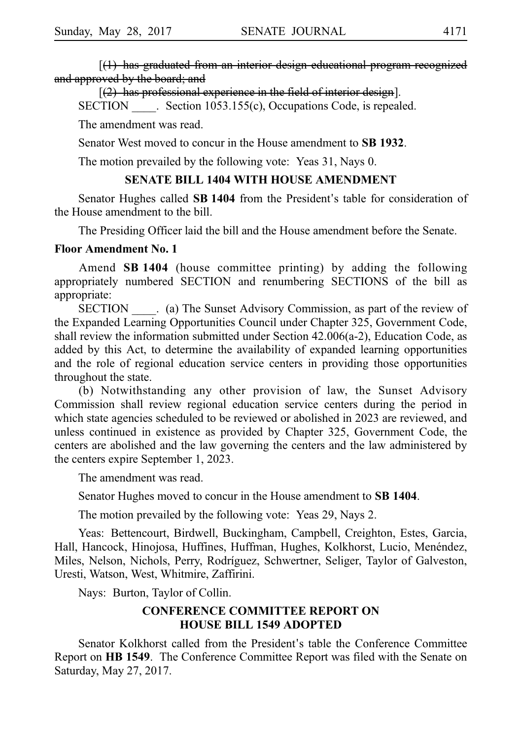[~~(1) has graduated from an interior design educational program recognized and approved by the board; and~~

[~~(2) has professional experience in the field of interior design~~].

SECTION \_\_\_\_. Section 1053.155(c), Occupations Code, is repealed.

The amendment was read.

Senator West moved to concur in the House amendment to **SB 1932**.

The motion prevailed by the following vote: Yeas 31, Nays 0.

## SENATE BILL 1404 WITH HOUSE AMENDMENT

Senator Hughes called **SB 1404** from the President's table for consideration of the House amendment to the bill.

The Presiding Officer laid the bill and the House amendment before the Senate.

**Floor Amendment No. 1**

Amend **SB 1404** (house committee printing) by adding the following appropriately numbered SECTION and renumbering SECTIONS of the bill as appropriate:

SECTION \_\_\_\_. (a) The Sunset Advisory Commission, as part of the review of the Expanded Learning Opportunities Council under Chapter 325, Government Code, shall review the information submitted under Section 42.006(a-2), Education Code, as added by this Act, to determine the availability of expanded learning opportunities and the role of regional education service centers in providing those opportunities throughout the state.

(b) Notwithstanding any other provision of law, the Sunset Advisory Commission shall review regional education service centers during the period in which state agencies scheduled to be reviewed or abolished in 2023 are reviewed, and unless continued in existence as provided by Chapter 325, Government Code, the centers are abolished and the law governing the centers and the law administered by the centers expire September 1, 2023.

The amendment was read.

Senator Hughes moved to concur in the House amendment to **SB 1404**.

The motion prevailed by the following vote: Yeas 29, Nays 2.

Yeas: Bettencourt, Birdwell, Buckingham, Campbell, Creighton, Estes, Garcia, Hall, Hancock, Hinojosa, Huffines, Huffman, Hughes, Kolkhorst, Lucio, Menéndez, Miles, Nelson, Nichols, Perry, Rodríguez, Schwertner, Seliger, Taylor of Galveston, Uresti, Watson, West, Whitmire, Zaffirini.

Nays: Burton, Taylor of Collin.

## CONFERENCE COMMITTEE REPORT ON HOUSE BILL 1549 ADOPTED

Senator Kolkhorst called from the President's table the Conference Committee Report on **HB 1549**. The Conference Committee Report was filed with the Senate on Saturday, May 27, 2017.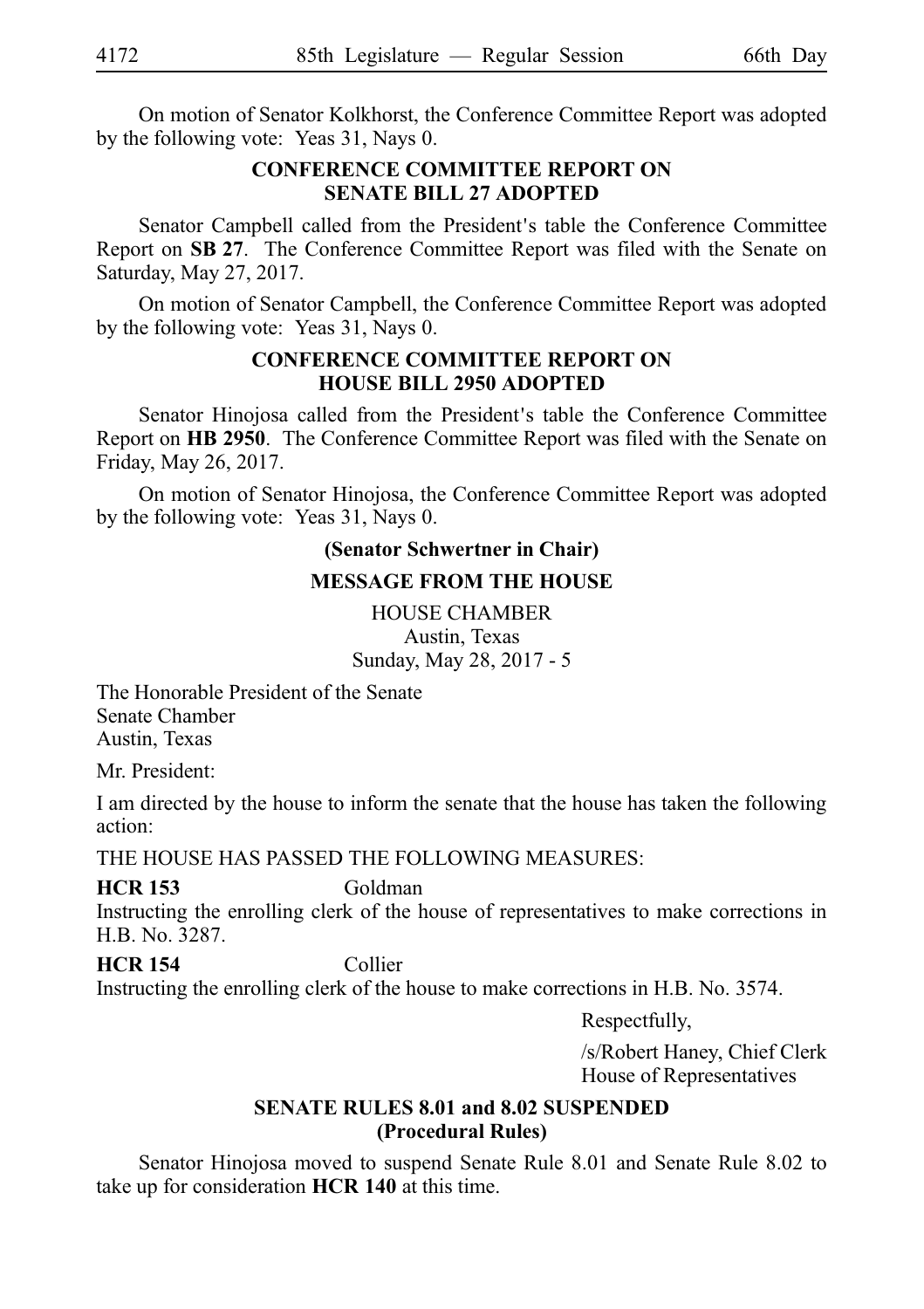On motion of Senator Kolkhorst, the Conference Committee Report was adopted by the following vote: Yeas 31, Nays 0.

## CONFERENCE COMMITTEE REPORT ON SENATE BILL 27 ADOPTED

Senator Campbell called from the President's table the Conference Committee Report on **SB 27**. The Conference Committee Report was filed with the Senate on Saturday, May 27, 2017.

On motion of Senator Campbell, the Conference Committee Report was adopted by the following vote: Yeas 31, Nays 0.

## CONFERENCE COMMITTEE REPORT ON HOUSE BILL 2950 ADOPTED

Senator Hinojosa called from the President's table the Conference Committee Report on **HB 2950**. The Conference Committee Report was filed with the Senate on Friday, May 26, 2017.

On motion of Senator Hinojosa, the Conference Committee Report was adopted by the following vote: Yeas 31, Nays 0.

**(Senator Schwertner in Chair)**

## MESSAGE FROM THE HOUSE

HOUSE CHAMBER
Austin, Texas
Sunday, May 28, 2017 - 5

The Honorable President of the Senate
Senate Chamber
Austin, Texas

Mr. President:

I am directed by the house to inform the senate that the house has taken the following action:

THE HOUSE HAS PASSED THE FOLLOWING MEASURES:

**HCR 153** Goldman
Instructing the enrolling clerk of the house of representatives to make corrections in H.B. No. 3287.

**HCR 154** Collier
Instructing the enrolling clerk of the house to make corrections in H.B. No. 3574.

Respectfully,

/s/Robert Haney, Chief Clerk
House of Representatives

## SENATE RULES 8.01 and 8.02 SUSPENDED (Procedural Rules)

Senator Hinojosa moved to suspend Senate Rule 8.01 and Senate Rule 8.02 to take up for consideration **HCR 140** at this time.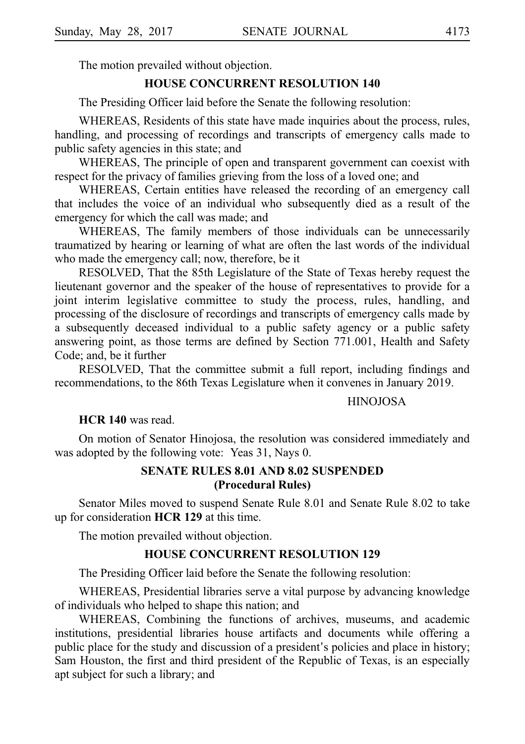The motion prevailed without objection.

## HOUSE CONCURRENT RESOLUTION 140

The Presiding Officer laid before the Senate the following resolution:

WHEREAS, Residents of this state have made inquiries about the process, rules, handling, and processing of recordings and transcripts of emergency calls made to public safety agencies in this state; and

WHEREAS, The principle of open and transparent government can coexist with respect for the privacy of families grieving from the loss of a loved one; and

WHEREAS, Certain entities have released the recording of an emergency call that includes the voice of an individual who subsequently died as a result of the emergency for which the call was made; and

WHEREAS, The family members of those individuals can be unnecessarily traumatized by hearing or learning of what are often the last words of the individual who made the emergency call; now, therefore, be it

RESOLVED, That the 85th Legislature of the State of Texas hereby request the lieutenant governor and the speaker of the house of representatives to provide for a joint interim legislative committee to study the process, rules, handling, and processing of the disclosure of recordings and transcripts of emergency calls made by a subsequently deceased individual to a public safety agency or a public safety answering point, as those terms are defined by Section 771.001, Health and Safety Code; and, be it further

RESOLVED, That the committee submit a full report, including findings and recommendations, to the 86th Texas Legislature when it convenes in January 2019.

HINOJOSA

**HCR 140** was read.

On motion of Senator Hinojosa, the resolution was considered immediately and was adopted by the following vote: Yeas 31, Nays 0.

## SENATE RULES 8.01 AND 8.02 SUSPENDED (Procedural Rules)

Senator Miles moved to suspend Senate Rule 8.01 and Senate Rule 8.02 to take up for consideration **HCR 129** at this time.

The motion prevailed without objection.

## HOUSE CONCURRENT RESOLUTION 129

The Presiding Officer laid before the Senate the following resolution:

WHEREAS, Presidential libraries serve a vital purpose by advancing knowledge of individuals who helped to shape this nation; and

WHEREAS, Combining the functions of archives, museums, and academic institutions, presidential libraries house artifacts and documents while offering a public place for the study and discussion of a president's policies and place in history; Sam Houston, the first and third president of the Republic of Texas, is an especially apt subject for such a library; and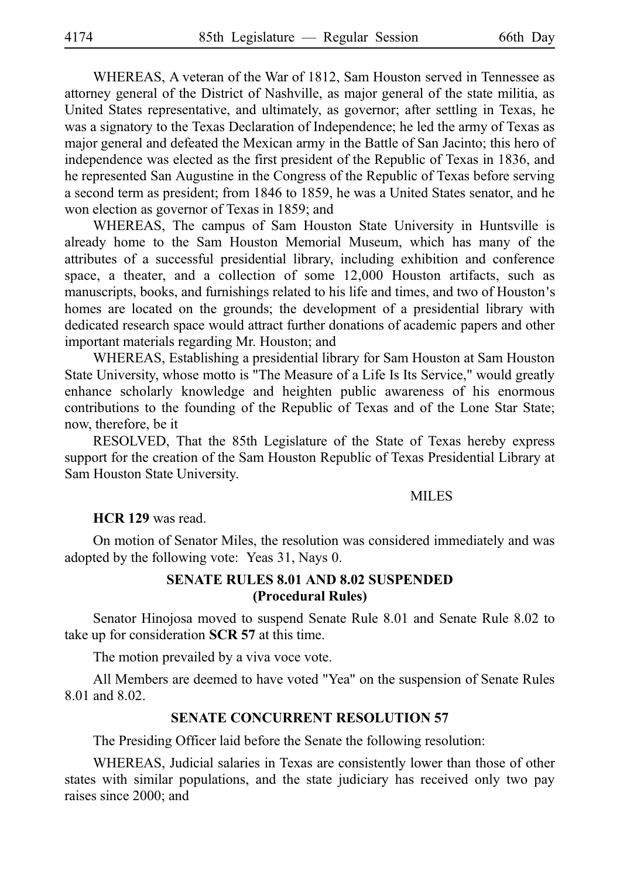WHEREAS, A veteran of the War of 1812, Sam Houston served in Tennessee as attorney general of the District of Nashville, as major general of the state militia, as United States representative, and ultimately, as governor; after settling in Texas, he was a signatory to the Texas Declaration of Independence; he led the army of Texas as major general and defeated the Mexican army in the Battle of San Jacinto; this hero of independence was elected as the first president of the Republic of Texas in 1836, and he represented San Augustine in the Congress of the Republic of Texas before serving a second term as president; from 1846 to 1859, he was a United States senator, and he won election as governor of Texas in 1859; and

WHEREAS, The campus of Sam Houston State University in Huntsville is already home to the Sam Houston Memorial Museum, which has many of the attributes of a successful presidential library, including exhibition and conference space, a theater, and a collection of some 12,000 Houston artifacts, such as manuscripts, books, and furnishings related to his life and times, and two of Houston's homes are located on the grounds; the development of a presidential library with dedicated research space would attract further donations of academic papers and other important materials regarding Mr. Houston; and

WHEREAS, Establishing a presidential library for Sam Houston at Sam Houston State University, whose motto is "The Measure of a Life Is Its Service," would greatly enhance scholarly knowledge and heighten public awareness of his enormous contributions to the founding of the Republic of Texas and of the Lone Star State; now, therefore, be it

RESOLVED, That the 85th Legislature of the State of Texas hereby express support for the creation of the Sam Houston Republic of Texas Presidential Library at Sam Houston State University.

MILES

**HCR 129** was read.

On motion of Senator Miles, the resolution was considered immediately and was adopted by the following vote: Yeas 31, Nays 0.

## SENATE RULES 8.01 AND 8.02 SUSPENDED (Procedural Rules)

Senator Hinojosa moved to suspend Senate Rule 8.01 and Senate Rule 8.02 to take up for consideration **SCR 57** at this time.

The motion prevailed by a viva voce vote.

All Members are deemed to have voted "Yea" on the suspension of Senate Rules 8.01 and 8.02.

## SENATE CONCURRENT RESOLUTION 57

The Presiding Officer laid before the Senate the following resolution:

WHEREAS, Judicial salaries in Texas are consistently lower than those of other states with similar populations, and the state judiciary has received only two pay raises since 2000; and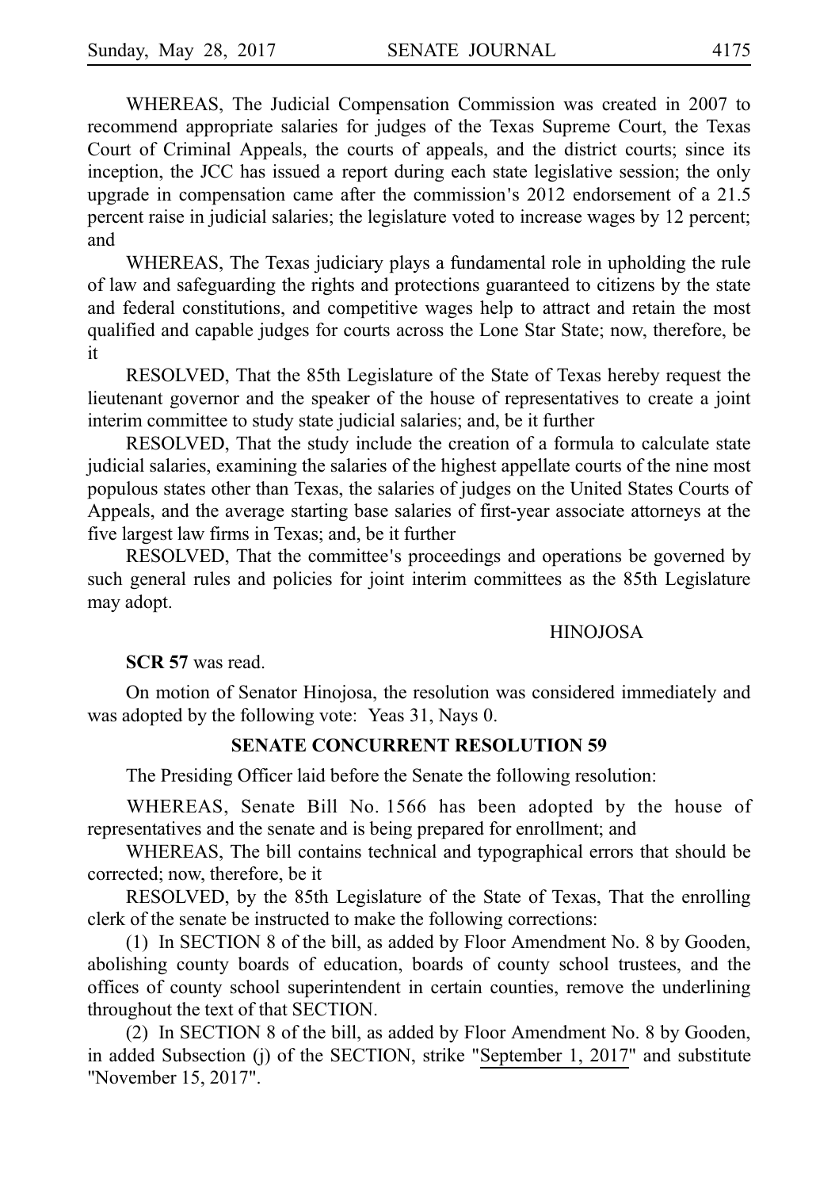WHEREAS, The Judicial Compensation Commission was created in 2007 to recommend appropriate salaries for judges of the Texas Supreme Court, the Texas Court of Criminal Appeals, the courts of appeals, and the district courts; since its inception, the JCC has issued a report during each state legislative session; the only upgrade in compensation came after the commission's 2012 endorsement of a 21.5 percent raise in judicial salaries; the legislature voted to increase wages by 12 percent; and

WHEREAS, The Texas judiciary plays a fundamental role in upholding the rule of law and safeguarding the rights and protections guaranteed to citizens by the state and federal constitutions, and competitive wages help to attract and retain the most qualified and capable judges for courts across the Lone Star State; now, therefore, be it

RESOLVED, That the 85th Legislature of the State of Texas hereby request the lieutenant governor and the speaker of the house of representatives to create a joint interim committee to study state judicial salaries; and, be it further

RESOLVED, That the study include the creation of a formula to calculate state judicial salaries, examining the salaries of the highest appellate courts of the nine most populous states other than Texas, the salaries of judges on the United States Courts of Appeals, and the average starting base salaries of first-year associate attorneys at the five largest law firms in Texas; and, be it further

RESOLVED, That the committee's proceedings and operations be governed by such general rules and policies for joint interim committees as the 85th Legislature may adopt.

HINOJOSA

**SCR 57** was read.

On motion of Senator Hinojosa, the resolution was considered immediately and was adopted by the following vote: Yeas 31, Nays 0.

## SENATE CONCURRENT RESOLUTION 59

The Presiding Officer laid before the Senate the following resolution:

WHEREAS, Senate Bill No. 1566 has been adopted by the house of representatives and the senate and is being prepared for enrollment; and

WHEREAS, The bill contains technical and typographical errors that should be corrected; now, therefore, be it

RESOLVED, by the 85th Legislature of the State of Texas, That the enrolling clerk of the senate be instructed to make the following corrections:

(1) In SECTION 8 of the bill, as added by Floor Amendment No. 8 by Gooden, abolishing county boards of education, boards of county school trustees, and the offices of county school superintendent in certain counties, remove the underlining throughout the text of that SECTION.

(2) In SECTION 8 of the bill, as added by Floor Amendment No. 8 by Gooden, in added Subsection (j) of the SECTION, strike "September 1, 2017" and substitute "November 15, 2017".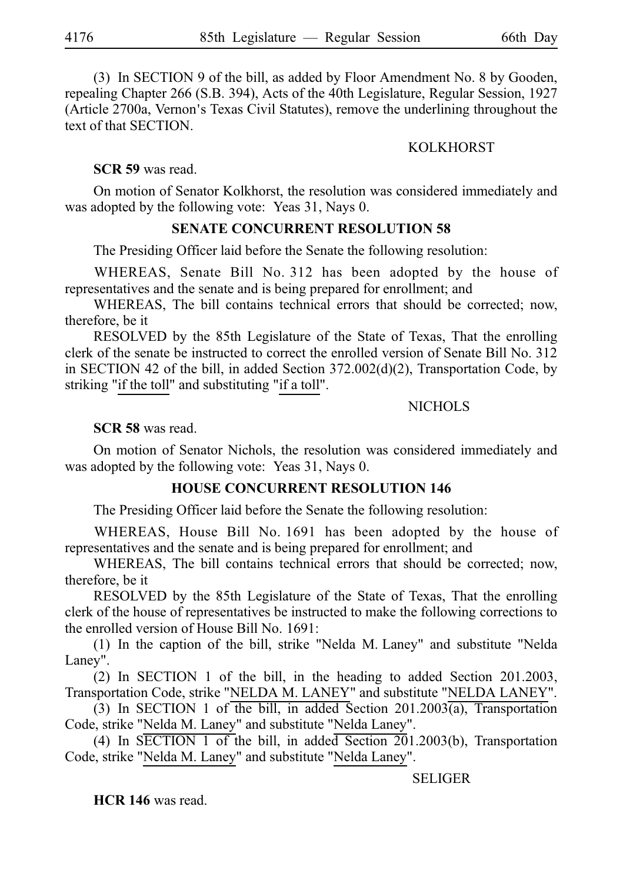(3) In SECTION 9 of the bill, as added by Floor Amendment No. 8 by Gooden, repealing Chapter 266 (S.B. 394), Acts of the 40th Legislature, Regular Session, 1927 (Article 2700a, Vernon's Texas Civil Statutes), remove the underlining throughout the text of that SECTION.

KOLKHORST

**SCR 59** was read.

On motion of Senator Kolkhorst, the resolution was considered immediately and was adopted by the following vote: Yeas 31, Nays 0.

**SENATE CONCURRENT RESOLUTION 58**

The Presiding Officer laid before the Senate the following resolution:

WHEREAS, Senate Bill No. 312 has been adopted by the house of representatives and the senate and is being prepared for enrollment; and

WHEREAS, The bill contains technical errors that should be corrected; now, therefore, be it

RESOLVED by the 85th Legislature of the State of Texas, That the enrolling clerk of the senate be instructed to correct the enrolled version of Senate Bill No. 312 in SECTION 42 of the bill, in added Section 372.002(d)(2), Transportation Code, by striking "if the toll" and substituting "if a toll".

NICHOLS

**SCR 58** was read.

On motion of Senator Nichols, the resolution was considered immediately and was adopted by the following vote: Yeas 31, Nays 0.

**HOUSE CONCURRENT RESOLUTION 146**

The Presiding Officer laid before the Senate the following resolution:

WHEREAS, House Bill No. 1691 has been adopted by the house of representatives and the senate and is being prepared for enrollment; and

WHEREAS, The bill contains technical errors that should be corrected; now, therefore, be it

RESOLVED by the 85th Legislature of the State of Texas, That the enrolling clerk of the house of representatives be instructed to make the following corrections to the enrolled version of House Bill No. 1691:

(1) In the caption of the bill, strike "Nelda M. Laney" and substitute "Nelda Laney".

(2) In SECTION 1 of the bill, in the heading to added Section 201.2003, Transportation Code, strike "NELDA M. LANEY" and substitute "NELDA LANEY".

(3) In SECTION 1 of the bill, in added Section 201.2003(a), Transportation Code, strike "Nelda M. Laney" and substitute "Nelda Laney".

(4) In SECTION 1 of the bill, in added Section 201.2003(b), Transportation Code, strike "Nelda M. Laney" and substitute "Nelda Laney".

SELIGER

**HCR 146** was read.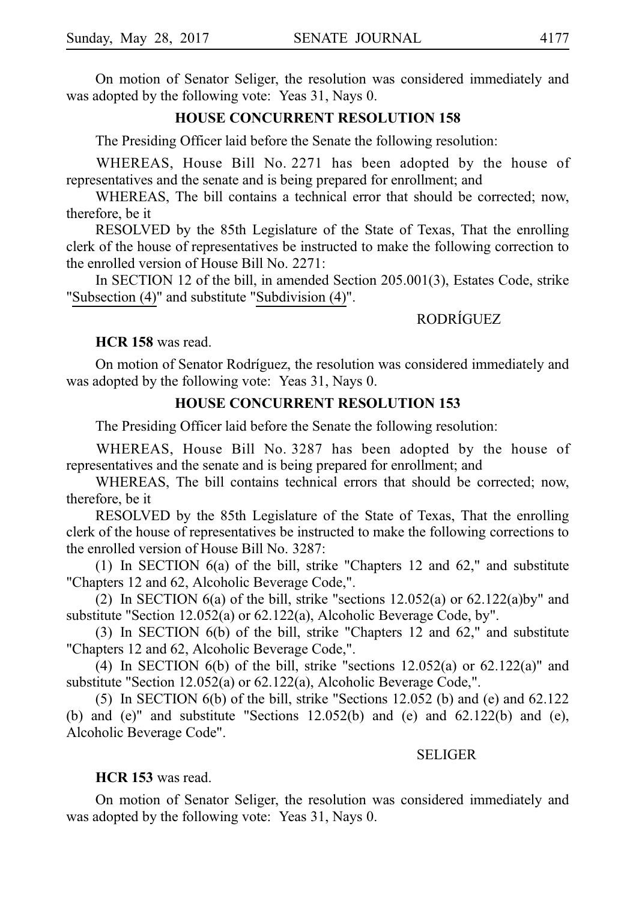On motion of Senator Seliger, the resolution was considered immediately and was adopted by the following vote: Yeas 31, Nays 0.

## HOUSE CONCURRENT RESOLUTION 158

The Presiding Officer laid before the Senate the following resolution:

WHEREAS, House Bill No. 2271 has been adopted by the house of representatives and the senate and is being prepared for enrollment; and

WHEREAS, The bill contains a technical error that should be corrected; now, therefore, be it

RESOLVED by the 85th Legislature of the State of Texas, That the enrolling clerk of the house of representatives be instructed to make the following correction to the enrolled version of House Bill No. 2271:

In SECTION 12 of the bill, in amended Section 205.001(3), Estates Code, strike "Subsection (4)" and substitute "Subdivision (4)".

RODRÍGUEZ

**HCR 158** was read.

On motion of Senator Rodríguez, the resolution was considered immediately and was adopted by the following vote: Yeas 31, Nays 0.

## HOUSE CONCURRENT RESOLUTION 153

The Presiding Officer laid before the Senate the following resolution:

WHEREAS, House Bill No. 3287 has been adopted by the house of representatives and the senate and is being prepared for enrollment; and

WHEREAS, The bill contains technical errors that should be corrected; now, therefore, be it

RESOLVED by the 85th Legislature of the State of Texas, That the enrolling clerk of the house of representatives be instructed to make the following corrections to the enrolled version of House Bill No. 3287:

(1) In SECTION 6(a) of the bill, strike "Chapters 12 and 62," and substitute "Chapters 12 and 62, Alcoholic Beverage Code,".

(2) In SECTION 6(a) of the bill, strike "sections 12.052(a) or 62.122(a)by" and substitute "Section 12.052(a) or 62.122(a), Alcoholic Beverage Code, by".

(3) In SECTION 6(b) of the bill, strike "Chapters 12 and 62," and substitute "Chapters 12 and 62, Alcoholic Beverage Code,".

(4) In SECTION 6(b) of the bill, strike "sections 12.052(a) or 62.122(a)" and substitute "Section 12.052(a) or 62.122(a), Alcoholic Beverage Code,".

(5) In SECTION 6(b) of the bill, strike "Sections 12.052 (b) and (e) and 62.122 (b) and (e)" and substitute "Sections 12.052(b) and (e) and 62.122(b) and (e), Alcoholic Beverage Code".

SELIGER

**HCR 153** was read.

On motion of Senator Seliger, the resolution was considered immediately and was adopted by the following vote: Yeas 31, Nays 0.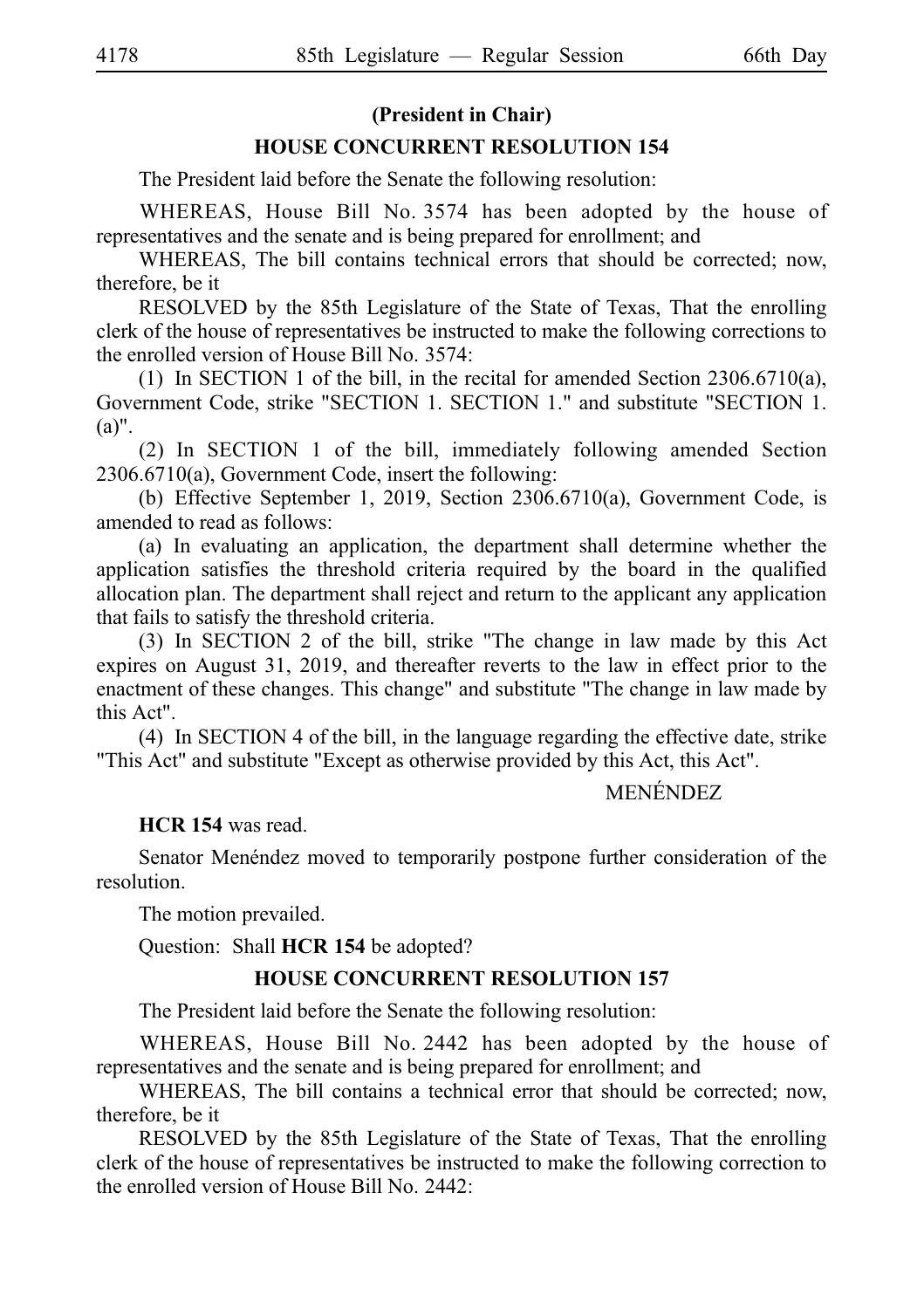**(President in Chair)**

**HOUSE CONCURRENT RESOLUTION 154**

The President laid before the Senate the following resolution:

WHEREAS, House Bill No. 3574 has been adopted by the house of representatives and the senate and is being prepared for enrollment; and

WHEREAS, The bill contains technical errors that should be corrected; now, therefore, be it

RESOLVED by the 85th Legislature of the State of Texas, That the enrolling clerk of the house of representatives be instructed to make the following corrections to the enrolled version of House Bill No. 3574:

(1) In SECTION 1 of the bill, in the recital for amended Section 2306.6710(a), Government Code, strike "SECTION 1. SECTION 1." and substitute "SECTION 1. (a)".

(2) In SECTION 1 of the bill, immediately following amended Section 2306.6710(a), Government Code, insert the following:

(b) Effective September 1, 2019, Section 2306.6710(a), Government Code, is amended to read as follows:

(a) In evaluating an application, the department shall determine whether the application satisfies the threshold criteria required by the board in the qualified allocation plan. The department shall reject and return to the applicant any application that fails to satisfy the threshold criteria.

(3) In SECTION 2 of the bill, strike "The change in law made by this Act expires on August 31, 2019, and thereafter reverts to the law in effect prior to the enactment of these changes. This change" and substitute "The change in law made by this Act".

(4) In SECTION 4 of the bill, in the language regarding the effective date, strike "This Act" and substitute "Except as otherwise provided by this Act, this Act".

MENÉNDEZ

**HCR 154** was read.

Senator Menéndez moved to temporarily postpone further consideration of the resolution.

The motion prevailed.

Question: Shall **HCR 154** be adopted?

**HOUSE CONCURRENT RESOLUTION 157**

The President laid before the Senate the following resolution:

WHEREAS, House Bill No. 2442 has been adopted by the house of representatives and the senate and is being prepared for enrollment; and

WHEREAS, The bill contains a technical error that should be corrected; now, therefore, be it

RESOLVED by the 85th Legislature of the State of Texas, That the enrolling clerk of the house of representatives be instructed to make the following correction to the enrolled version of House Bill No. 2442: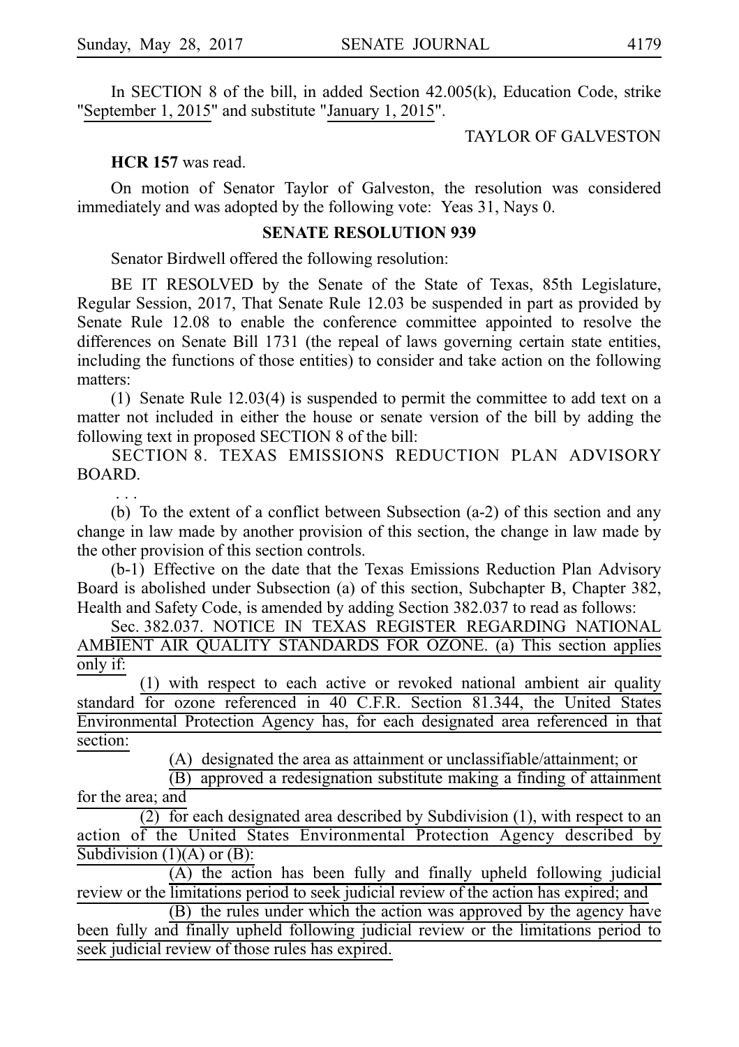In SECTION 8 of the bill, in added Section 42.005(k), Education Code, strike "September 1, 2015" and substitute "January 1, 2015".

TAYLOR OF GALVESTON

**HCR 157** was read.

On motion of Senator Taylor of Galveston, the resolution was considered immediately and was adopted by the following vote: Yeas 31, Nays 0.

## SENATE RESOLUTION 939

Senator Birdwell offered the following resolution:

BE IT RESOLVED by the Senate of the State of Texas, 85th Legislature, Regular Session, 2017, That Senate Rule 12.03 be suspended in part as provided by Senate Rule 12.08 to enable the conference committee appointed to resolve the differences on Senate Bill 1731 (the repeal of laws governing certain state entities, including the functions of those entities) to consider and take action on the following matters:

(1) Senate Rule 12.03(4) is suspended to permit the committee to add text on a matter not included in either the house or senate version of the bill by adding the following text in proposed SECTION 8 of the bill:

SECTION 8. TEXAS EMISSIONS REDUCTION PLAN ADVISORY BOARD.

. . .

(b) To the extent of a conflict between Subsection (a-2) of this section and any change in law made by another provision of this section, the change in law made by the other provision of this section controls.

(b-1) Effective on the date that the Texas Emissions Reduction Plan Advisory Board is abolished under Subsection (a) of this section, Subchapter B, Chapter 382, Health and Safety Code, is amended by adding Section 382.037 to read as follows:

Sec. 382.037. NOTICE IN TEXAS REGISTER REGARDING NATIONAL AMBIENT AIR QUALITY STANDARDS FOR OZONE. (a) This section applies only if:

(1) with respect to each active or revoked national ambient air quality standard for ozone referenced in 40 C.F.R. Section 81.344, the United States Environmental Protection Agency has, for each designated area referenced in that section:

(A) designated the area as attainment or unclassifiable/attainment; or

(B) approved a redesignation substitute making a finding of attainment for the area; and

(2) for each designated area described by Subdivision (1), with respect to an action of the United States Environmental Protection Agency described by Subdivision (1)(A) or (B):

(A) the action has been fully and finally upheld following judicial review or the limitations period to seek judicial review of the action has expired; and

(B) the rules under which the action was approved by the agency have been fully and finally upheld following judicial review or the limitations period to seek judicial review of those rules has expired.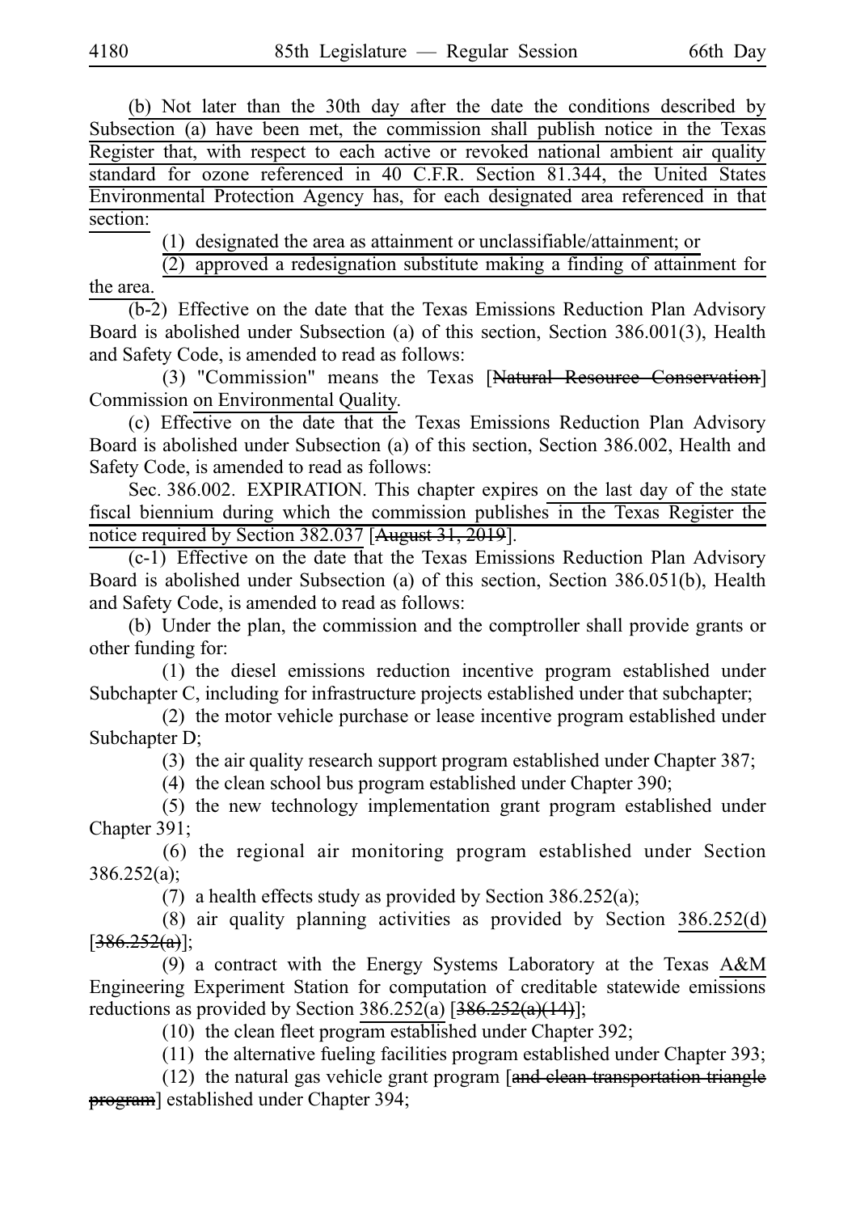(b) Not later than the 30th day after the date the conditions described by Subsection (a) have been met, the commission shall publish notice in the Texas Register that, with respect to each active or revoked national ambient air quality standard for ozone referenced in 40 C.F.R. Section 81.344, the United States Environmental Protection Agency has, for each designated area referenced in that section:

(1) designated the area as attainment or unclassifiable/attainment; or

(2) approved a redesignation substitute making a finding of attainment for the area.

(b-2) Effective on the date that the Texas Emissions Reduction Plan Advisory Board is abolished under Subsection (a) of this section, Section 386.001(3), Health and Safety Code, is amended to read as follows:

(3) "Commission" means the Texas [Natural Resource Conservation] Commission on Environmental Quality.

(c) Effective on the date that the Texas Emissions Reduction Plan Advisory Board is abolished under Subsection (a) of this section, Section 386.002, Health and Safety Code, is amended to read as follows:

Sec. 386.002. EXPIRATION. This chapter expires on the last day of the state fiscal biennium during which the commission publishes in the Texas Register the notice required by Section 382.037 [August 31, 2019].

(c-1) Effective on the date that the Texas Emissions Reduction Plan Advisory Board is abolished under Subsection (a) of this section, Section 386.051(b), Health and Safety Code, is amended to read as follows:

(b) Under the plan, the commission and the comptroller shall provide grants or other funding for:

(1) the diesel emissions reduction incentive program established under Subchapter C, including for infrastructure projects established under that subchapter;

(2) the motor vehicle purchase or lease incentive program established under Subchapter D;

(3) the air quality research support program established under Chapter 387;

(4) the clean school bus program established under Chapter 390;

(5) the new technology implementation grant program established under Chapter 391;

(6) the regional air monitoring program established under Section 386.252(a);

(7) a health effects study as provided by Section 386.252(a);

(8) air quality planning activities as provided by Section 386.252(d) [386.252(a)];

(9) a contract with the Energy Systems Laboratory at the Texas A&M Engineering Experiment Station for computation of creditable statewide emissions reductions as provided by Section 386.252(a) [386.252(a)(14)];

(10) the clean fleet program established under Chapter 392;

(11) the alternative fueling facilities program established under Chapter 393;

(12) the natural gas vehicle grant program [and clean transportation triangle program] established under Chapter 394;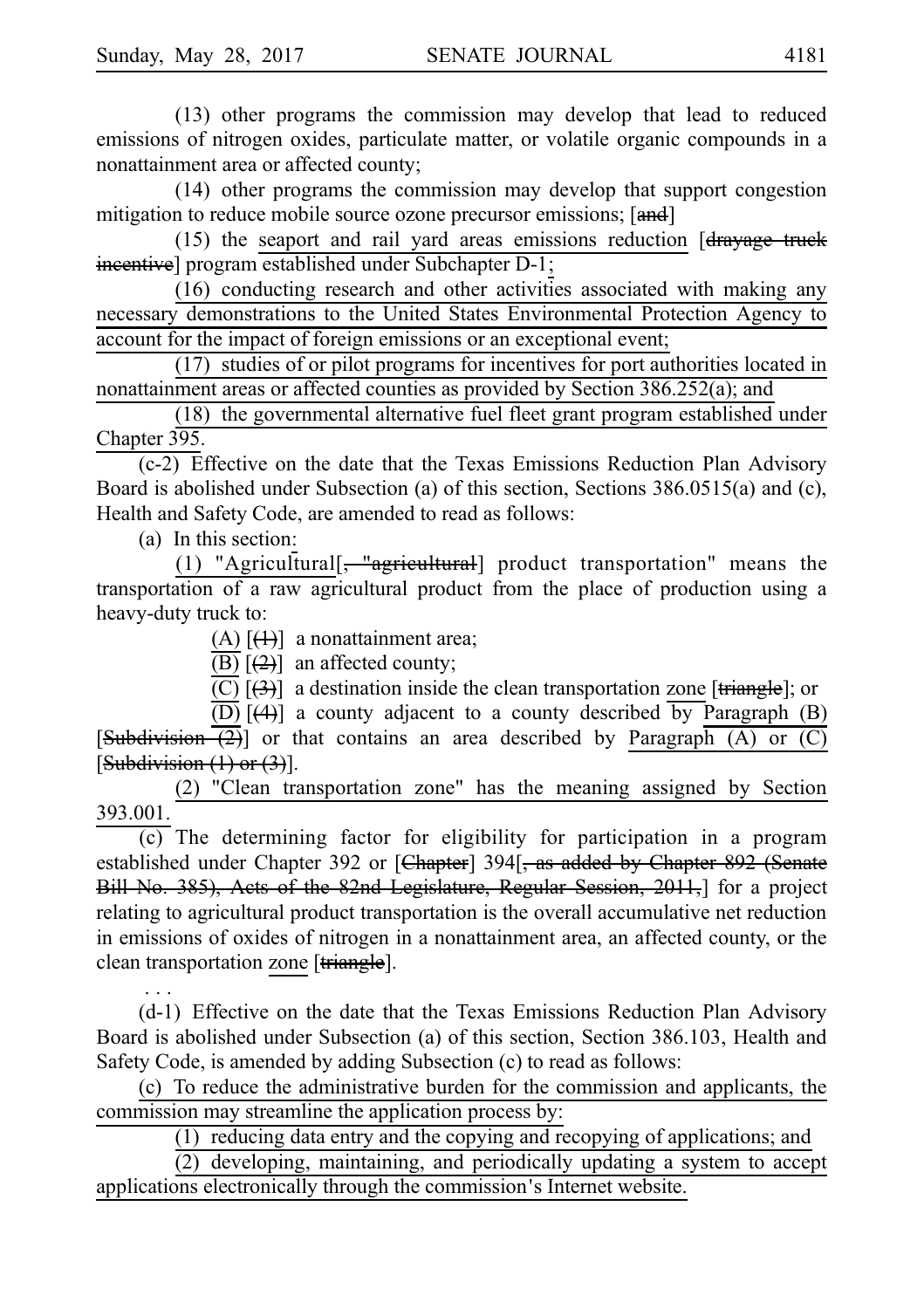(13) other programs the commission may develop that lead to reduced emissions of nitrogen oxides, particulate matter, or volatile organic compounds in a nonattainment area or affected county;

(14) other programs the commission may develop that support congestion mitigation to reduce mobile source ozone precursor emissions; [~~and~~]

(15) the <u>seaport and rail yard areas emissions reduction</u> [~~drayage truck incentive~~] program established under Subchapter D-1<u>;</u>

<u>(16) conducting research and other activities associated with making any necessary demonstrations to the United States Environmental Protection Agency to account for the impact of foreign emissions or an exceptional event;</u>

<u>(17) studies of or pilot programs for incentives for port authorities located in nonattainment areas or affected counties as provided by Section 386.252(a); and</u>

<u>(18) the governmental alternative fuel fleet grant program established under Chapter 395.</u>

<u>(c-2) Effective on the date that the Texas Emissions Reduction Plan Advisory Board is abolished under Subsection (a) of this section, Sections 386.0515(a) and (c), Health and Safety Code, are amended to read as follows:</u>

(a) In this section<u>:</u>

<u>(1) "Agricultural</u>[~~, "agricultural~~] product transportation" means the transportation of a raw agricultural product from the place of production using a heavy-duty truck to:

<u>(A)</u> [~~(1)~~] a nonattainment area;

<u>(B)</u> [~~(2)~~] an affected county;

<u>(C)</u> [~~(3)~~] a destination inside the clean transportation <u>zone</u> [~~triangle~~]; or

<u>(D)</u> [~~(4)~~] a county adjacent to a county described <u>by Paragraph (B)</u> [~~Subdivision (2)~~] or that contains an area described by <u>Paragraph (A) or (C)</u> [~~Subdivision (1) or (3)~~].

<u>(2) "Clean transportation zone" has the meaning assigned by Section 393.001.</u>

(c) The determining factor for eligibility for participation in a program established under Chapter 392 or [~~Chapter~~] 394[~~, as added by Chapter 892 (Senate Bill No. 385), Acts of the 82nd Legislature, Regular Session, 2011,~~] for a project relating to agricultural product transportation is the overall accumulative net reduction in emissions of oxides of nitrogen in a nonattainment area, an affected county, or the clean transportation <u>zone</u> [~~triangle~~].

. . .

(d-1) Effective on the date that the Texas Emissions Reduction Plan Advisory Board is abolished under Subsection (a) of this section, Section 386.103, Health and Safety Code, is amended by adding Subsection (c) to read as follows:

<u>(c) To reduce the administrative burden for the commission and applicants, the commission may streamline the application process by:</u>

<u>(1) reducing data entry and the copying and recopying of applications; and</u>

<u>(2) developing, maintaining, and periodically updating a system to accept applications electronically through the commission's Internet website.</u>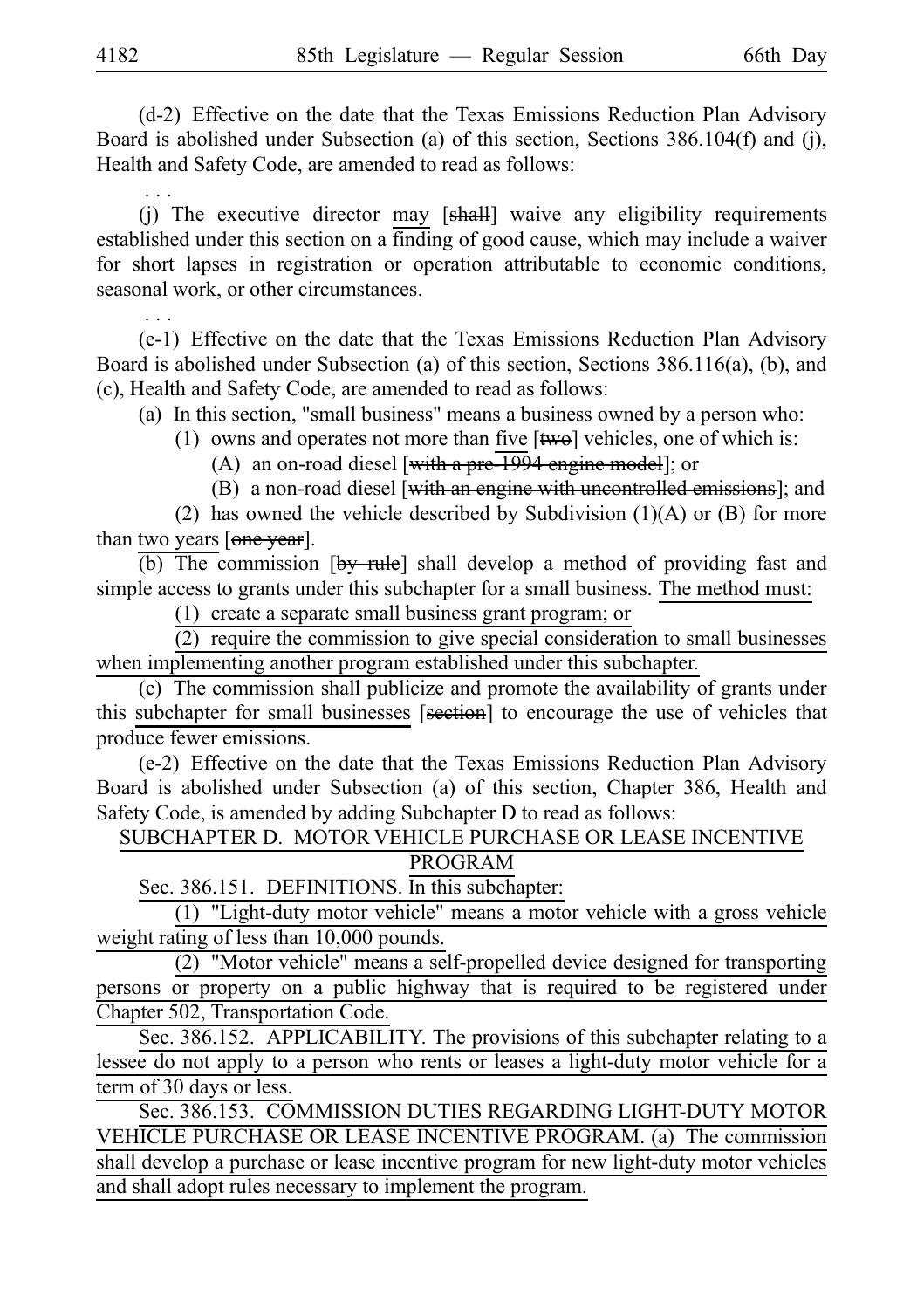(d-2) Effective on the date that the Texas Emissions Reduction Plan Advisory Board is abolished under Subsection (a) of this section, Sections 386.104(f) and (j), Health and Safety Code, are amended to read as follows:

. . .

(j) The executive director may [~~shall~~] waive any eligibility requirements established under this section on a finding of good cause, which may include a waiver for short lapses in registration or operation attributable to economic conditions, seasonal work, or other circumstances.

. . .

(e-1) Effective on the date that the Texas Emissions Reduction Plan Advisory Board is abolished under Subsection (a) of this section, Sections 386.116(a), (b), and (c), Health and Safety Code, are amended to read as follows:

(a) In this section, "small business" means a business owned by a person who:

(1) owns and operates not more than five [~~two~~] vehicles, one of which is:

(A) an on-road diesel [~~with a pre-1994 engine model~~]; or

(B) a non-road diesel [~~with an engine with uncontrolled emissions~~]; and

(2) has owned the vehicle described by Subdivision (1)(A) or (B) for more than two years [~~one year~~].

(b) The commission [~~by rule~~] shall develop a method of providing fast and simple access to grants under this subchapter for a small business. The method must:

(1) create a separate small business grant program; or

(2) require the commission to give special consideration to small businesses when implementing another program established under this subchapter.

(c) The commission shall publicize and promote the availability of grants under this subchapter for small businesses [~~section~~] to encourage the use of vehicles that produce fewer emissions.

(e-2) Effective on the date that the Texas Emissions Reduction Plan Advisory Board is abolished under Subsection (a) of this section, Chapter 386, Health and Safety Code, is amended by adding Subchapter D to read as follows:

SUBCHAPTER D. MOTOR VEHICLE PURCHASE OR LEASE INCENTIVE PROGRAM

Sec. 386.151. DEFINITIONS. In this subchapter:

(1) "Light-duty motor vehicle" means a motor vehicle with a gross vehicle weight rating of less than 10,000 pounds.

(2) "Motor vehicle" means a self-propelled device designed for transporting persons or property on a public highway that is required to be registered under Chapter 502, Transportation Code.

Sec. 386.152. APPLICABILITY. The provisions of this subchapter relating to a lessee do not apply to a person who rents or leases a light-duty motor vehicle for a term of 30 days or less.

Sec. 386.153. COMMISSION DUTIES REGARDING LIGHT-DUTY MOTOR VEHICLE PURCHASE OR LEASE INCENTIVE PROGRAM. (a) The commission shall develop a purchase or lease incentive program for new light-duty motor vehicles and shall adopt rules necessary to implement the program.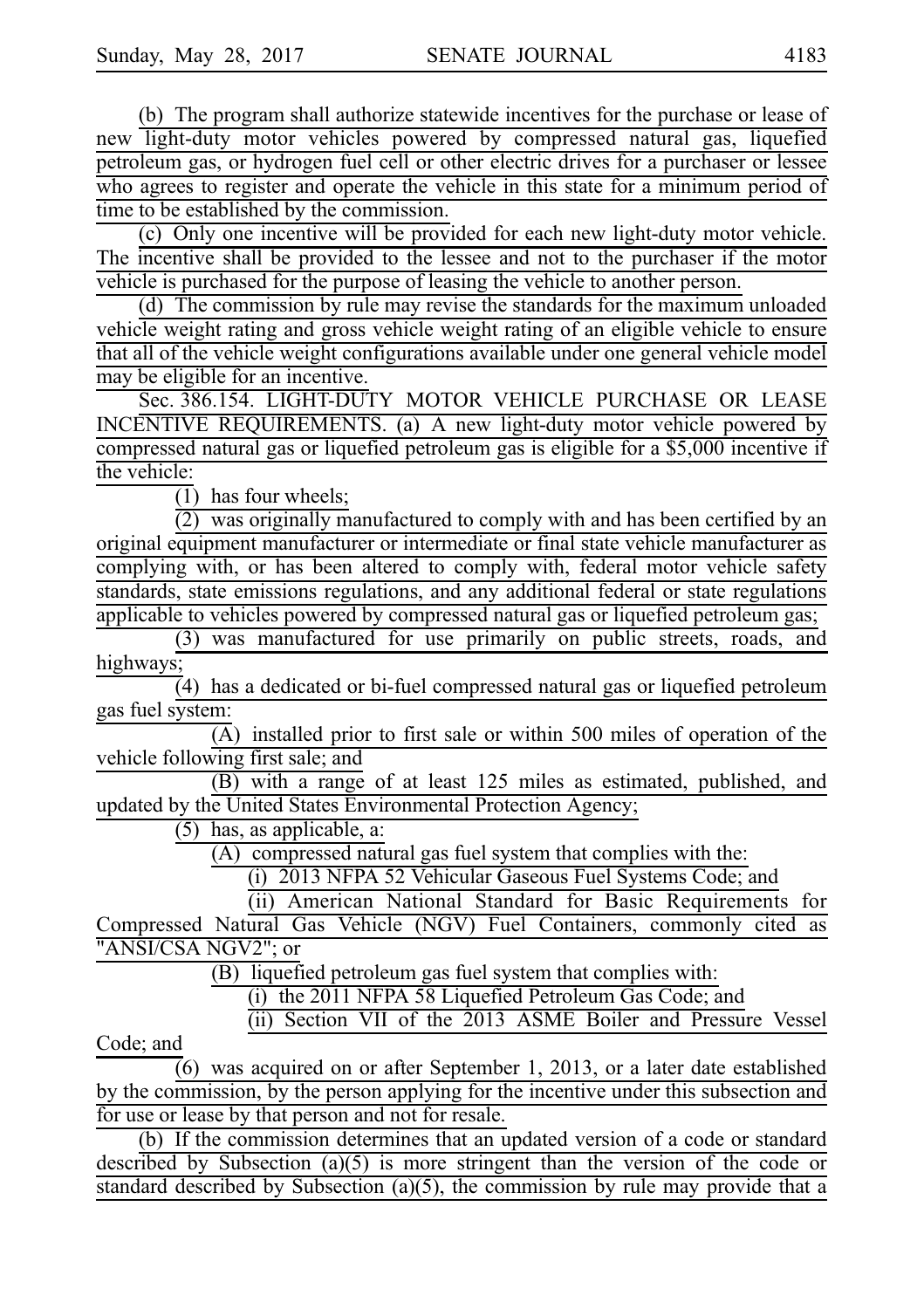(b) The program shall authorize statewide incentives for the purchase or lease of new light-duty motor vehicles powered by compressed natural gas, liquefied petroleum gas, or hydrogen fuel cell or other electric drives for a purchaser or lessee who agrees to register and operate the vehicle in this state for a minimum period of time to be established by the commission.

(c) Only one incentive will be provided for each new light-duty motor vehicle. The incentive shall be provided to the lessee and not to the purchaser if the motor vehicle is purchased for the purpose of leasing the vehicle to another person.

(d) The commission by rule may revise the standards for the maximum unloaded vehicle weight rating and gross vehicle weight rating of an eligible vehicle to ensure that all of the vehicle weight configurations available under one general vehicle model may be eligible for an incentive.

Sec. 386.154. LIGHT-DUTY MOTOR VEHICLE PURCHASE OR LEASE INCENTIVE REQUIREMENTS. (a) A new light-duty motor vehicle powered by compressed natural gas or liquefied petroleum gas is eligible for a $5,000 incentive if the vehicle:

(1) has four wheels;

(2) was originally manufactured to comply with and has been certified by an original equipment manufacturer or intermediate or final state vehicle manufacturer as complying with, or has been altered to comply with, federal motor vehicle safety standards, state emissions regulations, and any additional federal or state regulations applicable to vehicles powered by compressed natural gas or liquefied petroleum gas;

(3) was manufactured for use primarily on public streets, roads, and highways;

(4) has a dedicated or bi-fuel compressed natural gas or liquefied petroleum gas fuel system:

(A) installed prior to first sale or within 500 miles of operation of the vehicle following first sale; and

(B) with a range of at least 125 miles as estimated, published, and updated by the United States Environmental Protection Agency;

(5) has, as applicable, a:

(A) compressed natural gas fuel system that complies with the:

(i) 2013 NFPA 52 Vehicular Gaseous Fuel Systems Code; and

(ii) American National Standard for Basic Requirements for Compressed Natural Gas Vehicle (NGV) Fuel Containers, commonly cited as "ANSI/CSA NGV2"; or

(B) liquefied petroleum gas fuel system that complies with:

(i) the 2011 NFPA 58 Liquefied Petroleum Gas Code; and

(ii) Section VII of the 2013 ASME Boiler and Pressure Vessel Code; and

(6) was acquired on or after September 1, 2013, or a later date established by the commission, by the person applying for the incentive under this subsection and for use or lease by that person and not for resale.

(b) If the commission determines that an updated version of a code or standard described by Subsection (a)(5) is more stringent than the version of the code or standard described by Subsection (a)(5), the commission by rule may provide that a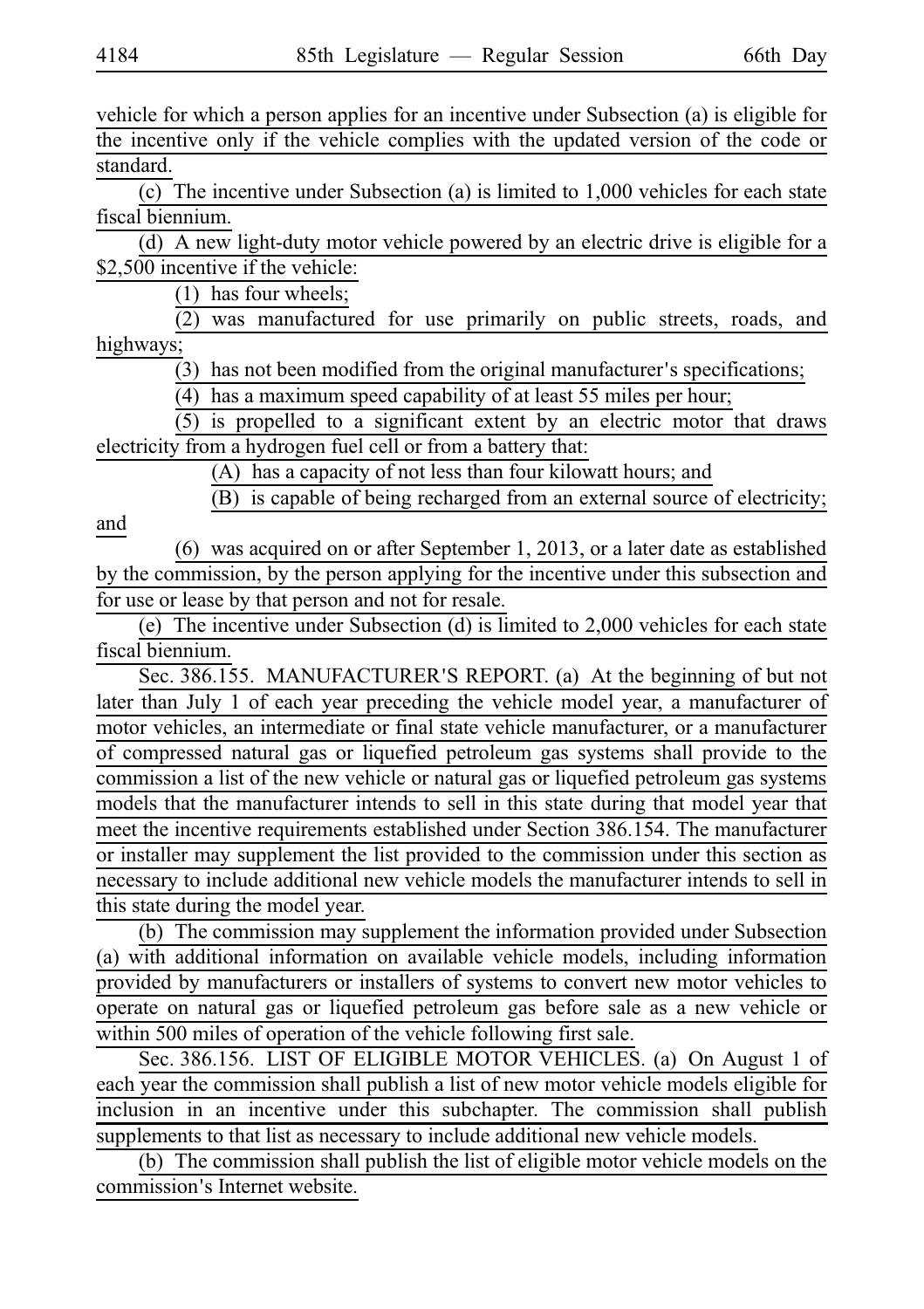vehicle for which a person applies for an incentive under Subsection (a) is eligible for the incentive only if the vehicle complies with the updated version of the code or standard.

(c) The incentive under Subsection (a) is limited to 1,000 vehicles for each state fiscal biennium.

(d) A new light-duty motor vehicle powered by an electric drive is eligible for a $2,500 incentive if the vehicle:

(1) has four wheels;

(2) was manufactured for use primarily on public streets, roads, and highways;

(3) has not been modified from the original manufacturer's specifications;

(4) has a maximum speed capability of at least 55 miles per hour;

(5) is propelled to a significant extent by an electric motor that draws electricity from a hydrogen fuel cell or from a battery that:

(A) has a capacity of not less than four kilowatt hours; and

(B) is capable of being recharged from an external source of electricity; and

(6) was acquired on or after September 1, 2013, or a later date as established by the commission, by the person applying for the incentive under this subsection and for use or lease by that person and not for resale.

(e) The incentive under Subsection (d) is limited to 2,000 vehicles for each state fiscal biennium.

Sec. 386.155. MANUFACTURER'S REPORT. (a) At the beginning of but not later than July 1 of each year preceding the vehicle model year, a manufacturer of motor vehicles, an intermediate or final state vehicle manufacturer, or a manufacturer of compressed natural gas or liquefied petroleum gas systems shall provide to the commission a list of the new vehicle or natural gas or liquefied petroleum gas systems models that the manufacturer intends to sell in this state during that model year that meet the incentive requirements established under Section 386.154. The manufacturer or installer may supplement the list provided to the commission under this section as necessary to include additional new vehicle models the manufacturer intends to sell in this state during the model year.

(b) The commission may supplement the information provided under Subsection (a) with additional information on available vehicle models, including information provided by manufacturers or installers of systems to convert new motor vehicles to operate on natural gas or liquefied petroleum gas before sale as a new vehicle or within 500 miles of operation of the vehicle following first sale.

Sec. 386.156. LIST OF ELIGIBLE MOTOR VEHICLES. (a) On August 1 of each year the commission shall publish a list of new motor vehicle models eligible for inclusion in an incentive under this subchapter. The commission shall publish supplements to that list as necessary to include additional new vehicle models.

(b) The commission shall publish the list of eligible motor vehicle models on the commission's Internet website.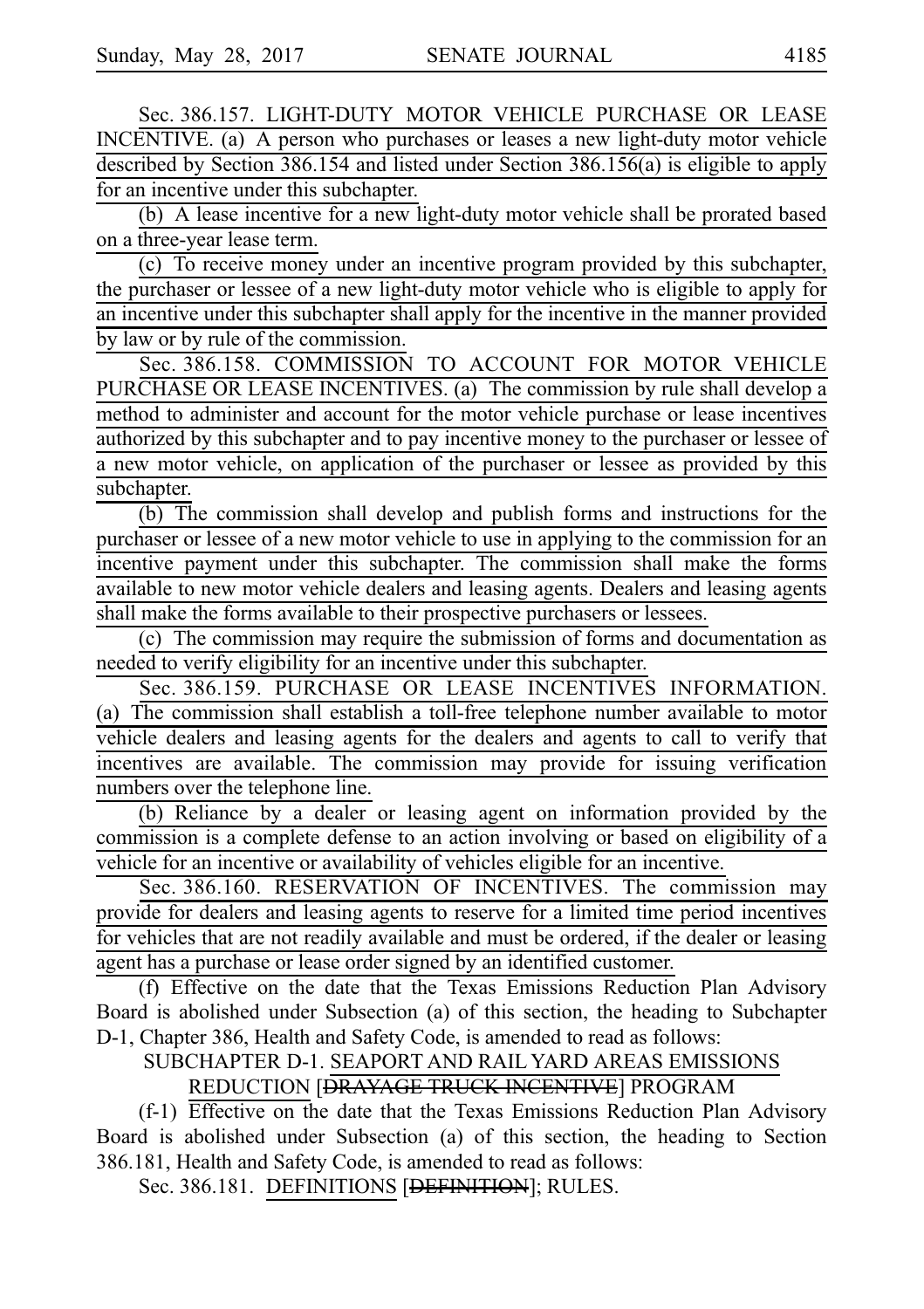Sec. 386.157. LIGHT-DUTY MOTOR VEHICLE PURCHASE OR LEASE INCENTIVE. (a) A person who purchases or leases a new light-duty motor vehicle described by Section 386.154 and listed under Section 386.156(a) is eligible to apply for an incentive under this subchapter.

(b) A lease incentive for a new light-duty motor vehicle shall be prorated based on a three-year lease term.

(c) To receive money under an incentive program provided by this subchapter, the purchaser or lessee of a new light-duty motor vehicle who is eligible to apply for an incentive under this subchapter shall apply for the incentive in the manner provided by law or by rule of the commission.

Sec. 386.158. COMMISSION TO ACCOUNT FOR MOTOR VEHICLE PURCHASE OR LEASE INCENTIVES. (a) The commission by rule shall develop a method to administer and account for the motor vehicle purchase or lease incentives authorized by this subchapter and to pay incentive money to the purchaser or lessee of a new motor vehicle, on application of the purchaser or lessee as provided by this subchapter.

(b) The commission shall develop and publish forms and instructions for the purchaser or lessee of a new motor vehicle to use in applying to the commission for an incentive payment under this subchapter. The commission shall make the forms available to new motor vehicle dealers and leasing agents. Dealers and leasing agents shall make the forms available to their prospective purchasers or lessees.

(c) The commission may require the submission of forms and documentation as needed to verify eligibility for an incentive under this subchapter.

Sec. 386.159. PURCHASE OR LEASE INCENTIVES INFORMATION. (a) The commission shall establish a toll-free telephone number available to motor vehicle dealers and leasing agents for the dealers and agents to call to verify that incentives are available. The commission may provide for issuing verification numbers over the telephone line.

(b) Reliance by a dealer or leasing agent on information provided by the commission is a complete defense to an action involving or based on eligibility of a vehicle for an incentive or availability of vehicles eligible for an incentive.

Sec. 386.160. RESERVATION OF INCENTIVES. The commission may provide for dealers and leasing agents to reserve for a limited time period incentives for vehicles that are not readily available and must be ordered, if the dealer or leasing agent has a purchase or lease order signed by an identified customer.

(f) Effective on the date that the Texas Emissions Reduction Plan Advisory Board is abolished under Subsection (a) of this section, the heading to Subchapter D-1, Chapter 386, Health and Safety Code, is amended to read as follows:

SUBCHAPTER D-1. SEAPORT AND RAIL YARD AREAS EMISSIONS REDUCTION [~~DRAYAGE TRUCK INCENTIVE~~] PROGRAM

(f-1) Effective on the date that the Texas Emissions Reduction Plan Advisory Board is abolished under Subsection (a) of this section, the heading to Section 386.181, Health and Safety Code, is amended to read as follows:

Sec. 386.181. DEFINITIONS [~~DEFINITION~~]; RULES.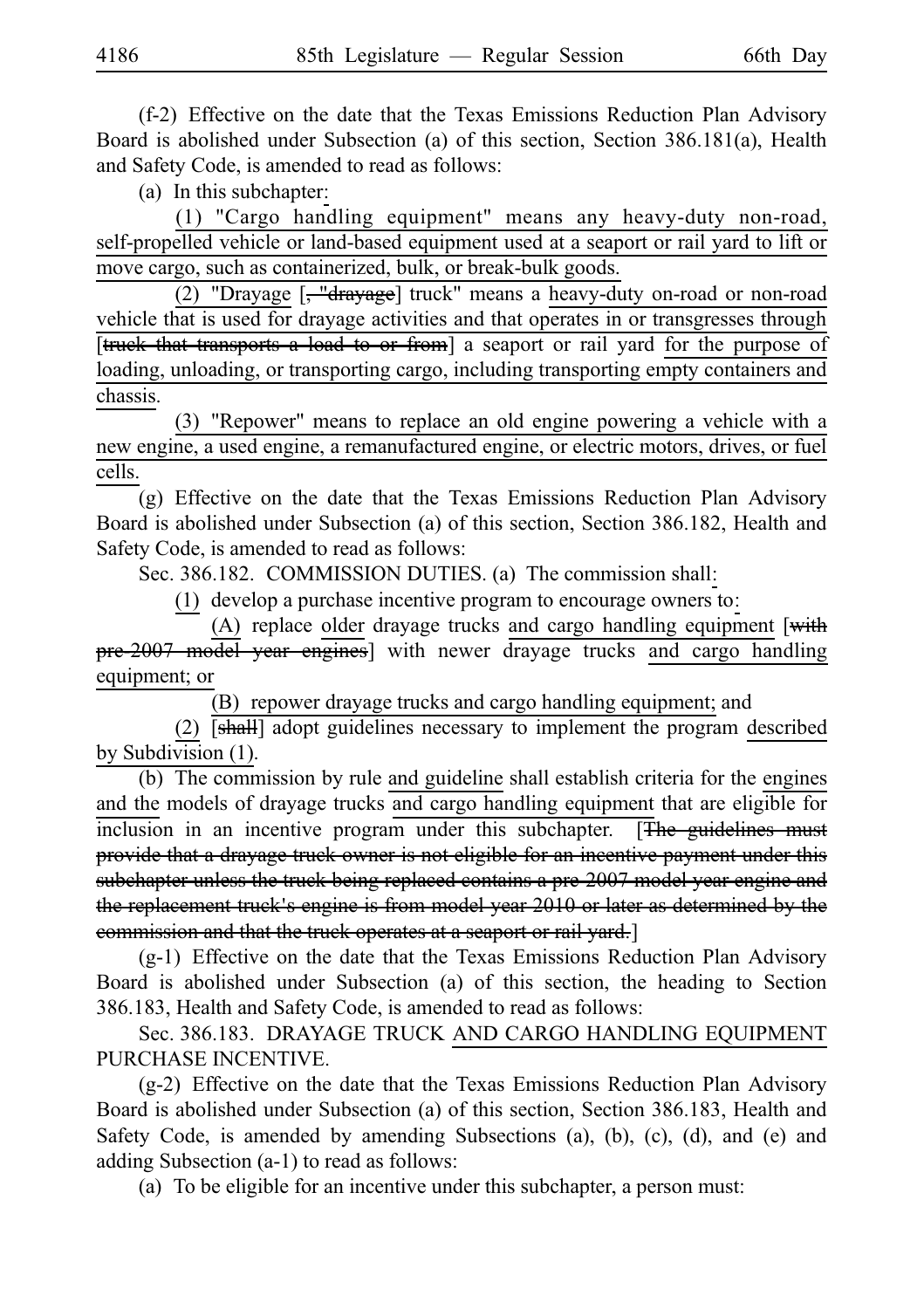(f-2) Effective on the date that the Texas Emissions Reduction Plan Advisory Board is abolished under Subsection (a) of this section, Section 386.181(a), Health and Safety Code, is amended to read as follows:

(a) In this subchapter:

(1) "Cargo handling equipment" means any heavy-duty non-road, self-propelled vehicle or land-based equipment used at a seaport or rail yard to lift or move cargo, such as containerized, bulk, or break-bulk goods.

(2) "Drayage [, "drayage] truck" means a heavy-duty on-road or non-road vehicle that is used for drayage activities and that operates in or transgresses through [truck that transports a load to or from] a seaport or rail yard for the purpose of loading, unloading, or transporting cargo, including transporting empty containers and chassis.

(3) "Repower" means to replace an old engine powering a vehicle with a new engine, a used engine, a remanufactured engine, or electric motors, drives, or fuel cells.

(g) Effective on the date that the Texas Emissions Reduction Plan Advisory Board is abolished under Subsection (a) of this section, Section 386.182, Health and Safety Code, is amended to read as follows:

Sec. 386.182. COMMISSION DUTIES. (a) The commission shall:

(1) develop a purchase incentive program to encourage owners to:

(A) replace older drayage trucks and cargo handling equipment [with pre-2007 model year engines] with newer drayage trucks and cargo handling equipment; or

(B) repower drayage trucks and cargo handling equipment; and

(2) [shall] adopt guidelines necessary to implement the program described by Subdivision (1).

(b) The commission by rule and guideline shall establish criteria for the engines and the models of drayage trucks and cargo handling equipment that are eligible for inclusion in an incentive program under this subchapter. [The guidelines must provide that a drayage truck owner is not eligible for an incentive payment under this subchapter unless the truck being replaced contains a pre-2007 model year engine and the replacement truck's engine is from model year 2010 or later as determined by the commission and that the truck operates at a seaport or rail yard.]

(g-1) Effective on the date that the Texas Emissions Reduction Plan Advisory Board is abolished under Subsection (a) of this section, the heading to Section 386.183, Health and Safety Code, is amended to read as follows:

Sec. 386.183. DRAYAGE TRUCK AND CARGO HANDLING EQUIPMENT PURCHASE INCENTIVE.

(g-2) Effective on the date that the Texas Emissions Reduction Plan Advisory Board is abolished under Subsection (a) of this section, Section 386.183, Health and Safety Code, is amended by amending Subsections (a), (b), (c), (d), and (e) and adding Subsection (a-1) to read as follows:

(a) To be eligible for an incentive under this subchapter, a person must: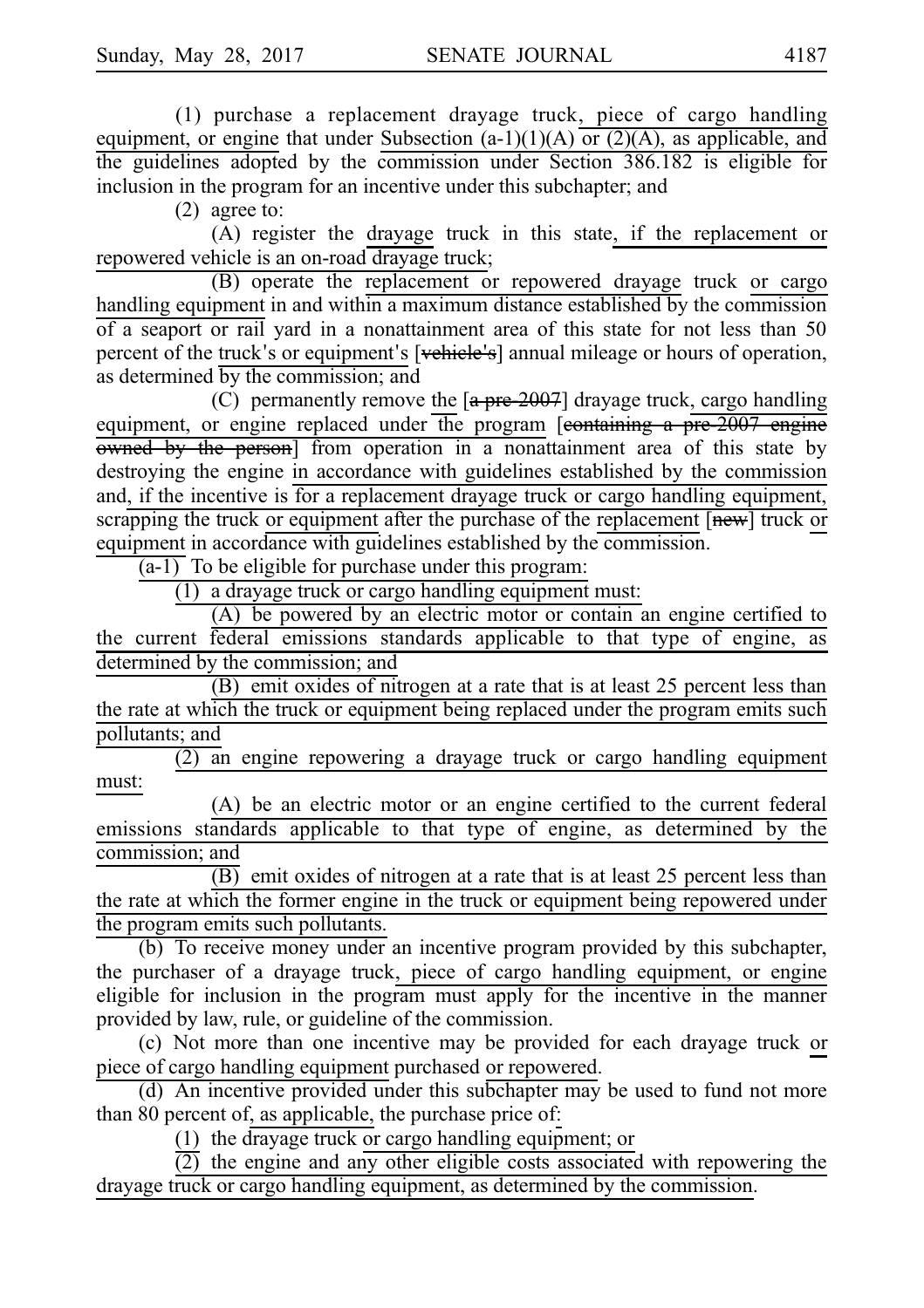(1) purchase a replacement drayage truck, piece of cargo handling equipment, or engine that under Subsection (a-1)(1)(A) or (2)(A), as applicable, and the guidelines adopted by the commission under Section 386.182 is eligible for inclusion in the program for an incentive under this subchapter; and

(2) agree to:

(A) register the drayage truck in this state, if the replacement or repowered vehicle is an on-road drayage truck;

(B) operate the replacement or repowered drayage truck or cargo handling equipment in and within a maximum distance established by the commission of a seaport or rail yard in a nonattainment area of this state for not less than 50 percent of the truck's or equipment's [~~vehicle's~~] annual mileage or hours of operation, as determined by the commission; and

(C) permanently remove the [~~a pre-2007~~] drayage truck, cargo handling equipment, or engine replaced under the program [~~containing a pre-2007 engine owned by the person~~] from operation in a nonattainment area of this state by destroying the engine in accordance with guidelines established by the commission and, if the incentive is for a replacement drayage truck or cargo handling equipment, scrapping the truck or equipment after the purchase of the replacement [~~new~~] truck or equipment in accordance with guidelines established by the commission.

(a-1) To be eligible for purchase under this program:

(1) a drayage truck or cargo handling equipment must:

(A) be powered by an electric motor or contain an engine certified to the current federal emissions standards applicable to that type of engine, as determined by the commission; and

(B) emit oxides of nitrogen at a rate that is at least 25 percent less than the rate at which the truck or equipment being replaced under the program emits such pollutants; and

(2) an engine repowering a drayage truck or cargo handling equipment must:

(A) be an electric motor or an engine certified to the current federal emissions standards applicable to that type of engine, as determined by the commission; and

(B) emit oxides of nitrogen at a rate that is at least 25 percent less than the rate at which the former engine in the truck or equipment being repowered under the program emits such pollutants.

(b) To receive money under an incentive program provided by this subchapter, the purchaser of a drayage truck, piece of cargo handling equipment, or engine eligible for inclusion in the program must apply for the incentive in the manner provided by law, rule, or guideline of the commission.

(c) Not more than one incentive may be provided for each drayage truck or piece of cargo handling equipment purchased or repowered.

(d) An incentive provided under this subchapter may be used to fund not more than 80 percent of, as applicable, the purchase price of:

(1) the drayage truck or cargo handling equipment; or

(2) the engine and any other eligible costs associated with repowering the drayage truck or cargo handling equipment, as determined by the commission.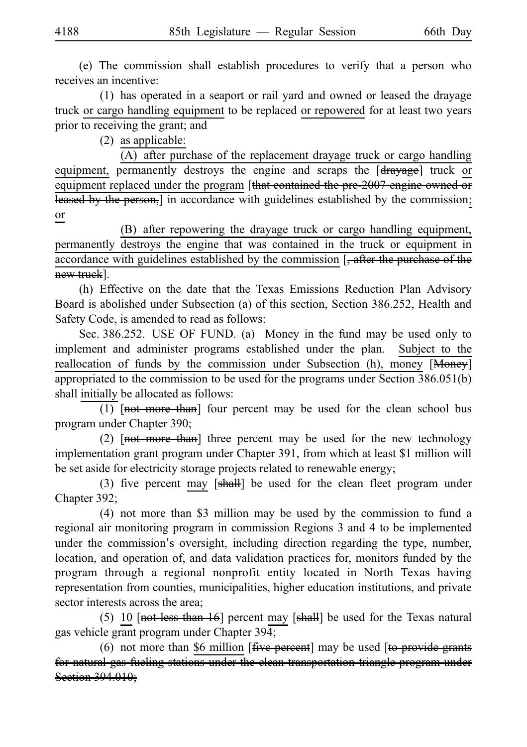(e) The commission shall establish procedures to verify that a person who receives an incentive:

(1) has operated in a seaport or rail yard and owned or leased the drayage truck or cargo handling equipment to be replaced or repowered for at least two years prior to receiving the grant; and

(2) as applicable:

(A) after purchase of the replacement drayage truck or cargo handling equipment, permanently destroys the engine and scraps the [~~drayage~~] truck or equipment replaced under the program [~~that contained the pre-2007 engine owned or leased by the person,~~] in accordance with guidelines established by the commission; or

(B) after repowering the drayage truck or cargo handling equipment, permanently destroys the engine that was contained in the truck or equipment in accordance with guidelines established by the commission [~~, after the purchase of the new truck~~].

(h) Effective on the date that the Texas Emissions Reduction Plan Advisory Board is abolished under Subsection (a) of this section, Section 386.252, Health and Safety Code, is amended to read as follows:

Sec. 386.252. USE OF FUND. (a) Money in the fund may be used only to implement and administer programs established under the plan. Subject to the reallocation of funds by the commission under Subsection (h), money [~~Money~~] appropriated to the commission to be used for the programs under Section 386.051(b) shall initially be allocated as follows:

(1) [~~not more than~~] four percent may be used for the clean school bus program under Chapter 390;

(2) [~~not more than~~] three percent may be used for the new technology implementation grant program under Chapter 391, from which at least $1 million will be set aside for electricity storage projects related to renewable energy;

(3) five percent may [~~shall~~] be used for the clean fleet program under Chapter 392;

(4) not more than $3 million may be used by the commission to fund a regional air monitoring program in commission Regions 3 and 4 to be implemented under the commission's oversight, including direction regarding the type, number, location, and operation of, and data validation practices for, monitors funded by the program through a regional nonprofit entity located in North Texas having representation from counties, municipalities, higher education institutions, and private sector interests across the area;

(5) 10 [~~not less than 16~~] percent may [~~shall~~] be used for the Texas natural gas vehicle grant program under Chapter 394;

(6) not more than $6 million [~~five percent~~] may be used [~~to provide grants for natural gas fueling stations under the clean transportation triangle program under Section 394.010;~~]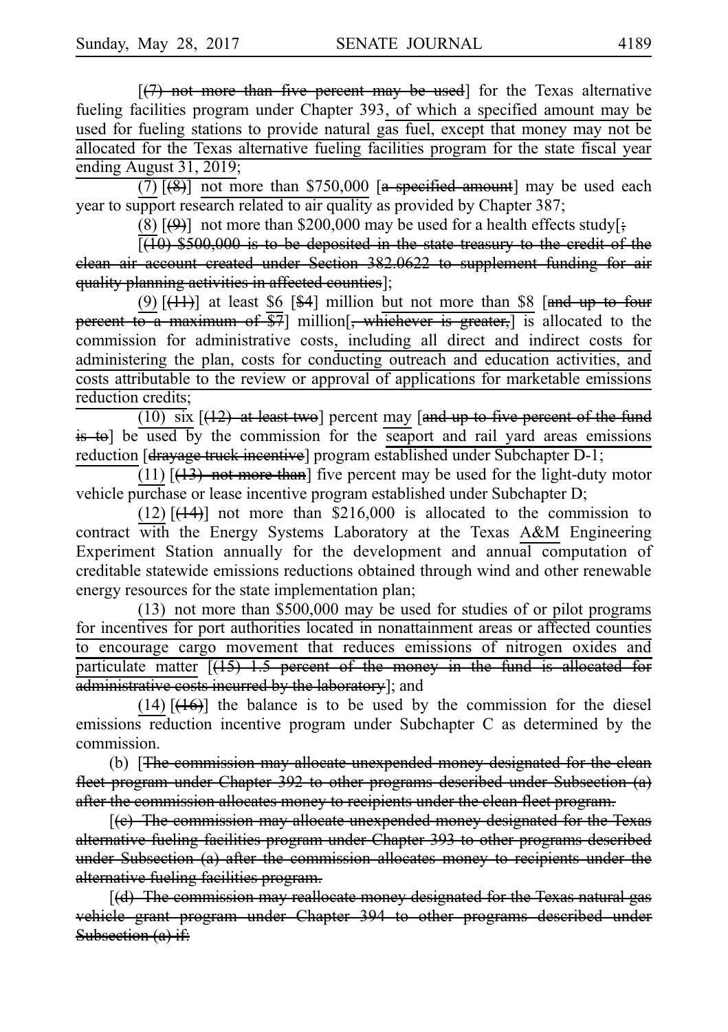[(7) not more than five percent may be used] for the Texas alternative fueling facilities program under Chapter 393, of which a specified amount may be used for fueling stations to provide natural gas fuel, except that money may not be allocated for the Texas alternative fueling facilities program for the state fiscal year ending August 31, 2019;

(7) [(8)] not more than $750,000 [a specified amount] may be used each year to support research related to air quality as provided by Chapter 387;

(8) [(9)] not more than $200,000 may be used for a health effects study[;

[(10) $500,000 is to be deposited in the state treasury to the credit of the clean air account created under Section 382.0622 to supplement funding for air quality planning activities in affected counties];

(9) [(11)] at least $6 [$4] million but not more than $8 [and up to four percent to a maximum of $7] million[, whichever is greater,] is allocated to the commission for administrative costs, including all direct and indirect costs for administering the plan, costs for conducting outreach and education activities, and costs attributable to the review or approval of applications for marketable emissions reduction credits;

(10) six [(12) at least two] percent may [and up to five percent of the fund is to] be used by the commission for the seaport and rail yard areas emissions reduction [drayage truck incentive] program established under Subchapter D-1;

(11) [(13) not more than] five percent may be used for the light-duty motor vehicle purchase or lease incentive program established under Subchapter D;

(12) [(14)] not more than $216,000 is allocated to the commission to contract with the Energy Systems Laboratory at the Texas A&M Engineering Experiment Station annually for the development and annual computation of creditable statewide emissions reductions obtained through wind and other renewable energy resources for the state implementation plan;

(13) not more than $500,000 may be used for studies of or pilot programs for incentives for port authorities located in nonattainment areas or affected counties to encourage cargo movement that reduces emissions of nitrogen oxides and particulate matter [(15) 1.5 percent of the money in the fund is allocated for administrative costs incurred by the laboratory]; and

(14) [(16)] the balance is to be used by the commission for the diesel emissions reduction incentive program under Subchapter C as determined by the commission.

(b) [The commission may allocate unexpended money designated for the clean fleet program under Chapter 392 to other programs described under Subsection (a) after the commission allocates money to recipients under the clean fleet program.

[(c) The commission may allocate unexpended money designated for the Texas alternative fueling facilities program under Chapter 393 to other programs described under Subsection (a) after the commission allocates money to recipients under the alternative fueling facilities program.

[(d) The commission may reallocate money designated for the Texas natural gas vehicle grant program under Chapter 394 to other programs described under Subsection (a) if: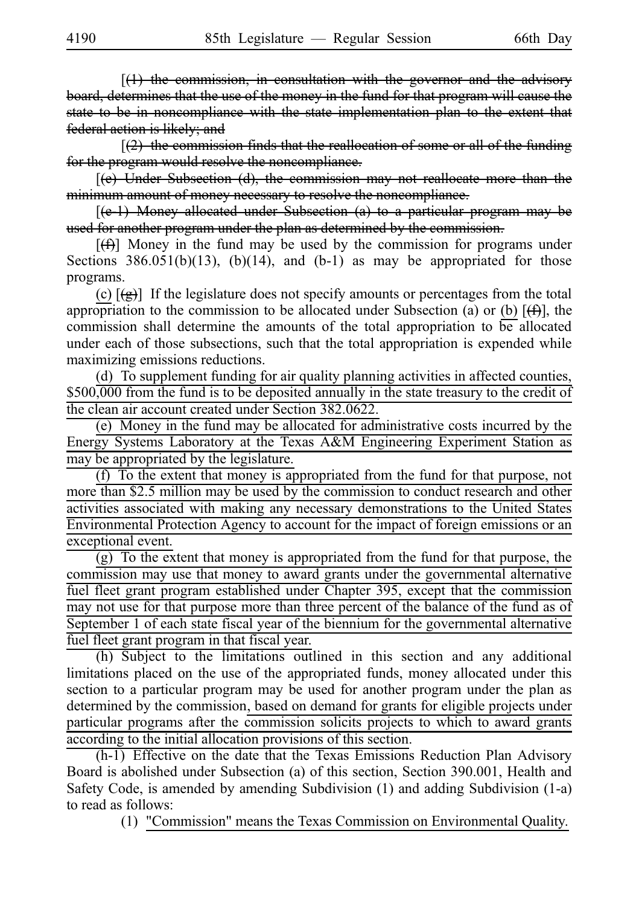[(1) the commission, in consultation with the governor and the advisory board, determines that the use of the money in the fund for that program will cause the state to be in noncompliance with the state implementation plan to the extent that federal action is likely; and

[(2) the commission finds that the reallocation of some or all of the funding for the program would resolve the noncompliance.

[(e) Under Subsection (d), the commission may not reallocate more than the minimum amount of money necessary to resolve the noncompliance.

[(e-1) Money allocated under Subsection (a) to a particular program may be used for another program under the plan as determined by the commission.

[(f)] Money in the fund may be used by the commission for programs under Sections 386.051(b)(13), (b)(14), and (b-1) as may be appropriated for those programs.

(c) [(g)] If the legislature does not specify amounts or percentages from the total appropriation to the commission to be allocated under Subsection (a) or (b) [(f)], the commission shall determine the amounts of the total appropriation to be allocated under each of those subsections, such that the total appropriation is expended while maximizing emissions reductions.

(d) To supplement funding for air quality planning activities in affected counties, $500,000 from the fund is to be deposited annually in the state treasury to the credit of the clean air account created under Section 382.0622.

(e) Money in the fund may be allocated for administrative costs incurred by the Energy Systems Laboratory at the Texas A&M Engineering Experiment Station as may be appropriated by the legislature.

(f) To the extent that money is appropriated from the fund for that purpose, not more than $2.5 million may be used by the commission to conduct research and other activities associated with making any necessary demonstrations to the United States Environmental Protection Agency to account for the impact of foreign emissions or an exceptional event.

(g) To the extent that money is appropriated from the fund for that purpose, the commission may use that money to award grants under the governmental alternative fuel fleet grant program established under Chapter 395, except that the commission may not use for that purpose more than three percent of the balance of the fund as of September 1 of each state fiscal year of the biennium for the governmental alternative fuel fleet grant program in that fiscal year.

(h) Subject to the limitations outlined in this section and any additional limitations placed on the use of the appropriated funds, money allocated under this section to a particular program may be used for another program under the plan as determined by the commission, based on demand for grants for eligible projects under particular programs after the commission solicits projects to which to award grants according to the initial allocation provisions of this section.

(h-1) Effective on the date that the Texas Emissions Reduction Plan Advisory Board is abolished under Subsection (a) of this section, Section 390.001, Health and Safety Code, is amended by amending Subdivision (1) and adding Subdivision (1-a) to read as follows:

(1) "Commission" means the Texas Commission on Environmental Quality.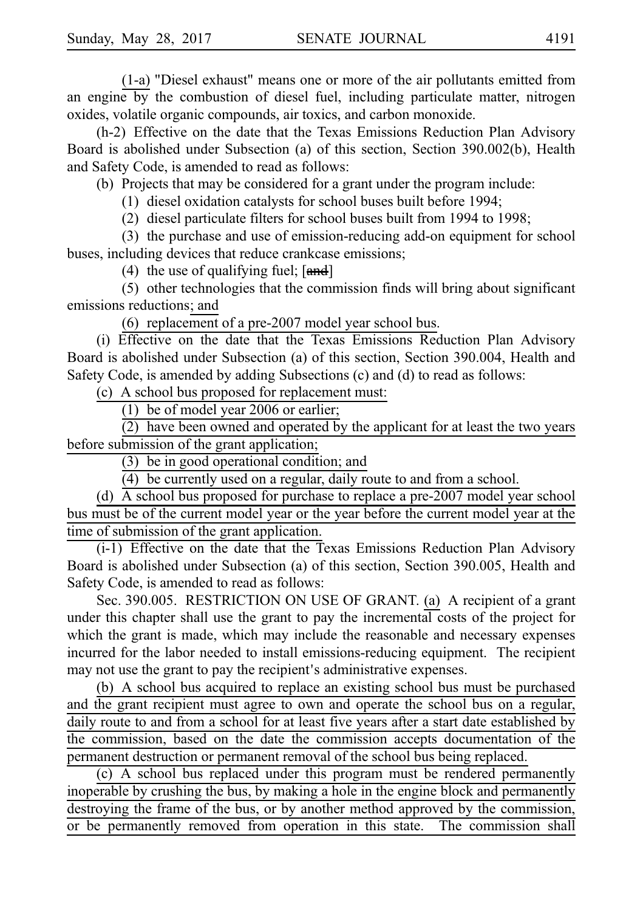(1-a) "Diesel exhaust" means one or more of the air pollutants emitted from an engine by the combustion of diesel fuel, including particulate matter, nitrogen oxides, volatile organic compounds, air toxics, and carbon monoxide.

(h-2) Effective on the date that the Texas Emissions Reduction Plan Advisory Board is abolished under Subsection (a) of this section, Section 390.002(b), Health and Safety Code, is amended to read as follows:

(b) Projects that may be considered for a grant under the program include:

(1) diesel oxidation catalysts for school buses built before 1994;

(2) diesel particulate filters for school buses built from 1994 to 1998;

(3) the purchase and use of emission-reducing add-on equipment for school buses, including devices that reduce crankcase emissions;

(4) the use of qualifying fuel; [~~and~~]

(5) other technologies that the commission finds will bring about significant emissions reductions; and

(6) replacement of a pre-2007 model year school bus.

(i) Effective on the date that the Texas Emissions Reduction Plan Advisory Board is abolished under Subsection (a) of this section, Section 390.004, Health and Safety Code, is amended by adding Subsections (c) and (d) to read as follows:

(c) A school bus proposed for replacement must:

(1) be of model year 2006 or earlier;

(2) have been owned and operated by the applicant for at least the two years before submission of the grant application;

(3) be in good operational condition; and

(4) be currently used on a regular, daily route to and from a school.

(d) A school bus proposed for purchase to replace a pre-2007 model year school bus must be of the current model year or the year before the current model year at the time of submission of the grant application.

(i-1) Effective on the date that the Texas Emissions Reduction Plan Advisory Board is abolished under Subsection (a) of this section, Section 390.005, Health and Safety Code, is amended to read as follows:

Sec. 390.005. RESTRICTION ON USE OF GRANT. (a) A recipient of a grant under this chapter shall use the grant to pay the incremental costs of the project for which the grant is made, which may include the reasonable and necessary expenses incurred for the labor needed to install emissions-reducing equipment. The recipient may not use the grant to pay the recipient's administrative expenses.

(b) A school bus acquired to replace an existing school bus must be purchased and the grant recipient must agree to own and operate the school bus on a regular, daily route to and from a school for at least five years after a start date established by the commission, based on the date the commission accepts documentation of the permanent destruction or permanent removal of the school bus being replaced.

(c) A school bus replaced under this program must be rendered permanently inoperable by crushing the bus, by making a hole in the engine block and permanently destroying the frame of the bus, or by another method approved by the commission, or be permanently removed from operation in this state. The commission shall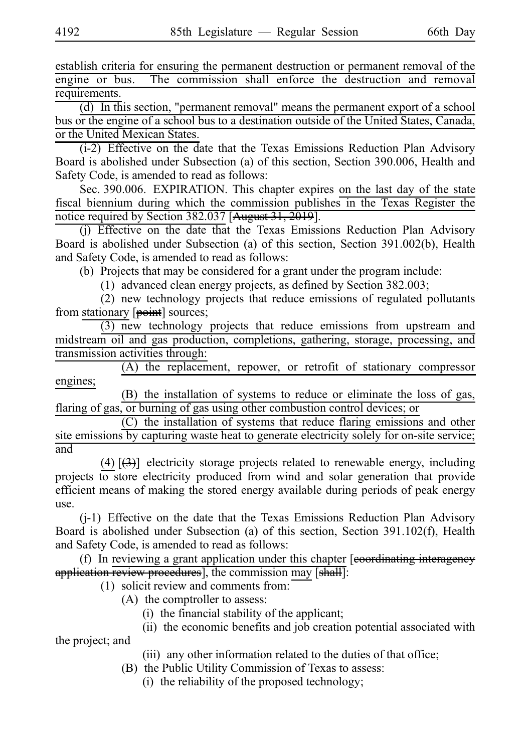establish criteria for ensuring the permanent destruction or permanent removal of the engine or bus. The commission shall enforce the destruction and removal requirements.

(d) In this section, "permanent removal" means the permanent export of a school bus or the engine of a school bus to a destination outside of the United States, Canada, or the United Mexican States.

(i-2) Effective on the date that the Texas Emissions Reduction Plan Advisory Board is abolished under Subsection (a) of this section, Section 390.006, Health and Safety Code, is amended to read as follows:

Sec. 390.006. EXPIRATION. This chapter expires on the last day of the state fiscal biennium during which the commission publishes in the Texas Register the notice required by Section 382.037 [~~August 31, 2019~~].

(j) Effective on the date that the Texas Emissions Reduction Plan Advisory Board is abolished under Subsection (a) of this section, Section 391.002(b), Health and Safety Code, is amended to read as follows:

(b) Projects that may be considered for a grant under the program include:

(1) advanced clean energy projects, as defined by Section 382.003;

(2) new technology projects that reduce emissions of regulated pollutants from stationary [~~point~~] sources;

(3) new technology projects that reduce emissions from upstream and midstream oil and gas production, completions, gathering, storage, processing, and transmission activities through:

(A) the replacement, repower, or retrofit of stationary compressor engines;

(B) the installation of systems to reduce or eliminate the loss of gas, flaring of gas, or burning of gas using other combustion control devices; or

(C) the installation of systems that reduce flaring emissions and other site emissions by capturing waste heat to generate electricity solely for on-site service; and

(4) [~~(3)~~] electricity storage projects related to renewable energy, including projects to store electricity produced from wind and solar generation that provide efficient means of making the stored energy available during periods of peak energy use.

(j-1) Effective on the date that the Texas Emissions Reduction Plan Advisory Board is abolished under Subsection (a) of this section, Section 391.102(f), Health and Safety Code, is amended to read as follows:

(f) In reviewing a grant application under this chapter [~~coordinating interagency application review procedures~~], the commission may [~~shall~~]:

(1) solicit review and comments from:

(A) the comptroller to assess:

(i) the financial stability of the applicant;

(ii) the economic benefits and job creation potential associated with the project; and

(iii) any other information related to the duties of that office;

(B) the Public Utility Commission of Texas to assess:

(i) the reliability of the proposed technology;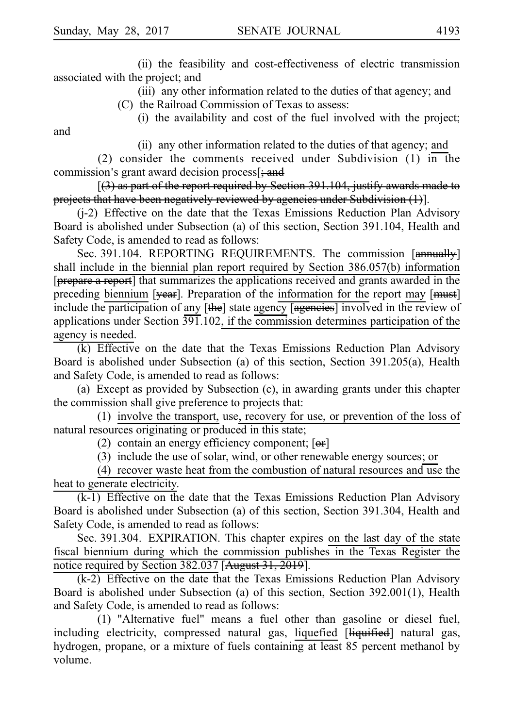(ii) the feasibility and cost-effectiveness of electric transmission associated with the project; and

(iii) any other information related to the duties of that agency; and

(C) the Railroad Commission of Texas to assess:

(i) the availability and cost of the fuel involved with the project; and

(ii) any other information related to the duties of that agency; and

(2) consider the comments received under Subdivision (1) in the commission's grant award decision process[; and

[(3) as part of the report required by Section 391.104, justify awards made to projects that have been negatively reviewed by agencies under Subdivision (1)].

(j-2) Effective on the date that the Texas Emissions Reduction Plan Advisory Board is abolished under Subsection (a) of this section, Section 391.104, Health and Safety Code, is amended to read as follows:

Sec. 391.104. REPORTING REQUIREMENTS. The commission [annually] shall include in the biennial plan report required by Section 386.057(b) information [prepare a report] that summarizes the applications received and grants awarded in the preceding biennium [year]. Preparation of the information for the report may [must] include the participation of any [the] state agency [agencies] involved in the review of applications under Section 391.102, if the commission determines participation of the agency is needed.

(k) Effective on the date that the Texas Emissions Reduction Plan Advisory Board is abolished under Subsection (a) of this section, Section 391.205(a), Health and Safety Code, is amended to read as follows:

(a) Except as provided by Subsection (c), in awarding grants under this chapter the commission shall give preference to projects that:

(1) involve the transport, use, recovery for use, or prevention of the loss of natural resources originating or produced in this state;

(2) contain an energy efficiency component; [or]

(3) include the use of solar, wind, or other renewable energy sources; or

(4) recover waste heat from the combustion of natural resources and use the heat to generate electricity.

(k-1) Effective on the date that the Texas Emissions Reduction Plan Advisory Board is abolished under Subsection (a) of this section, Section 391.304, Health and Safety Code, is amended to read as follows:

Sec. 391.304. EXPIRATION. This chapter expires on the last day of the state fiscal biennium during which the commission publishes in the Texas Register the notice required by Section 382.037 [August 31, 2019].

(k-2) Effective on the date that the Texas Emissions Reduction Plan Advisory Board is abolished under Subsection (a) of this section, Section 392.001(1), Health and Safety Code, is amended to read as follows:

(1) "Alternative fuel" means a fuel other than gasoline or diesel fuel, including electricity, compressed natural gas, liquefied [liquified] natural gas, hydrogen, propane, or a mixture of fuels containing at least 85 percent methanol by volume.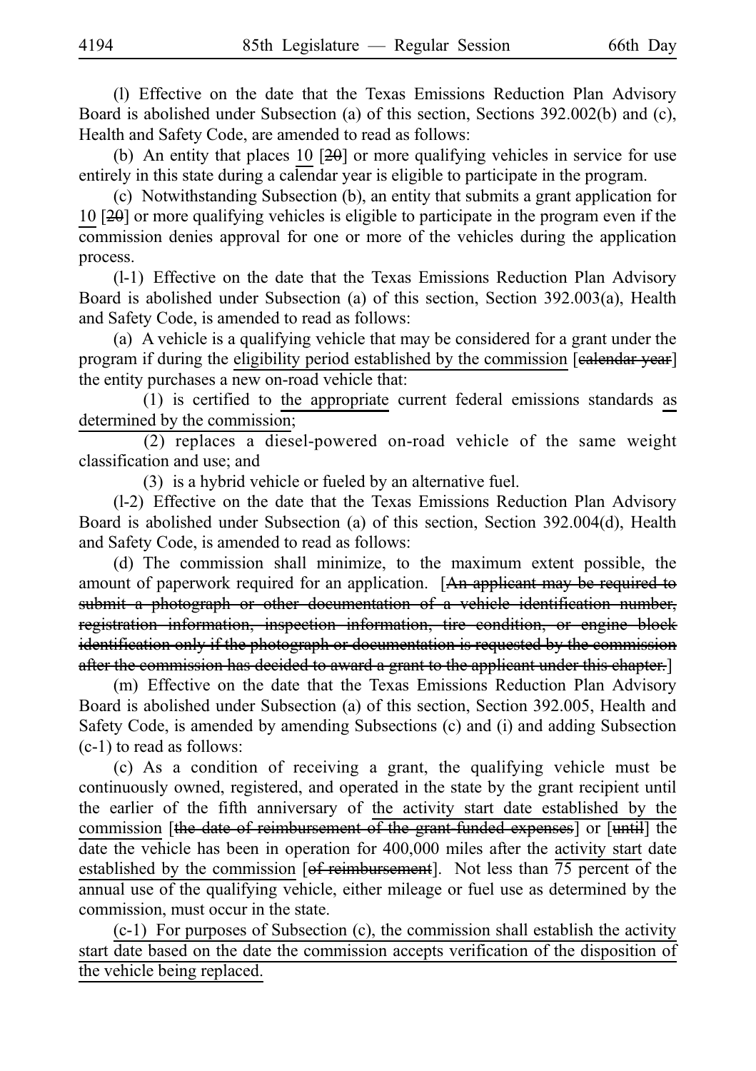(l) Effective on the date that the Texas Emissions Reduction Plan Advisory Board is abolished under Subsection (a) of this section, Sections 392.002(b) and (c), Health and Safety Code, are amended to read as follows:

(b) An entity that places 10 [~~20~~] or more qualifying vehicles in service for use entirely in this state during a calendar year is eligible to participate in the program.

(c) Notwithstanding Subsection (b), an entity that submits a grant application for 10 [~~20~~] or more qualifying vehicles is eligible to participate in the program even if the commission denies approval for one or more of the vehicles during the application process.

(l-1) Effective on the date that the Texas Emissions Reduction Plan Advisory Board is abolished under Subsection (a) of this section, Section 392.003(a), Health and Safety Code, is amended to read as follows:

(a) A vehicle is a qualifying vehicle that may be considered for a grant under the program if during the eligibility period established by the commission [~~calendar year~~] the entity purchases a new on-road vehicle that:

(1) is certified to the appropriate current federal emissions standards as determined by the commission;

(2) replaces a diesel-powered on-road vehicle of the same weight classification and use; and

(3) is a hybrid vehicle or fueled by an alternative fuel.

(l-2) Effective on the date that the Texas Emissions Reduction Plan Advisory Board is abolished under Subsection (a) of this section, Section 392.004(d), Health and Safety Code, is amended to read as follows:

(d) The commission shall minimize, to the maximum extent possible, the amount of paperwork required for an application. [~~An applicant may be required to submit a photograph or other documentation of a vehicle identification number, registration information, inspection information, tire condition, or engine block identification only if the photograph or documentation is requested by the commission after the commission has decided to award a grant to the applicant under this chapter.~~]

(m) Effective on the date that the Texas Emissions Reduction Plan Advisory Board is abolished under Subsection (a) of this section, Section 392.005, Health and Safety Code, is amended by amending Subsections (c) and (i) and adding Subsection (c-1) to read as follows:

(c) As a condition of receiving a grant, the qualifying vehicle must be continuously owned, registered, and operated in the state by the grant recipient until the earlier of the fifth anniversary of the activity start date established by the commission [~~the date of reimbursement of the grant-funded expenses~~] or [~~until~~] the date the vehicle has been in operation for 400,000 miles after the activity start date established by the commission [~~of reimbursement~~]. Not less than 75 percent of the annual use of the qualifying vehicle, either mileage or fuel use as determined by the commission, must occur in the state.

(c-1) For purposes of Subsection (c), the commission shall establish the activity start date based on the date the commission accepts verification of the disposition of the vehicle being replaced.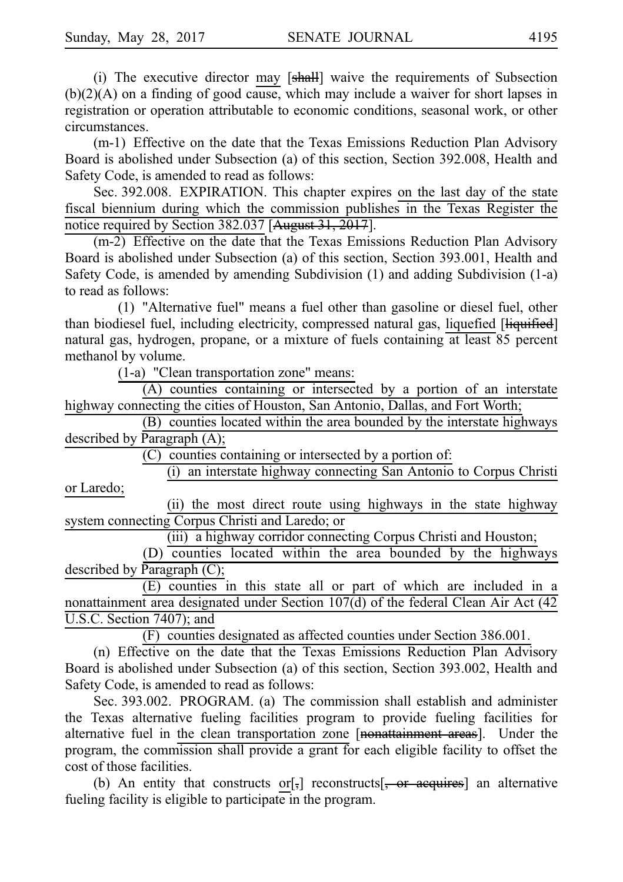(i) The executive director may [shall] waive the requirements of Subsection (b)(2)(A) on a finding of good cause, which may include a waiver for short lapses in registration or operation attributable to economic conditions, seasonal work, or other circumstances.

(m-1) Effective on the date that the Texas Emissions Reduction Plan Advisory Board is abolished under Subsection (a) of this section, Section 392.008, Health and Safety Code, is amended to read as follows:

Sec. 392.008. EXPIRATION. This chapter expires on the last day of the state fiscal biennium during which the commission publishes in the Texas Register the notice required by Section 382.037 [August 31, 2017].

(m-2) Effective on the date that the Texas Emissions Reduction Plan Advisory Board is abolished under Subsection (a) of this section, Section 393.001, Health and Safety Code, is amended by amending Subdivision (1) and adding Subdivision (1-a) to read as follows:

(1) "Alternative fuel" means a fuel other than gasoline or diesel fuel, other than biodiesel fuel, including electricity, compressed natural gas, liquefied [liquified] natural gas, hydrogen, propane, or a mixture of fuels containing at least 85 percent methanol by volume.

(1-a) "Clean transportation zone" means:

(A) counties containing or intersected by a portion of an interstate highway connecting the cities of Houston, San Antonio, Dallas, and Fort Worth;

(B) counties located within the area bounded by the interstate highways described by Paragraph (A);

(C) counties containing or intersected by a portion of:

(i) an interstate highway connecting San Antonio to Corpus Christi or Laredo;

(ii) the most direct route using highways in the state highway system connecting Corpus Christi and Laredo; or

(iii) a highway corridor connecting Corpus Christi and Houston;

(D) counties located within the area bounded by the highways described by Paragraph (C);

(E) counties in this state all or part of which are included in a nonattainment area designated under Section 107(d) of the federal Clean Air Act (42 U.S.C. Section 7407); and

(F) counties designated as affected counties under Section 386.001.

(n) Effective on the date that the Texas Emissions Reduction Plan Advisory Board is abolished under Subsection (a) of this section, Section 393.002, Health and Safety Code, is amended to read as follows:

Sec. 393.002. PROGRAM. (a) The commission shall establish and administer the Texas alternative fueling facilities program to provide fueling facilities for alternative fuel in the clean transportation zone [nonattainment areas]. Under the program, the commission shall provide a grant for each eligible facility to offset the cost of those facilities.

(b) An entity that constructs or[,] reconstructs[, or acquires] an alternative fueling facility is eligible to participate in the program.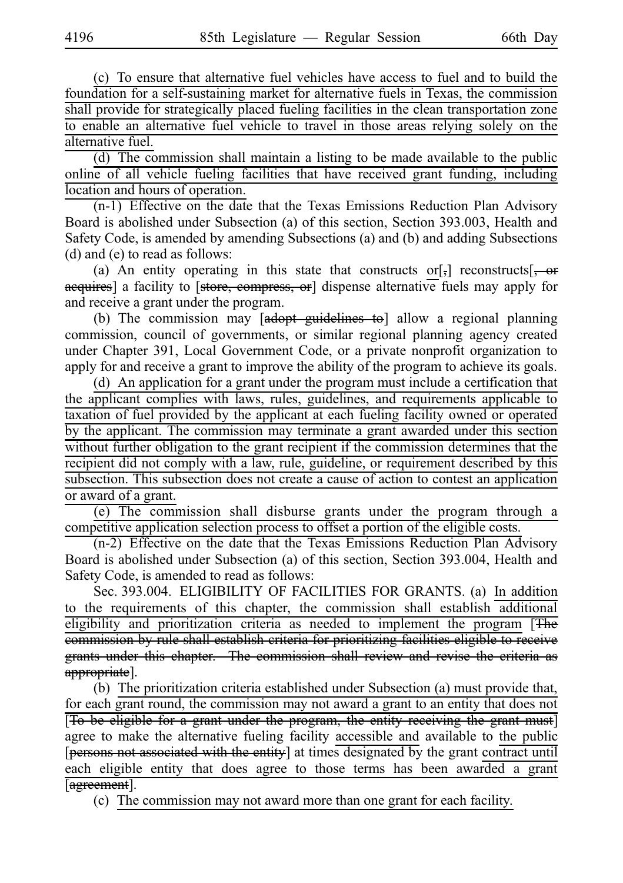(c) To ensure that alternative fuel vehicles have access to fuel and to build the foundation for a self-sustaining market for alternative fuels in Texas, the commission shall provide for strategically placed fueling facilities in the clean transportation zone to enable an alternative fuel vehicle to travel in those areas relying solely on the alternative fuel.

(d) The commission shall maintain a listing to be made available to the public online of all vehicle fueling facilities that have received grant funding, including location and hours of operation.

(n-1) Effective on the date that the Texas Emissions Reduction Plan Advisory Board is abolished under Subsection (a) of this section, Section 393.003, Health and Safety Code, is amended by amending Subsections (a) and (b) and adding Subsections (d) and (e) to read as follows:

(a) An entity operating in this state that constructs or[,] reconstructs[, or acquires] a facility to [store, compress, or] dispense alternative fuels may apply for and receive a grant under the program.

(b) The commission may [adopt guidelines to] allow a regional planning commission, council of governments, or similar regional planning agency created under Chapter 391, Local Government Code, or a private nonprofit organization to apply for and receive a grant to improve the ability of the program to achieve its goals.

(d) An application for a grant under the program must include a certification that the applicant complies with laws, rules, guidelines, and requirements applicable to taxation of fuel provided by the applicant at each fueling facility owned or operated by the applicant. The commission may terminate a grant awarded under this section without further obligation to the grant recipient if the commission determines that the recipient did not comply with a law, rule, guideline, or requirement described by this subsection. This subsection does not create a cause of action to contest an application or award of a grant.

(e) The commission shall disburse grants under the program through a competitive application selection process to offset a portion of the eligible costs.

(n-2) Effective on the date that the Texas Emissions Reduction Plan Advisory Board is abolished under Subsection (a) of this section, Section 393.004, Health and Safety Code, is amended to read as follows:

Sec. 393.004. ELIGIBILITY OF FACILITIES FOR GRANTS. (a) In addition to the requirements of this chapter, the commission shall establish additional eligibility and prioritization criteria as needed to implement the program [The commission by rule shall establish criteria for prioritizing facilities eligible to receive grants under this chapter. The commission shall review and revise the criteria as appropriate].

(b) The prioritization criteria established under Subsection (a) must provide that, for each grant round, the commission may not award a grant to an entity that does not [To be eligible for a grant under the program, the entity receiving the grant must] agree to make the alternative fueling facility accessible and available to the public [persons not associated with the entity] at times designated by the grant contract until each eligible entity that does agree to those terms has been awarded a grant [agreement].

(c) The commission may not award more than one grant for each facility.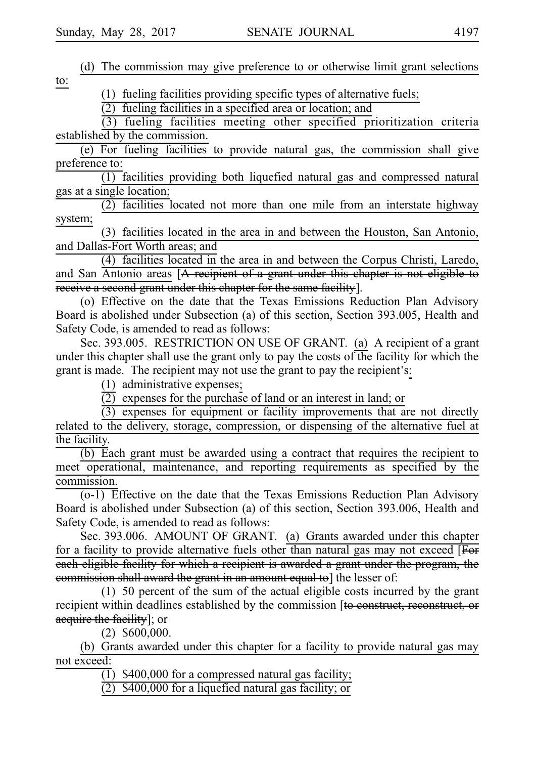(d) The commission may give preference to or otherwise limit grant selections to:

(1) fueling facilities providing specific types of alternative fuels;

(2) fueling facilities in a specified area or location; and

(3) fueling facilities meeting other specified prioritization criteria established by the commission.

(e) For fueling facilities to provide natural gas, the commission shall give preference to:

(1) facilities providing both liquefied natural gas and compressed natural gas at a single location;

(2) facilities located not more than one mile from an interstate highway system;

(3) facilities located in the area in and between the Houston, San Antonio, and Dallas-Fort Worth areas; and

(4) facilities located in the area in and between the Corpus Christi, Laredo, and San Antonio areas [~~A recipient of a grant under this chapter is not eligible to receive a second grant under this chapter for the same facility~~].

(o) Effective on the date that the Texas Emissions Reduction Plan Advisory Board is abolished under Subsection (a) of this section, Section 393.005, Health and Safety Code, is amended to read as follows:

Sec. 393.005. RESTRICTION ON USE OF GRANT. (a) A recipient of a grant under this chapter shall use the grant only to pay the costs of the facility for which the grant is made. The recipient may not use the grant to pay the recipient's:

(1) administrative expenses;

(2) expenses for the purchase of land or an interest in land; or

(3) expenses for equipment or facility improvements that are not directly related to the delivery, storage, compression, or dispensing of the alternative fuel at the facility.

(b) Each grant must be awarded using a contract that requires the recipient to meet operational, maintenance, and reporting requirements as specified by the commission.

(o-1) Effective on the date that the Texas Emissions Reduction Plan Advisory Board is abolished under Subsection (a) of this section, Section 393.006, Health and Safety Code, is amended to read as follows:

Sec. 393.006. AMOUNT OF GRANT. (a) Grants awarded under this chapter for a facility to provide alternative fuels other than natural gas may not exceed [~~For each eligible facility for which a recipient is awarded a grant under the program, the commission shall award the grant in an amount equal to~~] the lesser of:

(1) 50 percent of the sum of the actual eligible costs incurred by the grant recipient within deadlines established by the commission [~~to construct, reconstruct, or acquire the facility~~]; or

(2) $600,000.

(b) Grants awarded under this chapter for a facility to provide natural gas may not exceed:

(1) $400,000 for a compressed natural gas facility;

(2) $400,000 for a liquefied natural gas facility; or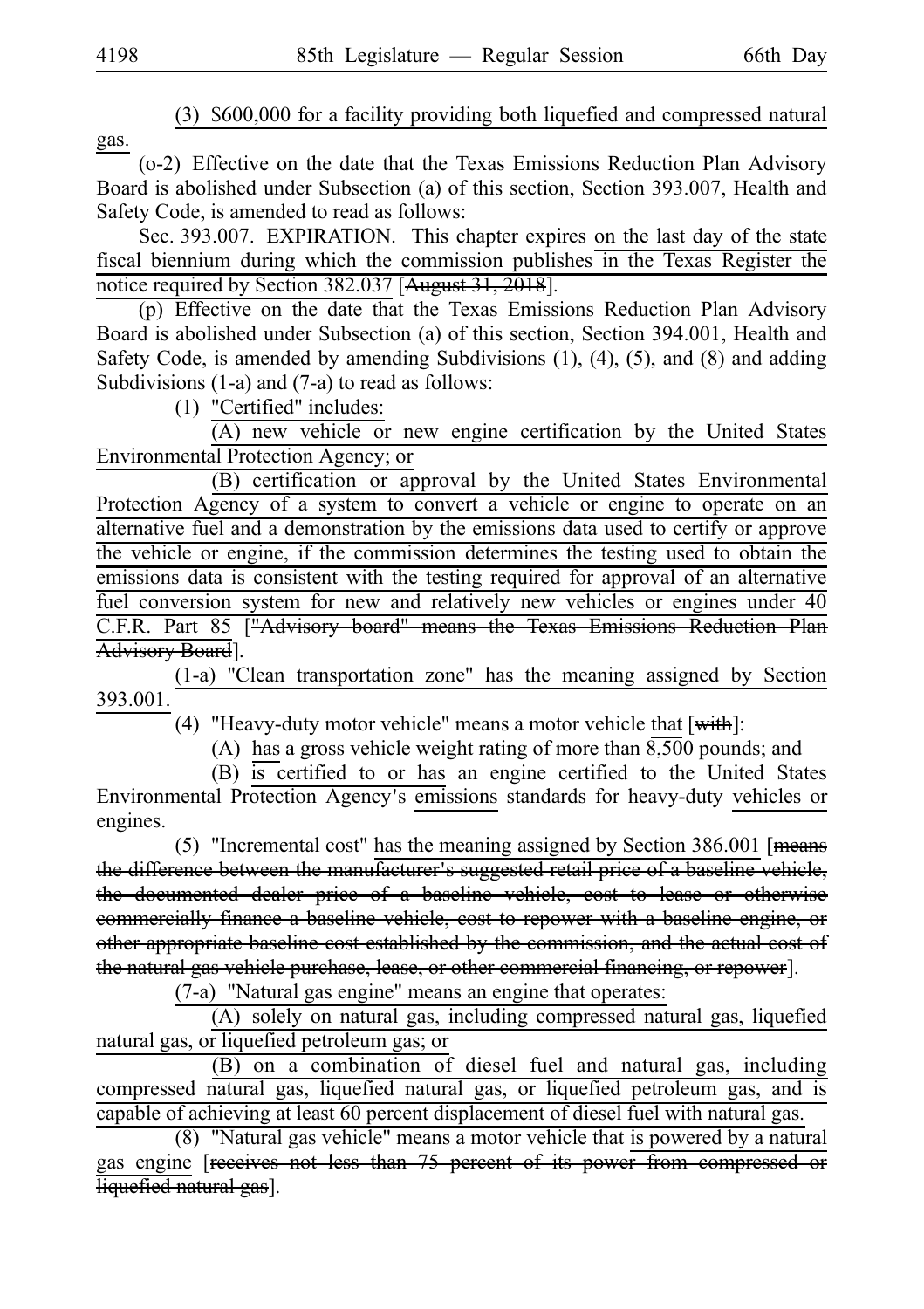(3) $600,000 for a facility providing both liquefied and compressed natural gas.

(o-2) Effective on the date that the Texas Emissions Reduction Plan Advisory Board is abolished under Subsection (a) of this section, Section 393.007, Health and Safety Code, is amended to read as follows:

Sec. 393.007. EXPIRATION. This chapter expires on the last day of the state fiscal biennium during which the commission publishes in the Texas Register the notice required by Section 382.037 [~~August 31, 2018~~].

(p) Effective on the date that the Texas Emissions Reduction Plan Advisory Board is abolished under Subsection (a) of this section, Section 394.001, Health and Safety Code, is amended by amending Subdivisions (1), (4), (5), and (8) and adding Subdivisions (1-a) and (7-a) to read as follows:

(1) "Certified" includes:

(A) new vehicle or new engine certification by the United States Environmental Protection Agency; or

(B) certification or approval by the United States Environmental Protection Agency of a system to convert a vehicle or engine to operate on an alternative fuel and a demonstration by the emissions data used to certify or approve the vehicle or engine, if the commission determines the testing used to obtain the emissions data is consistent with the testing required for approval of an alternative fuel conversion system for new and relatively new vehicles or engines under 40 C.F.R. Part 85 [~~"Advisory board" means the Texas Emissions Reduction Plan Advisory Board~~].

(1-a) "Clean transportation zone" has the meaning assigned by Section 393.001.

(4) "Heavy-duty motor vehicle" means a motor vehicle that [~~with~~]:

(A) has a gross vehicle weight rating of more than 8,500 pounds; and

(B) is certified to or has an engine certified to the United States Environmental Protection Agency's emissions standards for heavy-duty vehicles or engines.

(5) "Incremental cost" has the meaning assigned by Section 386.001 [~~means the difference between the manufacturer's suggested retail price of a baseline vehicle, the documented dealer price of a baseline vehicle, cost to lease or otherwise commercially finance a baseline vehicle, cost to repower with a baseline engine, or other appropriate baseline cost established by the commission, and the actual cost of the natural gas vehicle purchase, lease, or other commercial financing, or repower~~].

(7-a) "Natural gas engine" means an engine that operates:

(A) solely on natural gas, including compressed natural gas, liquefied natural gas, or liquefied petroleum gas; or

(B) on a combination of diesel fuel and natural gas, including compressed natural gas, liquefied natural gas, or liquefied petroleum gas, and is capable of achieving at least 60 percent displacement of diesel fuel with natural gas.

(8) "Natural gas vehicle" means a motor vehicle that is powered by a natural gas engine [~~receives not less than 75 percent of its power from compressed or liquefied natural gas~~].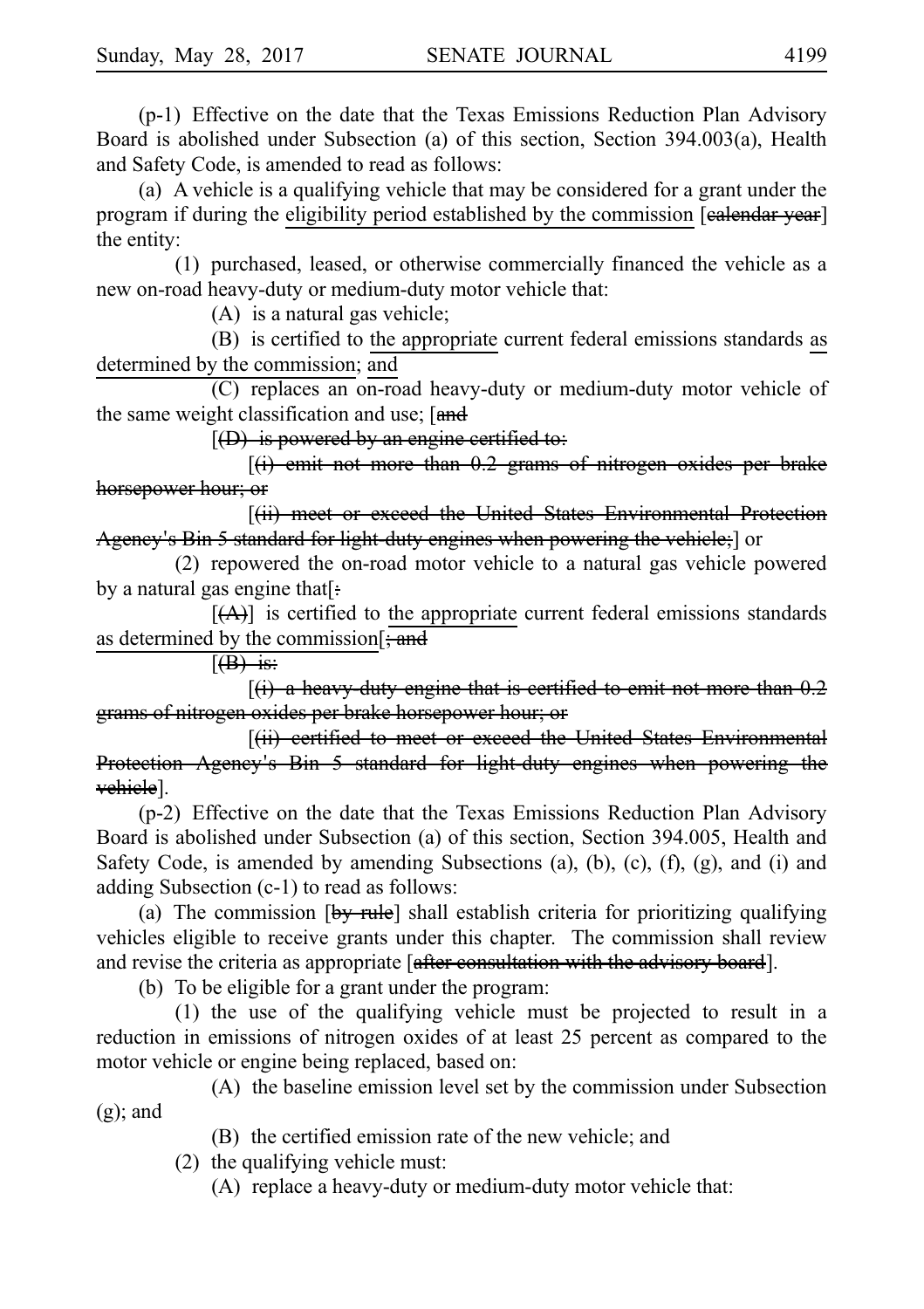(p-1) Effective on the date that the Texas Emissions Reduction Plan Advisory Board is abolished under Subsection (a) of this section, Section 394.003(a), Health and Safety Code, is amended to read as follows:

(a) A vehicle is a qualifying vehicle that may be considered for a grant under the program if during the eligibility period established by the commission [~~calendar year~~] the entity:

(1) purchased, leased, or otherwise commercially financed the vehicle as a new on-road heavy-duty or medium-duty motor vehicle that:

(A) is a natural gas vehicle;

(B) is certified to the appropriate current federal emissions standards as determined by the commission; and

(C) replaces an on-road heavy-duty or medium-duty motor vehicle of the same weight classification and use; [~~and~~

[~~(D) is powered by an engine certified to:~~

[~~(i) emit not more than 0.2 grams of nitrogen oxides per brake horsepower hour; or~~

[~~(ii) meet or exceed the United States Environmental Protection Agency's Bin 5 standard for light-duty engines when powering the vehicle;~~] or

(2) repowered the on-road motor vehicle to a natural gas vehicle powered by a natural gas engine that[~~:~~

[~~(A)~~] is certified to the appropriate current federal emissions standards as determined by the commission[~~; and~~

[~~(B) is:~~

[~~(i) a heavy-duty engine that is certified to emit not more than 0.2 grams of nitrogen oxides per brake horsepower hour; or~~

[~~(ii) certified to meet or exceed the United States Environmental Protection Agency's Bin 5 standard for light-duty engines when powering the vehicle~~].

(p-2) Effective on the date that the Texas Emissions Reduction Plan Advisory Board is abolished under Subsection (a) of this section, Section 394.005, Health and Safety Code, is amended by amending Subsections (a), (b), (c), (f), (g), and (i) and adding Subsection (c-1) to read as follows:

(a) The commission [~~by rule~~] shall establish criteria for prioritizing qualifying vehicles eligible to receive grants under this chapter. The commission shall review and revise the criteria as appropriate [~~after consultation with the advisory board~~].

(b) To be eligible for a grant under the program:

(1) the use of the qualifying vehicle must be projected to result in a reduction in emissions of nitrogen oxides of at least 25 percent as compared to the motor vehicle or engine being replaced, based on:

(A) the baseline emission level set by the commission under Subsection (g); and

(B) the certified emission rate of the new vehicle; and

(2) the qualifying vehicle must:

(A) replace a heavy-duty or medium-duty motor vehicle that: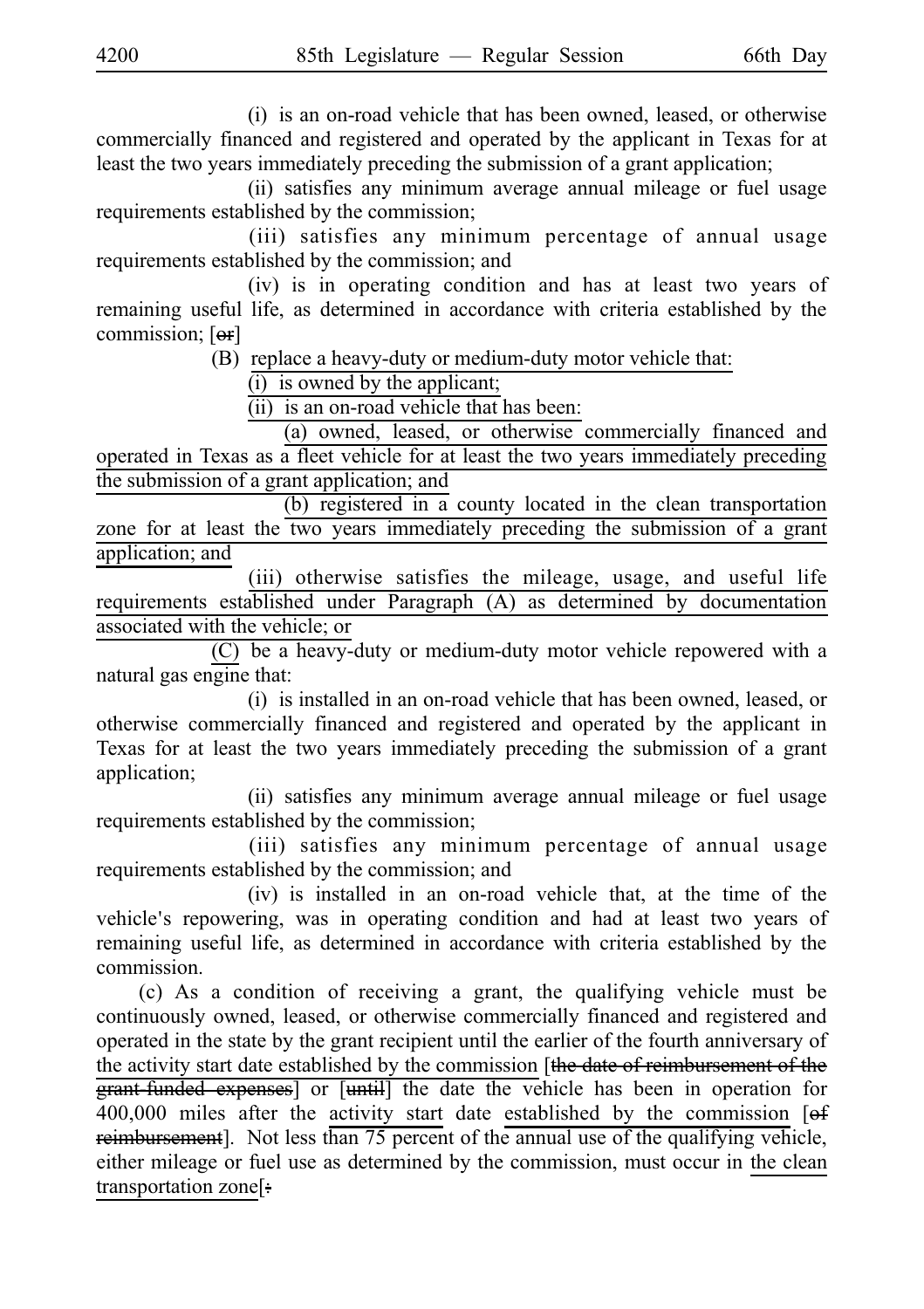(i) is an on-road vehicle that has been owned, leased, or otherwise commercially financed and registered and operated by the applicant in Texas for at least the two years immediately preceding the submission of a grant application;

(ii) satisfies any minimum average annual mileage or fuel usage requirements established by the commission;

(iii) satisfies any minimum percentage of annual usage requirements established by the commission; and

(iv) is in operating condition and has at least two years of remaining useful life, as determined in accordance with criteria established by the commission; [~~or~~]

(B) replace a heavy-duty or medium-duty motor vehicle that:

(i) is owned by the applicant;

(ii) is an on-road vehicle that has been:

(a) owned, leased, or otherwise commercially financed and operated in Texas as a fleet vehicle for at least the two years immediately preceding the submission of a grant application; and

(b) registered in a county located in the clean transportation zone for at least the two years immediately preceding the submission of a grant application; and

(iii) otherwise satisfies the mileage, usage, and useful life requirements established under Paragraph (A) as determined by documentation associated with the vehicle; or

(C) be a heavy-duty or medium-duty motor vehicle repowered with a natural gas engine that:

(i) is installed in an on-road vehicle that has been owned, leased, or otherwise commercially financed and registered and operated by the applicant in Texas for at least the two years immediately preceding the submission of a grant application;

(ii) satisfies any minimum average annual mileage or fuel usage requirements established by the commission;

(iii) satisfies any minimum percentage of annual usage requirements established by the commission; and

(iv) is installed in an on-road vehicle that, at the time of the vehicle's repowering, was in operating condition and had at least two years of remaining useful life, as determined in accordance with criteria established by the commission.

(c) As a condition of receiving a grant, the qualifying vehicle must be continuously owned, leased, or otherwise commercially financed and registered and operated in the state by the grant recipient until the earlier of the fourth anniversary of the activity start date established by the commission [~~the date of reimbursement of the grant-funded expenses~~] or [~~until~~] the date the vehicle has been in operation for 400,000 miles after the activity start date established by the commission [~~of reimbursement~~]. Not less than 75 percent of the annual use of the qualifying vehicle, either mileage or fuel use as determined by the commission, must occur in the clean transportation zone[~~:~~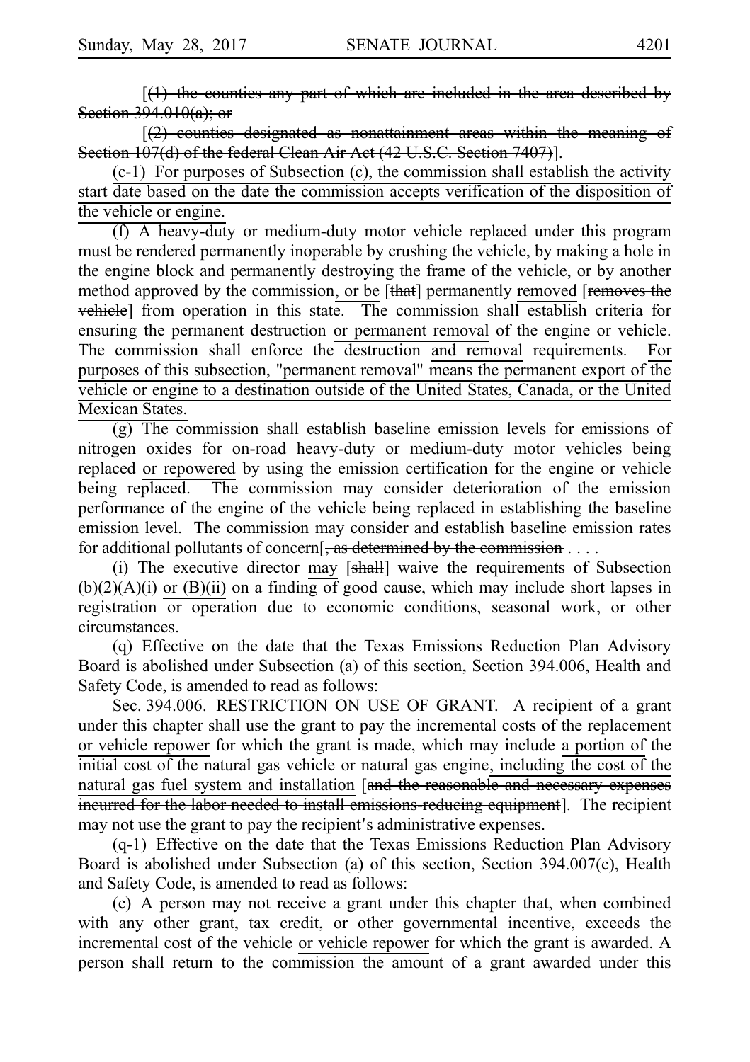[(1) the counties any part of which are included in the area described by Section 394.010(a); or

[(2) counties designated as nonattainment areas within the meaning of Section 107(d) of the federal Clean Air Act (42 U.S.C. Section 7407)].

(c-1) For purposes of Subsection (c), the commission shall establish the activity start date based on the date the commission accepts verification of the disposition of the vehicle or engine.

(f) A heavy-duty or medium-duty motor vehicle replaced under this program must be rendered permanently inoperable by crushing the vehicle, by making a hole in the engine block and permanently destroying the frame of the vehicle, or by another method approved by the commission, or be [that] permanently removed [removes the vehicle] from operation in this state. The commission shall establish criteria for ensuring the permanent destruction or permanent removal of the engine or vehicle. The commission shall enforce the destruction and removal requirements. For purposes of this subsection, "permanent removal" means the permanent export of the vehicle or engine to a destination outside of the United States, Canada, or the United Mexican States.

(g) The commission shall establish baseline emission levels for emissions of nitrogen oxides for on-road heavy-duty or medium-duty motor vehicles being replaced or repowered by using the emission certification for the engine or vehicle being replaced. The commission may consider deterioration of the emission performance of the engine of the vehicle being replaced in establishing the baseline emission level. The commission may consider and establish baseline emission rates for additional pollutants of concern[, as determined by the commission . . . .

(i) The executive director may [shall] waive the requirements of Subsection (b)(2)(A)(i) or (B)(ii) on a finding of good cause, which may include short lapses in registration or operation due to economic conditions, seasonal work, or other circumstances.

(q) Effective on the date that the Texas Emissions Reduction Plan Advisory Board is abolished under Subsection (a) of this section, Section 394.006, Health and Safety Code, is amended to read as follows:

Sec. 394.006. RESTRICTION ON USE OF GRANT. A recipient of a grant under this chapter shall use the grant to pay the incremental costs of the replacement or vehicle repower for which the grant is made, which may include a portion of the initial cost of the natural gas vehicle or natural gas engine, including the cost of the natural gas fuel system and installation [and the reasonable and necessary expenses incurred for the labor needed to install emissions-reducing equipment]. The recipient may not use the grant to pay the recipient's administrative expenses.

(q-1) Effective on the date that the Texas Emissions Reduction Plan Advisory Board is abolished under Subsection (a) of this section, Section 394.007(c), Health and Safety Code, is amended to read as follows:

(c) A person may not receive a grant under this chapter that, when combined with any other grant, tax credit, or other governmental incentive, exceeds the incremental cost of the vehicle or vehicle repower for which the grant is awarded. A person shall return to the commission the amount of a grant awarded under this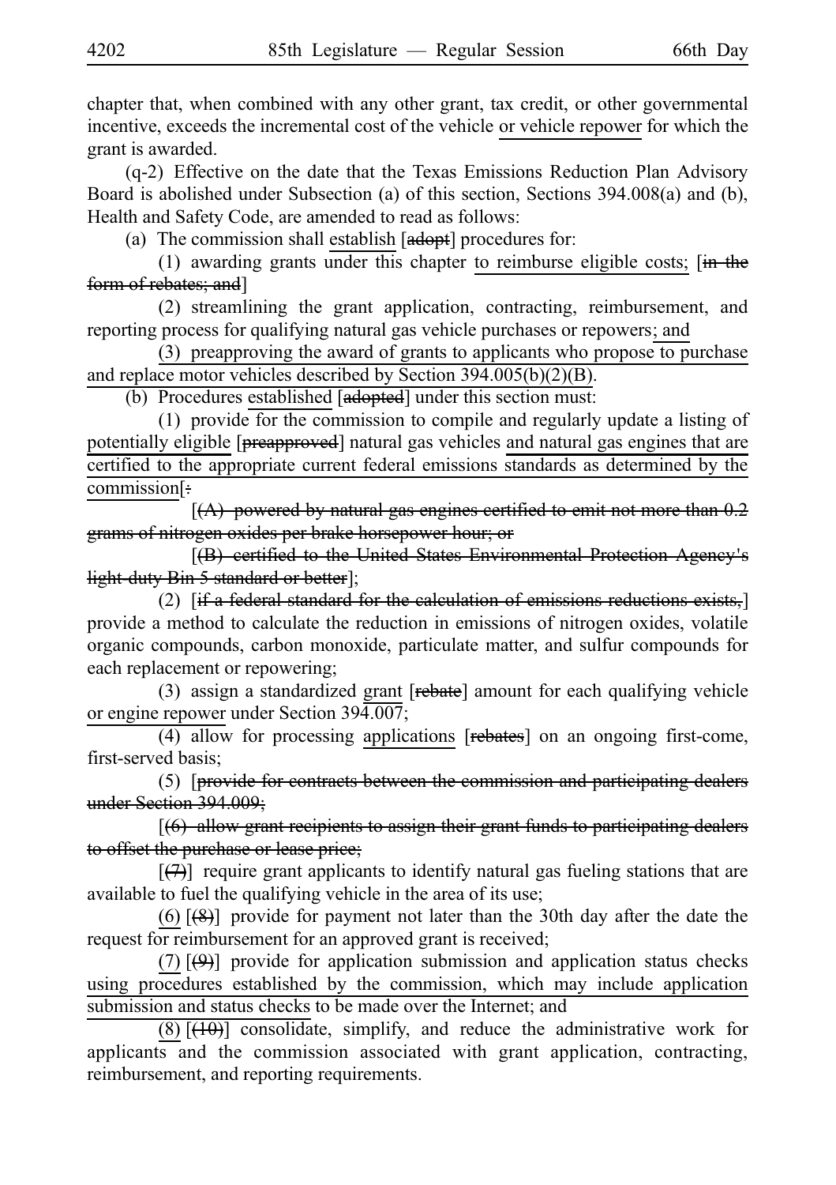chapter that, when combined with any other grant, tax credit, or other governmental incentive, exceeds the incremental cost of the vehicle <u>or vehicle repower</u> for which the grant is awarded.

(q-2) Effective on the date that the Texas Emissions Reduction Plan Advisory Board is abolished under Subsection (a) of this section, Sections 394.008(a) and (b), Health and Safety Code, are amended to read as follows:

(a) The commission shall <u>establish</u> [~~adopt~~] procedures for:

(1) awarding grants under this chapter <u>to reimburse eligible costs;</u> [~~in the form of rebates; and~~]

(2) streamlining the grant application, contracting, reimbursement, and reporting process for qualifying natural gas vehicle purchases or repowers<u>; and</u>

<u>(3) preapproving the award of grants to applicants who propose to purchase and replace motor vehicles described by Section 394.005(b)(2)(B)</u>.

(b) Procedures <u>established</u> [~~adopted~~] under this section must:

(1) provide for the commission to compile and regularly update a listing of <u>potentially eligible</u> [~~preapproved~~] natural gas vehicles <u>and natural gas engines that are certified to the appropriate current federal emissions standards as determined by the commission</u>[~~:~~

[~~(A) powered by natural gas engines certified to emit not more than 0.2 grams of nitrogen oxides per brake horsepower hour; or~~

[~~(B) certified to the United States Environmental Protection Agency's light-duty Bin 5 standard or better~~];

(2) [~~if a federal standard for the calculation of emissions reductions exists,~~] provide a method to calculate the reduction in emissions of nitrogen oxides, volatile organic compounds, carbon monoxide, particulate matter, and sulfur compounds for each replacement or repowering;

(3) assign a standardized <u>grant</u> [~~rebate~~] amount for each qualifying vehicle <u>or engine repower</u> under Section 394.007;

(4) allow for processing <u>applications</u> [~~rebates~~] on an ongoing first-come, first-served basis;

(5) [~~provide for contracts between the commission and participating dealers under Section 394.009;~~

[~~(6) allow grant recipients to assign their grant funds to participating dealers to offset the purchase or lease price;~~

[~~(7)~~] require grant applicants to identify natural gas fueling stations that are available to fuel the qualifying vehicle in the area of its use;

<u>(6)</u> [~~(8)~~] provide for payment not later than the 30th day after the date the request for reimbursement for an approved grant is received;

<u>(7)</u> [~~(9)~~] provide for application submission and application status checks <u>using procedures established by the commission, which may include application submission and status checks</u> to be made over the Internet; and

<u>(8)</u> [~~(10)~~] consolidate, simplify, and reduce the administrative work for applicants and the commission associated with grant application, contracting, reimbursement, and reporting requirements.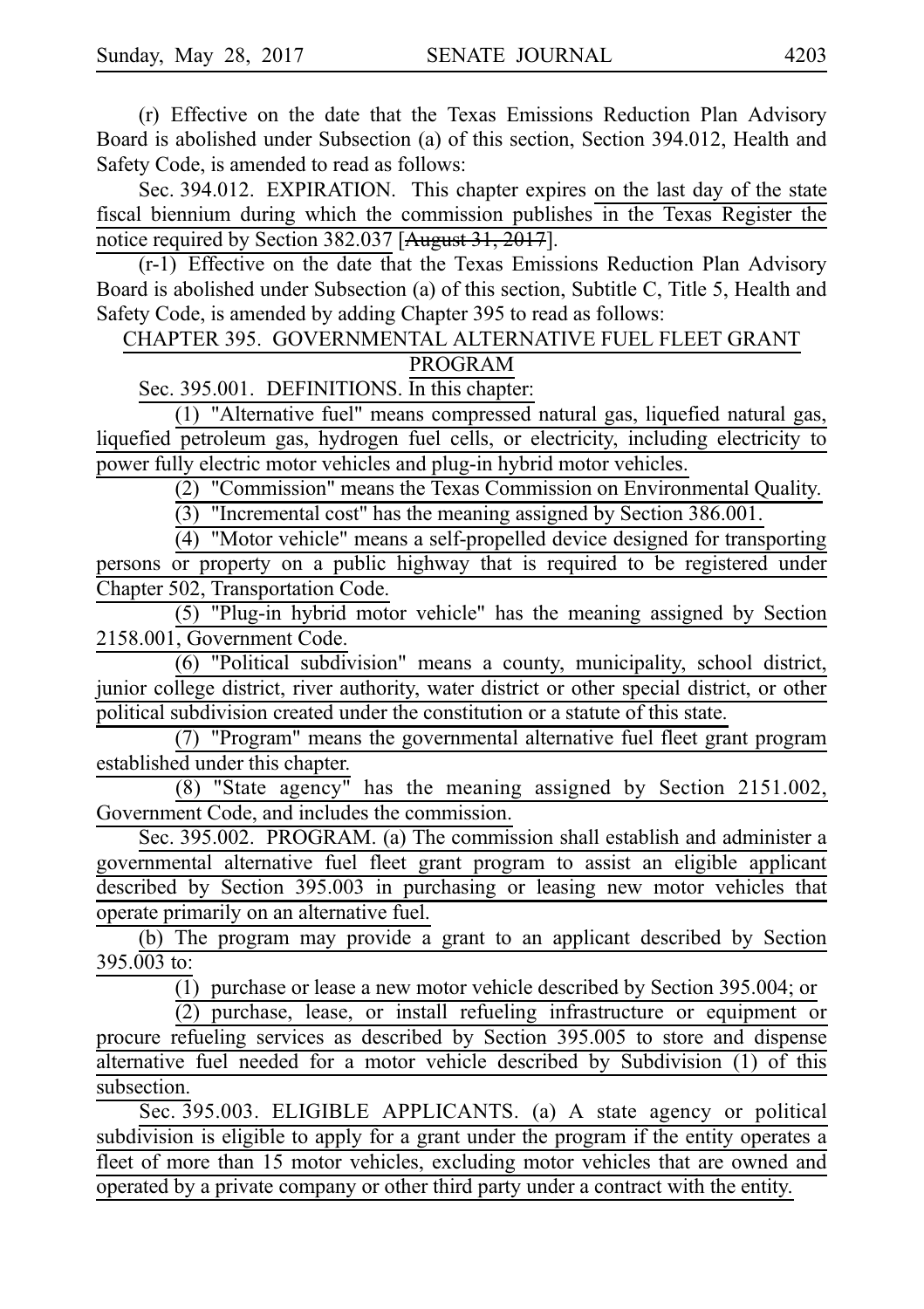(r) Effective on the date that the Texas Emissions Reduction Plan Advisory Board is abolished under Subsection (a) of this section, Section 394.012, Health and Safety Code, is amended to read as follows:

Sec. 394.012. EXPIRATION. This chapter expires on the last day of the state fiscal biennium during which the commission publishes in the Texas Register the notice required by Section 382.037 [~~August 31, 2017~~].

(r-1) Effective on the date that the Texas Emissions Reduction Plan Advisory Board is abolished under Subsection (a) of this section, Subtitle C, Title 5, Health and Safety Code, is amended by adding Chapter 395 to read as follows:

CHAPTER 395. GOVERNMENTAL ALTERNATIVE FUEL FLEET GRANT PROGRAM

Sec. 395.001. DEFINITIONS. In this chapter:

(1) "Alternative fuel" means compressed natural gas, liquefied natural gas, liquefied petroleum gas, hydrogen fuel cells, or electricity, including electricity to power fully electric motor vehicles and plug-in hybrid motor vehicles.

(2) "Commission" means the Texas Commission on Environmental Quality.

(3) "Incremental cost" has the meaning assigned by Section 386.001.

(4) "Motor vehicle" means a self-propelled device designed for transporting persons or property on a public highway that is required to be registered under Chapter 502, Transportation Code.

(5) "Plug-in hybrid motor vehicle" has the meaning assigned by Section 2158.001, Government Code.

(6) "Political subdivision" means a county, municipality, school district, junior college district, river authority, water district or other special district, or other political subdivision created under the constitution or a statute of this state.

(7) "Program" means the governmental alternative fuel fleet grant program established under this chapter.

(8) "State agency" has the meaning assigned by Section 2151.002, Government Code, and includes the commission.

Sec. 395.002. PROGRAM. (a) The commission shall establish and administer a governmental alternative fuel fleet grant program to assist an eligible applicant described by Section 395.003 in purchasing or leasing new motor vehicles that operate primarily on an alternative fuel.

(b) The program may provide a grant to an applicant described by Section 395.003 to:

(1) purchase or lease a new motor vehicle described by Section 395.004; or

(2) purchase, lease, or install refueling infrastructure or equipment or procure refueling services as described by Section 395.005 to store and dispense alternative fuel needed for a motor vehicle described by Subdivision (1) of this subsection.

Sec. 395.003. ELIGIBLE APPLICANTS. (a) A state agency or political subdivision is eligible to apply for a grant under the program if the entity operates a fleet of more than 15 motor vehicles, excluding motor vehicles that are owned and operated by a private company or other third party under a contract with the entity.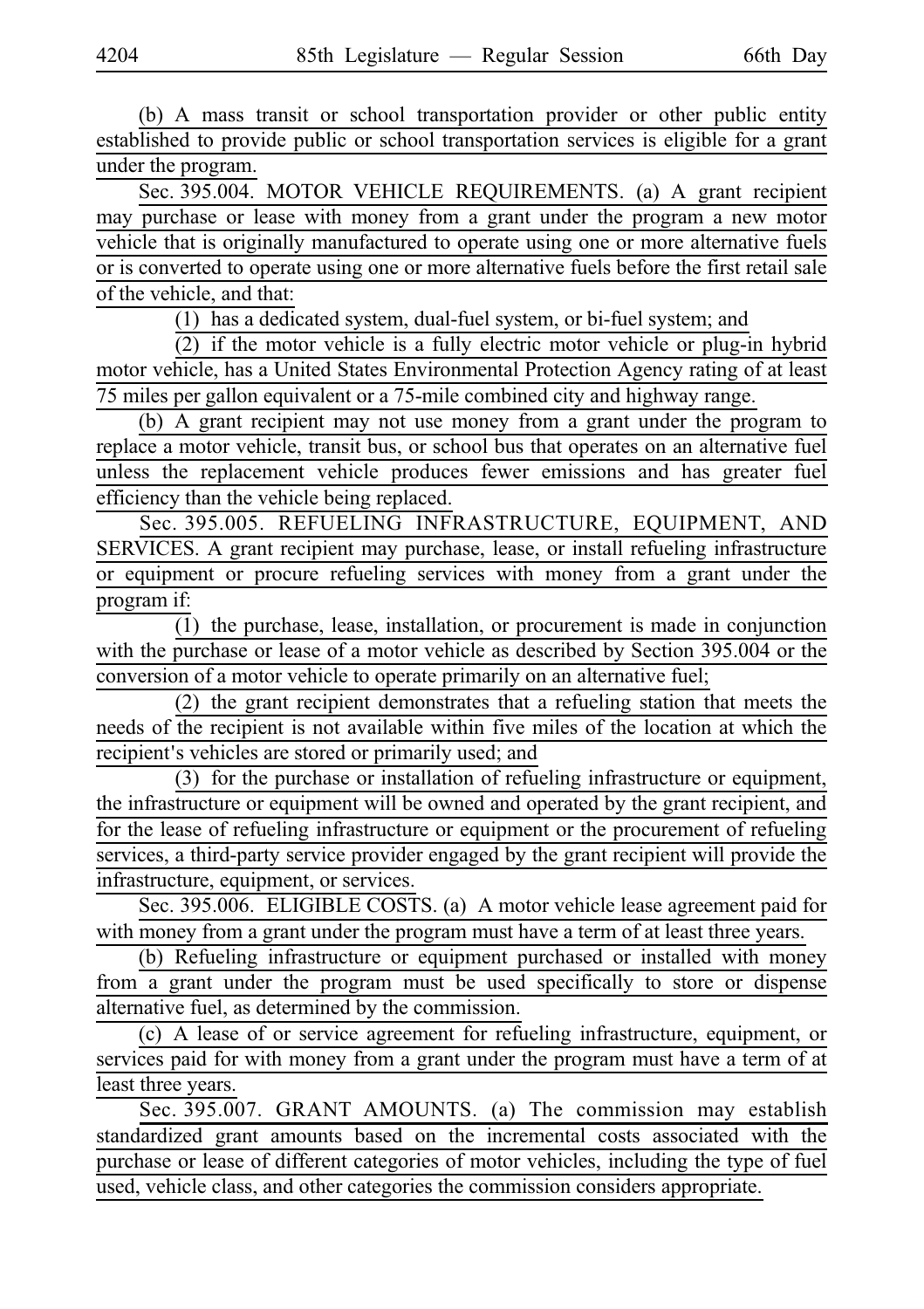(b) A mass transit or school transportation provider or other public entity established to provide public or school transportation services is eligible for a grant under the program.

Sec. 395.004. MOTOR VEHICLE REQUIREMENTS. (a) A grant recipient may purchase or lease with money from a grant under the program a new motor vehicle that is originally manufactured to operate using one or more alternative fuels or is converted to operate using one or more alternative fuels before the first retail sale of the vehicle, and that:

(1) has a dedicated system, dual-fuel system, or bi-fuel system; and

(2) if the motor vehicle is a fully electric motor vehicle or plug-in hybrid motor vehicle, has a United States Environmental Protection Agency rating of at least 75 miles per gallon equivalent or a 75-mile combined city and highway range.

(b) A grant recipient may not use money from a grant under the program to replace a motor vehicle, transit bus, or school bus that operates on an alternative fuel unless the replacement vehicle produces fewer emissions and has greater fuel efficiency than the vehicle being replaced.

Sec. 395.005. REFUELING INFRASTRUCTURE, EQUIPMENT, AND SERVICES. A grant recipient may purchase, lease, or install refueling infrastructure or equipment or procure refueling services with money from a grant under the program if:

(1) the purchase, lease, installation, or procurement is made in conjunction with the purchase or lease of a motor vehicle as described by Section 395.004 or the conversion of a motor vehicle to operate primarily on an alternative fuel;

(2) the grant recipient demonstrates that a refueling station that meets the needs of the recipient is not available within five miles of the location at which the recipient's vehicles are stored or primarily used; and

(3) for the purchase or installation of refueling infrastructure or equipment, the infrastructure or equipment will be owned and operated by the grant recipient, and for the lease of refueling infrastructure or equipment or the procurement of refueling services, a third-party service provider engaged by the grant recipient will provide the infrastructure, equipment, or services.

Sec. 395.006. ELIGIBLE COSTS. (a) A motor vehicle lease agreement paid for with money from a grant under the program must have a term of at least three years.

(b) Refueling infrastructure or equipment purchased or installed with money from a grant under the program must be used specifically to store or dispense alternative fuel, as determined by the commission.

(c) A lease of or service agreement for refueling infrastructure, equipment, or services paid for with money from a grant under the program must have a term of at least three years.

Sec. 395.007. GRANT AMOUNTS. (a) The commission may establish standardized grant amounts based on the incremental costs associated with the purchase or lease of different categories of motor vehicles, including the type of fuel used, vehicle class, and other categories the commission considers appropriate.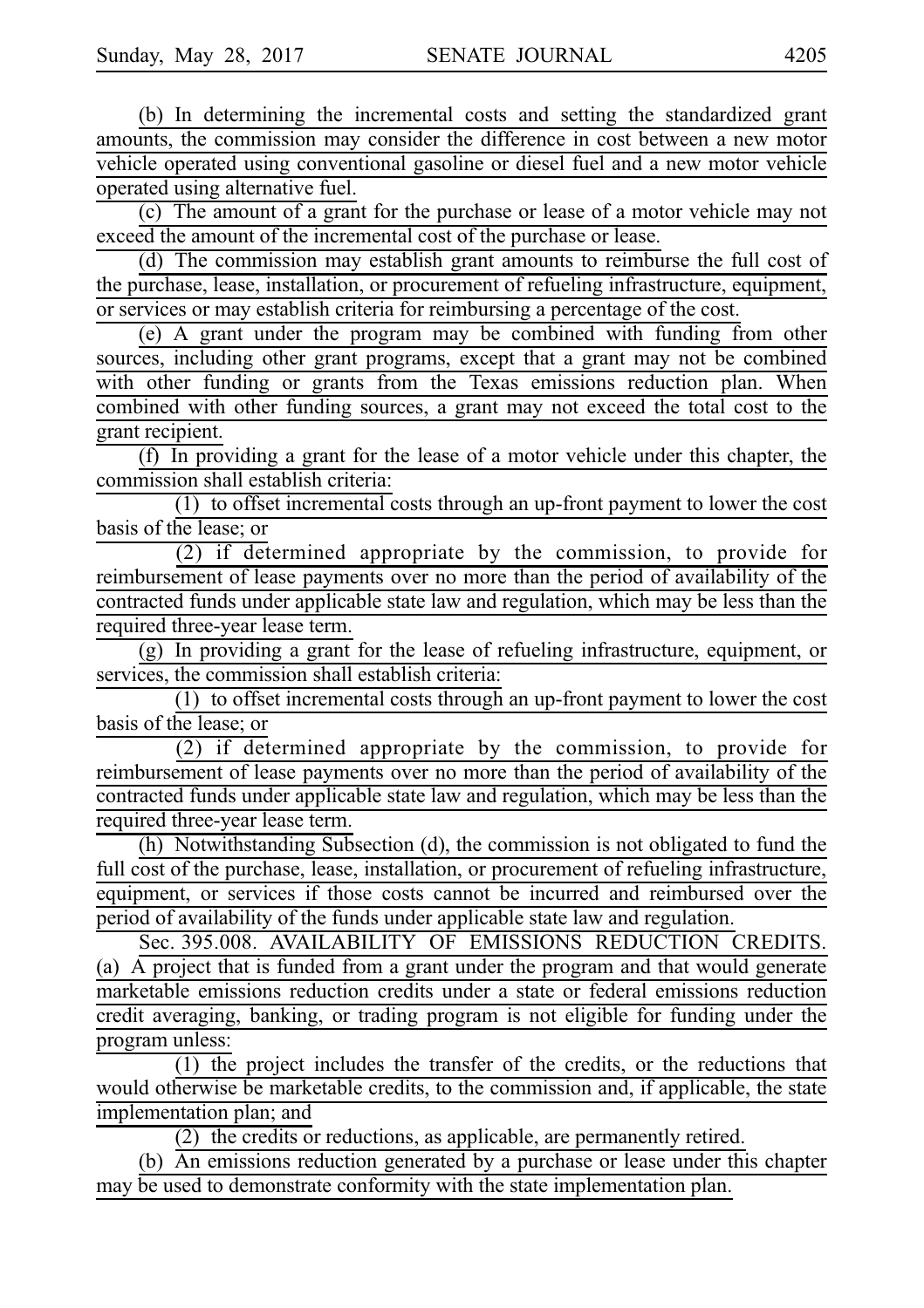(b) In determining the incremental costs and setting the standardized grant amounts, the commission may consider the difference in cost between a new motor vehicle operated using conventional gasoline or diesel fuel and a new motor vehicle operated using alternative fuel.

(c) The amount of a grant for the purchase or lease of a motor vehicle may not exceed the amount of the incremental cost of the purchase or lease.

(d) The commission may establish grant amounts to reimburse the full cost of the purchase, lease, installation, or procurement of refueling infrastructure, equipment, or services or may establish criteria for reimbursing a percentage of the cost.

(e) A grant under the program may be combined with funding from other sources, including other grant programs, except that a grant may not be combined with other funding or grants from the Texas emissions reduction plan. When combined with other funding sources, a grant may not exceed the total cost to the grant recipient.

(f) In providing a grant for the lease of a motor vehicle under this chapter, the commission shall establish criteria:

(1) to offset incremental costs through an up-front payment to lower the cost basis of the lease; or

(2) if determined appropriate by the commission, to provide for reimbursement of lease payments over no more than the period of availability of the contracted funds under applicable state law and regulation, which may be less than the required three-year lease term.

(g) In providing a grant for the lease of refueling infrastructure, equipment, or services, the commission shall establish criteria:

(1) to offset incremental costs through an up-front payment to lower the cost basis of the lease; or

(2) if determined appropriate by the commission, to provide for reimbursement of lease payments over no more than the period of availability of the contracted funds under applicable state law and regulation, which may be less than the required three-year lease term.

(h) Notwithstanding Subsection (d), the commission is not obligated to fund the full cost of the purchase, lease, installation, or procurement of refueling infrastructure, equipment, or services if those costs cannot be incurred and reimbursed over the period of availability of the funds under applicable state law and regulation.

Sec. 395.008. AVAILABILITY OF EMISSIONS REDUCTION CREDITS. (a) A project that is funded from a grant under the program and that would generate marketable emissions reduction credits under a state or federal emissions reduction credit averaging, banking, or trading program is not eligible for funding under the program unless:

(1) the project includes the transfer of the credits, or the reductions that would otherwise be marketable credits, to the commission and, if applicable, the state implementation plan; and

(2) the credits or reductions, as applicable, are permanently retired.

(b) An emissions reduction generated by a purchase or lease under this chapter may be used to demonstrate conformity with the state implementation plan.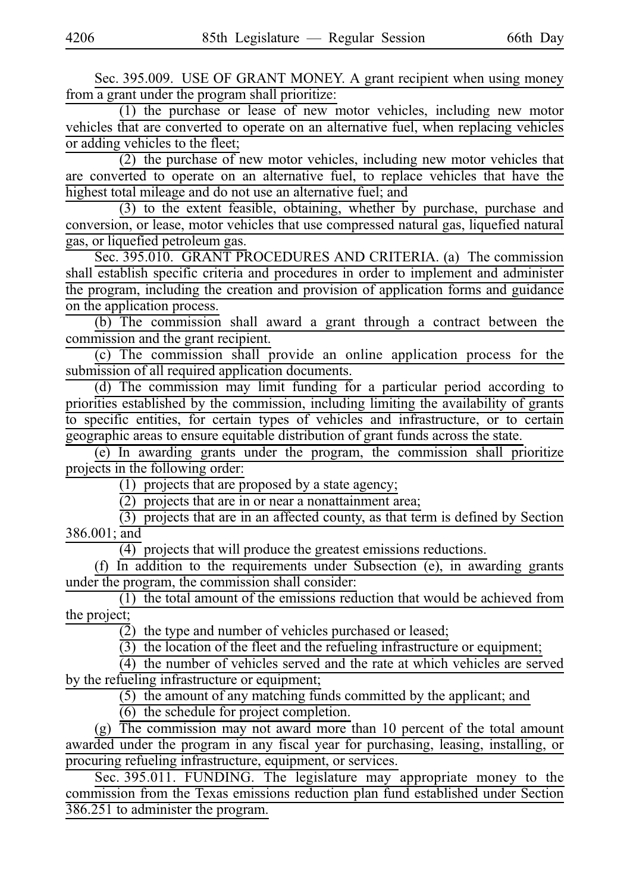Sec. 395.009. USE OF GRANT MONEY. A grant recipient when using money from a grant under the program shall prioritize:

(1) the purchase or lease of new motor vehicles, including new motor vehicles that are converted to operate on an alternative fuel, when replacing vehicles or adding vehicles to the fleet;

(2) the purchase of new motor vehicles, including new motor vehicles that are converted to operate on an alternative fuel, to replace vehicles that have the highest total mileage and do not use an alternative fuel; and

(3) to the extent feasible, obtaining, whether by purchase, purchase and conversion, or lease, motor vehicles that use compressed natural gas, liquefied natural gas, or liquefied petroleum gas.

Sec. 395.010. GRANT PROCEDURES AND CRITERIA. (a) The commission shall establish specific criteria and procedures in order to implement and administer the program, including the creation and provision of application forms and guidance on the application process.

(b) The commission shall award a grant through a contract between the commission and the grant recipient.

(c) The commission shall provide an online application process for the submission of all required application documents.

(d) The commission may limit funding for a particular period according to priorities established by the commission, including limiting the availability of grants to specific entities, for certain types of vehicles and infrastructure, or to certain geographic areas to ensure equitable distribution of grant funds across the state.

(e) In awarding grants under the program, the commission shall prioritize projects in the following order:

(1) projects that are proposed by a state agency;

(2) projects that are in or near a nonattainment area;

(3) projects that are in an affected county, as that term is defined by Section 386.001; and

(4) projects that will produce the greatest emissions reductions.

(f) In addition to the requirements under Subsection (e), in awarding grants under the program, the commission shall consider:

(1) the total amount of the emissions reduction that would be achieved from the project;

(2) the type and number of vehicles purchased or leased;

(3) the location of the fleet and the refueling infrastructure or equipment;

(4) the number of vehicles served and the rate at which vehicles are served by the refueling infrastructure or equipment;

(5) the amount of any matching funds committed by the applicant; and

(6) the schedule for project completion.

(g) The commission may not award more than 10 percent of the total amount awarded under the program in any fiscal year for purchasing, leasing, installing, or procuring refueling infrastructure, equipment, or services.

Sec. 395.011. FUNDING. The legislature may appropriate money to the commission from the Texas emissions reduction plan fund established under Section 386.251 to administer the program.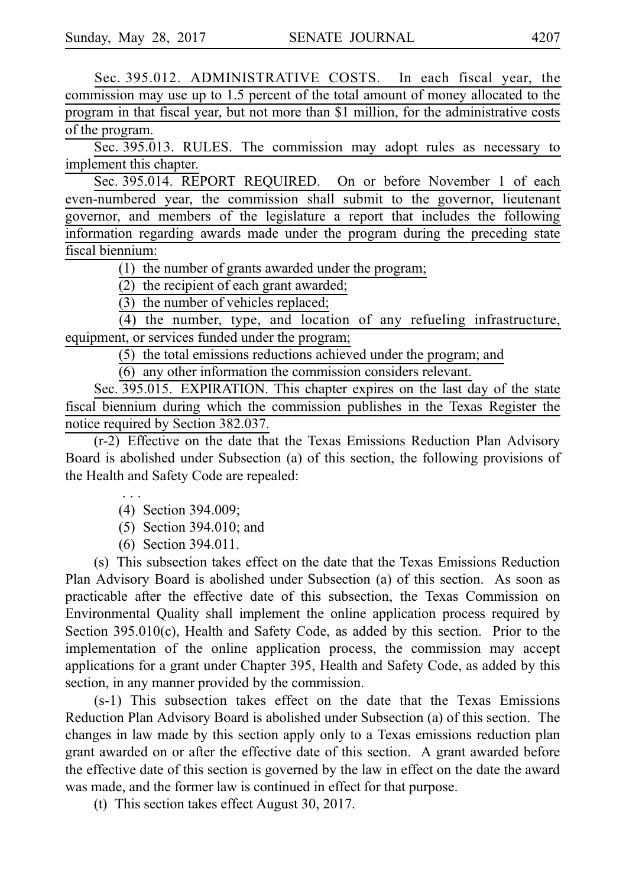Sec. 395.012. ADMINISTRATIVE COSTS. In each fiscal year, the commission may use up to 1.5 percent of the total amount of money allocated to the program in that fiscal year, but not more than $1 million, for the administrative costs of the program.

Sec. 395.013. RULES. The commission may adopt rules as necessary to implement this chapter.

Sec. 395.014. REPORT REQUIRED. On or before November 1 of each even-numbered year, the commission shall submit to the governor, lieutenant governor, and members of the legislature a report that includes the following information regarding awards made under the program during the preceding state fiscal biennium:

(1) the number of grants awarded under the program;

(2) the recipient of each grant awarded;

(3) the number of vehicles replaced;

(4) the number, type, and location of any refueling infrastructure, equipment, or services funded under the program;

(5) the total emissions reductions achieved under the program; and

(6) any other information the commission considers relevant.

Sec. 395.015. EXPIRATION. This chapter expires on the last day of the state fiscal biennium during which the commission publishes in the Texas Register the notice required by Section 382.037.

(r-2) Effective on the date that the Texas Emissions Reduction Plan Advisory Board is abolished under Subsection (a) of this section, the following provisions of the Health and Safety Code are repealed:

. . .

(4) Section 394.009;

(5) Section 394.010; and

(6) Section 394.011.

(s) This subsection takes effect on the date that the Texas Emissions Reduction Plan Advisory Board is abolished under Subsection (a) of this section. As soon as practicable after the effective date of this subsection, the Texas Commission on Environmental Quality shall implement the online application process required by Section 395.010(c), Health and Safety Code, as added by this section. Prior to the implementation of the online application process, the commission may accept applications for a grant under Chapter 395, Health and Safety Code, as added by this section, in any manner provided by the commission.

(s-1) This subsection takes effect on the date that the Texas Emissions Reduction Plan Advisory Board is abolished under Subsection (a) of this section. The changes in law made by this section apply only to a Texas emissions reduction plan grant awarded on or after the effective date of this section. A grant awarded before the effective date of this section is governed by the law in effect on the date the award was made, and the former law is continued in effect for that purpose.

(t) This section takes effect August 30, 2017.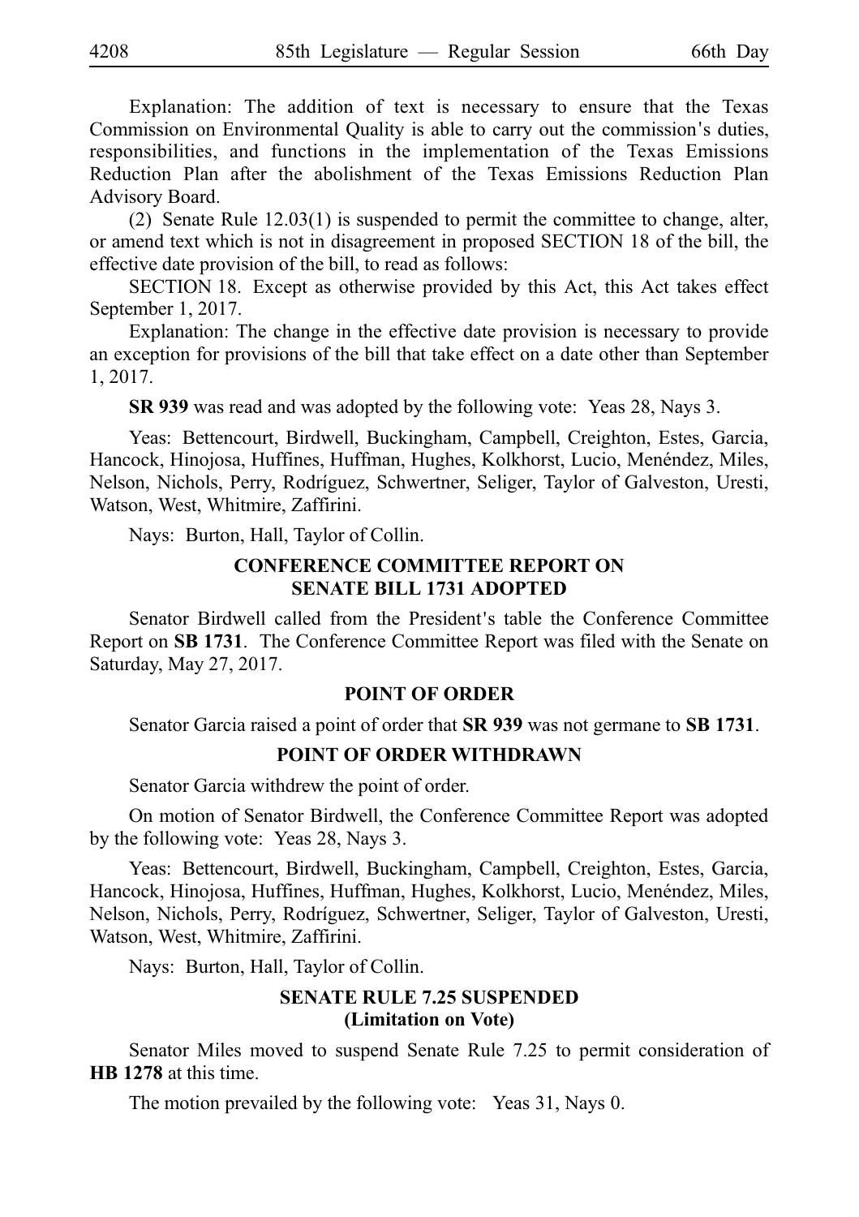Explanation: The addition of text is necessary to ensure that the Texas Commission on Environmental Quality is able to carry out the commission's duties, responsibilities, and functions in the implementation of the Texas Emissions Reduction Plan after the abolishment of the Texas Emissions Reduction Plan Advisory Board.

(2) Senate Rule 12.03(1) is suspended to permit the committee to change, alter, or amend text which is not in disagreement in proposed SECTION 18 of the bill, the effective date provision of the bill, to read as follows:

SECTION 18. Except as otherwise provided by this Act, this Act takes effect September 1, 2017.

Explanation: The change in the effective date provision is necessary to provide an exception for provisions of the bill that take effect on a date other than September 1, 2017.

**SR 939** was read and was adopted by the following vote: Yeas 28, Nays 3.

Yeas: Bettencourt, Birdwell, Buckingham, Campbell, Creighton, Estes, Garcia, Hancock, Hinojosa, Huffines, Huffman, Hughes, Kolkhorst, Lucio, Menéndez, Miles, Nelson, Nichols, Perry, Rodríguez, Schwertner, Seliger, Taylor of Galveston, Uresti, Watson, West, Whitmire, Zaffirini.

Nays: Burton, Hall, Taylor of Collin.

## CONFERENCE COMMITTEE REPORT ON SENATE BILL 1731 ADOPTED

Senator Birdwell called from the President's table the Conference Committee Report on **SB 1731**. The Conference Committee Report was filed with the Senate on Saturday, May 27, 2017.

## POINT OF ORDER

Senator Garcia raised a point of order that **SR 939** was not germane to **SB 1731**.

## POINT OF ORDER WITHDRAWN

Senator Garcia withdrew the point of order.

On motion of Senator Birdwell, the Conference Committee Report was adopted by the following vote: Yeas 28, Nays 3.

Yeas: Bettencourt, Birdwell, Buckingham, Campbell, Creighton, Estes, Garcia, Hancock, Hinojosa, Huffines, Huffman, Hughes, Kolkhorst, Lucio, Menéndez, Miles, Nelson, Nichols, Perry, Rodríguez, Schwertner, Seliger, Taylor of Galveston, Uresti, Watson, West, Whitmire, Zaffirini.

Nays: Burton, Hall, Taylor of Collin.

## SENATE RULE 7.25 SUSPENDED (Limitation on Vote)

Senator Miles moved to suspend Senate Rule 7.25 to permit consideration of **HB 1278** at this time.

The motion prevailed by the following vote: Yeas 31, Nays 0.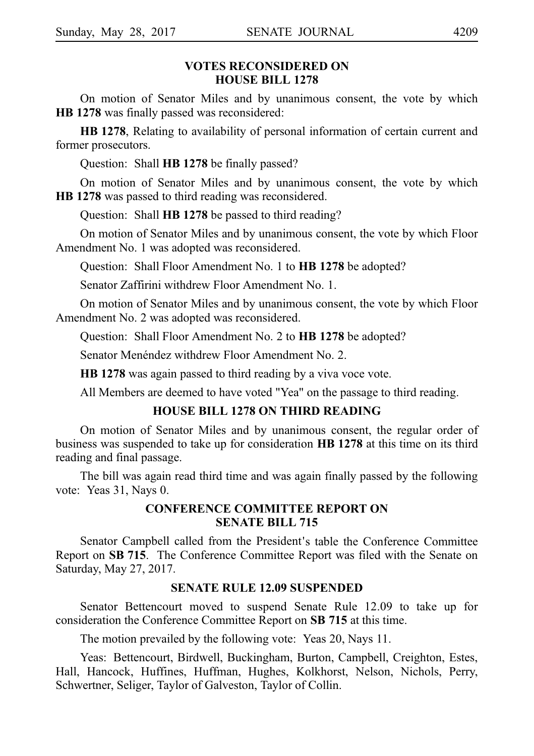## VOTES RECONSIDERED ON HOUSE BILL 1278

On motion of Senator Miles and by unanimous consent, the vote by which **HB 1278** was finally passed was reconsidered:

**HB 1278**, Relating to availability of personal information of certain current and former prosecutors.

Question: Shall **HB 1278** be finally passed?

On motion of Senator Miles and by unanimous consent, the vote by which **HB 1278** was passed to third reading was reconsidered.

Question: Shall **HB 1278** be passed to third reading?

On motion of Senator Miles and by unanimous consent, the vote by which Floor Amendment No. 1 was adopted was reconsidered.

Question: Shall Floor Amendment No. 1 to **HB 1278** be adopted?

Senator Zaffirini withdrew Floor Amendment No. 1.

On motion of Senator Miles and by unanimous consent, the vote by which Floor Amendment No. 2 was adopted was reconsidered.

Question: Shall Floor Amendment No. 2 to **HB 1278** be adopted?

Senator Menéndez withdrew Floor Amendment No. 2.

**HB 1278** was again passed to third reading by a viva voce vote.

All Members are deemed to have voted "Yea" on the passage to third reading.

## HOUSE BILL 1278 ON THIRD READING

On motion of Senator Miles and by unanimous consent, the regular order of business was suspended to take up for consideration **HB 1278** at this time on its third reading and final passage.

The bill was again read third time and was again finally passed by the following vote: Yeas 31, Nays 0.

## CONFERENCE COMMITTEE REPORT ON SENATE BILL 715

Senator Campbell called from the President's table the Conference Committee Report on **SB 715**. The Conference Committee Report was filed with the Senate on Saturday, May 27, 2017.

## SENATE RULE 12.09 SUSPENDED

Senator Bettencourt moved to suspend Senate Rule 12.09 to take up for consideration the Conference Committee Report on **SB 715** at this time.

The motion prevailed by the following vote: Yeas 20, Nays 11.

Yeas: Bettencourt, Birdwell, Buckingham, Burton, Campbell, Creighton, Estes, Hall, Hancock, Huffines, Huffman, Hughes, Kolkhorst, Nelson, Nichols, Perry, Schwertner, Seliger, Taylor of Galveston, Taylor of Collin.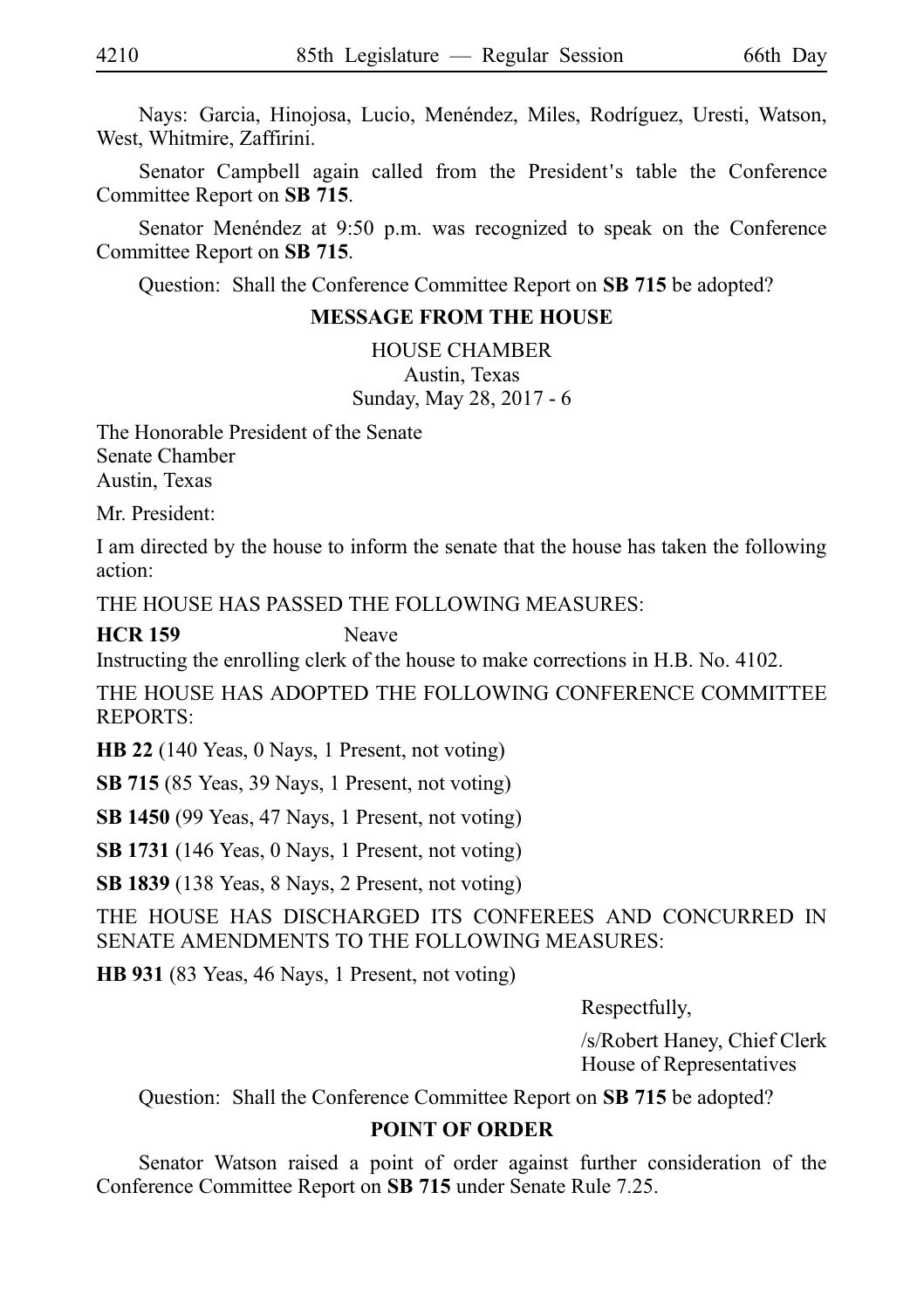Nays: Garcia, Hinojosa, Lucio, Menéndez, Miles, Rodríguez, Uresti, Watson, West, Whitmire, Zaffirini.

Senator Campbell again called from the President's table the Conference Committee Report on **SB 715**.

Senator Menéndez at 9:50 p.m. was recognized to speak on the Conference Committee Report on **SB 715**.

Question: Shall the Conference Committee Report on **SB 715** be adopted?

## MESSAGE FROM THE HOUSE

HOUSE CHAMBER
Austin, Texas
Sunday, May 28, 2017 - 6

The Honorable President of the Senate
Senate Chamber
Austin, Texas

Mr. President:

I am directed by the house to inform the senate that the house has taken the following action:

THE HOUSE HAS PASSED THE FOLLOWING MEASURES:

**HCR 159** Neave
Instructing the enrolling clerk of the house to make corrections in H.B. No. 4102.

THE HOUSE HAS ADOPTED THE FOLLOWING CONFERENCE COMMITTEE REPORTS:

**HB 22** (140 Yeas, 0 Nays, 1 Present, not voting)

**SB 715** (85 Yeas, 39 Nays, 1 Present, not voting)

**SB 1450** (99 Yeas, 47 Nays, 1 Present, not voting)

**SB 1731** (146 Yeas, 0 Nays, 1 Present, not voting)

**SB 1839** (138 Yeas, 8 Nays, 2 Present, not voting)

THE HOUSE HAS DISCHARGED ITS CONFEREES AND CONCURRED IN SENATE AMENDMENTS TO THE FOLLOWING MEASURES:

**HB 931** (83 Yeas, 46 Nays, 1 Present, not voting)

Respectfully,

/s/Robert Haney, Chief Clerk
House of Representatives

Question: Shall the Conference Committee Report on **SB 715** be adopted?

## POINT OF ORDER

Senator Watson raised a point of order against further consideration of the Conference Committee Report on **SB 715** under Senate Rule 7.25.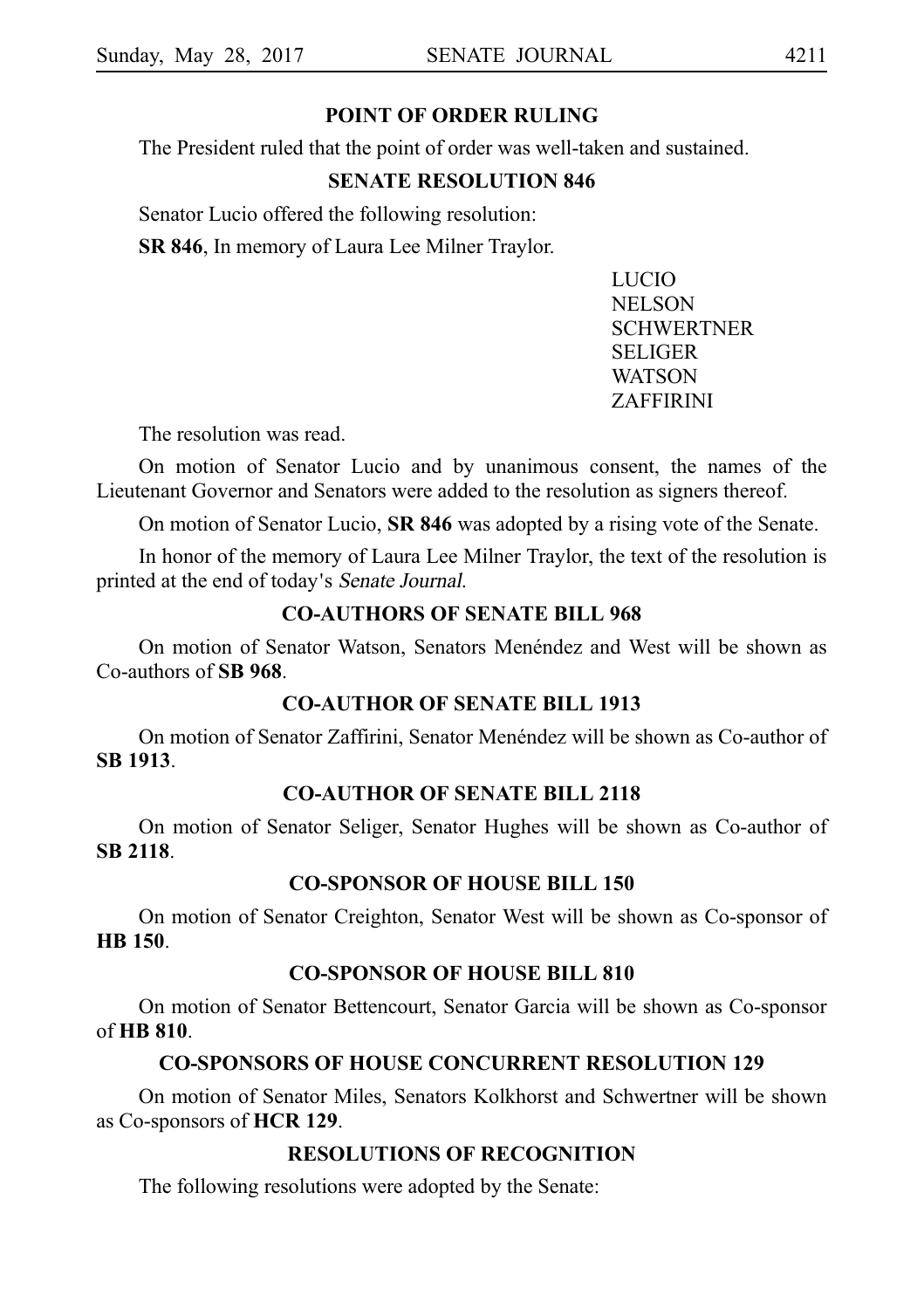## POINT OF ORDER RULING

The President ruled that the point of order was well-taken and sustained.

## SENATE RESOLUTION 846

Senator Lucio offered the following resolution:

**SR 846**, In memory of Laura Lee Milner Traylor.

LUCIO
NELSON
SCHWERTNER
SELIGER
WATSON
ZAFFIRINI

The resolution was read.

On motion of Senator Lucio and by unanimous consent, the names of the Lieutenant Governor and Senators were added to the resolution as signers thereof.

On motion of Senator Lucio, **SR 846** was adopted by a rising vote of the Senate.

In honor of the memory of Laura Lee Milner Traylor, the text of the resolution is printed at the end of today's *Senate Journal*.

## CO-AUTHORS OF SENATE BILL 968

On motion of Senator Watson, Senators Menéndez and West will be shown as Co-authors of **SB 968**.

## CO-AUTHOR OF SENATE BILL 1913

On motion of Senator Zaffirini, Senator Menéndez will be shown as Co-author of **SB 1913**.

## CO-AUTHOR OF SENATE BILL 2118

On motion of Senator Seliger, Senator Hughes will be shown as Co-author of **SB 2118**.

## CO-SPONSOR OF HOUSE BILL 150

On motion of Senator Creighton, Senator West will be shown as Co-sponsor of **HB 150**.

## CO-SPONSOR OF HOUSE BILL 810

On motion of Senator Bettencourt, Senator Garcia will be shown as Co-sponsor of **HB 810**.

## CO-SPONSORS OF HOUSE CONCURRENT RESOLUTION 129

On motion of Senator Miles, Senators Kolkhorst and Schwertner will be shown as Co-sponsors of **HCR 129**.

## RESOLUTIONS OF RECOGNITION

The following resolutions were adopted by the Senate: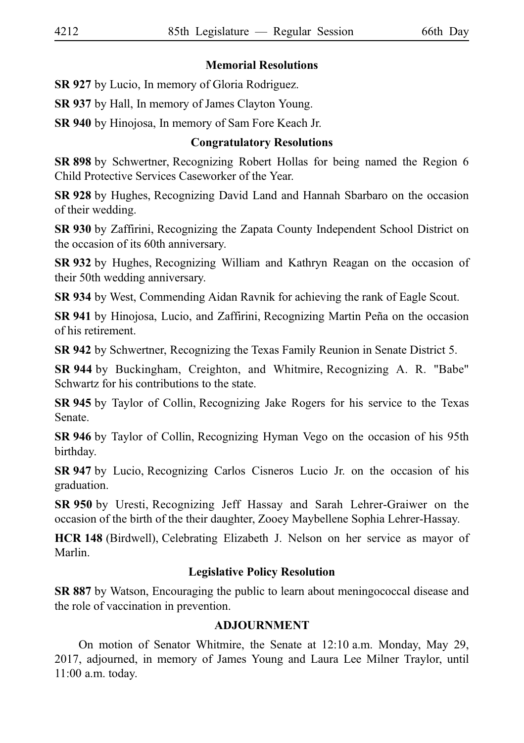## Memorial Resolutions

**SR 927** by Lucio, In memory of Gloria Rodriguez.

**SR 937** by Hall, In memory of James Clayton Young.

**SR 940** by Hinojosa, In memory of Sam Fore Keach Jr.

## Congratulatory Resolutions

**SR 898** by Schwertner, Recognizing Robert Hollas for being named the Region 6 Child Protective Services Caseworker of the Year.

**SR 928** by Hughes, Recognizing David Land and Hannah Sbarbaro on the occasion of their wedding.

**SR 930** by Zaffirini, Recognizing the Zapata County Independent School District on the occasion of its 60th anniversary.

**SR 932** by Hughes, Recognizing William and Kathryn Reagan on the occasion of their 50th wedding anniversary.

**SR 934** by West, Commending Aidan Ravnik for achieving the rank of Eagle Scout.

**SR 941** by Hinojosa, Lucio, and Zaffirini, Recognizing Martin Peña on the occasion of his retirement.

**SR 942** by Schwertner, Recognizing the Texas Family Reunion in Senate District 5.

**SR 944** by Buckingham, Creighton, and Whitmire, Recognizing A. R. "Babe" Schwartz for his contributions to the state.

**SR 945** by Taylor of Collin, Recognizing Jake Rogers for his service to the Texas Senate.

**SR 946** by Taylor of Collin, Recognizing Hyman Vego on the occasion of his 95th birthday.

**SR 947** by Lucio, Recognizing Carlos Cisneros Lucio Jr. on the occasion of his graduation.

**SR 950** by Uresti, Recognizing Jeff Hassay and Sarah Lehrer-Graiwer on the occasion of the birth of the their daughter, Zooey Maybellene Sophia Lehrer-Hassay.

**HCR 148** (Birdwell), Celebrating Elizabeth J. Nelson on her service as mayor of Marlin.

## Legislative Policy Resolution

**SR 887** by Watson, Encouraging the public to learn about meningococcal disease and the role of vaccination in prevention.

## ADJOURNMENT

On motion of Senator Whitmire, the Senate at 12:10 a.m. Monday, May 29, 2017, adjourned, in memory of James Young and Laura Lee Milner Traylor, until 11:00 a.m. today.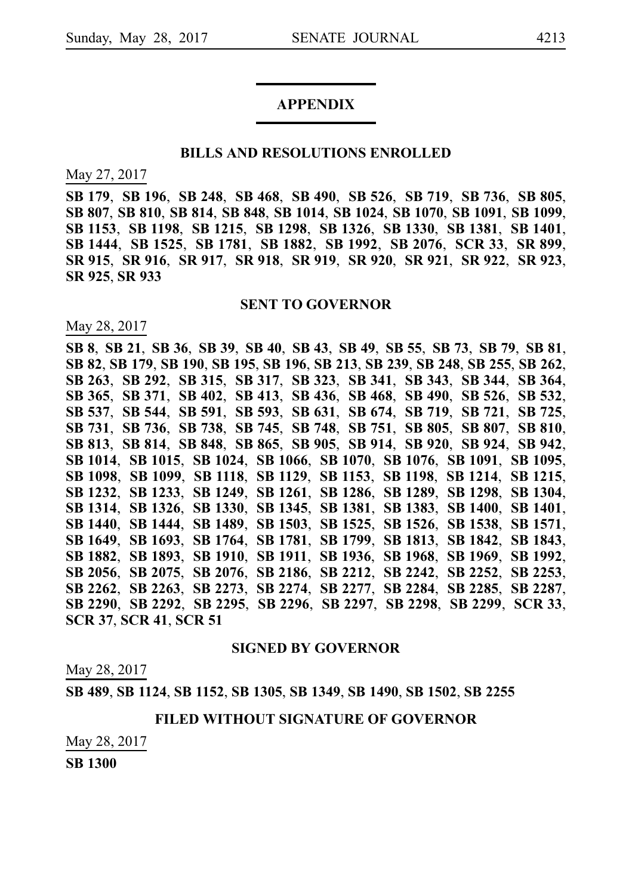## APPENDIX

### BILLS AND RESOLUTIONS ENROLLED

May 27, 2017

**SB 179**, **SB 196**, **SB 248**, **SB 468**, **SB 490**, **SB 526**, **SB 719**, **SB 736**, **SB 805**, **SB 807**, **SB 810**, **SB 814**, **SB 848**, **SB 1014**, **SB 1024**, **SB 1070**, **SB 1091**, **SB 1099**, **SB 1153**, **SB 1198**, **SB 1215**, **SB 1298**, **SB 1326**, **SB 1330**, **SB 1381**, **SB 1401**, **SB 1444**, **SB 1525**, **SB 1781**, **SB 1882**, **SB 1992**, **SB 2076**, **SCR 33**, **SR 899**, **SR 915**, **SR 916**, **SR 917**, **SR 918**, **SR 919**, **SR 920**, **SR 921**, **SR 922**, **SR 923**, **SR 925**, **SR 933**

### SENT TO GOVERNOR

May 28, 2017

**SB 8**, **SB 21**, **SB 36**, **SB 39**, **SB 40**, **SB 43**, **SB 49**, **SB 55**, **SB 73**, **SB 79**, **SB 81**, **SB 82**, **SB 179**, **SB 190**, **SB 195**, **SB 196**, **SB 213**, **SB 239**, **SB 248**, **SB 255**, **SB 262**, **SB 263**, **SB 292**, **SB 315**, **SB 317**, **SB 323**, **SB 341**, **SB 343**, **SB 344**, **SB 364**, **SB 365**, **SB 371**, **SB 402**, **SB 413**, **SB 436**, **SB 468**, **SB 490**, **SB 526**, **SB 532**, **SB 537**, **SB 544**, **SB 591**, **SB 593**, **SB 631**, **SB 674**, **SB 719**, **SB 721**, **SB 725**, **SB 731**, **SB 736**, **SB 738**, **SB 745**, **SB 748**, **SB 751**, **SB 805**, **SB 807**, **SB 810**, **SB 813**, **SB 814**, **SB 848**, **SB 865**, **SB 905**, **SB 914**, **SB 920**, **SB 924**, **SB 942**, **SB 1014**, **SB 1015**, **SB 1024**, **SB 1066**, **SB 1070**, **SB 1076**, **SB 1091**, **SB 1095**, **SB 1098**, **SB 1099**, **SB 1118**, **SB 1129**, **SB 1153**, **SB 1198**, **SB 1214**, **SB 1215**, **SB 1232**, **SB 1233**, **SB 1249**, **SB 1261**, **SB 1286**, **SB 1289**, **SB 1298**, **SB 1304**, **SB 1314**, **SB 1326**, **SB 1330**, **SB 1345**, **SB 1381**, **SB 1383**, **SB 1400**, **SB 1401**, **SB 1440**, **SB 1444**, **SB 1489**, **SB 1503**, **SB 1525**, **SB 1526**, **SB 1538**, **SB 1571**, **SB 1649**, **SB 1693**, **SB 1764**, **SB 1781**, **SB 1799**, **SB 1813**, **SB 1842**, **SB 1843**, **SB 1882**, **SB 1893**, **SB 1910**, **SB 1911**, **SB 1936**, **SB 1968**, **SB 1969**, **SB 1992**, **SB 2056**, **SB 2075**, **SB 2076**, **SB 2186**, **SB 2212**, **SB 2242**, **SB 2252**, **SB 2253**, **SB 2262**, **SB 2263**, **SB 2273**, **SB 2274**, **SB 2277**, **SB 2284**, **SB 2285**, **SB 2287**, **SB 2290**, **SB 2292**, **SB 2295**, **SB 2296**, **SB 2297**, **SB 2298**, **SB 2299**, **SCR 33**, **SCR 37**, **SCR 41**, **SCR 51**

### SIGNED BY GOVERNOR

May 28, 2017

**SB 489**, **SB 1124**, **SB 1152**, **SB 1305**, **SB 1349**, **SB 1490**, **SB 1502**, **SB 2255**

### FILED WITHOUT SIGNATURE OF GOVERNOR

May 28, 2017

**SB 1300**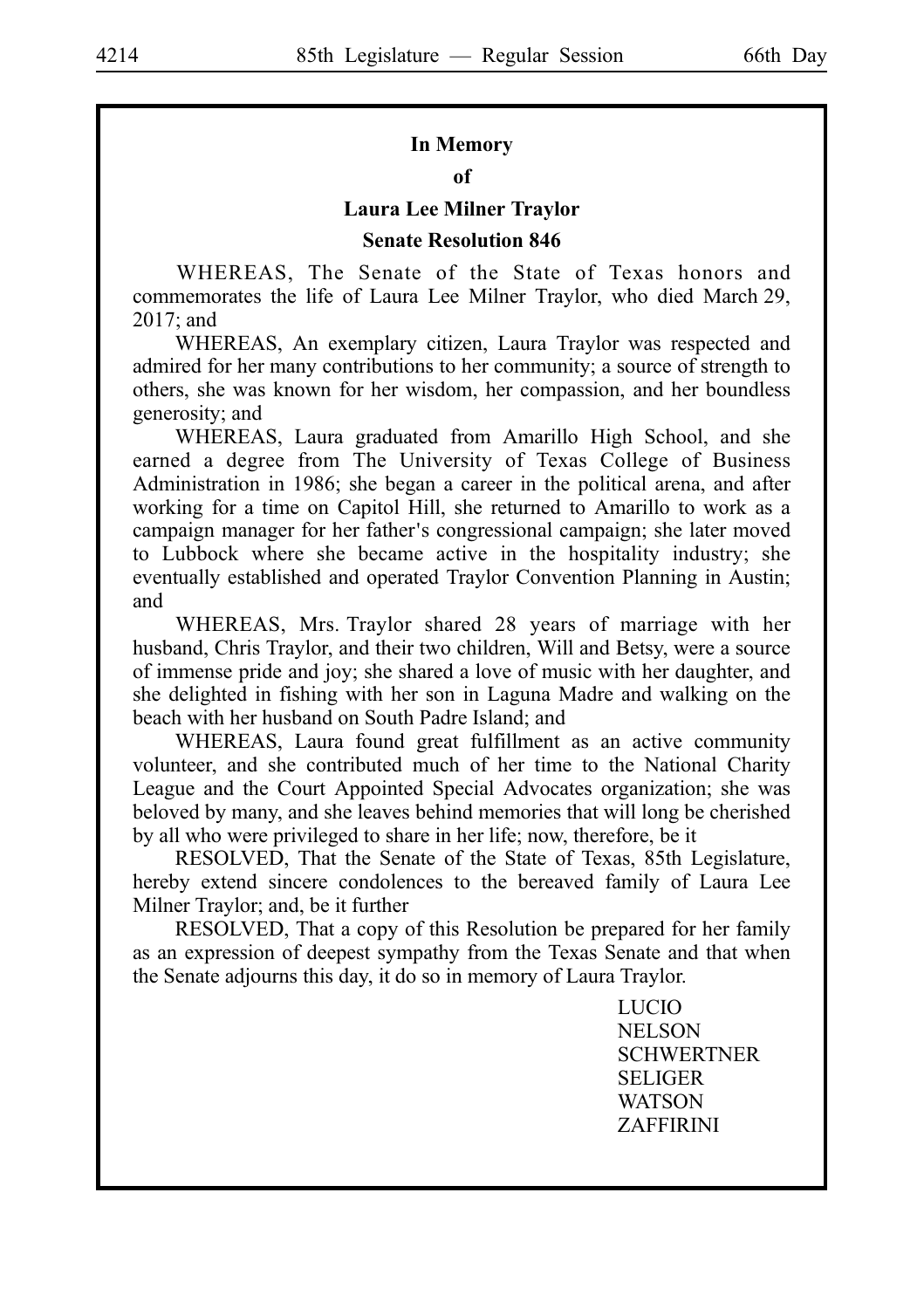**In Memory**

**of**

**Laura Lee Milner Traylor**

**Senate Resolution 846**

WHEREAS, The Senate of the State of Texas honors and commemorates the life of Laura Lee Milner Traylor, who died March 29, 2017; and

WHEREAS, An exemplary citizen, Laura Traylor was respected and admired for her many contributions to her community; a source of strength to others, she was known for her wisdom, her compassion, and her boundless generosity; and

WHEREAS, Laura graduated from Amarillo High School, and she earned a degree from The University of Texas College of Business Administration in 1986; she began a career in the political arena, and after working for a time on Capitol Hill, she returned to Amarillo to work as a campaign manager for her father's congressional campaign; she later moved to Lubbock where she became active in the hospitality industry; she eventually established and operated Traylor Convention Planning in Austin; and

WHEREAS, Mrs. Traylor shared 28 years of marriage with her husband, Chris Traylor, and their two children, Will and Betsy, were a source of immense pride and joy; she shared a love of music with her daughter, and she delighted in fishing with her son in Laguna Madre and walking on the beach with her husband on South Padre Island; and

WHEREAS, Laura found great fulfillment as an active community volunteer, and she contributed much of her time to the National Charity League and the Court Appointed Special Advocates organization; she was beloved by many, and she leaves behind memories that will long be cherished by all who were privileged to share in her life; now, therefore, be it

RESOLVED, That the Senate of the State of Texas, 85th Legislature, hereby extend sincere condolences to the bereaved family of Laura Lee Milner Traylor; and, be it further

RESOLVED, That a copy of this Resolution be prepared for her family as an expression of deepest sympathy from the Texas Senate and that when the Senate adjourns this day, it do so in memory of Laura Traylor.

LUCIO
NELSON
SCHWERTNER
SELIGER
WATSON
ZAFFIRINI